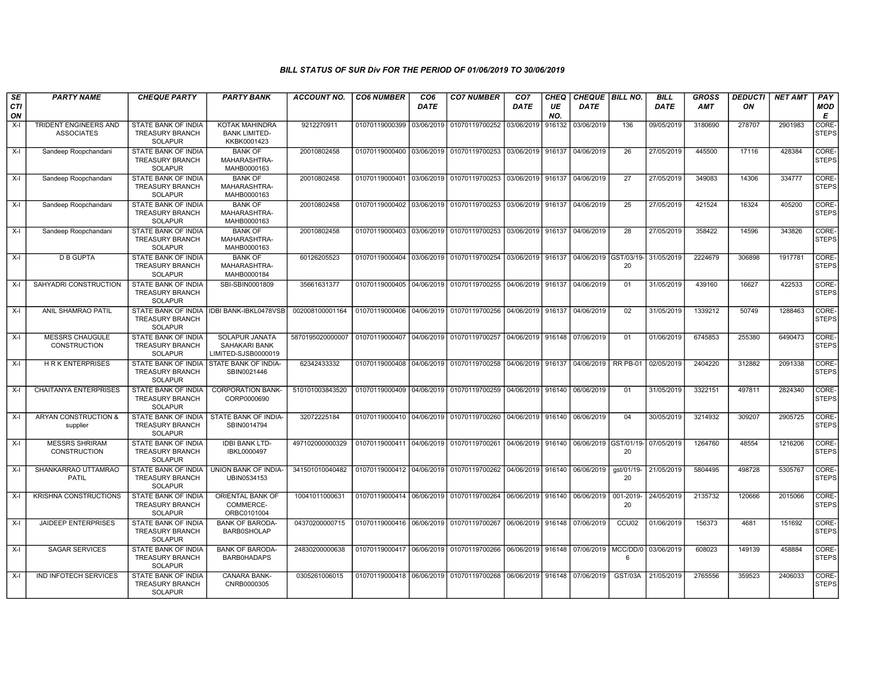### BILL STATUS OF SUR Div FOR THE PERIOD OF 01/06/2019 TO 30/06/2019

| SECTION | PARTY NAME | CHEQUE PARTY | PARTY BANK | ACCOUNT NO. | CO6 NUMBER | CO6 DATE | CO7 NUMBER | CO7 DATE | CHEQUE NO. | CHEQUE DATE | BILL NO. | BILL DATE | GROSS AMT | DEDUCTION | NET AMT | PAY MODE |
|---|---|---|---|---|---|---|---|---|---|---|---|---|---|---|---|---|
| X-I | TRIDENT ENGINEERS AND ASSOCIATES | STATE BANK OF INDIA TREASURY BRANCH SOLAPUR | KOTAK MAHINDRA BANK LIMITED-KKBK0001423 | 9212270911 | 01070119000399 | 03/06/2019 | 01070119700252 | 03/06/2019 | 916132 | 03/06/2019 | 136 | 09/05/2019 | 3180690 | 278707 | 2901983 | CORE-STEPS |
| X-I | Sandeep Roopchandani | STATE BANK OF INDIA TREASURY BRANCH SOLAPUR | BANK OF MAHARASHTRA-MAHB0000163 | 20010802458 | 01070119000400 | 03/06/2019 | 01070119700253 | 03/06/2019 | 916137 | 04/06/2019 | 26 | 27/05/2019 | 445500 | 17116 | 428384 | CORE-STEPS |
| X-I | Sandeep Roopchandani | STATE BANK OF INDIA TREASURY BRANCH SOLAPUR | BANK OF MAHARASHTRA-MAHB0000163 | 20010802458 | 01070119000401 | 03/06/2019 | 01070119700253 | 03/06/2019 | 916137 | 04/06/2019 | 27 | 27/05/2019 | 349083 | 14306 | 334777 | CORE-STEPS |
| X-I | Sandeep Roopchandani | STATE BANK OF INDIA TREASURY BRANCH SOLAPUR | BANK OF MAHARASHTRA-MAHB0000163 | 20010802458 | 01070119000402 | 03/06/2019 | 01070119700253 | 03/06/2019 | 916137 | 04/06/2019 | 25 | 27/05/2019 | 421524 | 16324 | 405200 | CORE-STEPS |
| X-I | Sandeep Roopchandani | STATE BANK OF INDIA TREASURY BRANCH SOLAPUR | BANK OF MAHARASHTRA-MAHB0000163 | 20010802458 | 01070119000403 | 03/06/2019 | 01070119700253 | 03/06/2019 | 916137 | 04/06/2019 | 28 | 27/05/2019 | 358422 | 14596 | 343826 | CORE-STEPS |
| X-I | D B GUPTA | STATE BANK OF INDIA TREASURY BRANCH SOLAPUR | BANK OF MAHARASHTRA-MAHB0000184 | 60126205523 | 01070119000404 | 03/06/2019 | 01070119700254 | 03/06/2019 | 916137 | 04/06/2019 | GST/03/19-20 | 31/05/2019 | 2224679 | 306898 | 1917781 | CORE-STEPS |
| X-I | SAHYADRI CONSTRUCTION | STATE BANK OF INDIA TREASURY BRANCH SOLAPUR | SBI-SBIN0001809 | 35661631377 | 01070119000405 | 04/06/2019 | 01070119700255 | 04/06/2019 | 916137 | 04/06/2019 | 01 | 31/05/2019 | 439160 | 16627 | 422533 | CORE-STEPS |
| X-I | ANIL SHAMRAO PATIL | STATE BANK OF INDIA TREASURY BRANCH SOLAPUR | IDBI BANK-IBKL0478VSB | 002008100001164 | 01070119000406 | 04/06/2019 | 01070119700256 | 04/06/2019 | 916137 | 04/06/2019 | 02 | 31/05/2019 | 1339212 | 50749 | 1288463 | CORE-STEPS |
| X-I | MESSRS CHAUGULE CONSTRUCTION | STATE BANK OF INDIA TREASURY BRANCH SOLAPUR | SOLAPUR JANATA SAHAKARI BANK LIMITED-SJSB0000019 | 5870195020000007 | 01070119000407 | 04/06/2019 | 01070119700257 | 04/06/2019 | 916148 | 07/06/2019 | 01 | 01/06/2019 | 6745853 | 255380 | 6490473 | CORE-STEPS |
| X-I | H R K ENTERPRISES | STATE BANK OF INDIA TREASURY BRANCH SOLAPUR | STATE BANK OF INDIA-SBIN0021446 | 62342433332 | 01070119000408 | 04/06/2019 | 01070119700258 | 04/06/2019 | 916137 | 04/06/2019 | RR PB-01 | 02/05/2019 | 2404220 | 312882 | 2091338 | CORE-STEPS |
| X-I | CHAITANYA ENTERPRISES | STATE BANK OF INDIA TREASURY BRANCH SOLAPUR | CORPORATION BANK-CORP0000690 | 510101003843520 | 01070119000409 | 04/06/2019 | 01070119700259 | 04/06/2019 | 916140 | 06/06/2019 | 01 | 31/05/2019 | 3322151 | 497811 | 2824340 | CORE-STEPS |
| X-I | ARYAN CONSTRUCTION & supplier | STATE BANK OF INDIA TREASURY BRANCH SOLAPUR | STATE BANK OF INDIA-SBIN0014794 | 32072225184 | 01070119000410 | 04/06/2019 | 01070119700260 | 04/06/2019 | 916140 | 06/06/2019 | 04 | 30/05/2019 | 3214932 | 309207 | 2905725 | CORE-STEPS |
| X-I | MESSRS SHRIRAM CONSTRUCTION | STATE BANK OF INDIA TREASURY BRANCH SOLAPUR | IDBI BANK LTD-IBKL0000497 | 497102000000329 | 01070119000411 | 04/06/2019 | 01070119700261 | 04/06/2019 | 916140 | 06/06/2019 | GST/01/19-20 | 07/05/2019 | 1264760 | 48554 | 1216206 | CORE-STEPS |
| X-I | SHANKARRAO UTTAMRAO PATIL | STATE BANK OF INDIA TREASURY BRANCH SOLAPUR | UNION BANK OF INDIA-UBIN0534153 | 341501010040482 | 01070119000412 | 04/06/2019 | 01070119700262 | 04/06/2019 | 916140 | 06/06/2019 | gst/01/19-20 | 21/05/2019 | 5804495 | 498728 | 5305767 | CORE-STEPS |
| X-I | KRISHNA CONSTRUCTIONS | STATE BANK OF INDIA TREASURY BRANCH SOLAPUR | ORIENTAL BANK OF COMMERCE-ORBC0101004 | 10041011000631 | 01070119000414 | 06/06/2019 | 01070119700264 | 06/06/2019 | 916140 | 06/06/2019 | 001-2019-20 | 24/05/2019 | 2135732 | 120666 | 2015066 | CORE-STEPS |
| X-I | JAIDEEP ENTERPRISES | STATE BANK OF INDIA TREASURY BRANCH SOLAPUR | BANK OF BARODA-BARB0SHOLAP | 04370200000715 | 01070119000416 | 06/06/2019 | 01070119700267 | 06/06/2019 | 916148 | 07/06/2019 | CCU02 | 01/06/2019 | 156373 | 4681 | 151692 | CORE-STEPS |
| X-I | SAGAR SERVICES | STATE BANK OF INDIA TREASURY BRANCH SOLAPUR | BANK OF BARODA-BARB0HADAPS | 24830200000638 | 01070119000417 | 06/06/2019 | 01070119700266 | 06/06/2019 | 916148 | 07/06/2019 | MCC/DD/06 | 03/06/2019 | 608023 | 149139 | 458884 | CORE-STEPS |
| X-I | IND INFOTECH SERVICES | STATE BANK OF INDIA TREASURY BRANCH SOLAPUR | CANARA BANK-CNRB0000305 | 0305261006015 | 01070119000418 | 06/06/2019 | 01070119700268 | 06/06/2019 | 916148 | 07/06/2019 | GST/03A | 21/05/2019 | 2765556 | 359523 | 2406033 | CORE-STEPS |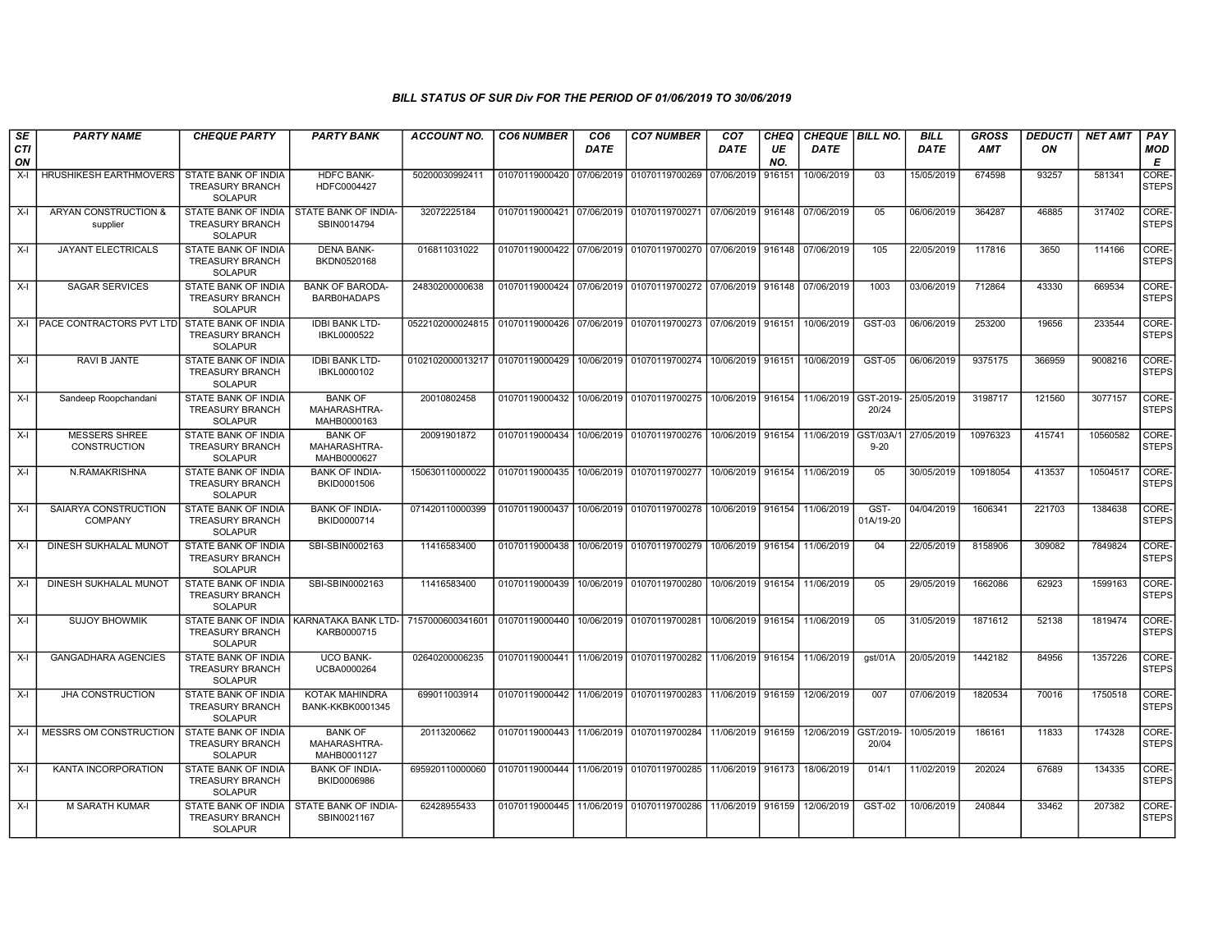### BILL STATUS OF SUR Div FOR THE PERIOD OF 01/06/2019 TO 30/06/2019

| SECTION | PARTY NAME | CHEQUE PARTY | PARTY BANK | ACCOUNT NO. | CO6 NUMBER | CO6 DATE | CO7 NUMBER | CO7 DATE | CHEQUE NO. | CHEQUE DATE | BILL NO. | BILL DATE | GROSS AMT | DEDUCTION | NET AMT | PAY MODE |
|---|---|---|---|---|---|---|---|---|---|---|---|---|---|---|---|---|
| X-I | HRUSHIKESH EARTHMOVERS | STATE BANK OF INDIA TREASURY BRANCH SOLAPUR | HDFC BANK-HDFC0004427 | 50200030992411 | 01070119000420 | 07/06/2019 | 01070119700269 | 07/06/2019 | 916151 | 10/06/2019 | 03 | 15/05/2019 | 674598 | 93257 | 581341 | CORE-STEPS |
| X-I | ARYAN CONSTRUCTION & supplier | STATE BANK OF INDIA TREASURY BRANCH SOLAPUR | STATE BANK OF INDIA-SBIN0014794 | 32072225184 | 01070119000421 | 07/06/2019 | 01070119700271 | 07/06/2019 | 916148 | 07/06/2019 | 05 | 06/06/2019 | 364287 | 46885 | 317402 | CORE-STEPS |
| X-I | JAYANT ELECTRICALS | STATE BANK OF INDIA TREASURY BRANCH SOLAPUR | DENA BANK-BKDN0520168 | 016811031022 | 01070119000422 | 07/06/2019 | 01070119700270 | 07/06/2019 | 916148 | 07/06/2019 | 105 | 22/05/2019 | 117816 | 3650 | 114166 | CORE-STEPS |
| X-I | SAGAR SERVICES | STATE BANK OF INDIA TREASURY BRANCH SOLAPUR | BANK OF BARODA-BARB0HADAPS | 24830200000638 | 01070119000424 | 07/06/2019 | 01070119700272 | 07/06/2019 | 916148 | 07/06/2019 | 1003 | 03/06/2019 | 712864 | 43330 | 669534 | CORE-STEPS |
| X-I | PACE CONTRACTORS PVT LTD | STATE BANK OF INDIA TREASURY BRANCH SOLAPUR | IDBI BANK LTD-IBKL0000522 | 0522102000024815 | 01070119000426 | 07/06/2019 | 01070119700273 | 07/06/2019 | 916151 | 10/06/2019 | GST-03 | 06/06/2019 | 253200 | 19656 | 233544 | CORE-STEPS |
| X-I | RAVI B JANTE | STATE BANK OF INDIA TREASURY BRANCH SOLAPUR | IDBI BANK LTD-IBKL0000102 | 0102102000013217 | 01070119000429 | 10/06/2019 | 01070119700274 | 10/06/2019 | 916151 | 10/06/2019 | GST-05 | 06/06/2019 | 9375175 | 366959 | 9008216 | CORE-STEPS |
| X-I | Sandeep Roopchandani | STATE BANK OF INDIA TREASURY BRANCH SOLAPUR | BANK OF MAHARASHTRA-MAHB0000163 | 20010802458 | 01070119000432 | 10/06/2019 | 01070119700275 | 10/06/2019 | 916154 | 11/06/2019 | GST-2019-20/24 | 25/05/2019 | 3198717 | 121560 | 3077157 | CORE-STEPS |
| X-I | MESSERS SHREE CONSTRUCTION | STATE BANK OF INDIA TREASURY BRANCH SOLAPUR | BANK OF MAHARASHTRA-MAHB0000627 | 20091901872 | 01070119000434 | 10/06/2019 | 01070119700276 | 10/06/2019 | 916154 | 11/06/2019 | GST/03A/19-20 | 27/05/2019 | 10976323 | 415741 | 10560582 | CORE-STEPS |
| X-I | N.RAMAKRISHNA | STATE BANK OF INDIA TREASURY BRANCH SOLAPUR | BANK OF INDIA-BKID0001506 | 150630110000022 | 01070119000435 | 10/06/2019 | 01070119700277 | 10/06/2019 | 916154 | 11/06/2019 | 05 | 30/05/2019 | 10918054 | 413537 | 10504517 | CORE-STEPS |
| X-I | SAIARYA CONSTRUCTION COMPANY | STATE BANK OF INDIA TREASURY BRANCH SOLAPUR | BANK OF INDIA-BKID0000714 | 071420110000399 | 01070119000437 | 10/06/2019 | 01070119700278 | 10/06/2019 | 916154 | 11/06/2019 | GST-01A/19-20 | 04/04/2019 | 1606341 | 221703 | 1384638 | CORE-STEPS |
| X-I | DINESH SUKHALAL MUNOT | STATE BANK OF INDIA TREASURY BRANCH SOLAPUR | SBI-SBIN0002163 | 11416583400 | 01070119000438 | 10/06/2019 | 01070119700279 | 10/06/2019 | 916154 | 11/06/2019 | 04 | 22/05/2019 | 8158906 | 309082 | 7849824 | CORE-STEPS |
| X-I | DINESH SUKHALAL MUNOT | STATE BANK OF INDIA TREASURY BRANCH SOLAPUR | SBI-SBIN0002163 | 11416583400 | 01070119000439 | 10/06/2019 | 01070119700280 | 10/06/2019 | 916154 | 11/06/2019 | 05 | 29/05/2019 | 1662086 | 62923 | 1599163 | CORE-STEPS |
| X-I | SUJOY BHOWMIK | STATE BANK OF INDIA TREASURY BRANCH SOLAPUR | KARNATAKA BANK LTD-KARB0000715 | 7157000600341601 | 01070119000440 | 10/06/2019 | 01070119700281 | 10/06/2019 | 916154 | 11/06/2019 | 05 | 31/05/2019 | 1871612 | 52138 | 1819474 | CORE-STEPS |
| X-I | GANGADHARA AGENCIES | STATE BANK OF INDIA TREASURY BRANCH SOLAPUR | UCO BANK-UCBA0000264 | 02640200006235 | 01070119000441 | 11/06/2019 | 01070119700282 | 11/06/2019 | 916154 | 11/06/2019 | gst/01A | 20/05/2019 | 1442182 | 84956 | 1357226 | CORE-STEPS |
| X-I | JHA CONSTRUCTION | STATE BANK OF INDIA TREASURY BRANCH SOLAPUR | KOTAK MAHINDRA BANK-KKBK0001345 | 699011003914 | 01070119000442 | 11/06/2019 | 01070119700283 | 11/06/2019 | 916159 | 12/06/2019 | 007 | 07/06/2019 | 1820534 | 70016 | 1750518 | CORE-STEPS |
| X-I | MESSRS OM CONSTRUCTION | STATE BANK OF INDIA TREASURY BRANCH SOLAPUR | BANK OF MAHARASHTRA-MAHB0001127 | 20113200662 | 01070119000443 | 11/06/2019 | 01070119700284 | 11/06/2019 | 916159 | 12/06/2019 | GST/2019-20/04 | 10/05/2019 | 186161 | 11833 | 174328 | CORE-STEPS |
| X-I | KANTA INCORPORATION | STATE BANK OF INDIA TREASURY BRANCH SOLAPUR | BANK OF INDIA-BKID0006986 | 695920110000060 | 01070119000444 | 11/06/2019 | 01070119700285 | 11/06/2019 | 916173 | 18/06/2019 | 014/1 | 11/02/2019 | 202024 | 67689 | 134335 | CORE-STEPS |
| X-I | M SARATH KUMAR | STATE BANK OF INDIA TREASURY BRANCH SOLAPUR | STATE BANK OF INDIA-SBIN0021167 | 62428955433 | 01070119000445 | 11/06/2019 | 01070119700286 | 11/06/2019 | 916159 | 12/06/2019 | GST-02 | 10/06/2019 | 240844 | 33462 | 207382 | CORE-STEPS |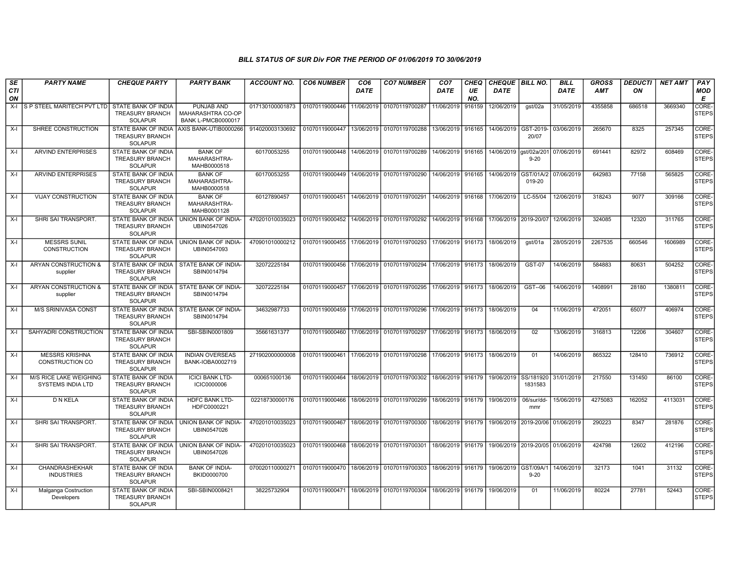# BILL STATUS OF SUR Div FOR THE PERIOD OF 01/06/2019 TO 30/06/2019

| SECTION | PARTY NAME | CHEQUE PARTY | PARTY BANK | ACCOUNT NO. | CO6 NUMBER | CO6 DATE | CO7 NUMBER | CO7 DATE | CHEQUE NO. | CHEQUE DATE | BILL NO. | BILL DATE | GROSS AMT | DEDUCTION | NET AMT | PAY MODE |
|---|---|---|---|---|---|---|---|---|---|---|---|---|---|---|---|---|
| X-I | S P STEEL MARITECH PVT LTD | STATE BANK OF INDIA TREASURY BRANCH SOLAPUR | PUNJAB AND MAHARASHTRA CO-OP BANK L-PMCB0000017 | 017130100001873 | 01070119000446 | 11/06/2019 | 01070119700287 | 11/06/2019 | 916159 | 12/06/2019 | gst/02a | 31/05/2019 | 4355858 | 686518 | 3669340 | CORE-STEPS |
| X-I | SHREE CONSTRUCTION | STATE BANK OF INDIA TREASURY BRANCH SOLAPUR | AXIS BANK-UTIB0000266 | 914020003130692 | 01070119000447 | 13/06/2019 | 01070119700288 | 13/06/2019 | 916165 | 14/06/2019 | GST-2019-20/07 | 03/06/2019 | 265670 | 8325 | 257345 | CORE-STEPS |
| X-I | ARVIND ENTERPRISES | STATE BANK OF INDIA TREASURY BRANCH SOLAPUR | BANK OF MAHARASHTRA-MAHB0000518 | 60170053255 | 01070119000448 | 14/06/2019 | 01070119700289 | 14/06/2019 | 916165 | 14/06/2019 | gst/02a/2019-20 | 07/06/2019 | 691441 | 82972 | 608469 | CORE-STEPS |
| X-I | ARVIND ENTERPRISES | STATE BANK OF INDIA TREASURY BRANCH SOLAPUR | BANK OF MAHARASHTRA-MAHB0000518 | 60170053255 | 01070119000449 | 14/06/2019 | 01070119700290 | 14/06/2019 | 916165 | 14/06/2019 | GST/01A/2019-20 | 07/06/2019 | 642983 | 77158 | 565825 | CORE-STEPS |
| X-I | VIJAY CONSTRUCTION | STATE BANK OF INDIA TREASURY BRANCH SOLAPUR | BANK OF MAHARASHTRA-MAHB0001128 | 60127890457 | 01070119000451 | 14/06/2019 | 01070119700291 | 14/06/2019 | 916168 | 17/06/2019 | LC-55/04 | 12/06/2019 | 318243 | 9077 | 309166 | CORE-STEPS |
| X-I | SHRI SAI TRANSPORT. | STATE BANK OF INDIA TREASURY BRANCH SOLAPUR | UNION BANK OF INDIA-UBIN0547026 | 470201010035023 | 01070119000452 | 14/06/2019 | 01070119700292 | 14/06/2019 | 916168 | 17/06/2019 | 2019-20/07 | 12/06/2019 | 324085 | 12320 | 311765 | CORE-STEPS |
| X-I | MESSRS SUNIL CONSTRUCTION | STATE BANK OF INDIA TREASURY BRANCH SOLAPUR | UNION BANK OF INDIA-UBIN0547093 | 470901010000212 | 01070119000455 | 17/06/2019 | 01070119700293 | 17/06/2019 | 916173 | 18/06/2019 | gst/01a | 28/05/2019 | 2267535 | 660546 | 1606989 | CORE-STEPS |
| X-I | ARYAN CONSTRUCTION & supplier | STATE BANK OF INDIA TREASURY BRANCH SOLAPUR | STATE BANK OF INDIA-SBIN0014794 | 32072225184 | 01070119000456 | 17/06/2019 | 01070119700294 | 17/06/2019 | 916173 | 18/06/2019 | GST-07 | 14/06/2019 | 584883 | 80631 | 504252 | CORE-STEPS |
| X-I | ARYAN CONSTRUCTION & supplier | STATE BANK OF INDIA TREASURY BRANCH SOLAPUR | STATE BANK OF INDIA-SBIN0014794 | 32072225184 | 01070119000457 | 17/06/2019 | 01070119700295 | 17/06/2019 | 916173 | 18/06/2019 | GST--06 | 14/06/2019 | 1408991 | 28180 | 1380811 | CORE-STEPS |
| X-I | M/S SRINIVASA CONST | STATE BANK OF INDIA TREASURY BRANCH SOLAPUR | STATE BANK OF INDIA-SBIN0014794 | 34632987733 | 01070119000459 | 17/06/2019 | 01070119700296 | 17/06/2019 | 916173 | 18/06/2019 | 04 | 11/06/2019 | 472051 | 65077 | 406974 | CORE-STEPS |
| X-I | SAHYADRI CONSTRUCTION | STATE BANK OF INDIA TREASURY BRANCH SOLAPUR | SBI-SBIN0001809 | 35661631377 | 01070119000460 | 17/06/2019 | 01070119700297 | 17/06/2019 | 916173 | 18/06/2019 | 02 | 13/06/2019 | 316813 | 12206 | 304607 | CORE-STEPS |
| X-I | MESSRS KRISHNA CONSTRUCTION CO | STATE BANK OF INDIA TREASURY BRANCH SOLAPUR | INDIAN OVERSEAS BANK-IOBA0002719 | 271902000000008 | 01070119000461 | 17/06/2019 | 01070119700298 | 17/06/2019 | 916173 | 18/06/2019 | 01 | 14/06/2019 | 865322 | 128410 | 736912 | CORE-STEPS |
| X-I | M/S RICE LAKE WEIGHING SYSTEMS INDIA LTD | STATE BANK OF INDIA TREASURY BRANCH SOLAPUR | ICICI BANK LTD-ICIC0000006 | 000651000136 | 01070119000464 | 18/06/2019 | 01070119700302 | 18/06/2019 | 916179 | 19/06/2019 | SS/181920 1831583 | 31/01/2019 | 217550 | 131450 | 86100 | CORE-STEPS |
| X-I | D N KELA | STATE BANK OF INDIA TREASURY BRANCH SOLAPUR | HDFC BANK LTD-HDFC0000221 | 02218730000176 | 01070119000466 | 18/06/2019 | 01070119700299 | 18/06/2019 | 916179 | 19/06/2019 | 06/sur/dd-mmr | 15/06/2019 | 4275083 | 162052 | 4113031 | CORE-STEPS |
| X-I | SHRI SAI TRANSPORT. | STATE BANK OF INDIA TREASURY BRANCH SOLAPUR | UNION BANK OF INDIA-UBIN0547026 | 470201010035023 | 01070119000467 | 18/06/2019 | 01070119700300 | 18/06/2019 | 916179 | 19/06/2019 | 2019-20/06 | 01/06/2019 | 290223 | 8347 | 281876 | CORE-STEPS |
| X-I | SHRI SAI TRANSPORT. | STATE BANK OF INDIA TREASURY BRANCH SOLAPUR | UNION BANK OF INDIA-UBIN0547026 | 470201010035023 | 01070119000468 | 18/06/2019 | 01070119700301 | 18/06/2019 | 916179 | 19/06/2019 | 2019-20/05 | 01/06/2019 | 424798 | 12602 | 412196 | CORE-STEPS |
| X-I | CHANDRASHEKHAR INDUSTRIES | STATE BANK OF INDIA TREASURY BRANCH SOLAPUR | BANK OF INDIA-BKID0000700 | 070020110000271 | 01070119000470 | 18/06/2019 | 01070119700303 | 18/06/2019 | 916179 | 19/06/2019 | GST/09A/19-20 | 14/06/2019 | 32173 | 1041 | 31132 | CORE-STEPS |
| X-I | Malganga Costruction Developers | STATE BANK OF INDIA TREASURY BRANCH SOLAPUR | SBI-SBIN0008421 | 38225732904 | 01070119000471 | 18/06/2019 | 01070119700304 | 18/06/2019 | 916179 | 19/06/2019 | 01 | 11/06/2019 | 80224 | 27781 | 52443 | CORE-STEPS |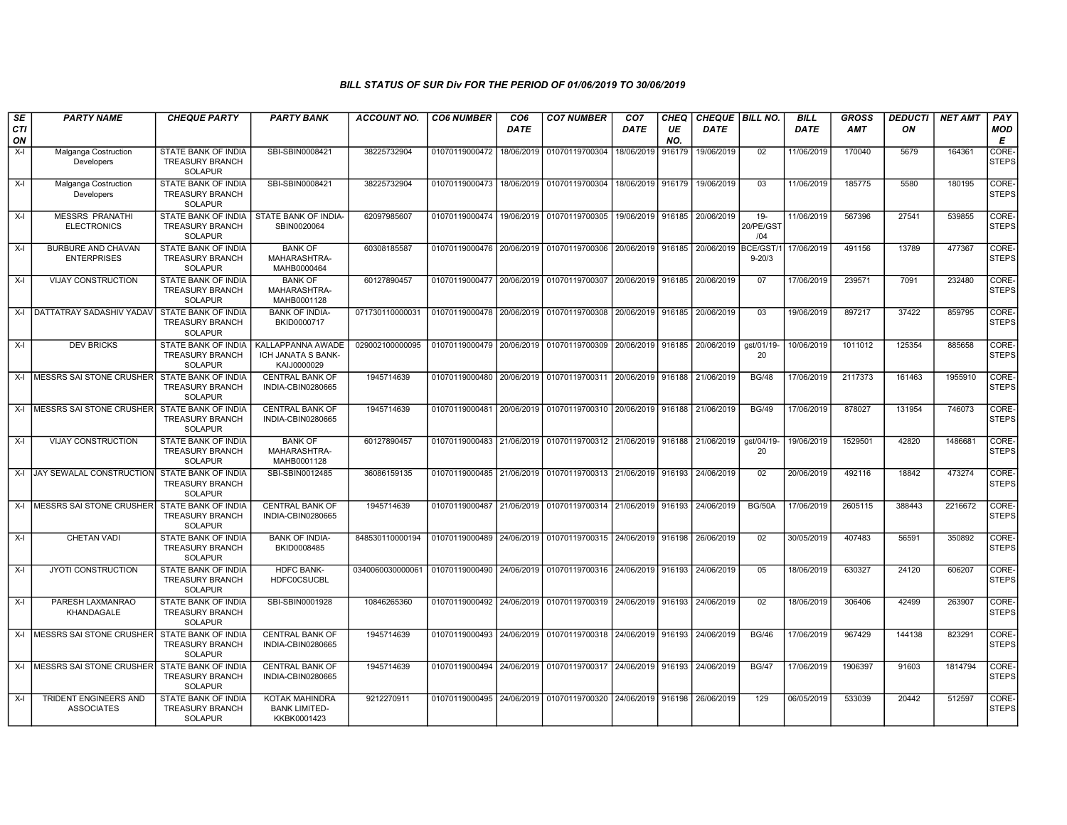*BILL STATUS OF SUR Div FOR THE PERIOD OF 01/06/2019 TO 30/06/2019*

| SECTION | PARTY NAME | CHEQUE PARTY | PARTY BANK | ACCOUNT NO. | CO6 NUMBER | CO6 DATE | CO7 NUMBER | CO7 DATE | CHEQUE NO. | CHEQUE DATE | BILL NO. | BILL DATE | GROSS AMT | DEDUCTION | NET AMT | PAY MODE |
|---|---|---|---|---|---|---|---|---|---|---|---|---|---|---|---|---|
| X-I | Malganga Costruction Developers | STATE BANK OF INDIA TREASURY BRANCH SOLAPUR | SBI-SBIN0008421 | 38225732904 | 01070119000472 | 18/06/2019 | 01070119700304 | 18/06/2019 | 916179 | 19/06/2019 | 02 | 11/06/2019 | 170040 | 5679 | 164361 | CORE-STEPS |
| X-I | Malganga Costruction Developers | STATE BANK OF INDIA TREASURY BRANCH SOLAPUR | SBI-SBIN0008421 | 38225732904 | 01070119000473 | 18/06/2019 | 01070119700304 | 18/06/2019 | 916179 | 19/06/2019 | 03 | 11/06/2019 | 185775 | 5580 | 180195 | CORE-STEPS |
| X-I | MESSRS PRANATHI ELECTRONICS | STATE BANK OF INDIA TREASURY BRANCH SOLAPUR | STATE BANK OF INDIA-SBIN0020064 | 62097985607 | 01070119000474 | 19/06/2019 | 01070119700305 | 19/06/2019 | 916185 | 20/06/2019 | 19-20/PE/GST/04 | 11/06/2019 | 567396 | 27541 | 539855 | CORE-STEPS |
| X-I | BURBURE AND CHAVAN ENTERPRISES | STATE BANK OF INDIA TREASURY BRANCH SOLAPUR | BANK OF MAHARASHTRA-MAHB0000464 | 60308185587 | 01070119000476 | 20/06/2019 | 01070119700306 | 20/06/2019 | 916185 | 20/06/2019 | BCE/GST/19-20/3 | 17/06/2019 | 491156 | 13789 | 477367 | CORE-STEPS |
| X-I | VIJAY CONSTRUCTION | STATE BANK OF INDIA TREASURY BRANCH SOLAPUR | BANK OF MAHARASHTRA-MAHB0001128 | 60127890457 | 01070119000477 | 20/06/2019 | 01070119700307 | 20/06/2019 | 916185 | 20/06/2019 | 07 | 17/06/2019 | 239571 | 7091 | 232480 | CORE-STEPS |
| X-I | DATTATRAY SADASHIV YADAV | STATE BANK OF INDIA TREASURY BRANCH SOLAPUR | BANK OF INDIA-BKID0000717 | 071730110000031 | 01070119000478 | 20/06/2019 | 01070119700308 | 20/06/2019 | 916185 | 20/06/2019 | 03 | 19/06/2019 | 897217 | 37422 | 859795 | CORE-STEPS |
| X-I | DEV BRICKS | STATE BANK OF INDIA TREASURY BRANCH SOLAPUR | KALLAPPANNA AWADE ICH JANATA S BANK-KAIJ0000029 | 029002100000095 | 01070119000479 | 20/06/2019 | 01070119700309 | 20/06/2019 | 916185 | 20/06/2019 | gst/01/19-20 | 10/06/2019 | 1011012 | 125354 | 885658 | CORE-STEPS |
| X-I | MESSRS SAI STONE CRUSHER | STATE BANK OF INDIA TREASURY BRANCH SOLAPUR | CENTRAL BANK OF INDIA-CBIN0280665 | 1945714639 | 01070119000480 | 20/06/2019 | 01070119700311 | 20/06/2019 | 916188 | 21/06/2019 | BG/48 | 17/06/2019 | 2117373 | 161463 | 1955910 | CORE-STEPS |
| X-I | MESSRS SAI STONE CRUSHER | STATE BANK OF INDIA TREASURY BRANCH SOLAPUR | CENTRAL BANK OF INDIA-CBIN0280665 | 1945714639 | 01070119000481 | 20/06/2019 | 01070119700310 | 20/06/2019 | 916188 | 21/06/2019 | BG/49 | 17/06/2019 | 878027 | 131954 | 746073 | CORE-STEPS |
| X-I | VIJAY CONSTRUCTION | STATE BANK OF INDIA TREASURY BRANCH SOLAPUR | BANK OF MAHARASHTRA-MAHB0001128 | 60127890457 | 01070119000483 | 21/06/2019 | 01070119700312 | 21/06/2019 | 916188 | 21/06/2019 | gst/04/19-20 | 19/06/2019 | 1529501 | 42820 | 1486681 | CORE-STEPS |
| X-I | JAY SEWALAL CONSTRUCTION | STATE BANK OF INDIA TREASURY BRANCH SOLAPUR | SBI-SBIN0012485 | 36086159135 | 01070119000485 | 21/06/2019 | 01070119700313 | 21/06/2019 | 916193 | 24/06/2019 | 02 | 20/06/2019 | 492116 | 18842 | 473274 | CORE-STEPS |
| X-I | MESSRS SAI STONE CRUSHER | STATE BANK OF INDIA TREASURY BRANCH SOLAPUR | CENTRAL BANK OF INDIA-CBIN0280665 | 1945714639 | 01070119000487 | 21/06/2019 | 01070119700314 | 21/06/2019 | 916193 | 24/06/2019 | BG/50A | 17/06/2019 | 2605115 | 388443 | 2216672 | CORE-STEPS |
| X-I | CHETAN VADI | STATE BANK OF INDIA TREASURY BRANCH SOLAPUR | BANK OF INDIA-BKID0008485 | 848530110000194 | 01070119000489 | 24/06/2019 | 01070119700315 | 24/06/2019 | 916198 | 26/06/2019 | 02 | 30/05/2019 | 407483 | 56591 | 350892 | CORE-STEPS |
| X-I | JYOTI CONSTRUCTION | STATE BANK OF INDIA TREASURY BRANCH SOLAPUR | HDFC BANK-HDFC0CSUCBL | 0340060030000061 | 01070119000490 | 24/06/2019 | 01070119700316 | 24/06/2019 | 916193 | 24/06/2019 | 05 | 18/06/2019 | 630327 | 24120 | 606207 | CORE-STEPS |
| X-I | PARESH LAXMANRAO KHANDAGALE | STATE BANK OF INDIA TREASURY BRANCH SOLAPUR | SBI-SBIN0001928 | 10846265360 | 01070119000492 | 24/06/2019 | 01070119700319 | 24/06/2019 | 916193 | 24/06/2019 | 02 | 18/06/2019 | 306406 | 42499 | 263907 | CORE-STEPS |
| X-I | MESSRS SAI STONE CRUSHER | STATE BANK OF INDIA TREASURY BRANCH SOLAPUR | CENTRAL BANK OF INDIA-CBIN0280665 | 1945714639 | 01070119000493 | 24/06/2019 | 01070119700318 | 24/06/2019 | 916193 | 24/06/2019 | BG/46 | 17/06/2019 | 967429 | 144138 | 823291 | CORE-STEPS |
| X-I | MESSRS SAI STONE CRUSHER | STATE BANK OF INDIA TREASURY BRANCH SOLAPUR | CENTRAL BANK OF INDIA-CBIN0280665 | 1945714639 | 01070119000494 | 24/06/2019 | 01070119700317 | 24/06/2019 | 916193 | 24/06/2019 | BG/47 | 17/06/2019 | 1906397 | 91603 | 1814794 | CORE-STEPS |
| X-I | TRIDENT ENGINEERS AND ASSOCIATES | STATE BANK OF INDIA TREASURY BRANCH SOLAPUR | KOTAK MAHINDRA BANK LIMITED-KKBK0001423 | 9212270911 | 01070119000495 | 24/06/2019 | 01070119700320 | 24/06/2019 | 916198 | 26/06/2019 | 129 | 06/05/2019 | 533039 | 20442 | 512597 | CORE-STEPS |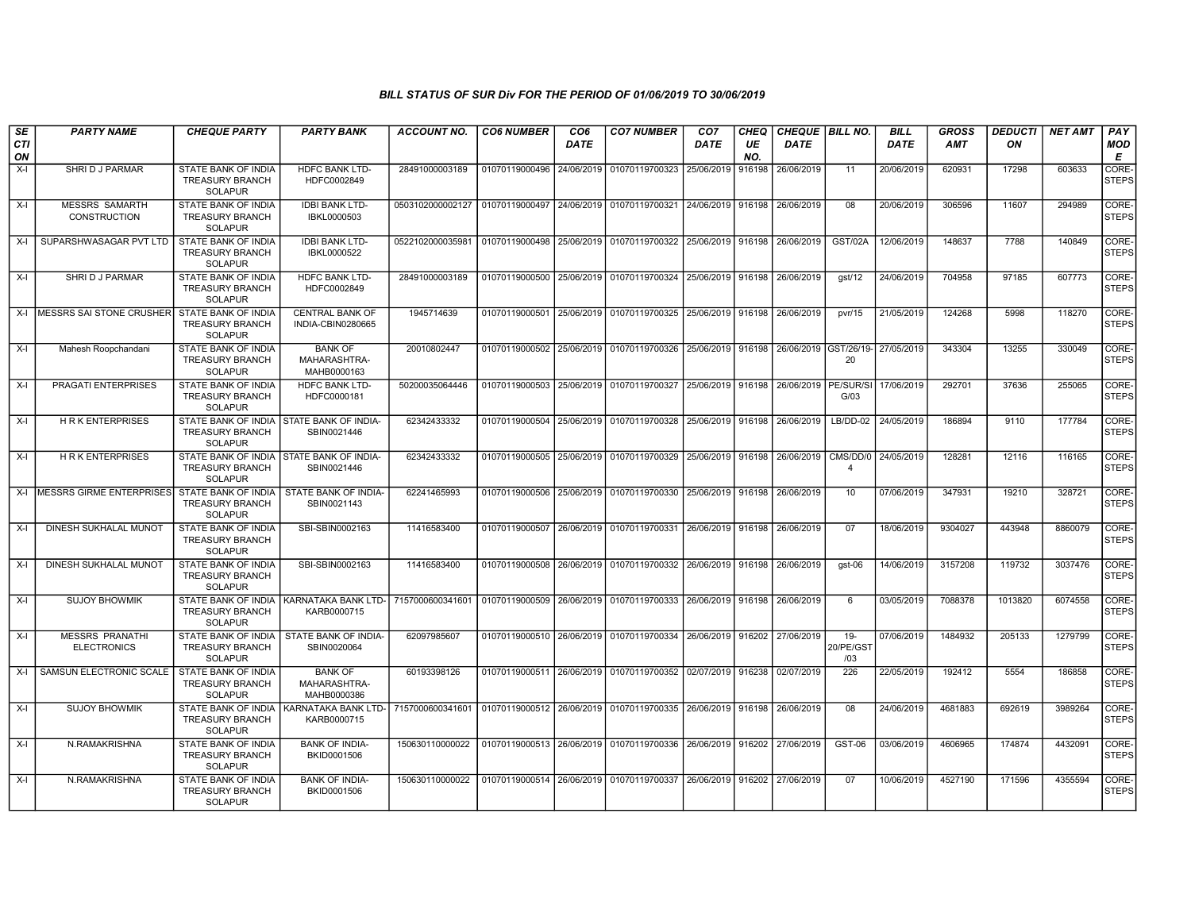### BILL STATUS OF SUR Div FOR THE PERIOD OF 01/06/2019 TO 30/06/2019

| SECTION | PARTY NAME | CHEQUE PARTY | PARTY BANK | ACCOUNT NO. | CO6 NUMBER | CO6 DATE | CO7 NUMBER | CO7 DATE | CHEQUE NO. | CHEQUE DATE | BILL NO. | BILL DATE | GROSS AMT | DEDUCTION | NET AMT | PAY MODE |
|---|---|---|---|---|---|---|---|---|---|---|---|---|---|---|---|---|
| X-I | SHRI D J PARMAR | STATE BANK OF INDIA TREASURY BRANCH SOLAPUR | HDFC BANK LTD-HDFC0002849 | 28491000003189 | 01070119000496 | 24/06/2019 | 01070119700323 | 25/06/2019 | 916198 | 26/06/2019 | 11 | 20/06/2019 | 620931 | 17298 | 603633 | CORE-STEPS |
| X-I | MESSRS SAMARTH CONSTRUCTION | STATE BANK OF INDIA TREASURY BRANCH SOLAPUR | IDBI BANK LTD-IBKL0000503 | 0503102000002127 | 01070119000497 | 24/06/2019 | 01070119700321 | 24/06/2019 | 916198 | 26/06/2019 | 08 | 20/06/2019 | 306596 | 11607 | 294989 | CORE-STEPS |
| X-I | SUPARSHWASAGAR PVT LTD | STATE BANK OF INDIA TREASURY BRANCH SOLAPUR | IDBI BANK LTD-IBKL0000522 | 0522102000035981 | 01070119000498 | 25/06/2019 | 01070119700322 | 25/06/2019 | 916198 | 26/06/2019 | GST/02A | 12/06/2019 | 148637 | 7788 | 140849 | CORE-STEPS |
| X-I | SHRI D J PARMAR | STATE BANK OF INDIA TREASURY BRANCH SOLAPUR | HDFC BANK LTD-HDFC0002849 | 28491000003189 | 01070119000500 | 25/06/2019 | 01070119700324 | 25/06/2019 | 916198 | 26/06/2019 | gst/12 | 24/06/2019 | 704958 | 97185 | 607773 | CORE-STEPS |
| X-I | MESSRS SAI STONE CRUSHER | STATE BANK OF INDIA TREASURY BRANCH SOLAPUR | CENTRAL BANK OF INDIA-CBIN0280665 | 1945714639 | 01070119000501 | 25/06/2019 | 01070119700325 | 25/06/2019 | 916198 | 26/06/2019 | pvr/15 | 21/05/2019 | 124268 | 5998 | 118270 | CORE-STEPS |
| X-I | Mahesh Roopchandani | STATE BANK OF INDIA TREASURY BRANCH SOLAPUR | BANK OF MAHARASHTRA-MAHB0000163 | 20010802447 | 01070119000502 | 25/06/2019 | 01070119700326 | 25/06/2019 | 916198 | 26/06/2019 | GST/26/19-20 | 27/05/2019 | 343304 | 13255 | 330049 | CORE-STEPS |
| X-I | PRAGATI ENTERPRISES | STATE BANK OF INDIA TREASURY BRANCH SOLAPUR | HDFC BANK LTD-HDFC0000181 | 50200035064446 | 01070119000503 | 25/06/2019 | 01070119700327 | 25/06/2019 | 916198 | 26/06/2019 | PE/SUR/SIG/03 | 17/06/2019 | 292701 | 37636 | 255065 | CORE-STEPS |
| X-I | H R K ENTERPRISES | STATE BANK OF INDIA TREASURY BRANCH SOLAPUR | STATE BANK OF INDIA-SBIN0021446 | 62342433332 | 01070119000504 | 25/06/2019 | 01070119700328 | 25/06/2019 | 916198 | 26/06/2019 | LB/DD-02 | 24/05/2019 | 186894 | 9110 | 177784 | CORE-STEPS |
| X-I | H R K ENTERPRISES | STATE BANK OF INDIA TREASURY BRANCH SOLAPUR | STATE BANK OF INDIA-SBIN0021446 | 62342433332 | 01070119000505 | 25/06/2019 | 01070119700329 | 25/06/2019 | 916198 | 26/06/2019 | CMS/DD/04 | 24/05/2019 | 128281 | 12116 | 116165 | CORE-STEPS |
| X-I | MESSRS GIRME ENTERPRISES | STATE BANK OF INDIA TREASURY BRANCH SOLAPUR | STATE BANK OF INDIA-SBIN0021143 | 62241465993 | 01070119000506 | 25/06/2019 | 01070119700330 | 25/06/2019 | 916198 | 26/06/2019 | 10 | 07/06/2019 | 347931 | 19210 | 328721 | CORE-STEPS |
| X-I | DINESH SUKHALAL MUNOT | STATE BANK OF INDIA TREASURY BRANCH SOLAPUR | SBI-SBIN0002163 | 11416583400 | 01070119000507 | 26/06/2019 | 01070119700331 | 26/06/2019 | 916198 | 26/06/2019 | 07 | 18/06/2019 | 9304027 | 443948 | 8860079 | CORE-STEPS |
| X-I | DINESH SUKHALAL MUNOT | STATE BANK OF INDIA TREASURY BRANCH SOLAPUR | SBI-SBIN0002163 | 11416583400 | 01070119000508 | 26/06/2019 | 01070119700332 | 26/06/2019 | 916198 | 26/06/2019 | gst-06 | 14/06/2019 | 3157208 | 119732 | 3037476 | CORE-STEPS |
| X-I | SUJOY BHOWMIK | STATE BANK OF INDIA TREASURY BRANCH SOLAPUR | KARNATAKA BANK LTD-KARB0000715 | 7157000600341601 | 01070119000509 | 26/06/2019 | 01070119700333 | 26/06/2019 | 916198 | 26/06/2019 | 6 | 03/05/2019 | 7088378 | 1013820 | 6074558 | CORE-STEPS |
| X-I | MESSRS PRANATHI ELECTRONICS | STATE BANK OF INDIA TREASURY BRANCH SOLAPUR | STATE BANK OF INDIA-SBIN0020064 | 62097985607 | 01070119000510 | 26/06/2019 | 01070119700334 | 26/06/2019 | 916202 | 27/06/2019 | 19-20/PE/GST/03 | 07/06/2019 | 1484932 | 205133 | 1279799 | CORE-STEPS |
| X-I | SAMSUN ELECTRONIC SCALE | STATE BANK OF INDIA TREASURY BRANCH SOLAPUR | BANK OF MAHARASHTRA-MAHB0000386 | 60193398126 | 01070119000511 | 26/06/2019 | 01070119700352 | 02/07/2019 | 916238 | 02/07/2019 | 226 | 22/05/2019 | 192412 | 5554 | 186858 | CORE-STEPS |
| X-I | SUJOY BHOWMIK | STATE BANK OF INDIA TREASURY BRANCH SOLAPUR | KARNATAKA BANK LTD-KARB0000715 | 7157000600341601 | 01070119000512 | 26/06/2019 | 01070119700335 | 26/06/2019 | 916198 | 26/06/2019 | 08 | 24/06/2019 | 4681883 | 692619 | 3989264 | CORE-STEPS |
| X-I | N.RAMAKRISHNA | STATE BANK OF INDIA TREASURY BRANCH SOLAPUR | BANK OF INDIA-BKID0001506 | 150630110000022 | 01070119000513 | 26/06/2019 | 01070119700336 | 26/06/2019 | 916202 | 27/06/2019 | GST-06 | 03/06/2019 | 4606965 | 174874 | 4432091 | CORE-STEPS |
| X-I | N.RAMAKRISHNA | STATE BANK OF INDIA TREASURY BRANCH SOLAPUR | BANK OF INDIA-BKID0001506 | 150630110000022 | 01070119000514 | 26/06/2019 | 01070119700337 | 26/06/2019 | 916202 | 27/06/2019 | 07 | 10/06/2019 | 4527190 | 171596 | 4355594 | CORE-STEPS |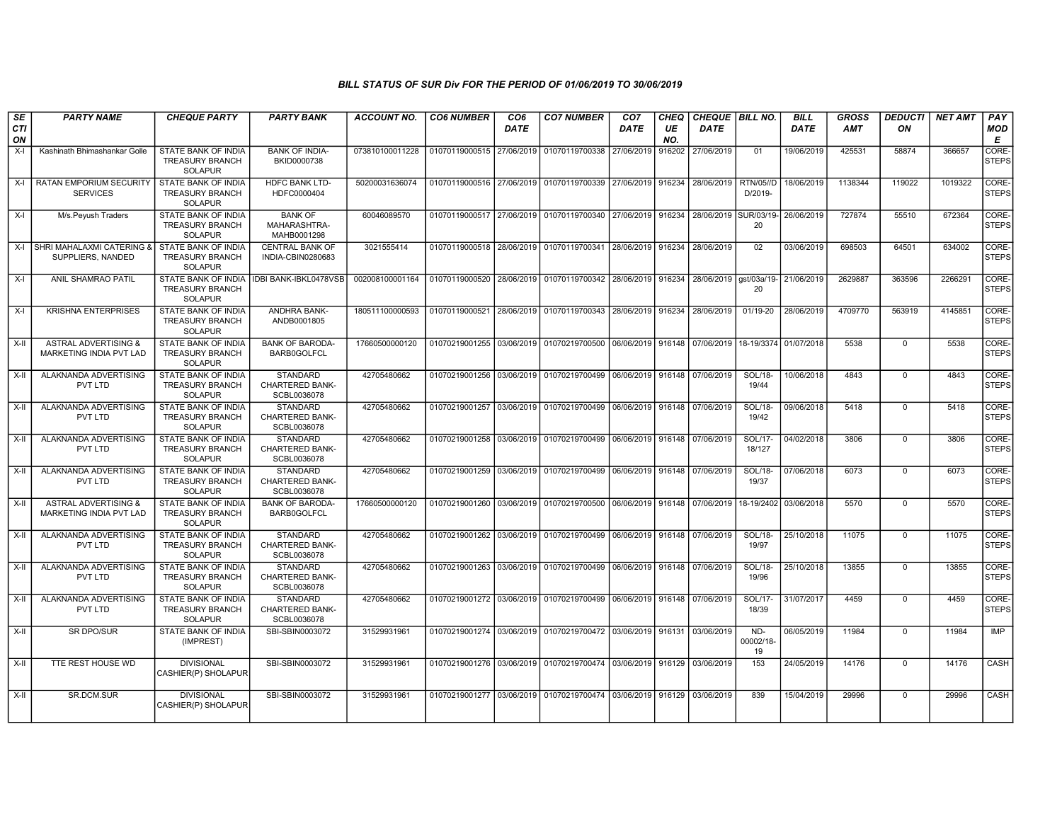### BILL STATUS OF SUR Div FOR THE PERIOD OF 01/06/2019 TO 30/06/2019

| SECTION | PARTY NAME | CHEQUE PARTY | PARTY BANK | ACCOUNT NO. | CO6 NUMBER | CO6 DATE | CO7 NUMBER | CO7 DATE | CHEQUE NO. | CHEQUE DATE | BILL NO. | BILL DATE | GROSS AMT | DEDUCTION | NET AMT | PAY MODE |
|---|---|---|---|---|---|---|---|---|---|---|---|---|---|---|---|---|
| X-I | Kashinath Bhimashankar Golle | STATE BANK OF INDIA TREASURY BRANCH SOLAPUR | BANK OF INDIA-BKID0000738 | 073810100011228 | 01070119000515 | 27/06/2019 | 01070119700338 | 27/06/2019 | 916202 | 27/06/2019 | 01 | 19/06/2019 | 425531 | 58874 | 366657 | CORE-STEPS |
| X-I | RATAN EMPORIUM SECURITY SERVICES | STATE BANK OF INDIA TREASURY BRANCH SOLAPUR | HDFC BANK LTD-HDFC0000404 | 50200031636074 | 01070119000516 | 27/06/2019 | 01070119700339 | 27/06/2019 | 916234 | 28/06/2019 | RTN/05//D D/2019- | 18/06/2019 | 1138344 | 119022 | 1019322 | CORE-STEPS |
| X-I | M/s.Peyush Traders | STATE BANK OF INDIA TREASURY BRANCH SOLAPUR | BANK OF MAHARASHTRA-MAHB0001298 | 60046089570 | 01070119000517 | 27/06/2019 | 01070119700340 | 27/06/2019 | 916234 | 28/06/2019 | SUR/03/19-20 | 26/06/2019 | 727874 | 55510 | 672364 | CORE-STEPS |
| X-I | SHRI MAHALAXMI CATERING & SUPPLIERS, NANDED | STATE BANK OF INDIA TREASURY BRANCH SOLAPUR | CENTRAL BANK OF INDIA-CBIN0280683 | 3021555414 | 01070119000518 | 28/06/2019 | 01070119700341 | 28/06/2019 | 916234 | 28/06/2019 | 02 | 03/06/2019 | 698503 | 64501 | 634002 | CORE-STEPS |
| X-I | ANIL SHAMRAO PATIL | STATE BANK OF INDIA TREASURY BRANCH SOLAPUR | IDBI BANK-IBKL0478VSB | 002008100001164 | 01070119000520 | 28/06/2019 | 01070119700342 | 28/06/2019 | 916234 | 28/06/2019 | gst/03a/19-20 | 21/06/2019 | 2629887 | 363596 | 2266291 | CORE-STEPS |
| X-I | KRISHNA ENTERPRISES | STATE BANK OF INDIA TREASURY BRANCH SOLAPUR | ANDHRA BANK-ANDB0001805 | 180511100000593 | 01070119000521 | 28/06/2019 | 01070119700343 | 28/06/2019 | 916234 | 28/06/2019 | 01/19-20 | 28/06/2019 | 4709770 | 563919 | 4145851 | CORE-STEPS |
| X-II | ASTRAL ADVERTISING & MARKETING INDIA PVT LAD | STATE BANK OF INDIA TREASURY BRANCH SOLAPUR | BANK OF BARODA-BARB0GOLFCL | 17660500000120 | 01070219001255 | 03/06/2019 | 01070219700500 | 06/06/2019 | 916148 | 07/06/2019 | 18-19/3374 | 01/07/2018 | 5538 | 0 | 5538 | CORE-STEPS |
| X-II | ALAKNANDA ADVERTISING PVT LTD | STATE BANK OF INDIA TREASURY BRANCH SOLAPUR | STANDARD CHARTERED BANK-SCBL0036078 | 42705480662 | 01070219001256 | 03/06/2019 | 01070219700499 | 06/06/2019 | 916148 | 07/06/2019 | SOL/18-19/44 | 10/06/2018 | 4843 | 0 | 4843 | CORE-STEPS |
| X-II | ALAKNANDA ADVERTISING PVT LTD | STATE BANK OF INDIA TREASURY BRANCH SOLAPUR | STANDARD CHARTERED BANK-SCBL0036078 | 42705480662 | 01070219001257 | 03/06/2019 | 01070219700499 | 06/06/2019 | 916148 | 07/06/2019 | SOL/18-19/42 | 09/06/2018 | 5418 | 0 | 5418 | CORE-STEPS |
| X-II | ALAKNANDA ADVERTISING PVT LTD | STATE BANK OF INDIA TREASURY BRANCH SOLAPUR | STANDARD CHARTERED BANK-SCBL0036078 | 42705480662 | 01070219001258 | 03/06/2019 | 01070219700499 | 06/06/2019 | 916148 | 07/06/2019 | SOL/17-18/127 | 04/02/2018 | 3806 | 0 | 3806 | CORE-STEPS |
| X-II | ALAKNANDA ADVERTISING PVT LTD | STATE BANK OF INDIA TREASURY BRANCH SOLAPUR | STANDARD CHARTERED BANK-SCBL0036078 | 42705480662 | 01070219001259 | 03/06/2019 | 01070219700499 | 06/06/2019 | 916148 | 07/06/2019 | SOL/18-19/37 | 07/06/2018 | 6073 | 0 | 6073 | CORE-STEPS |
| X-II | ASTRAL ADVERTISING & MARKETING INDIA PVT LAD | STATE BANK OF INDIA TREASURY BRANCH SOLAPUR | BANK OF BARODA-BARB0GOLFCL | 17660500000120 | 01070219001260 | 03/06/2019 | 01070219700500 | 06/06/2019 | 916148 | 07/06/2019 | 18-19/2402 | 03/06/2018 | 5570 | 0 | 5570 | CORE-STEPS |
| X-II | ALAKNANDA ADVERTISING PVT LTD | STATE BANK OF INDIA TREASURY BRANCH SOLAPUR | STANDARD CHARTERED BANK-SCBL0036078 | 42705480662 | 01070219001262 | 03/06/2019 | 01070219700499 | 06/06/2019 | 916148 | 07/06/2019 | SOL/18-19/97 | 25/10/2018 | 11075 | 0 | 11075 | CORE-STEPS |
| X-II | ALAKNANDA ADVERTISING PVT LTD | STATE BANK OF INDIA TREASURY BRANCH SOLAPUR | STANDARD CHARTERED BANK-SCBL0036078 | 42705480662 | 01070219001263 | 03/06/2019 | 01070219700499 | 06/06/2019 | 916148 | 07/06/2019 | SOL/18-19/96 | 25/10/2018 | 13855 | 0 | 13855 | CORE-STEPS |
| X-II | ALAKNANDA ADVERTISING PVT LTD | STATE BANK OF INDIA TREASURY BRANCH SOLAPUR | STANDARD CHARTERED BANK-SCBL0036078 | 42705480662 | 01070219001272 | 03/06/2019 | 01070219700499 | 06/06/2019 | 916148 | 07/06/2019 | SOL/17-18/39 | 31/07/2017 | 4459 | 0 | 4459 | CORE-STEPS |
| X-II | SR DPO/SUR | STATE BANK OF INDIA (IMPREST) | SBI-SBIN0003072 | 31529931961 | 01070219001274 | 03/06/2019 | 01070219700472 | 03/06/2019 | 916131 | 03/06/2019 | ND-00002/18-19 | 06/05/2019 | 11984 | 0 | 11984 | IMP |
| X-II | TTE REST HOUSE WD | DIVISIONAL CASHIER(P) SHOLAPUR | SBI-SBIN0003072 | 31529931961 | 01070219001276 | 03/06/2019 | 01070219700474 | 03/06/2019 | 916129 | 03/06/2019 | 153 | 24/05/2019 | 14176 | 0 | 14176 | CASH |
| X-II | SR.DCM.SUR | DIVISIONAL CASHIER(P) SHOLAPUR | SBI-SBIN0003072 | 31529931961 | 01070219001277 | 03/06/2019 | 01070219700474 | 03/06/2019 | 916129 | 03/06/2019 | 839 | 15/04/2019 | 29996 | 0 | 29996 | CASH |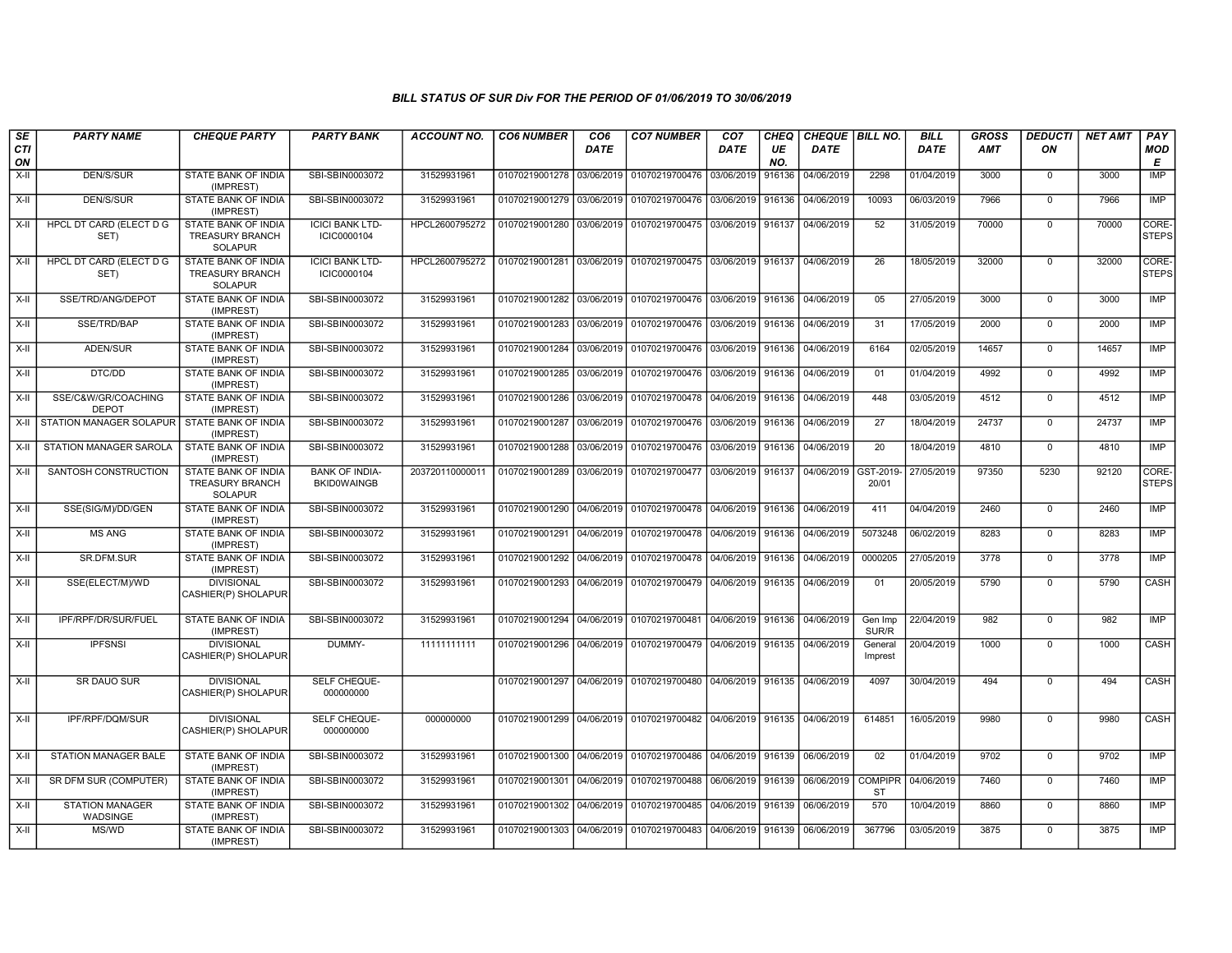### BILL STATUS OF SUR Div FOR THE PERIOD OF 01/06/2019 TO 30/06/2019

| SECTION | PARTY NAME | CHEQUE PARTY | PARTY BANK | ACCOUNT NO. | CO6 NUMBER | CO6 DATE | CO7 NUMBER | CO7 DATE | CHEQUE NO. | CHEQUE DATE | BILL NO. | BILL DATE | GROSS AMT | DEDUCTION | NET AMT | PAY MODE |
|---|---|---|---|---|---|---|---|---|---|---|---|---|---|---|---|---|
| X-II | DEN/S/SUR | STATE BANK OF INDIA (IMPREST) | SBI-SBIN0003072 | 31529931961 | 01070219001278 | 03/06/2019 | 01070219700476 | 03/06/2019 | 916136 | 04/06/2019 | 2298 | 01/04/2019 | 3000 | 0 | 3000 | IMP |
| X-II | DEN/S/SUR | STATE BANK OF INDIA (IMPREST) | SBI-SBIN0003072 | 31529931961 | 01070219001279 | 03/06/2019 | 01070219700476 | 03/06/2019 | 916136 | 04/06/2019 | 10093 | 06/03/2019 | 7966 | 0 | 7966 | IMP |
| X-II | HPCL DT CARD (ELECT D G SET) | STATE BANK OF INDIA TREASURY BRANCH SOLAPUR | ICICI BANK LTD-ICIC0000104 | HPCL2600795272 | 01070219001280 | 03/06/2019 | 01070219700475 | 03/06/2019 | 916137 | 04/06/2019 | 52 | 31/05/2019 | 70000 | 0 | 70000 | CORE-STEPS |
| X-II | HPCL DT CARD (ELECT D G SET) | STATE BANK OF INDIA TREASURY BRANCH SOLAPUR | ICICI BANK LTD-ICIC0000104 | HPCL2600795272 | 01070219001281 | 03/06/2019 | 01070219700475 | 03/06/2019 | 916137 | 04/06/2019 | 26 | 18/05/2019 | 32000 | 0 | 32000 | CORE-STEPS |
| X-II | SSE/TRD/ANG/DEPOT | STATE BANK OF INDIA (IMPREST) | SBI-SBIN0003072 | 31529931961 | 01070219001282 | 03/06/2019 | 01070219700476 | 03/06/2019 | 916136 | 04/06/2019 | 05 | 27/05/2019 | 3000 | 0 | 3000 | IMP |
| X-II | SSE/TRD/BAP | STATE BANK OF INDIA (IMPREST) | SBI-SBIN0003072 | 31529931961 | 01070219001283 | 03/06/2019 | 01070219700476 | 03/06/2019 | 916136 | 04/06/2019 | 31 | 17/05/2019 | 2000 | 0 | 2000 | IMP |
| X-II | ADEN/SUR | STATE BANK OF INDIA (IMPREST) | SBI-SBIN0003072 | 31529931961 | 01070219001284 | 03/06/2019 | 01070219700476 | 03/06/2019 | 916136 | 04/06/2019 | 6164 | 02/05/2019 | 14657 | 0 | 14657 | IMP |
| X-II | DTC/DD | STATE BANK OF INDIA (IMPREST) | SBI-SBIN0003072 | 31529931961 | 01070219001285 | 03/06/2019 | 01070219700476 | 03/06/2019 | 916136 | 04/06/2019 | 01 | 01/04/2019 | 4992 | 0 | 4992 | IMP |
| X-II | SSE/C&W/GR/COACHING DEPOT | STATE BANK OF INDIA (IMPREST) | SBI-SBIN0003072 | 31529931961 | 01070219001286 | 03/06/2019 | 01070219700478 | 04/06/2019 | 916136 | 04/06/2019 | 448 | 03/05/2019 | 4512 | 0 | 4512 | IMP |
| X-II | STATION MANAGER SOLAPUR | STATE BANK OF INDIA (IMPREST) | SBI-SBIN0003072 | 31529931961 | 01070219001287 | 03/06/2019 | 01070219700476 | 03/06/2019 | 916136 | 04/06/2019 | 27 | 18/04/2019 | 24737 | 0 | 24737 | IMP |
| X-II | STATION MANAGER SAROLA | STATE BANK OF INDIA (IMPREST) | SBI-SBIN0003072 | 31529931961 | 01070219001288 | 03/06/2019 | 01070219700476 | 03/06/2019 | 916136 | 04/06/2019 | 20 | 18/04/2019 | 4810 | 0 | 4810 | IMP |
| X-II | SANTOSH CONSTRUCTION | STATE BANK OF INDIA TREASURY BRANCH SOLAPUR | BANK OF INDIA-BKID0WAINGB | 203720110000011 | 01070219001289 | 03/06/2019 | 01070219700477 | 03/06/2019 | 916137 | 04/06/2019 | GST-2019-20/01 | 27/05/2019 | 97350 | 5230 | 92120 | CORE-STEPS |
| X-II | SSE(SIG/M)/DD/GEN | STATE BANK OF INDIA (IMPREST) | SBI-SBIN0003072 | 31529931961 | 01070219001290 | 04/06/2019 | 01070219700478 | 04/06/2019 | 916136 | 04/06/2019 | 411 | 04/04/2019 | 2460 | 0 | 2460 | IMP |
| X-II | MS ANG | STATE BANK OF INDIA (IMPREST) | SBI-SBIN0003072 | 31529931961 | 01070219001291 | 04/06/2019 | 01070219700478 | 04/06/2019 | 916136 | 04/06/2019 | 5073248 | 06/02/2019 | 8283 | 0 | 8283 | IMP |
| X-II | SR.DFM.SUR | STATE BANK OF INDIA (IMPREST) | SBI-SBIN0003072 | 31529931961 | 01070219001292 | 04/06/2019 | 01070219700478 | 04/06/2019 | 916136 | 04/06/2019 | 0000205 | 27/05/2019 | 3778 | 0 | 3778 | IMP |
| X-II | SSE(ELECT/M)/WD | DIVISIONAL CASHIER(P) SHOLAPUR | SBI-SBIN0003072 | 31529931961 | 01070219001293 | 04/06/2019 | 01070219700479 | 04/06/2019 | 916135 | 04/06/2019 | 01 | 20/05/2019 | 5790 | 0 | 5790 | CASH |
| X-II | IPF/RPF/DR/SUR/FUEL | STATE BANK OF INDIA (IMPREST) | SBI-SBIN0003072 | 31529931961 | 01070219001294 | 04/06/2019 | 01070219700481 | 04/06/2019 | 916136 | 04/06/2019 | Gen Imp SUR/R | 22/04/2019 | 982 | 0 | 982 | IMP |
| X-II | IPFSNSI | DIVISIONAL CASHIER(P) SHOLAPUR | DUMMY- | 11111111111 | 01070219001296 | 04/06/2019 | 01070219700479 | 04/06/2019 | 916135 | 04/06/2019 | General Imprest | 20/04/2019 | 1000 | 0 | 1000 | CASH |
| X-II | SR DAUO SUR | DIVISIONAL CASHIER(P) SHOLAPUR | SELF CHEQUE-000000000 | | 01070219001297 | 04/06/2019 | 01070219700480 | 04/06/2019 | 916135 | 04/06/2019 | 4097 | 30/04/2019 | 494 | 0 | 494 | CASH |
| X-II | IPF/RPF/DQM/SUR | DIVISIONAL CASHIER(P) SHOLAPUR | SELF CHEQUE-000000000 | 000000000 | 01070219001299 | 04/06/2019 | 01070219700482 | 04/06/2019 | 916135 | 04/06/2019 | 614851 | 16/05/2019 | 9980 | 0 | 9980 | CASH |
| X-II | STATION MANAGER BALE | STATE BANK OF INDIA (IMPREST) | SBI-SBIN0003072 | 31529931961 | 01070219001300 | 04/06/2019 | 01070219700486 | 04/06/2019 | 916139 | 06/06/2019 | 02 | 01/04/2019 | 9702 | 0 | 9702 | IMP |
| X-II | SR DFM SUR (COMPUTER) | STATE BANK OF INDIA (IMPREST) | SBI-SBIN0003072 | 31529931961 | 01070219001301 | 04/06/2019 | 01070219700488 | 06/06/2019 | 916139 | 06/06/2019 | COMPIPR ST | 04/06/2019 | 7460 | 0 | 7460 | IMP |
| X-II | STATION MANAGER WADSINGE | STATE BANK OF INDIA (IMPREST) | SBI-SBIN0003072 | 31529931961 | 01070219001302 | 04/06/2019 | 01070219700485 | 04/06/2019 | 916139 | 06/06/2019 | 570 | 10/04/2019 | 8860 | 0 | 8860 | IMP |
| X-II | MS/WD | STATE BANK OF INDIA (IMPREST) | SBI-SBIN0003072 | 31529931961 | 01070219001303 | 04/06/2019 | 01070219700483 | 04/06/2019 | 916139 | 06/06/2019 | 367796 | 03/05/2019 | 3875 | 0 | 3875 | IMP |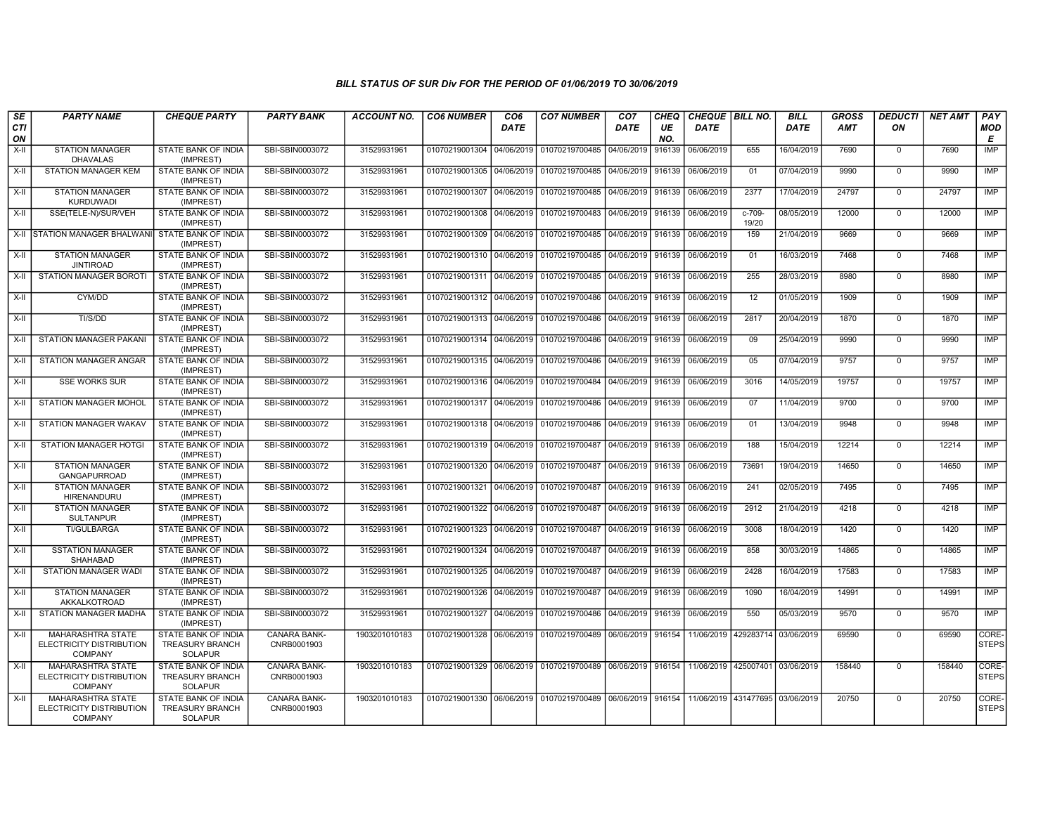## BILL STATUS OF SUR Div FOR THE PERIOD OF 01/06/2019 TO 30/06/2019

| SECTION | PARTY NAME | CHEQUE PARTY | PARTY BANK | ACCOUNT NO. | CO6 NUMBER | CO6 DATE | CO7 NUMBER | CO7 DATE | CHEQUE NO. | CHEQUE DATE | BILL NO. | BILL DATE | GROSS AMT | DEDUCTION | NET AMT | PAY MODE |
|---|---|---|---|---|---|---|---|---|---|---|---|---|---|---|---|---|
| X-II | STATION MANAGER DHAVALAS | STATE BANK OF INDIA (IMPREST) | SBI-SBIN0003072 | 31529931961 | 01070219001304 | 04/06/2019 | 01070219700485 | 04/06/2019 | 916139 | 06/06/2019 | 655 | 16/04/2019 | 7690 | 0 | 7690 | IMP |
| X-II | STATION MANAGER KEM | STATE BANK OF INDIA (IMPREST) | SBI-SBIN0003072 | 31529931961 | 01070219001305 | 04/06/2019 | 01070219700485 | 04/06/2019 | 916139 | 06/06/2019 | 01 | 07/04/2019 | 9990 | 0 | 9990 | IMP |
| X-II | STATION MANAGER KURDUWADI | STATE BANK OF INDIA (IMPREST) | SBI-SBIN0003072 | 31529931961 | 01070219001307 | 04/06/2019 | 01070219700485 | 04/06/2019 | 916139 | 06/06/2019 | 2377 | 17/04/2019 | 24797 | 0 | 24797 | IMP |
| X-II | SSE(TELE-N)/SUR/VEH | STATE BANK OF INDIA (IMPREST) | SBI-SBIN0003072 | 31529931961 | 01070219001308 | 04/06/2019 | 01070219700483 | 04/06/2019 | 916139 | 06/06/2019 | c-709-19/20 | 08/05/2019 | 12000 | 0 | 12000 | IMP |
| X-II | STATION MANAGER BHALWANI | STATE BANK OF INDIA (IMPREST) | SBI-SBIN0003072 | 31529931961 | 01070219001309 | 04/06/2019 | 01070219700485 | 04/06/2019 | 916139 | 06/06/2019 | 159 | 21/04/2019 | 9669 | 0 | 9669 | IMP |
| X-II | STATION MANAGER JINTIROAD | STATE BANK OF INDIA (IMPREST) | SBI-SBIN0003072 | 31529931961 | 01070219001310 | 04/06/2019 | 01070219700485 | 04/06/2019 | 916139 | 06/06/2019 | 01 | 16/03/2019 | 7468 | 0 | 7468 | IMP |
| X-II | STATION MANAGER BOROTI | STATE BANK OF INDIA (IMPREST) | SBI-SBIN0003072 | 31529931961 | 01070219001311 | 04/06/2019 | 01070219700485 | 04/06/2019 | 916139 | 06/06/2019 | 255 | 28/03/2019 | 8980 | 0 | 8980 | IMP |
| X-II | CYM/DD | STATE BANK OF INDIA (IMPREST) | SBI-SBIN0003072 | 31529931961 | 01070219001312 | 04/06/2019 | 01070219700486 | 04/06/2019 | 916139 | 06/06/2019 | 12 | 01/05/2019 | 1909 | 0 | 1909 | IMP |
| X-II | TI/S/DD | STATE BANK OF INDIA (IMPREST) | SBI-SBIN0003072 | 31529931961 | 01070219001313 | 04/06/2019 | 01070219700486 | 04/06/2019 | 916139 | 06/06/2019 | 2817 | 20/04/2019 | 1870 | 0 | 1870 | IMP |
| X-II | STATION MANAGER PAKANI | STATE BANK OF INDIA (IMPREST) | SBI-SBIN0003072 | 31529931961 | 01070219001314 | 04/06/2019 | 01070219700486 | 04/06/2019 | 916139 | 06/06/2019 | 09 | 25/04/2019 | 9990 | 0 | 9990 | IMP |
| X-II | STATION MANAGER ANGAR | STATE BANK OF INDIA (IMPREST) | SBI-SBIN0003072 | 31529931961 | 01070219001315 | 04/06/2019 | 01070219700486 | 04/06/2019 | 916139 | 06/06/2019 | 05 | 07/04/2019 | 9757 | 0 | 9757 | IMP |
| X-II | SSE WORKS SUR | STATE BANK OF INDIA (IMPREST) | SBI-SBIN0003072 | 31529931961 | 01070219001316 | 04/06/2019 | 01070219700484 | 04/06/2019 | 916139 | 06/06/2019 | 3016 | 14/05/2019 | 19757 | 0 | 19757 | IMP |
| X-II | STATION MANAGER MOHOL | STATE BANK OF INDIA (IMPREST) | SBI-SBIN0003072 | 31529931961 | 01070219001317 | 04/06/2019 | 01070219700486 | 04/06/2019 | 916139 | 06/06/2019 | 07 | 11/04/2019 | 9700 | 0 | 9700 | IMP |
| X-II | STATION MANAGER WAKAV | STATE BANK OF INDIA (IMPREST) | SBI-SBIN0003072 | 31529931961 | 01070219001318 | 04/06/2019 | 01070219700486 | 04/06/2019 | 916139 | 06/06/2019 | 01 | 13/04/2019 | 9948 | 0 | 9948 | IMP |
| X-II | STATION MANAGER HOTGI | STATE BANK OF INDIA (IMPREST) | SBI-SBIN0003072 | 31529931961 | 01070219001319 | 04/06/2019 | 01070219700487 | 04/06/2019 | 916139 | 06/06/2019 | 188 | 15/04/2019 | 12214 | 0 | 12214 | IMP |
| X-II | STATION MANAGER GANGAPURROAD | STATE BANK OF INDIA (IMPREST) | SBI-SBIN0003072 | 31529931961 | 01070219001320 | 04/06/2019 | 01070219700487 | 04/06/2019 | 916139 | 06/06/2019 | 73691 | 19/04/2019 | 14650 | 0 | 14650 | IMP |
| X-II | STATION MANAGER HIRENANDURU | STATE BANK OF INDIA (IMPREST) | SBI-SBIN0003072 | 31529931961 | 01070219001321 | 04/06/2019 | 01070219700487 | 04/06/2019 | 916139 | 06/06/2019 | 241 | 02/05/2019 | 7495 | 0 | 7495 | IMP |
| X-II | STATION MANAGER SULTANPUR | STATE BANK OF INDIA (IMPREST) | SBI-SBIN0003072 | 31529931961 | 01070219001322 | 04/06/2019 | 01070219700487 | 04/06/2019 | 916139 | 06/06/2019 | 2912 | 21/04/2019 | 4218 | 0 | 4218 | IMP |
| X-II | TI/GULBARGA | STATE BANK OF INDIA (IMPREST) | SBI-SBIN0003072 | 31529931961 | 01070219001323 | 04/06/2019 | 01070219700487 | 04/06/2019 | 916139 | 06/06/2019 | 3008 | 18/04/2019 | 1420 | 0 | 1420 | IMP |
| X-II | SSTATION MANAGER SHAHABAD | STATE BANK OF INDIA (IMPREST) | SBI-SBIN0003072 | 31529931961 | 01070219001324 | 04/06/2019 | 01070219700487 | 04/06/2019 | 916139 | 06/06/2019 | 858 | 30/03/2019 | 14865 | 0 | 14865 | IMP |
| X-II | STATION MANAGER WADI | STATE BANK OF INDIA (IMPREST) | SBI-SBIN0003072 | 31529931961 | 01070219001325 | 04/06/2019 | 01070219700487 | 04/06/2019 | 916139 | 06/06/2019 | 2428 | 16/04/2019 | 17583 | 0 | 17583 | IMP |
| X-II | STATION MANAGER AKKALKOTROAD | STATE BANK OF INDIA (IMPREST) | SBI-SBIN0003072 | 31529931961 | 01070219001326 | 04/06/2019 | 01070219700487 | 04/06/2019 | 916139 | 06/06/2019 | 1090 | 16/04/2019 | 14991 | 0 | 14991 | IMP |
| X-II | STATION MANAGER MADHA | STATE BANK OF INDIA (IMPREST) | SBI-SBIN0003072 | 31529931961 | 01070219001327 | 04/06/2019 | 01070219700486 | 04/06/2019 | 916139 | 06/06/2019 | 550 | 05/03/2019 | 9570 | 0 | 9570 | IMP |
| X-II | MAHARASHTRA STATE ELECTRICITY DISTRIBUTION COMPANY | STATE BANK OF INDIA TREASURY BRANCH SOLAPUR | CANARA BANK-CNRB0001903 | 1903201010183 | 01070219001328 | 06/06/2019 | 01070219700489 | 06/06/2019 | 916154 | 11/06/2019 | 429283714 | 03/06/2019 | 69590 | 0 | 69590 | CORE-STEPS |
| X-II | MAHARASHTRA STATE ELECTRICITY DISTRIBUTION COMPANY | STATE BANK OF INDIA TREASURY BRANCH SOLAPUR | CANARA BANK-CNRB0001903 | 1903201010183 | 01070219001329 | 06/06/2019 | 01070219700489 | 06/06/2019 | 916154 | 11/06/2019 | 425007401 | 03/06/2019 | 158440 | 0 | 158440 | CORE-STEPS |
| X-II | MAHARASHTRA STATE ELECTRICITY DISTRIBUTION COMPANY | STATE BANK OF INDIA TREASURY BRANCH SOLAPUR | CANARA BANK-CNRB0001903 | 1903201010183 | 01070219001330 | 06/06/2019 | 01070219700489 | 06/06/2019 | 916154 | 11/06/2019 | 431477695 | 03/06/2019 | 20750 | 0 | 20750 | CORE-STEPS |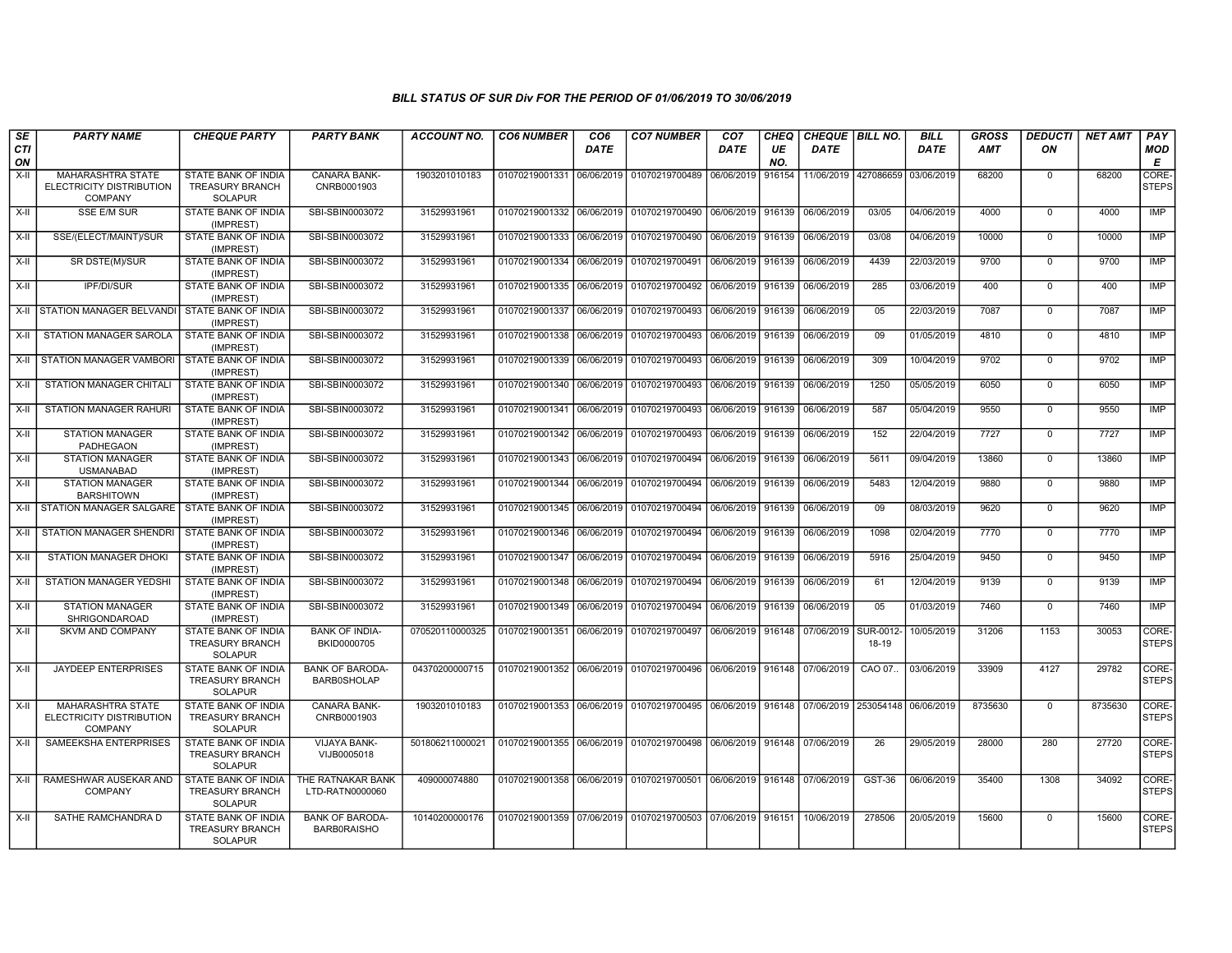# BILL STATUS OF SUR Div FOR THE PERIOD OF 01/06/2019 TO 30/06/2019

| SECTION | PARTY NAME | CHEQUE PARTY | PARTY BANK | ACCOUNT NO. | CO6 NUMBER | CO6 DATE | CO7 NUMBER | CO7 DATE | CHEQUE NO. | CHEQUE DATE | BILL NO. | BILL DATE | GROSS AMT | DEDUCTION | NET AMT | PAY MODE |
|---|---|---|---|---|---|---|---|---|---|---|---|---|---|---|---|---|
| X-II | MAHARASHTRA STATE ELECTRICITY DISTRIBUTION COMPANY | STATE BANK OF INDIA TREASURY BRANCH SOLAPUR | CANARA BANK-CNRB0001903 | 1903201010183 | 01070219001331 | 06/06/2019 | 01070219700489 | 06/06/2019 | 916154 | 11/06/2019 | 427086659 | 03/06/2019 | 68200 | 0 | 68200 | CORE-STEPS |
| X-II | SSE E/M SUR | STATE BANK OF INDIA (IMPREST) | SBI-SBIN0003072 | 31529931961 | 01070219001332 | 06/06/2019 | 01070219700490 | 06/06/2019 | 916139 | 06/06/2019 | 03/05 | 04/06/2019 | 4000 | 0 | 4000 | IMP |
| X-II | SSE/(ELECT/MAINT)/SUR | STATE BANK OF INDIA (IMPREST) | SBI-SBIN0003072 | 31529931961 | 01070219001333 | 06/06/2019 | 01070219700490 | 06/06/2019 | 916139 | 06/06/2019 | 03/08 | 04/06/2019 | 10000 | 0 | 10000 | IMP |
| X-II | SR DSTE(M)/SUR | STATE BANK OF INDIA (IMPREST) | SBI-SBIN0003072 | 31529931961 | 01070219001334 | 06/06/2019 | 01070219700491 | 06/06/2019 | 916139 | 06/06/2019 | 4439 | 22/03/2019 | 9700 | 0 | 9700 | IMP |
| X-II | IPF/DI/SUR | STATE BANK OF INDIA (IMPREST) | SBI-SBIN0003072 | 31529931961 | 01070219001335 | 06/06/2019 | 01070219700492 | 06/06/2019 | 916139 | 06/06/2019 | 285 | 03/06/2019 | 400 | 0 | 400 | IMP |
| X-II | STATION MANAGER BELVANDI | STATE BANK OF INDIA (IMPREST) | SBI-SBIN0003072 | 31529931961 | 01070219001337 | 06/06/2019 | 01070219700493 | 06/06/2019 | 916139 | 06/06/2019 | 05 | 22/03/2019 | 7087 | 0 | 7087 | IMP |
| X-II | STATION MANAGER SAROLA | STATE BANK OF INDIA (IMPREST) | SBI-SBIN0003072 | 31529931961 | 01070219001338 | 06/06/2019 | 01070219700493 | 06/06/2019 | 916139 | 06/06/2019 | 09 | 01/05/2019 | 4810 | 0 | 4810 | IMP |
| X-II | STATION MANAGER VAMBORI | STATE BANK OF INDIA (IMPREST) | SBI-SBIN0003072 | 31529931961 | 01070219001339 | 06/06/2019 | 01070219700493 | 06/06/2019 | 916139 | 06/06/2019 | 309 | 10/04/2019 | 9702 | 0 | 9702 | IMP |
| X-II | STATION MANAGER CHITALI | STATE BANK OF INDIA (IMPREST) | SBI-SBIN0003072 | 31529931961 | 01070219001340 | 06/06/2019 | 01070219700493 | 06/06/2019 | 916139 | 06/06/2019 | 1250 | 05/05/2019 | 6050 | 0 | 6050 | IMP |
| X-II | STATION MANAGER RAHURI | STATE BANK OF INDIA (IMPREST) | SBI-SBIN0003072 | 31529931961 | 01070219001341 | 06/06/2019 | 01070219700493 | 06/06/2019 | 916139 | 06/06/2019 | 587 | 05/04/2019 | 9550 | 0 | 9550 | IMP |
| X-II | STATION MANAGER PADHEGAON | STATE BANK OF INDIA (IMPREST) | SBI-SBIN0003072 | 31529931961 | 01070219001342 | 06/06/2019 | 01070219700493 | 06/06/2019 | 916139 | 06/06/2019 | 152 | 22/04/2019 | 7727 | 0 | 7727 | IMP |
| X-II | STATION MANAGER USMANABAD | STATE BANK OF INDIA (IMPREST) | SBI-SBIN0003072 | 31529931961 | 01070219001343 | 06/06/2019 | 01070219700494 | 06/06/2019 | 916139 | 06/06/2019 | 5611 | 09/04/2019 | 13860 | 0 | 13860 | IMP |
| X-II | STATION MANAGER BARSHITOWN | STATE BANK OF INDIA (IMPREST) | SBI-SBIN0003072 | 31529931961 | 01070219001344 | 06/06/2019 | 01070219700494 | 06/06/2019 | 916139 | 06/06/2019 | 5483 | 12/04/2019 | 9880 | 0 | 9880 | IMP |
| X-II | STATION MANAGER SALGARE | STATE BANK OF INDIA (IMPREST) | SBI-SBIN0003072 | 31529931961 | 01070219001345 | 06/06/2019 | 01070219700494 | 06/06/2019 | 916139 | 06/06/2019 | 09 | 08/03/2019 | 9620 | 0 | 9620 | IMP |
| X-II | STATION MANAGER SHENDRI | STATE BANK OF INDIA (IMPREST) | SBI-SBIN0003072 | 31529931961 | 01070219001346 | 06/06/2019 | 01070219700494 | 06/06/2019 | 916139 | 06/06/2019 | 1098 | 02/04/2019 | 7770 | 0 | 7770 | IMP |
| X-II | STATION MANAGER DHOKI | STATE BANK OF INDIA (IMPREST) | SBI-SBIN0003072 | 31529931961 | 01070219001347 | 06/06/2019 | 01070219700494 | 06/06/2019 | 916139 | 06/06/2019 | 5916 | 25/04/2019 | 9450 | 0 | 9450 | IMP |
| X-II | STATION MANAGER YEDSHI | STATE BANK OF INDIA (IMPREST) | SBI-SBIN0003072 | 31529931961 | 01070219001348 | 06/06/2019 | 01070219700494 | 06/06/2019 | 916139 | 06/06/2019 | 61 | 12/04/2019 | 9139 | 0 | 9139 | IMP |
| X-II | STATION MANAGER SHRIGONDAROAD | STATE BANK OF INDIA (IMPREST) | SBI-SBIN0003072 | 31529931961 | 01070219001349 | 06/06/2019 | 01070219700494 | 06/06/2019 | 916139 | 06/06/2019 | 05 | 01/03/2019 | 7460 | 0 | 7460 | IMP |
| X-II | SKVM AND COMPANY | STATE BANK OF INDIA TREASURY BRANCH SOLAPUR | BANK OF INDIA-BKID0000705 | 070520110000325 | 01070219001351 | 06/06/2019 | 01070219700497 | 06/06/2019 | 916148 | 07/06/2019 | SUR-0012-18-19 | 10/05/2019 | 31206 | 1153 | 30053 | CORE-STEPS |
| X-II | JAYDEEP ENTERPRISES | STATE BANK OF INDIA TREASURY BRANCH SOLAPUR | BANK OF BARODA-BARB0SHOLAP | 04370200000715 | 01070219001352 | 06/06/2019 | 01070219700496 | 06/06/2019 | 916148 | 07/06/2019 | CAO 07.. | 03/06/2019 | 33909 | 4127 | 29782 | CORE-STEPS |
| X-II | MAHARASHTRA STATE ELECTRICITY DISTRIBUTION COMPANY | STATE BANK OF INDIA TREASURY BRANCH SOLAPUR | CANARA BANK-CNRB0001903 | 1903201010183 | 01070219001353 | 06/06/2019 | 01070219700495 | 06/06/2019 | 916148 | 07/06/2019 | 253054148 | 06/06/2019 | 8735630 | 0 | 8735630 | CORE-STEPS |
| X-II | SAMEEKSHA ENTERPRISES | STATE BANK OF INDIA TREASURY BRANCH SOLAPUR | VIJAYA BANK-VIJB0005018 | 501806211000021 | 01070219001355 | 06/06/2019 | 01070219700498 | 06/06/2019 | 916148 | 07/06/2019 | 26 | 29/05/2019 | 28000 | 280 | 27720 | CORE-STEPS |
| X-II | RAMESHWAR AUSEKAR AND COMPANY | STATE BANK OF INDIA TREASURY BRANCH SOLAPUR | THE RATNAKAR BANK LTD-RATN0000060 | 409000074880 | 01070219001358 | 06/06/2019 | 01070219700501 | 06/06/2019 | 916148 | 07/06/2019 | GST-36 | 06/06/2019 | 35400 | 1308 | 34092 | CORE-STEPS |
| X-II | SATHE RAMCHANDRA D | STATE BANK OF INDIA TREASURY BRANCH SOLAPUR | BANK OF BARODA-BARB0RAISHO | 10140200000176 | 01070219001359 | 07/06/2019 | 01070219700503 | 07/06/2019 | 916151 | 10/06/2019 | 278506 | 20/05/2019 | 15600 | 0 | 15600 | CORE-STEPS |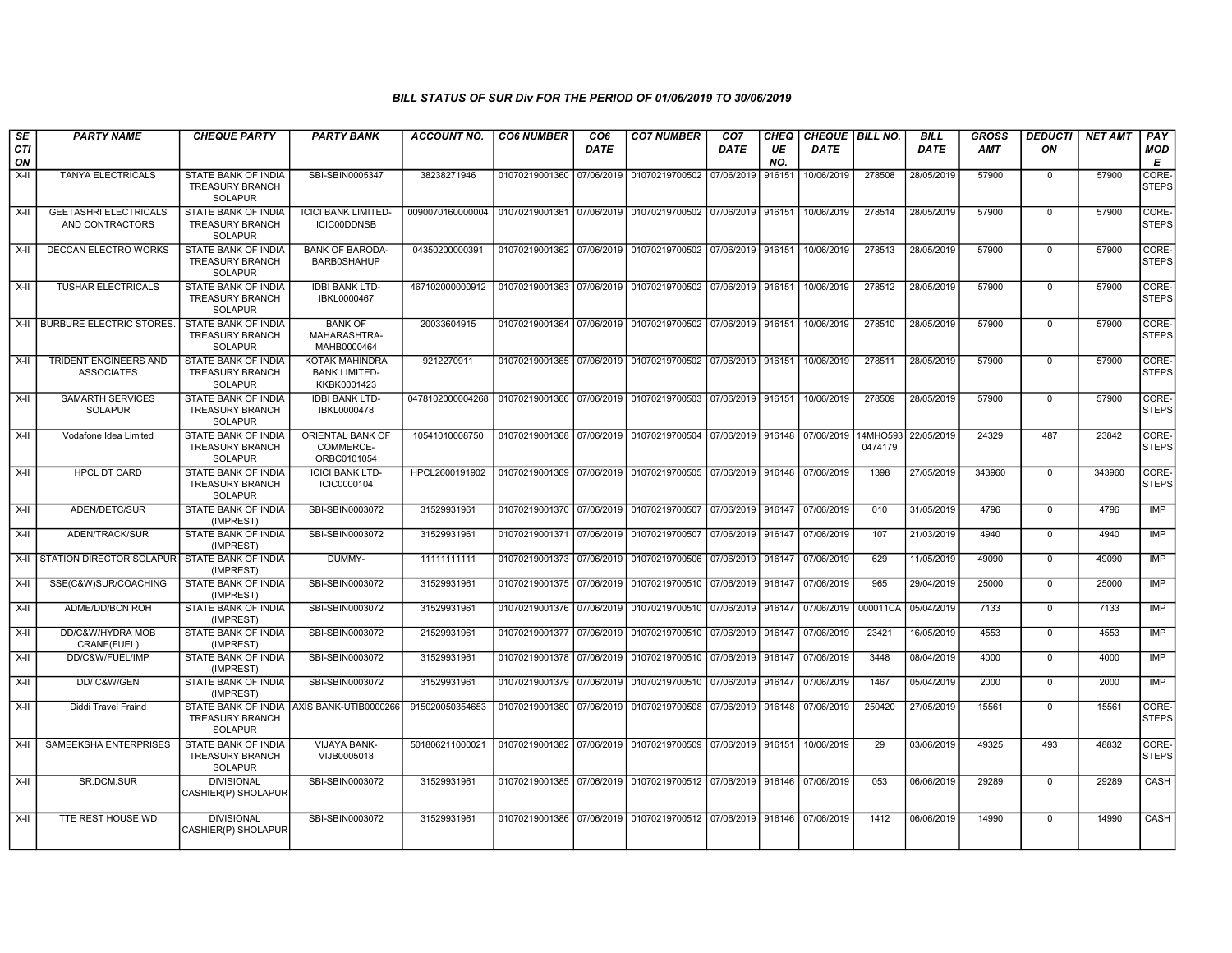## BILL STATUS OF SUR Div FOR THE PERIOD OF 01/06/2019 TO 30/06/2019

| SECTION | PARTY NAME | CHEQUE PARTY | PARTY BANK | ACCOUNT NO. | CO6 NUMBER | CO6 DATE | CO7 NUMBER | CO7 DATE | CHEQUE NO. | CHEQUE DATE | BILL NO. | BILL DATE | GROSS AMT | DEDUCTION | NET AMT | PAY MODE |
|---|---|---|---|---|---|---|---|---|---|---|---|---|---|---|---|---|
| X-II | TANYA ELECTRICALS | STATE BANK OF INDIA TREASURY BRANCH SOLAPUR | SBI-SBIN0005347 | 38238271946 | 01070219001360 | 07/06/2019 | 01070219700502 | 07/06/2019 | 916151 | 10/06/2019 | 278508 | 28/05/2019 | 57900 | 0 | 57900 | CORE-STEPS |
| X-II | GEETASHRI ELECTRICALS AND CONTRACTORS | STATE BANK OF INDIA TREASURY BRANCH SOLAPUR | ICICI BANK LIMITED-ICIC00DDNSB | 0090070160000004 | 01070219001361 | 07/06/2019 | 01070219700502 | 07/06/2019 | 916151 | 10/06/2019 | 278514 | 28/05/2019 | 57900 | 0 | 57900 | CORE-STEPS |
| X-II | DECCAN ELECTRO WORKS | STATE BANK OF INDIA TREASURY BRANCH SOLAPUR | BANK OF BARODA-BARB0SHAHUP | 04350200000391 | 01070219001362 | 07/06/2019 | 01070219700502 | 07/06/2019 | 916151 | 10/06/2019 | 278513 | 28/05/2019 | 57900 | 0 | 57900 | CORE-STEPS |
| X-II | TUSHAR ELECTRICALS | STATE BANK OF INDIA TREASURY BRANCH SOLAPUR | IDBI BANK LTD-IBKL0000467 | 467102000000912 | 01070219001363 | 07/06/2019 | 01070219700502 | 07/06/2019 | 916151 | 10/06/2019 | 278512 | 28/05/2019 | 57900 | 0 | 57900 | CORE-STEPS |
| X-II | BURBURE ELECTRIC STORES. | STATE BANK OF INDIA TREASURY BRANCH SOLAPUR | BANK OF MAHARASHTRA-MAHB0000464 | 20033604915 | 01070219001364 | 07/06/2019 | 01070219700502 | 07/06/2019 | 916151 | 10/06/2019 | 278510 | 28/05/2019 | 57900 | 0 | 57900 | CORE-STEPS |
| X-II | TRIDENT ENGINEERS AND ASSOCIATES | STATE BANK OF INDIA TREASURY BRANCH SOLAPUR | KOTAK MAHINDRA BANK LIMITED-KKBK0001423 | 9212270911 | 01070219001365 | 07/06/2019 | 01070219700502 | 07/06/2019 | 916151 | 10/06/2019 | 278511 | 28/05/2019 | 57900 | 0 | 57900 | CORE-STEPS |
| X-II | SAMARTH SERVICES SOLAPUR | STATE BANK OF INDIA TREASURY BRANCH SOLAPUR | IDBI BANK LTD-IBKL0000478 | 0478102000004268 | 01070219001366 | 07/06/2019 | 01070219700503 | 07/06/2019 | 916151 | 10/06/2019 | 278509 | 28/05/2019 | 57900 | 0 | 57900 | CORE-STEPS |
| X-II | Vodafone Idea Limited | STATE BANK OF INDIA TREASURY BRANCH SOLAPUR | ORIENTAL BANK OF COMMERCE-ORBC0101054 | 10541010008750 | 01070219001368 | 07/06/2019 | 01070219700504 | 07/06/2019 | 916148 | 07/06/2019 | 14MHO593 0474179 | 22/05/2019 | 24329 | 487 | 23842 | CORE-STEPS |
| X-II | HPCL DT CARD | STATE BANK OF INDIA TREASURY BRANCH SOLAPUR | ICICI BANK LTD-ICIC0000104 | HPCL2600191902 | 01070219001369 | 07/06/2019 | 01070219700505 | 07/06/2019 | 916148 | 07/06/2019 | 1398 | 27/05/2019 | 343960 | 0 | 343960 | CORE-STEPS |
| X-II | ADEN/DETC/SUR | STATE BANK OF INDIA (IMPREST) | SBI-SBIN0003072 | 31529931961 | 01070219001370 | 07/06/2019 | 01070219700507 | 07/06/2019 | 916147 | 07/06/2019 | 010 | 31/05/2019 | 4796 | 0 | 4796 | IMP |
| X-II | ADEN/TRACK/SUR | STATE BANK OF INDIA (IMPREST) | SBI-SBIN0003072 | 31529931961 | 01070219001371 | 07/06/2019 | 01070219700507 | 07/06/2019 | 916147 | 07/06/2019 | 107 | 21/03/2019 | 4940 | 0 | 4940 | IMP |
| X-II | STATION DIRECTOR SOLAPUR | STATE BANK OF INDIA (IMPREST) | DUMMY- | 11111111111 | 01070219001373 | 07/06/2019 | 01070219700506 | 07/06/2019 | 916147 | 07/06/2019 | 629 | 11/05/2019 | 49090 | 0 | 49090 | IMP |
| X-II | SSE(C&W)SUR/COACHING | STATE BANK OF INDIA (IMPREST) | SBI-SBIN0003072 | 31529931961 | 01070219001375 | 07/06/2019 | 01070219700510 | 07/06/2019 | 916147 | 07/06/2019 | 965 | 29/04/2019 | 25000 | 0 | 25000 | IMP |
| X-II | ADME/DD/BCN ROH | STATE BANK OF INDIA (IMPREST) | SBI-SBIN0003072 | 31529931961 | 01070219001376 | 07/06/2019 | 01070219700510 | 07/06/2019 | 916147 | 07/06/2019 | 000011CA | 05/04/2019 | 7133 | 0 | 7133 | IMP |
| X-II | DD/C&W/HYDRA MOB CRANE(FUEL) | STATE BANK OF INDIA (IMPREST) | SBI-SBIN0003072 | 21529931961 | 01070219001377 | 07/06/2019 | 01070219700510 | 07/06/2019 | 916147 | 07/06/2019 | 23421 | 16/05/2019 | 4553 | 0 | 4553 | IMP |
| X-II | DD/C&W/FUEL/IMP | STATE BANK OF INDIA (IMPREST) | SBI-SBIN0003072 | 31529931961 | 01070219001378 | 07/06/2019 | 01070219700510 | 07/06/2019 | 916147 | 07/06/2019 | 3448 | 08/04/2019 | 4000 | 0 | 4000 | IMP |
| X-II | DD/ C&W/GEN | STATE BANK OF INDIA (IMPREST) | SBI-SBIN0003072 | 31529931961 | 01070219001379 | 07/06/2019 | 01070219700510 | 07/06/2019 | 916147 | 07/06/2019 | 1467 | 05/04/2019 | 2000 | 0 | 2000 | IMP |
| X-II | Diddi Travel Fraind | STATE BANK OF INDIA TREASURY BRANCH SOLAPUR | AXIS BANK-UTIB0000266 | 915020050354653 | 01070219001380 | 07/06/2019 | 01070219700508 | 07/06/2019 | 916148 | 07/06/2019 | 250420 | 27/05/2019 | 15561 | 0 | 15561 | CORE-STEPS |
| X-II | SAMEEKSHA ENTERPRISES | STATE BANK OF INDIA TREASURY BRANCH SOLAPUR | VIJAYA BANK-VIJB0005018 | 501806211000021 | 01070219001382 | 07/06/2019 | 01070219700509 | 07/06/2019 | 916151 | 10/06/2019 | 29 | 03/06/2019 | 49325 | 493 | 48832 | CORE-STEPS |
| X-II | SR.DCM.SUR | DIVISIONAL CASHIER(P) SHOLAPUR | SBI-SBIN0003072 | 31529931961 | 01070219001385 | 07/06/2019 | 01070219700512 | 07/06/2019 | 916146 | 07/06/2019 | 053 | 06/06/2019 | 29289 | 0 | 29289 | CASH |
| X-II | TTE REST HOUSE WD | DIVISIONAL CASHIER(P) SHOLAPUR | SBI-SBIN0003072 | 31529931961 | 01070219001386 | 07/06/2019 | 01070219700512 | 07/06/2019 | 916146 | 07/06/2019 | 1412 | 06/06/2019 | 14990 | 0 | 14990 | CASH |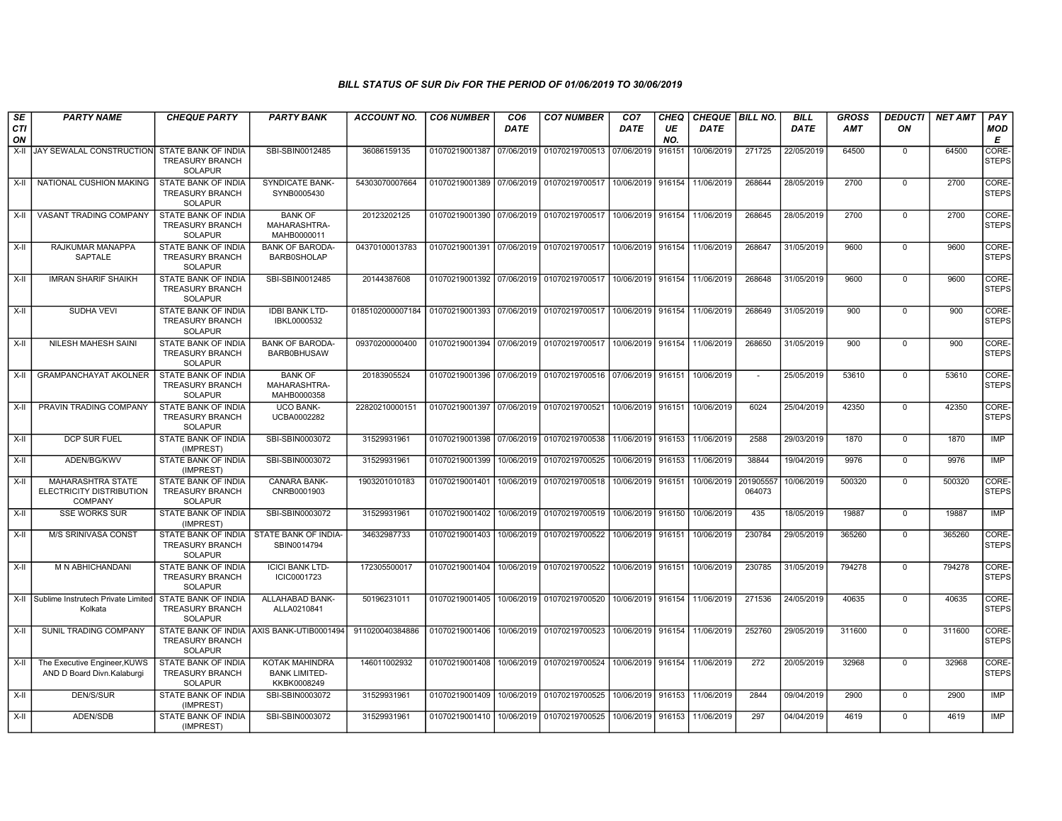# BILL STATUS OF SUR Div FOR THE PERIOD OF 01/06/2019 TO 30/06/2019

| SECTION | PARTY NAME | CHEQUE PARTY | PARTY BANK | ACCOUNT NO. | CO6 NUMBER | CO6 DATE | CO7 NUMBER | CO7 DATE | CHEQUE NO. | CHEQUE DATE | BILL NO. | BILL DATE | GROSS AMT | DEDUCTION | NET AMT | PAY MODE |
|---|---|---|---|---|---|---|---|---|---|---|---|---|---|---|---|---|
| X-II | JAY SEWALAL CONSTRUCTION | STATE BANK OF INDIA TREASURY BRANCH SOLAPUR | SBI-SBIN0012485 | 36086159135 | 01070219001387 | 07/06/2019 | 01070219700513 | 07/06/2019 | 916151 | 10/06/2019 | 271725 | 22/05/2019 | 64500 | 0 | 64500 | CORE-STEPS |
| X-II | NATIONAL CUSHION MAKING | STATE BANK OF INDIA TREASURY BRANCH SOLAPUR | SYNDICATE BANK-SYNB0005430 | 54303070007664 | 01070219001389 | 07/06/2019 | 01070219700517 | 10/06/2019 | 916154 | 11/06/2019 | 268644 | 28/05/2019 | 2700 | 0 | 2700 | CORE-STEPS |
| X-II | VASANT TRADING COMPANY | STATE BANK OF INDIA TREASURY BRANCH SOLAPUR | BANK OF MAHARASHTRA-MAHB0000011 | 20123202125 | 01070219001390 | 07/06/2019 | 01070219700517 | 10/06/2019 | 916154 | 11/06/2019 | 268645 | 28/05/2019 | 2700 | 0 | 2700 | CORE-STEPS |
| X-II | RAJKUMAR MANAPPA SAPTALE | STATE BANK OF INDIA TREASURY BRANCH SOLAPUR | BANK OF BARODA-BARB0SHOLAP | 04370100013783 | 01070219001391 | 07/06/2019 | 01070219700517 | 10/06/2019 | 916154 | 11/06/2019 | 268647 | 31/05/2019 | 9600 | 0 | 9600 | CORE-STEPS |
| X-II | IMRAN SHARIF SHAIKH | STATE BANK OF INDIA TREASURY BRANCH SOLAPUR | SBI-SBIN0012485 | 20144387608 | 01070219001392 | 07/06/2019 | 01070219700517 | 10/06/2019 | 916154 | 11/06/2019 | 268648 | 31/05/2019 | 9600 | 0 | 9600 | CORE-STEPS |
| X-II | SUDHA VEVI | STATE BANK OF INDIA TREASURY BRANCH SOLAPUR | IDBI BANK LTD-IBKL0000532 | 0185102000007184 | 01070219001393 | 07/06/2019 | 01070219700517 | 10/06/2019 | 916154 | 11/06/2019 | 268649 | 31/05/2019 | 900 | 0 | 900 | CORE-STEPS |
| X-II | NILESH MAHESH SAINI | STATE BANK OF INDIA TREASURY BRANCH SOLAPUR | BANK OF BARODA-BARB0BHUSAW | 09370200000400 | 01070219001394 | 07/06/2019 | 01070219700517 | 10/06/2019 | 916154 | 11/06/2019 | 268650 | 31/05/2019 | 900 | 0 | 900 | CORE-STEPS |
| X-II | GRAMPANCHAYAT AKOLNER | STATE BANK OF INDIA TREASURY BRANCH SOLAPUR | BANK OF MAHARASHTRA-MAHB0000358 | 20183905524 | 01070219001396 | 07/06/2019 | 01070219700516 | 07/06/2019 | 916151 | 10/06/2019 | - | 25/05/2019 | 53610 | 0 | 53610 | CORE-STEPS |
| X-II | PRAVIN TRADING COMPANY | STATE BANK OF INDIA TREASURY BRANCH SOLAPUR | UCO BANK-UCBA0002282 | 22820210000151 | 01070219001397 | 07/06/2019 | 01070219700521 | 10/06/2019 | 916151 | 10/06/2019 | 6024 | 25/04/2019 | 42350 | 0 | 42350 | CORE-STEPS |
| X-II | DCP SUR FUEL | STATE BANK OF INDIA (IMPREST) | SBI-SBIN0003072 | 31529931961 | 01070219001398 | 07/06/2019 | 01070219700538 | 11/06/2019 | 916153 | 11/06/2019 | 2588 | 29/03/2019 | 1870 | 0 | 1870 | IMP |
| X-II | ADEN/BG/KWV | STATE BANK OF INDIA (IMPREST) | SBI-SBIN0003072 | 31529931961 | 01070219001399 | 10/06/2019 | 01070219700525 | 10/06/2019 | 916153 | 11/06/2019 | 38844 | 19/04/2019 | 9976 | 0 | 9976 | IMP |
| X-II | MAHARASHTRA STATE ELECTRICITY DISTRIBUTION COMPANY | STATE BANK OF INDIA TREASURY BRANCH SOLAPUR | CANARA BANK-CNRB0001903 | 1903201010183 | 01070219001401 | 10/06/2019 | 01070219700518 | 10/06/2019 | 916151 | 10/06/2019 | 201905557064073 | 10/06/2019 | 500320 | 0 | 500320 | CORE-STEPS |
| X-II | SSE WORKS SUR | STATE BANK OF INDIA (IMPREST) | SBI-SBIN0003072 | 31529931961 | 01070219001402 | 10/06/2019 | 01070219700519 | 10/06/2019 | 916150 | 10/06/2019 | 435 | 18/05/2019 | 19887 | 0 | 19887 | IMP |
| X-II | M/S SRINIVASA CONST | STATE BANK OF INDIA TREASURY BRANCH SOLAPUR | STATE BANK OF INDIA-SBIN0014794 | 34632987733 | 01070219001403 | 10/06/2019 | 01070219700522 | 10/06/2019 | 916151 | 10/06/2019 | 230784 | 29/05/2019 | 365260 | 0 | 365260 | CORE-STEPS |
| X-II | M N ABHICHANDANI | STATE BANK OF INDIA TREASURY BRANCH SOLAPUR | ICICI BANK LTD-ICIC0001723 | 172305500017 | 01070219001404 | 10/06/2019 | 01070219700522 | 10/06/2019 | 916151 | 10/06/2019 | 230785 | 31/05/2019 | 794278 | 0 | 794278 | CORE-STEPS |
| X-II | Sublime Instrutech Private Limited Kolkata | STATE BANK OF INDIA TREASURY BRANCH SOLAPUR | ALLAHABAD BANK-ALLA0210841 | 50196231011 | 01070219001405 | 10/06/2019 | 01070219700520 | 10/06/2019 | 916154 | 11/06/2019 | 271536 | 24/05/2019 | 40635 | 0 | 40635 | CORE-STEPS |
| X-II | SUNIL TRADING COMPANY | STATE BANK OF INDIA TREASURY BRANCH SOLAPUR | AXIS BANK-UTIB0001494 | 911020040384886 | 01070219001406 | 10/06/2019 | 01070219700523 | 10/06/2019 | 916154 | 11/06/2019 | 252760 | 29/05/2019 | 311600 | 0 | 311600 | CORE-STEPS |
| X-II | The Executive Engineer,KUWS AND D Board Divn.Kalaburgi | STATE BANK OF INDIA TREASURY BRANCH SOLAPUR | KOTAK MAHINDRA BANK LIMITED-KKBK0008249 | 146011002932 | 01070219001408 | 10/06/2019 | 01070219700524 | 10/06/2019 | 916154 | 11/06/2019 | 272 | 20/05/2019 | 32968 | 0 | 32968 | CORE-STEPS |
| X-II | DEN/S/SUR | STATE BANK OF INDIA (IMPREST) | SBI-SBIN0003072 | 31529931961 | 01070219001409 | 10/06/2019 | 01070219700525 | 10/06/2019 | 916153 | 11/06/2019 | 2844 | 09/04/2019 | 2900 | 0 | 2900 | IMP |
| X-II | ADEN/SDB | STATE BANK OF INDIA (IMPREST) | SBI-SBIN0003072 | 31529931961 | 01070219001410 | 10/06/2019 | 01070219700525 | 10/06/2019 | 916153 | 11/06/2019 | 297 | 04/04/2019 | 4619 | 0 | 4619 | IMP |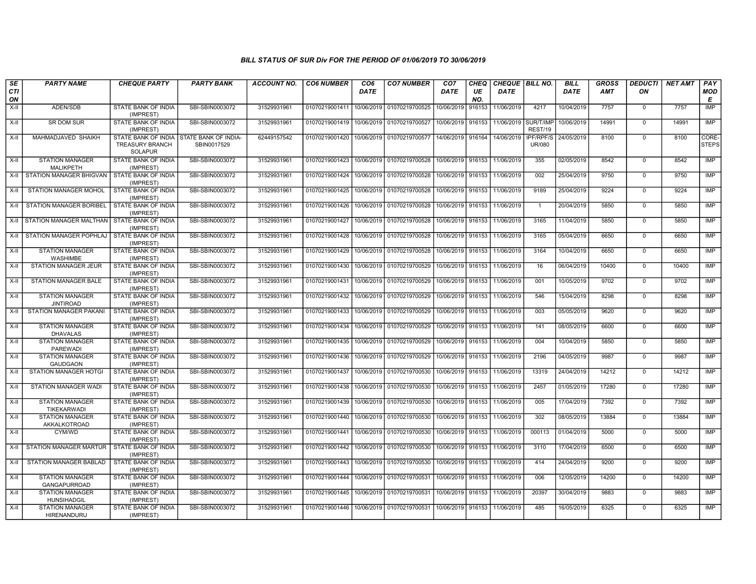### BILL STATUS OF SUR Div FOR THE PERIOD OF 01/06/2019 TO 30/06/2019

| SECTION | PARTY NAME | CHEQUE PARTY | PARTY BANK | ACCOUNT NO. | CO6 NUMBER | CO6 DATE | CO7 NUMBER | CO7 DATE | CHEQUE NO. | CHEQUE DATE | BILL NO. | BILL DATE | GROSS AMT | DEDUCTION | NET AMT | PAY MODE |
|---|---|---|---|---|---|---|---|---|---|---|---|---|---|---|---|---|
| X-II | ADEN/SDB | STATE BANK OF INDIA (IMPREST) | SBI-SBIN0003072 | 31529931961 | 01070219001411 | 10/06/2019 | 01070219700525 | 10/06/2019 | 916153 | 11/06/2019 | 4217 | 10/04/2019 | 7757 | 0 | 7757 | IMP |
| X-II | SR DOM SUR | STATE BANK OF INDIA (IMPREST) | SBI-SBIN0003072 | 31529931961 | 01070219001419 | 10/06/2019 | 01070219700527 | 10/06/2019 | 916153 | 11/06/2019 | SUR/T/IMP REST/19 | 10/06/2019 | 14991 | 0 | 14991 | IMP |
| X-II | MAHMADJAVED SHAIKH | STATE BANK OF INDIA TREASURY BRANCH SOLAPUR | STATE BANK OF INDIA-SBIN0017529 | 62449157542 | 01070219001420 | 10/06/2019 | 01070219700577 | 14/06/2019 | 916164 | 14/06/2019 | IPF/RPF/S UR/080 | 24/05/2019 | 8100 | 0 | 8100 | CORE-STEPS |
| X-II | STATION MANAGER MALIKPETH | STATE BANK OF INDIA (IMPREST) | SBI-SBIN0003072 | 31529931961 | 01070219001423 | 10/06/2019 | 01070219700528 | 10/06/2019 | 916153 | 11/06/2019 | 355 | 02/05/2019 | 8542 | 0 | 8542 | IMP |
| X-II | STATION MANAGER BHIGVAN | STATE BANK OF INDIA (IMPREST) | SBI-SBIN0003072 | 31529931961 | 01070219001424 | 10/06/2019 | 01070219700528 | 10/06/2019 | 916153 | 11/06/2019 | 002 | 25/04/2019 | 9750 | 0 | 9750 | IMP |
| X-II | STATION MANAGER MOHOL | STATE BANK OF INDIA (IMPREST) | SBI-SBIN0003072 | 31529931961 | 01070219001425 | 10/06/2019 | 01070219700528 | 10/06/2019 | 916153 | 11/06/2019 | 9189 | 25/04/2019 | 9224 | 0 | 9224 | IMP |
| X-II | STATION MANAGER BORIBEL | STATE BANK OF INDIA (IMPREST) | SBI-SBIN0003072 | 31529931961 | 01070219001426 | 10/06/2019 | 01070219700528 | 10/06/2019 | 916153 | 11/06/2019 | 1 | 20/04/2019 | 5850 | 0 | 5850 | IMP |
| X-II | STATION MANAGER MALTHAN | STATE BANK OF INDIA (IMPREST) | SBI-SBIN0003072 | 31529931961 | 01070219001427 | 10/06/2019 | 01070219700528 | 10/06/2019 | 916153 | 11/06/2019 | 3165 | 11/04/2019 | 5850 | 0 | 5850 | IMP |
| X-II | STATION MANAGER POPHLAJ | STATE BANK OF INDIA (IMPREST) | SBI-SBIN0003072 | 31529931961 | 01070219001428 | 10/06/2019 | 01070219700528 | 10/06/2019 | 916153 | 11/06/2019 | 3165 | 05/04/2019 | 6650 | 0 | 6650 | IMP |
| X-II | STATION MANAGER WASHIMBE | STATE BANK OF INDIA (IMPREST) | SBI-SBIN0003072 | 31529931961 | 01070219001429 | 10/06/2019 | 01070219700528 | 10/06/2019 | 916153 | 11/06/2019 | 3164 | 10/04/2019 | 6650 | 0 | 6650 | IMP |
| X-II | STATION MANAGER JEUR | STATE BANK OF INDIA (IMPREST) | SBI-SBIN0003072 | 31529931961 | 01070219001430 | 10/06/2019 | 01070219700529 | 10/06/2019 | 916153 | 11/06/2019 | 16 | 06/04/2019 | 10400 | 0 | 10400 | IMP |
| X-II | STATION MANAGER BALE | STATE BANK OF INDIA (IMPREST) | SBI-SBIN0003072 | 31529931961 | 01070219001431 | 10/06/2019 | 01070219700529 | 10/06/2019 | 916153 | 11/06/2019 | 001 | 10/05/2019 | 9702 | 0 | 9702 | IMP |
| X-II | STATION MANAGER JINTIROAD | STATE BANK OF INDIA (IMPREST) | SBI-SBIN0003072 | 31529931961 | 01070219001432 | 10/06/2019 | 01070219700529 | 10/06/2019 | 916153 | 11/06/2019 | 546 | 15/04/2019 | 8298 | 0 | 8298 | IMP |
| X-II | STATION MANAGER PAKANI | STATE BANK OF INDIA (IMPREST) | SBI-SBIN0003072 | 31529931961 | 01070219001433 | 10/06/2019 | 01070219700529 | 10/06/2019 | 916153 | 11/06/2019 | 003 | 05/05/2019 | 9620 | 0 | 9620 | IMP |
| X-II | STATION MANAGER DHAVALAS | STATE BANK OF INDIA (IMPREST) | SBI-SBIN0003072 | 31529931961 | 01070219001434 | 10/06/2019 | 01070219700529 | 10/06/2019 | 916153 | 11/06/2019 | 141 | 08/05/2019 | 6600 | 0 | 6600 | IMP |
| X-II | STATION MANAGER PAREWADI | STATE BANK OF INDIA (IMPREST) | SBI-SBIN0003072 | 31529931961 | 01070219001435 | 10/06/2019 | 01070219700529 | 10/06/2019 | 916153 | 11/06/2019 | 004 | 10/04/2019 | 5850 | 0 | 5850 | IMP |
| X-II | STATION MANAGER GAUDGAON | STATE BANK OF INDIA (IMPREST) | SBI-SBIN0003072 | 31529931961 | 01070219001436 | 10/06/2019 | 01070219700529 | 10/06/2019 | 916153 | 11/06/2019 | 2196 | 04/05/2019 | 9987 | 0 | 9987 | IMP |
| X-II | STATION MANAGER HOTGI | STATE BANK OF INDIA (IMPREST) | SBI-SBIN0003072 | 31529931961 | 01070219001437 | 10/06/2019 | 01070219700530 | 10/06/2019 | 916153 | 11/06/2019 | 13319 | 24/04/2019 | 14212 | 0 | 14212 | IMP |
| X-II | STATION MANAGER WADI | STATE BANK OF INDIA (IMPREST) | SBI-SBIN0003072 | 31529931961 | 01070219001438 | 10/06/2019 | 01070219700530 | 10/06/2019 | 916153 | 11/06/2019 | 2457 | 01/05/2019 | 17280 | 0 | 17280 | IMP |
| X-II | STATION MANAGER TIKEKARWADI | STATE BANK OF INDIA (IMPREST) | SBI-SBIN0003072 | 31529931961 | 01070219001439 | 10/06/2019 | 01070219700530 | 10/06/2019 | 916153 | 11/06/2019 | 005 | 17/04/2019 | 7392 | 0 | 7392 | IMP |
| X-II | STATION MANAGER AKKALKOTROAD | STATE BANK OF INDIA (IMPREST) | SBI-SBIN0003072 | 31529931961 | 01070219001440 | 10/06/2019 | 01070219700530 | 10/06/2019 | 916153 | 11/06/2019 | 302 | 08/05/2019 | 13884 | 0 | 13884 | IMP |
| X-II | CYM/WD | STATE BANK OF INDIA (IMPREST) | SBI-SBIN0003072 | 31529931961 | 01070219001441 | 10/06/2019 | 01070219700530 | 10/06/2019 | 916153 | 11/06/2019 | 000113 | 01/04/2019 | 5000 | 0 | 5000 | IMP |
| X-II | STATION MANAGER MARTUR | STATE BANK OF INDIA (IMPREST) | SBI-SBIN0003072 | 31529931961 | 01070219001442 | 10/06/2019 | 01070219700530 | 10/06/2019 | 916153 | 11/06/2019 | 3110 | 17/04/2019 | 6500 | 0 | 6500 | IMP |
| X-II | STATION MANAGER BABLAD | STATE BANK OF INDIA (IMPREST) | SBI-SBIN0003072 | 31529931961 | 01070219001443 | 10/06/2019 | 01070219700530 | 10/06/2019 | 916153 | 11/06/2019 | 414 | 24/04/2019 | 9200 | 0 | 9200 | IMP |
| X-II | STATION MANAGER GANGAPURROAD | STATE BANK OF INDIA (IMPREST) | SBI-SBIN0003072 | 31529931961 | 01070219001444 | 10/06/2019 | 01070219700531 | 10/06/2019 | 916153 | 11/06/2019 | 006 | 12/05/2019 | 14200 | 0 | 14200 | IMP |
| X-II | STATION MANAGER HUNSIHADGIL | STATE BANK OF INDIA (IMPREST) | SBI-SBIN0003072 | 31529931961 | 01070219001445 | 10/06/2019 | 01070219700531 | 10/06/2019 | 916153 | 11/06/2019 | 20397 | 30/04/2019 | 9883 | 0 | 9883 | IMP |
| X-II | STATION MANAGER HIRENANDURU | STATE BANK OF INDIA (IMPREST) | SBI-SBIN0003072 | 31529931961 | 01070219001446 | 10/06/2019 | 01070219700531 | 10/06/2019 | 916153 | 11/06/2019 | 485 | 16/05/2019 | 6325 | 0 | 6325 | IMP |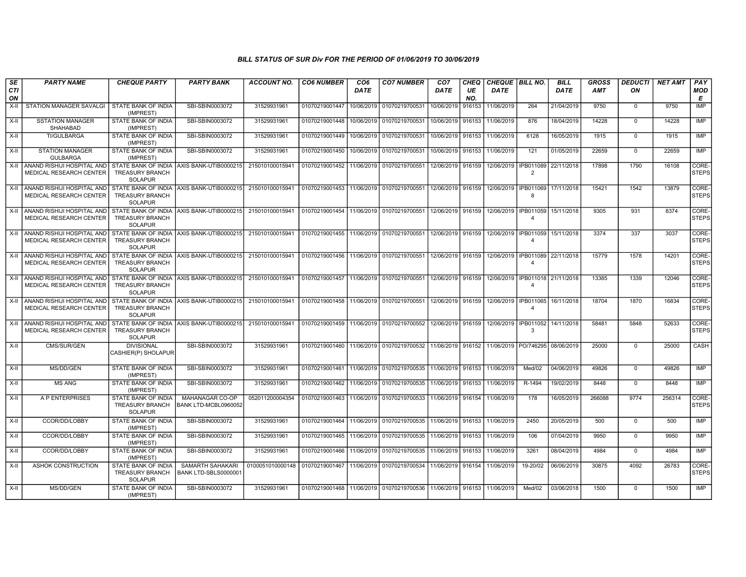### BILL STATUS OF SUR Div FOR THE PERIOD OF 01/06/2019 TO 30/06/2019

| SECTION | PARTY NAME | CHEQUE PARTY | PARTY BANK | ACCOUNT NO. | CO6 NUMBER | CO6 DATE | CO7 NUMBER | CO7 DATE | CHEQUE NO. | CHEQUE DATE | BILL NO. | BILL DATE | GROSS AMT | DEDUCTION | NET AMT | PAY MODE |
|---|---|---|---|---|---|---|---|---|---|---|---|---|---|---|---|---|
| X-II | STATION MANAGER SAVALGI | STATE BANK OF INDIA (IMPREST) | SBI-SBIN0003072 | 31529931961 | 01070219001447 | 10/06/2019 | 01070219700531 | 10/06/2019 | 916153 | 11/06/2019 | 264 | 21/04/2019 | 9750 | 0 | 9750 | IMP |
| X-II | SSTATION MANAGER SHAHABAD | STATE BANK OF INDIA (IMPREST) | SBI-SBIN0003072 | 31529931961 | 01070219001448 | 10/06/2019 | 01070219700531 | 10/06/2019 | 916153 | 11/06/2019 | 876 | 18/04/2019 | 14228 | 0 | 14228 | IMP |
| X-II | TI/GULBARGA | STATE BANK OF INDIA (IMPREST) | SBI-SBIN0003072 | 31529931961 | 01070219001449 | 10/06/2019 | 01070219700531 | 10/06/2019 | 916153 | 11/06/2019 | 6128 | 16/05/2019 | 1915 | 0 | 1915 | IMP |
| X-II | STATION MANAGER GULBARGA | STATE BANK OF INDIA (IMPREST) | SBI-SBIN0003072 | 31529931961 | 01070219001450 | 10/06/2019 | 01070219700531 | 10/06/2019 | 916153 | 11/06/2019 | 121 | 01/05/2019 | 22659 | 0 | 22659 | IMP |
| X-II | ANAND RISHIJI HOSPITAL AND MEDICAL RESEARCH CENTER | STATE BANK OF INDIA TREASURY BRANCH SOLAPUR | AXIS BANK-UTIB0000215 | 215010100015941 | 01070219001452 | 11/06/2019 | 01070219700551 | 12/06/2019 | 916159 | 12/06/2019 | IPB0110892 | 22/11/2018 | 17898 | 1790 | 16108 | CORE-STEPS |
| X-II | ANAND RISHIJI HOSPITAL AND MEDICAL RESEARCH CENTER | STATE BANK OF INDIA TREASURY BRANCH SOLAPUR | AXIS BANK-UTIB0000215 | 215010100015941 | 01070219001453 | 11/06/2019 | 01070219700551 | 12/06/2019 | 916159 | 12/06/2019 | IPB0110698 | 17/11/2018 | 15421 | 1542 | 13879 | CORE-STEPS |
| X-II | ANAND RISHIJI HOSPITAL AND MEDICAL RESEARCH CENTER | STATE BANK OF INDIA TREASURY BRANCH SOLAPUR | AXIS BANK-UTIB0000215 | 215010100015941 | 01070219001454 | 11/06/2019 | 01070219700551 | 12/06/2019 | 916159 | 12/06/2019 | IPB0110594 | 15/11/2018 | 9305 | 931 | 8374 | CORE-STEPS |
| X-II | ANAND RISHIJI HOSPITAL AND MEDICAL RESEARCH CENTER | STATE BANK OF INDIA TREASURY BRANCH SOLAPUR | AXIS BANK-UTIB0000215 | 215010100015941 | 01070219001455 | 11/06/2019 | 01070219700551 | 12/06/2019 | 916159 | 12/06/2019 | IPB0110594 | 15/11/2018 | 3374 | 337 | 3037 | CORE-STEPS |
| X-II | ANAND RISHIJI HOSPITAL AND MEDICAL RESEARCH CENTER | STATE BANK OF INDIA TREASURY BRANCH SOLAPUR | AXIS BANK-UTIB0000215 | 215010100015941 | 01070219001456 | 11/06/2019 | 01070219700551 | 12/06/2019 | 916159 | 12/06/2019 | IPB0110894 | 22/11/2018 | 15779 | 1578 | 14201 | CORE-STEPS |
| X-II | ANAND RISHIJI HOSPITAL AND MEDICAL RESEARCH CENTER | STATE BANK OF INDIA TREASURY BRANCH SOLAPUR | AXIS BANK-UTIB0000215 | 215010100015941 | 01070219001457 | 11/06/2019 | 01070219700551 | 12/06/2019 | 916159 | 12/06/2019 | IPB0110184 | 21/11/2018 | 13385 | 1339 | 12046 | CORE-STEPS |
| X-II | ANAND RISHIJI HOSPITAL AND MEDICAL RESEARCH CENTER | STATE BANK OF INDIA TREASURY BRANCH SOLAPUR | AXIS BANK-UTIB0000215 | 215010100015941 | 01070219001458 | 11/06/2019 | 01070219700551 | 12/06/2019 | 916159 | 12/06/2019 | IPB0110654 | 16/11/2018 | 18704 | 1870 | 16834 | CORE-STEPS |
| X-II | ANAND RISHIJI HOSPITAL AND MEDICAL RESEARCH CENTER | STATE BANK OF INDIA TREASURY BRANCH SOLAPUR | AXIS BANK-UTIB0000215 | 215010100015941 | 01070219001459 | 11/06/2019 | 01070219700552 | 12/06/2019 | 916159 | 12/06/2019 | IPB0110523 | 14/11/2018 | 58481 | 5848 | 52633 | CORE-STEPS |
| X-II | CMS/SUR/GEN | DIVISIONAL CASHIER(P) SHOLAPUR | SBI-SBIN0003072 | 31529931961 | 01070219001460 | 11/06/2019 | 01070219700532 | 11/06/2019 | 916152 | 11/06/2019 | PO/746295 | 08/06/2019 | 25000 | 0 | 25000 | CASH |
| X-II | MS/DD/GEN | STATE BANK OF INDIA (IMPREST) | SBI-SBIN0003072 | 31529931961 | 01070219001461 | 11/06/2019 | 01070219700535 | 11/06/2019 | 916153 | 11/06/2019 | Med/02 | 04/06/2019 | 49826 | 0 | 49826 | IMP |
| X-II | MS ANG | STATE BANK OF INDIA (IMPREST) | SBI-SBIN0003072 | 31529931961 | 01070219001462 | 11/06/2019 | 01070219700535 | 11/06/2019 | 916153 | 11/06/2019 | R-1494 | 19/02/2019 | 8448 | 0 | 8448 | IMP |
| X-II | A P ENTERPRISES | STATE BANK OF INDIA TREASURY BRANCH SOLAPUR | MAHANAGAR CO-OP BANK LTD-MCBL0960052 | 052011200004354 | 01070219001463 | 11/06/2019 | 01070219700533 | 11/06/2019 | 916154 | 11/06/2019 | 178 | 16/05/2019 | 266088 | 9774 | 256314 | CORE-STEPS |
| X-II | CCOR/DD/LOBBY | STATE BANK OF INDIA (IMPREST) | SBI-SBIN0003072 | 31529931961 | 01070219001464 | 11/06/2019 | 01070219700535 | 11/06/2019 | 916153 | 11/06/2019 | 2450 | 20/05/2019 | 500 | 0 | 500 | IMP |
| X-II | CCOR/DD/LOBBY | STATE BANK OF INDIA (IMPREST) | SBI-SBIN0003072 | 31529931961 | 01070219001465 | 11/06/2019 | 01070219700535 | 11/06/2019 | 916153 | 11/06/2019 | 106 | 07/04/2019 | 9950 | 0 | 9950 | IMP |
| X-II | CCOR/DD/LOBBY | STATE BANK OF INDIA (IMPREST) | SBI-SBIN0003072 | 31529931961 | 01070219001466 | 11/06/2019 | 01070219700535 | 11/06/2019 | 916153 | 11/06/2019 | 3261 | 08/04/2019 | 4984 | 0 | 4984 | IMP |
| X-II | ASHOK CONSTRUCTION | STATE BANK OF INDIA TREASURY BRANCH SOLAPUR | SAMARTH SAHAKARI BANK LTD-SBLS0000001 | 0100051010000148 | 01070219001467 | 11/06/2019 | 01070219700534 | 11/06/2019 | 916154 | 11/06/2019 | 19-20/02 | 06/06/2019 | 30875 | 4092 | 26783 | CORE-STEPS |
| X-II | MS/DD/GEN | STATE BANK OF INDIA (IMPREST) | SBI-SBIN0003072 | 31529931961 | 01070219001468 | 11/06/2019 | 01070219700536 | 11/06/2019 | 916153 | 11/06/2019 | Med/02 | 03/06/2018 | 1500 | 0 | 1500 | IMP |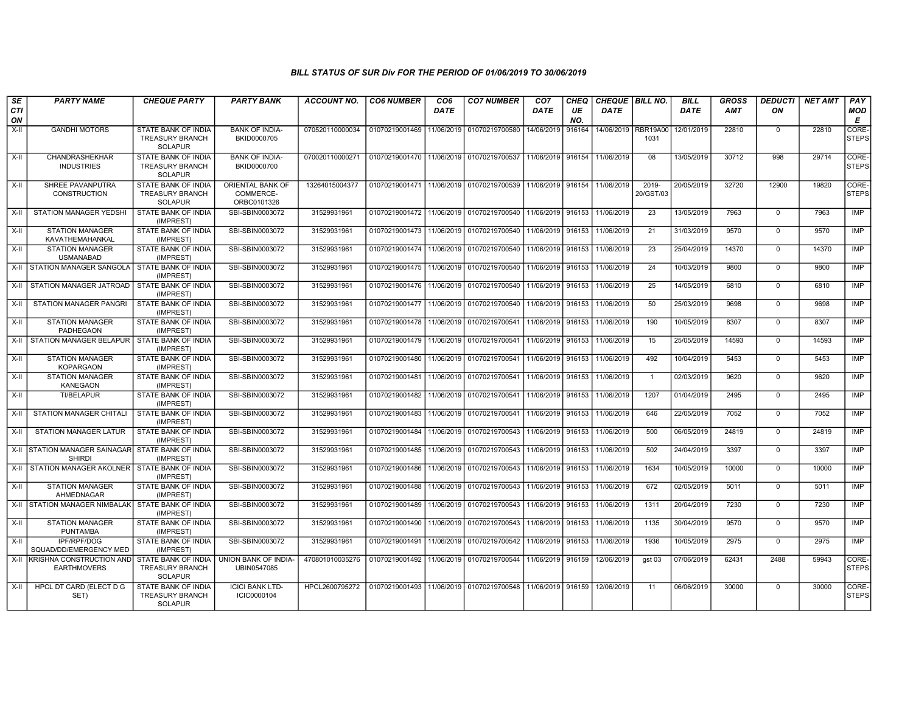### BILL STATUS OF SUR Div FOR THE PERIOD OF 01/06/2019 TO 30/06/2019

| SECTION | PARTY NAME | CHEQUE PARTY | PARTY BANK | ACCOUNT NO. | CO6 NUMBER | CO6 DATE | CO7 NUMBER | CO7 DATE | CHEQUE NO. | CHEQUE DATE | BILL NO. | BILL DATE | GROSS AMT | DEDUCTION | NET AMT | PAY MODE |
|---|---|---|---|---|---|---|---|---|---|---|---|---|---|---|---|---|
| X-II | GANDHI MOTORS | STATE BANK OF INDIA TREASURY BRANCH SOLAPUR | BANK OF INDIA-BKID0000705 | 070520110000034 | 01070219001469 | 11/06/2019 | 01070219700580 | 14/06/2019 | 916164 | 14/06/2019 | RBR19A001031 | 12/01/2019 | 22810 | 0 | 22810 | CORE-STEPS |
| X-II | CHANDRASHEKHAR INDUSTRIES | STATE BANK OF INDIA TREASURY BRANCH SOLAPUR | BANK OF INDIA-BKID0000700 | 070020110000271 | 01070219001470 | 11/06/2019 | 01070219700537 | 11/06/2019 | 916154 | 11/06/2019 | 08 | 13/05/2019 | 30712 | 998 | 29714 | CORE-STEPS |
| X-II | SHREE PAVANPUTRA CONSTRUCTION | STATE BANK OF INDIA TREASURY BRANCH SOLAPUR | ORIENTAL BANK OF COMMERCE-ORBC0101326 | 13264015004377 | 01070219001471 | 11/06/2019 | 01070219700539 | 11/06/2019 | 916154 | 11/06/2019 | 2019-20/GST/03 | 20/05/2019 | 32720 | 12900 | 19820 | CORE-STEPS |
| X-II | STATION MANAGER YEDSHI | STATE BANK OF INDIA (IMPREST) | SBI-SBIN0003072 | 31529931961 | 01070219001472 | 11/06/2019 | 01070219700540 | 11/06/2019 | 916153 | 11/06/2019 | 23 | 13/05/2019 | 7963 | 0 | 7963 | IMP |
| X-II | STATION MANAGER KAVATHEMAHANKAL | STATE BANK OF INDIA (IMPREST) | SBI-SBIN0003072 | 31529931961 | 01070219001473 | 11/06/2019 | 01070219700540 | 11/06/2019 | 916153 | 11/06/2019 | 21 | 31/03/2019 | 9570 | 0 | 9570 | IMP |
| X-II | STATION MANAGER USMANABAD | STATE BANK OF INDIA (IMPREST) | SBI-SBIN0003072 | 31529931961 | 01070219001474 | 11/06/2019 | 01070219700540 | 11/06/2019 | 916153 | 11/06/2019 | 23 | 25/04/2019 | 14370 | 0 | 14370 | IMP |
| X-II | STATION MANAGER SANGOLA | STATE BANK OF INDIA (IMPREST) | SBI-SBIN0003072 | 31529931961 | 01070219001475 | 11/06/2019 | 01070219700540 | 11/06/2019 | 916153 | 11/06/2019 | 24 | 10/03/2019 | 9800 | 0 | 9800 | IMP |
| X-II | STATION MANAGER JATROAD | STATE BANK OF INDIA (IMPREST) | SBI-SBIN0003072 | 31529931961 | 01070219001476 | 11/06/2019 | 01070219700540 | 11/06/2019 | 916153 | 11/06/2019 | 25 | 14/05/2019 | 6810 | 0 | 6810 | IMP |
| X-II | STATION MANAGER PANGRI | STATE BANK OF INDIA (IMPREST) | SBI-SBIN0003072 | 31529931961 | 01070219001477 | 11/06/2019 | 01070219700540 | 11/06/2019 | 916153 | 11/06/2019 | 50 | 25/03/2019 | 9698 | 0 | 9698 | IMP |
| X-II | STATION MANAGER PADHEGAON | STATE BANK OF INDIA (IMPREST) | SBI-SBIN0003072 | 31529931961 | 01070219001478 | 11/06/2019 | 01070219700541 | 11/06/2019 | 916153 | 11/06/2019 | 190 | 10/05/2019 | 8307 | 0 | 8307 | IMP |
| X-II | STATION MANAGER BELAPUR | STATE BANK OF INDIA (IMPREST) | SBI-SBIN0003072 | 31529931961 | 01070219001479 | 11/06/2019 | 01070219700541 | 11/06/2019 | 916153 | 11/06/2019 | 15 | 25/05/2019 | 14593 | 0 | 14593 | IMP |
| X-II | STATION MANAGER KOPARGAON | STATE BANK OF INDIA (IMPREST) | SBI-SBIN0003072 | 31529931961 | 01070219001480 | 11/06/2019 | 01070219700541 | 11/06/2019 | 916153 | 11/06/2019 | 492 | 10/04/2019 | 5453 | 0 | 5453 | IMP |
| X-II | STATION MANAGER KANEGAON | STATE BANK OF INDIA (IMPREST) | SBI-SBIN0003072 | 31529931961 | 01070219001481 | 11/06/2019 | 01070219700541 | 11/06/2019 | 916153 | 11/06/2019 | 1 | 02/03/2019 | 9620 | 0 | 9620 | IMP |
| X-II | TI/BELAPUR | STATE BANK OF INDIA (IMPREST) | SBI-SBIN0003072 | 31529931961 | 01070219001482 | 11/06/2019 | 01070219700541 | 11/06/2019 | 916153 | 11/06/2019 | 1207 | 01/04/2019 | 2495 | 0 | 2495 | IMP |
| X-II | STATION MANAGER CHITALI | STATE BANK OF INDIA (IMPREST) | SBI-SBIN0003072 | 31529931961 | 01070219001483 | 11/06/2019 | 01070219700541 | 11/06/2019 | 916153 | 11/06/2019 | 646 | 22/05/2019 | 7052 | 0 | 7052 | IMP |
| X-II | STATION MANAGER LATUR | STATE BANK OF INDIA (IMPREST) | SBI-SBIN0003072 | 31529931961 | 01070219001484 | 11/06/2019 | 01070219700543 | 11/06/2019 | 916153 | 11/06/2019 | 500 | 06/05/2019 | 24819 | 0 | 24819 | IMP |
| X-II | STATION MANAGER SAINAGAR SHIRDI | STATE BANK OF INDIA (IMPREST) | SBI-SBIN0003072 | 31529931961 | 01070219001485 | 11/06/2019 | 01070219700543 | 11/06/2019 | 916153 | 11/06/2019 | 502 | 24/04/2019 | 3397 | 0 | 3397 | IMP |
| X-II | STATION MANAGER AKOLNER | STATE BANK OF INDIA (IMPREST) | SBI-SBIN0003072 | 31529931961 | 01070219001486 | 11/06/2019 | 01070219700543 | 11/06/2019 | 916153 | 11/06/2019 | 1634 | 10/05/2019 | 10000 | 0 | 10000 | IMP |
| X-II | STATION MANAGER AHMEDNAGAR | STATE BANK OF INDIA (IMPREST) | SBI-SBIN0003072 | 31529931961 | 01070219001488 | 11/06/2019 | 01070219700543 | 11/06/2019 | 916153 | 11/06/2019 | 672 | 02/05/2019 | 5011 | 0 | 5011 | IMP |
| X-II | STATION MANAGER NIMBALAK | STATE BANK OF INDIA (IMPREST) | SBI-SBIN0003072 | 31529931961 | 01070219001489 | 11/06/2019 | 01070219700543 | 11/06/2019 | 916153 | 11/06/2019 | 1311 | 20/04/2019 | 7230 | 0 | 7230 | IMP |
| X-II | STATION MANAGER PUNTAMBA | STATE BANK OF INDIA (IMPREST) | SBI-SBIN0003072 | 31529931961 | 01070219001490 | 11/06/2019 | 01070219700543 | 11/06/2019 | 916153 | 11/06/2019 | 1135 | 30/04/2019 | 9570 | 0 | 9570 | IMP |
| X-II | IPF/RPF/DOG SQUAD/DD/EMERGENCY MED | STATE BANK OF INDIA (IMPREST) | SBI-SBIN0003072 | 31529931961 | 01070219001491 | 11/06/2019 | 01070219700542 | 11/06/2019 | 916153 | 11/06/2019 | 1936 | 10/05/2019 | 2975 | 0 | 2975 | IMP |
| X-II | KRISHNA CONSTRUCTION AND EARTHMOVERS | STATE BANK OF INDIA TREASURY BRANCH SOLAPUR | UNION BANK OF INDIA-UBIN0547085 | 470801010035276 | 01070219001492 | 11/06/2019 | 01070219700544 | 11/06/2019 | 916159 | 12/06/2019 | gst 03 | 07/06/2019 | 62431 | 2488 | 59943 | CORE-STEPS |
| X-II | HPCL DT CARD (ELECT D G SET) | STATE BANK OF INDIA TREASURY BRANCH SOLAPUR | ICICI BANK LTD-ICIC0000104 | HPCL2600795272 | 01070219001493 | 11/06/2019 | 01070219700548 | 11/06/2019 | 916159 | 12/06/2019 | 11 | 06/06/2019 | 30000 | 0 | 30000 | CORE-STEPS |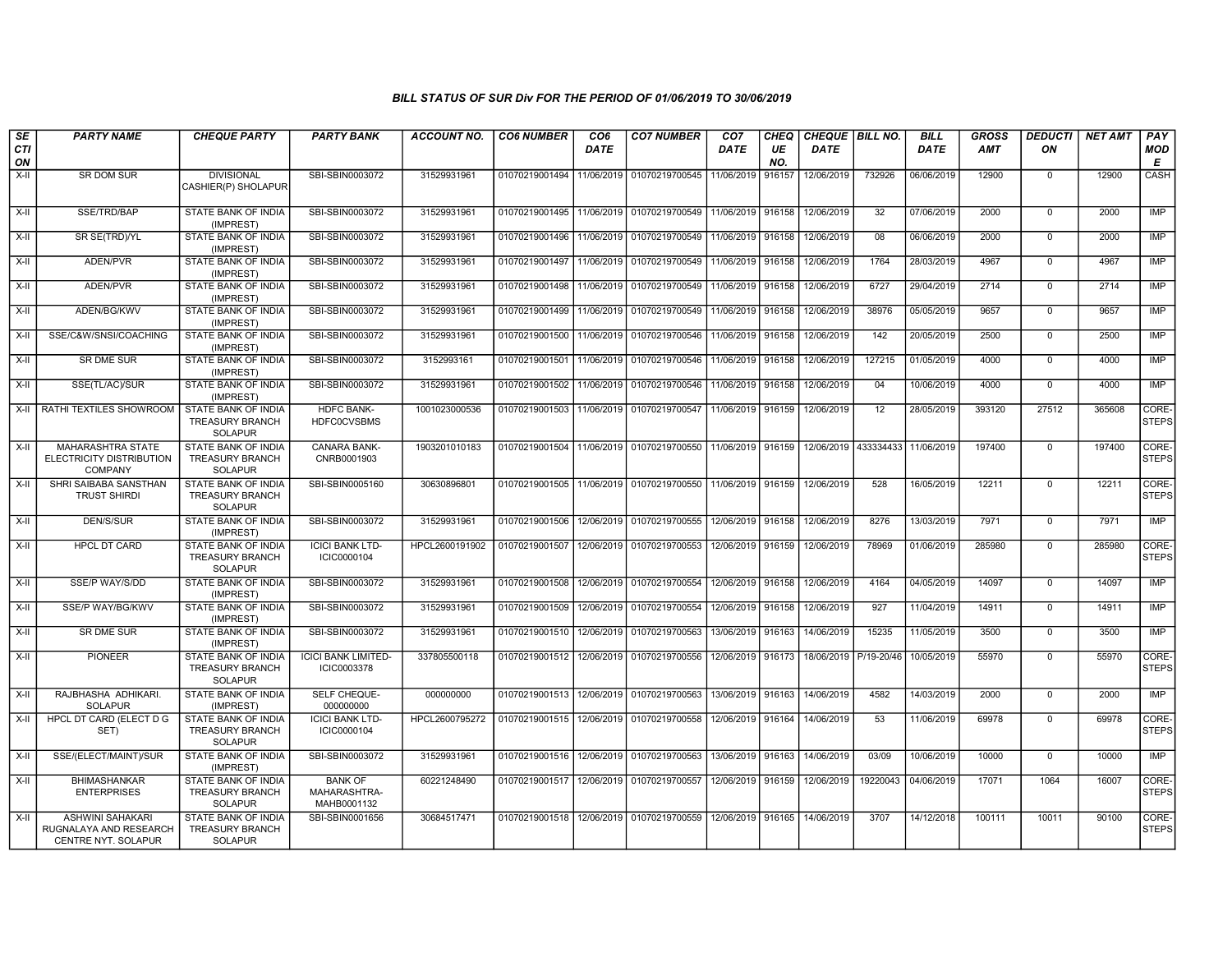### BILL STATUS OF SUR Div FOR THE PERIOD OF 01/06/2019 TO 30/06/2019

| SECTION | PARTY NAME | CHEQUE PARTY | PARTY BANK | ACCOUNT NO. | CO6 NUMBER | CO6 DATE | CO7 NUMBER | CO7 DATE | CHEQUE NO. | CHEQUE DATE | BILL NO. | BILL DATE | GROSS AMT | DEDUCTION | NET AMT | PAY MODE |
|---|---|---|---|---|---|---|---|---|---|---|---|---|---|---|---|---|
| X-II | SR DOM SUR | DIVISIONAL CASHIER(P) SHOLAPUR | SBI-SBIN0003072 | 31529931961 | 01070219001494 | 11/06/2019 | 01070219700545 | 11/06/2019 | 916157 | 12/06/2019 | 732926 | 06/06/2019 | 12900 | 0 | 12900 | CASH |
| X-II | SSE/TRD/BAP | STATE BANK OF INDIA (IMPREST) | SBI-SBIN0003072 | 31529931961 | 01070219001495 | 11/06/2019 | 01070219700549 | 11/06/2019 | 916158 | 12/06/2019 | 32 | 07/06/2019 | 2000 | 0 | 2000 | IMP |
| X-II | SR SE(TRD)/YL | STATE BANK OF INDIA (IMPREST) | SBI-SBIN0003072 | 31529931961 | 01070219001496 | 11/06/2019 | 01070219700549 | 11/06/2019 | 916158 | 12/06/2019 | 08 | 06/06/2019 | 2000 | 0 | 2000 | IMP |
| X-II | ADEN/PVR | STATE BANK OF INDIA (IMPREST) | SBI-SBIN0003072 | 31529931961 | 01070219001497 | 11/06/2019 | 01070219700549 | 11/06/2019 | 916158 | 12/06/2019 | 1764 | 28/03/2019 | 4967 | 0 | 4967 | IMP |
| X-II | ADEN/PVR | STATE BANK OF INDIA (IMPREST) | SBI-SBIN0003072 | 31529931961 | 01070219001498 | 11/06/2019 | 01070219700549 | 11/06/2019 | 916158 | 12/06/2019 | 6727 | 29/04/2019 | 2714 | 0 | 2714 | IMP |
| X-II | ADEN/BG/KWV | STATE BANK OF INDIA (IMPREST) | SBI-SBIN0003072 | 31529931961 | 01070219001499 | 11/06/2019 | 01070219700549 | 11/06/2019 | 916158 | 12/06/2019 | 38976 | 05/05/2019 | 9657 | 0 | 9657 | IMP |
| X-II | SSE/C&W/SNSI/COACHING | STATE BANK OF INDIA (IMPREST) | SBI-SBIN0003072 | 31529931961 | 01070219001500 | 11/06/2019 | 01070219700546 | 11/06/2019 | 916158 | 12/06/2019 | 142 | 20/05/2019 | 2500 | 0 | 2500 | IMP |
| X-II | SR DME SUR | STATE BANK OF INDIA (IMPREST) | SBI-SBIN0003072 | 3152993161 | 01070219001501 | 11/06/2019 | 01070219700546 | 11/06/2019 | 916158 | 12/06/2019 | 127215 | 01/05/2019 | 4000 | 0 | 4000 | IMP |
| X-II | SSE(TL/AC)/SUR | STATE BANK OF INDIA (IMPREST) | SBI-SBIN0003072 | 31529931961 | 01070219001502 | 11/06/2019 | 01070219700546 | 11/06/2019 | 916158 | 12/06/2019 | 04 | 10/06/2019 | 4000 | 0 | 4000 | IMP |
| X-II | RATHI TEXTILES SHOWROOM | STATE BANK OF INDIA TREASURY BRANCH SOLAPUR | HDFC BANK-HDFC0CVSBMS | 1001023000536 | 01070219001503 | 11/06/2019 | 01070219700547 | 11/06/2019 | 916159 | 12/06/2019 | 12 | 28/05/2019 | 393120 | 27512 | 365608 | CORE-STEPS |
| X-II | MAHARASHTRA STATE ELECTRICITY DISTRIBUTION COMPANY | STATE BANK OF INDIA TREASURY BRANCH SOLAPUR | CANARA BANK-CNRB0001903 | 1903201010183 | 01070219001504 | 11/06/2019 | 01070219700550 | 11/06/2019 | 916159 | 12/06/2019 | 433334433 | 11/06/2019 | 197400 | 0 | 197400 | CORE-STEPS |
| X-II | SHRI SAIBABA SANSTHAN TRUST SHIRDI | STATE BANK OF INDIA TREASURY BRANCH SOLAPUR | SBI-SBIN0005160 | 30630896801 | 01070219001505 | 11/06/2019 | 01070219700550 | 11/06/2019 | 916159 | 12/06/2019 | 528 | 16/05/2019 | 12211 | 0 | 12211 | CORE-STEPS |
| X-II | DEN/S/SUR | STATE BANK OF INDIA (IMPREST) | SBI-SBIN0003072 | 31529931961 | 01070219001506 | 12/06/2019 | 01070219700555 | 12/06/2019 | 916158 | 12/06/2019 | 8276 | 13/03/2019 | 7971 | 0 | 7971 | IMP |
| X-II | HPCL DT CARD | STATE BANK OF INDIA TREASURY BRANCH SOLAPUR | ICICI BANK LTD-ICIC0000104 | HPCL2600191902 | 01070219001507 | 12/06/2019 | 01070219700553 | 12/06/2019 | 916159 | 12/06/2019 | 78969 | 01/06/2019 | 285980 | 0 | 285980 | CORE-STEPS |
| X-II | SSE/P WAY/S/DD | STATE BANK OF INDIA (IMPREST) | SBI-SBIN0003072 | 31529931961 | 01070219001508 | 12/06/2019 | 01070219700554 | 12/06/2019 | 916158 | 12/06/2019 | 4164 | 04/05/2019 | 14097 | 0 | 14097 | IMP |
| X-II | SSE/P WAY/BG/KWV | STATE BANK OF INDIA (IMPREST) | SBI-SBIN0003072 | 31529931961 | 01070219001509 | 12/06/2019 | 01070219700554 | 12/06/2019 | 916158 | 12/06/2019 | 927 | 11/04/2019 | 14911 | 0 | 14911 | IMP |
| X-II | SR DME SUR | STATE BANK OF INDIA (IMPREST) | SBI-SBIN0003072 | 31529931961 | 01070219001510 | 12/06/2019 | 01070219700563 | 13/06/2019 | 916163 | 14/06/2019 | 15235 | 11/05/2019 | 3500 | 0 | 3500 | IMP |
| X-II | PIONEER | STATE BANK OF INDIA TREASURY BRANCH SOLAPUR | ICICI BANK LIMITED-ICIC0003378 | 337805500118 | 01070219001512 | 12/06/2019 | 01070219700556 | 12/06/2019 | 916173 | 18/06/2019 | P/19-20/46 | 10/05/2019 | 55970 | 0 | 55970 | CORE-STEPS |
| X-II | RAJBHASHA ADHIKARI. SOLAPUR | STATE BANK OF INDIA (IMPREST) | SELF CHEQUE-000000000 | 000000000 | 01070219001513 | 12/06/2019 | 01070219700563 | 13/06/2019 | 916163 | 14/06/2019 | 4582 | 14/03/2019 | 2000 | 0 | 2000 | IMP |
| X-II | HPCL DT CARD (ELECT D G SET) | STATE BANK OF INDIA TREASURY BRANCH SOLAPUR | ICICI BANK LTD-ICIC0000104 | HPCL2600795272 | 01070219001515 | 12/06/2019 | 01070219700558 | 12/06/2019 | 916164 | 14/06/2019 | 53 | 11/06/2019 | 69978 | 0 | 69978 | CORE-STEPS |
| X-II | SSE/(ELECT/MAINT)/SUR | STATE BANK OF INDIA (IMPREST) | SBI-SBIN0003072 | 31529931961 | 01070219001516 | 12/06/2019 | 01070219700563 | 13/06/2019 | 916163 | 14/06/2019 | 03/09 | 10/06/2019 | 10000 | 0 | 10000 | IMP |
| X-II | BHIMASHANKAR ENTERPRISES | STATE BANK OF INDIA TREASURY BRANCH SOLAPUR | BANK OF MAHARASHTRA-MAHB0001132 | 60221248490 | 01070219001517 | 12/06/2019 | 01070219700557 | 12/06/2019 | 916159 | 12/06/2019 | 19220043 | 04/06/2019 | 17071 | 1064 | 16007 | CORE-STEPS |
| X-II | ASHWINI SAHAKARI RUGNALAYA AND RESEARCH CENTRE NYT. SOLAPUR | STATE BANK OF INDIA TREASURY BRANCH SOLAPUR | SBI-SBIN0001656 | 30684517471 | 01070219001518 | 12/06/2019 | 01070219700559 | 12/06/2019 | 916165 | 14/06/2019 | 3707 | 14/12/2018 | 100111 | 10011 | 90100 | CORE-STEPS |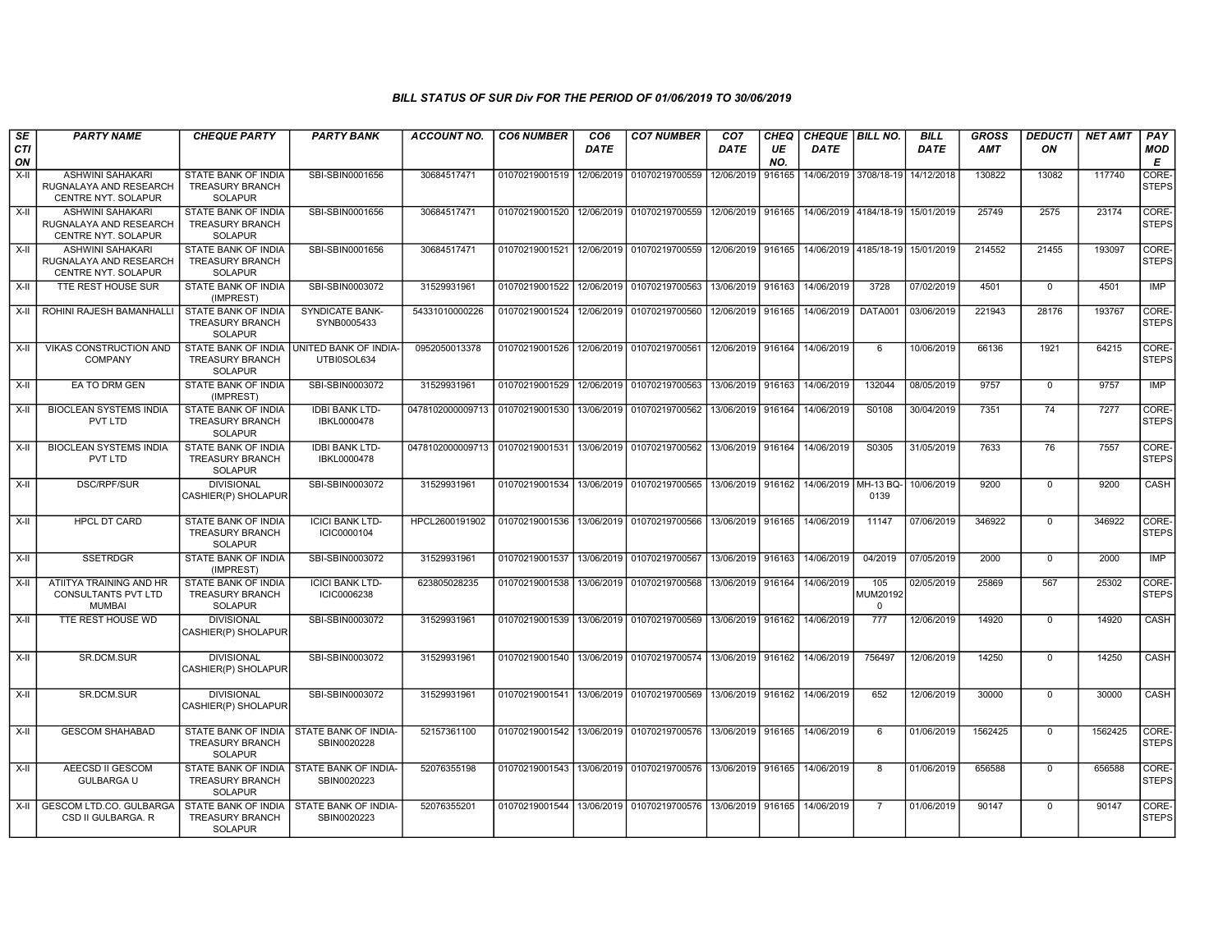*BILL STATUS OF SUR Div FOR THE PERIOD OF 01/06/2019 TO 30/06/2019*

| SECTION | PARTY NAME | CHEQUE PARTY | PARTY BANK | ACCOUNT NO. | CO6 NUMBER | CO6 DATE | CO7 NUMBER | CO7 DATE | CHEQUE NO. | CHEQUE DATE | BILL NO. | BILL DATE | GROSS AMT | DEDUCTION | NET AMT | PAY MODE |
|---|---|---|---|---|---|---|---|---|---|---|---|---|---|---|---|---|
| X-II | ASHWINI SAHAKARI RUGNALAYA AND RESEARCH CENTRE NYT. SOLAPUR | STATE BANK OF INDIA TREASURY BRANCH SOLAPUR | SBI-SBIN0001656 | 30684517471 | 01070219001519 | 12/06/2019 | 01070219700559 | 12/06/2019 | 916165 | 14/06/2019 | 3708/18-19 | 14/12/2018 | 130822 | 13082 | 117740 | CORE-STEPS |
| X-II | ASHWINI SAHAKARI RUGNALAYA AND RESEARCH CENTRE NYT. SOLAPUR | STATE BANK OF INDIA TREASURY BRANCH SOLAPUR | SBI-SBIN0001656 | 30684517471 | 01070219001520 | 12/06/2019 | 01070219700559 | 12/06/2019 | 916165 | 14/06/2019 | 4184/18-19 | 15/01/2019 | 25749 | 2575 | 23174 | CORE-STEPS |
| X-II | ASHWINI SAHAKARI RUGNALAYA AND RESEARCH CENTRE NYT. SOLAPUR | STATE BANK OF INDIA TREASURY BRANCH SOLAPUR | SBI-SBIN0001656 | 30684517471 | 01070219001521 | 12/06/2019 | 01070219700559 | 12/06/2019 | 916165 | 14/06/2019 | 4185/18-19 | 15/01/2019 | 214552 | 21455 | 193097 | CORE-STEPS |
| X-II | TTE REST HOUSE SUR | STATE BANK OF INDIA (IMPREST) | SBI-SBIN0003072 | 31529931961 | 01070219001522 | 12/06/2019 | 01070219700563 | 13/06/2019 | 916163 | 14/06/2019 | 3728 | 07/02/2019 | 4501 | 0 | 4501 | IMP |
| X-II | ROHINI RAJESH BAMANHALLI | STATE BANK OF INDIA TREASURY BRANCH SOLAPUR | SYNDICATE BANK-SYNB0005433 | 54331010000226 | 01070219001524 | 12/06/2019 | 01070219700560 | 12/06/2019 | 916165 | 14/06/2019 | DATA001 | 03/06/2019 | 221943 | 28176 | 193767 | CORE-STEPS |
| X-II | VIKAS CONSTRUCTION AND COMPANY | STATE BANK OF INDIA TREASURY BRANCH SOLAPUR | UNITED BANK OF INDIA-UTBI0SOL634 | 0952050013378 | 01070219001526 | 12/06/2019 | 01070219700561 | 12/06/2019 | 916164 | 14/06/2019 | 6 | 10/06/2019 | 66136 | 1921 | 64215 | CORE-STEPS |
| X-II | EA TO DRM GEN | STATE BANK OF INDIA (IMPREST) | SBI-SBIN0003072 | 31529931961 | 01070219001529 | 12/06/2019 | 01070219700563 | 13/06/2019 | 916163 | 14/06/2019 | 132044 | 08/05/2019 | 9757 | 0 | 9757 | IMP |
| X-II | BIOCLEAN SYSTEMS INDIA PVT LTD | STATE BANK OF INDIA TREASURY BRANCH SOLAPUR | IDBI BANK LTD-IBKL0000478 | 0478102000009713 | 01070219001530 | 13/06/2019 | 01070219700562 | 13/06/2019 | 916164 | 14/06/2019 | S0108 | 30/04/2019 | 7351 | 74 | 7277 | CORE-STEPS |
| X-II | BIOCLEAN SYSTEMS INDIA PVT LTD | STATE BANK OF INDIA TREASURY BRANCH SOLAPUR | IDBI BANK LTD-IBKL0000478 | 0478102000009713 | 01070219001531 | 13/06/2019 | 01070219700562 | 13/06/2019 | 916164 | 14/06/2019 | S0305 | 31/05/2019 | 7633 | 76 | 7557 | CORE-STEPS |
| X-II | DSC/RPF/SUR | DIVISIONAL CASHIER(P) SHOLAPUR | SBI-SBIN0003072 | 31529931961 | 01070219001534 | 13/06/2019 | 01070219700565 | 13/06/2019 | 916162 | 14/06/2019 | MH-13 BQ-0139 | 10/06/2019 | 9200 | 0 | 9200 | CASH |
| X-II | HPCL DT CARD | STATE BANK OF INDIA TREASURY BRANCH SOLAPUR | ICICI BANK LTD-ICIC0000104 | HPCL2600191902 | 01070219001536 | 13/06/2019 | 01070219700566 | 13/06/2019 | 916165 | 14/06/2019 | 11147 | 07/06/2019 | 346922 | 0 | 346922 | CORE-STEPS |
| X-II | SSETRDGR | STATE BANK OF INDIA (IMPREST) | SBI-SBIN0003072 | 31529931961 | 01070219001537 | 13/06/2019 | 01070219700567 | 13/06/2019 | 916163 | 14/06/2019 | 04/2019 | 07/05/2019 | 2000 | 0 | 2000 | IMP |
| X-II | ATIITYA TRAINING AND HR CONSULTANTS PVT LTD MUMBAI | STATE BANK OF INDIA TREASURY BRANCH SOLAPUR | ICICI BANK LTD-ICIC0006238 | 623805028235 | 01070219001538 | 13/06/2019 | 01070219700568 | 13/06/2019 | 916164 | 14/06/2019 | 105 MUM201920 | 02/05/2019 | 25869 | 567 | 25302 | CORE-STEPS |
| X-II | TTE REST HOUSE WD | DIVISIONAL CASHIER(P) SHOLAPUR | SBI-SBIN0003072 | 31529931961 | 01070219001539 | 13/06/2019 | 01070219700569 | 13/06/2019 | 916162 | 14/06/2019 | 777 | 12/06/2019 | 14920 | 0 | 14920 | CASH |
| X-II | SR.DCM.SUR | DIVISIONAL CASHIER(P) SHOLAPUR | SBI-SBIN0003072 | 31529931961 | 01070219001540 | 13/06/2019 | 01070219700574 | 13/06/2019 | 916162 | 14/06/2019 | 756497 | 12/06/2019 | 14250 | 0 | 14250 | CASH |
| X-II | SR.DCM.SUR | DIVISIONAL CASHIER(P) SHOLAPUR | SBI-SBIN0003072 | 31529931961 | 01070219001541 | 13/06/2019 | 01070219700569 | 13/06/2019 | 916162 | 14/06/2019 | 652 | 12/06/2019 | 30000 | 0 | 30000 | CASH |
| X-II | GESCOM SHAHABAD | STATE BANK OF INDIA TREASURY BRANCH SOLAPUR | STATE BANK OF INDIA-SBIN0020228 | 52157361100 | 01070219001542 | 13/06/2019 | 01070219700576 | 13/06/2019 | 916165 | 14/06/2019 | 6 | 01/06/2019 | 1562425 | 0 | 1562425 | CORE-STEPS |
| X-II | AEECSD II GESCOM GULBARGA U | STATE BANK OF INDIA TREASURY BRANCH SOLAPUR | STATE BANK OF INDIA-SBIN0020223 | 52076355198 | 01070219001543 | 13/06/2019 | 01070219700576 | 13/06/2019 | 916165 | 14/06/2019 | 8 | 01/06/2019 | 656588 | 0 | 656588 | CORE-STEPS |
| X-II | GESCOM LTD.CO. GULBARGA CSD II GULBARGA. R | STATE BANK OF INDIA TREASURY BRANCH SOLAPUR | STATE BANK OF INDIA-SBIN0020223 | 52076355201 | 01070219001544 | 13/06/2019 | 01070219700576 | 13/06/2019 | 916165 | 14/06/2019 | 7 | 01/06/2019 | 90147 | 0 | 90147 | CORE-STEPS |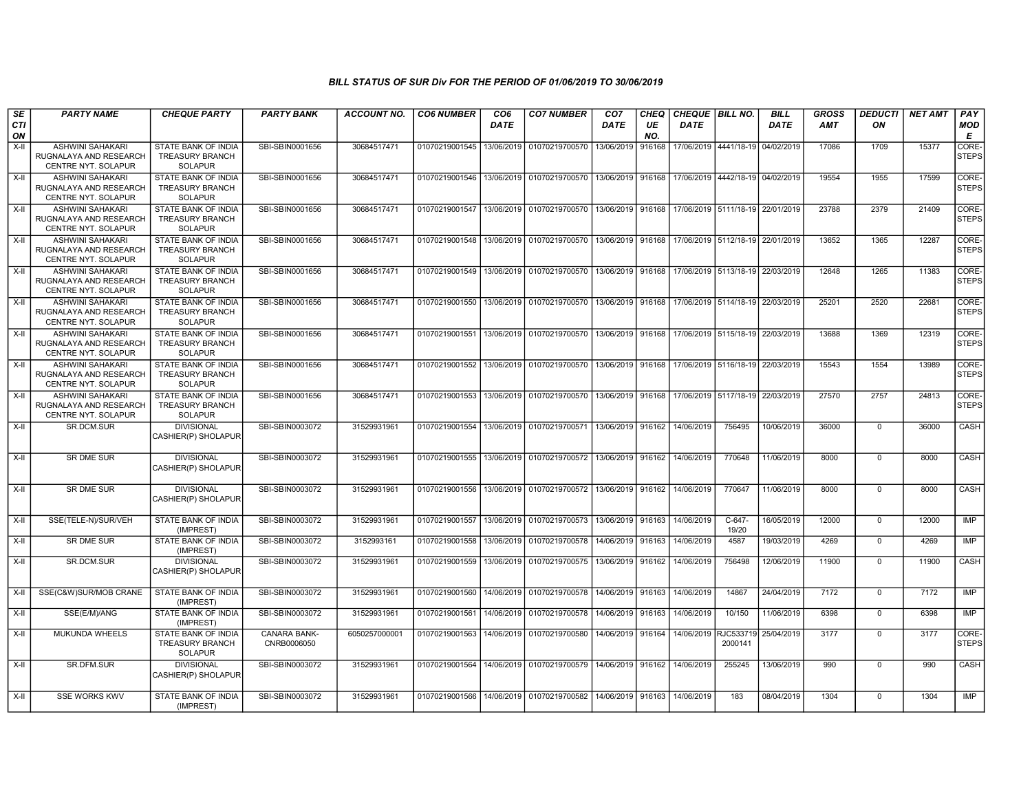*BILL STATUS OF SUR Div FOR THE PERIOD OF 01/06/2019 TO 30/06/2019*

| SECTION | PARTY NAME | CHEQUE PARTY | PARTY BANK | ACCOUNT NO. | CO6 NUMBER | CO6 DATE | CO7 NUMBER | CO7 DATE | CHEQUE NO. | CHEQUE DATE | BILL NO. | BILL DATE | GROSS AMT | DEDUCTION | NET AMT | PAY MODE |
|---|---|---|---|---|---|---|---|---|---|---|---|---|---|---|---|---|
| X-II | ASHWINI SAHAKARI RUGNALAYA AND RESEARCH CENTRE NYT. SOLAPUR | STATE BANK OF INDIA TREASURY BRANCH SOLAPUR | SBI-SBIN0001656 | 30684517471 | 01070219001545 | 13/06/2019 | 01070219700570 | 13/06/2019 | 916168 | 17/06/2019 | 4441/18-19 | 04/02/2019 | 17086 | 1709 | 15377 | CORE-STEPS |
| X-II | ASHWINI SAHAKARI RUGNALAYA AND RESEARCH CENTRE NYT. SOLAPUR | STATE BANK OF INDIA TREASURY BRANCH SOLAPUR | SBI-SBIN0001656 | 30684517471 | 01070219001546 | 13/06/2019 | 01070219700570 | 13/06/2019 | 916168 | 17/06/2019 | 4442/18-19 | 04/02/2019 | 19554 | 1955 | 17599 | CORE-STEPS |
| X-II | ASHWINI SAHAKARI RUGNALAYA AND RESEARCH CENTRE NYT. SOLAPUR | STATE BANK OF INDIA TREASURY BRANCH SOLAPUR | SBI-SBIN0001656 | 30684517471 | 01070219001547 | 13/06/2019 | 01070219700570 | 13/06/2019 | 916168 | 17/06/2019 | 5111/18-19 | 22/01/2019 | 23788 | 2379 | 21409 | CORE-STEPS |
| X-II | ASHWINI SAHAKARI RUGNALAYA AND RESEARCH CENTRE NYT. SOLAPUR | STATE BANK OF INDIA TREASURY BRANCH SOLAPUR | SBI-SBIN0001656 | 30684517471 | 01070219001548 | 13/06/2019 | 01070219700570 | 13/06/2019 | 916168 | 17/06/2019 | 5112/18-19 | 22/01/2019 | 13652 | 1365 | 12287 | CORE-STEPS |
| X-II | ASHWINI SAHAKARI RUGNALAYA AND RESEARCH CENTRE NYT. SOLAPUR | STATE BANK OF INDIA TREASURY BRANCH SOLAPUR | SBI-SBIN0001656 | 30684517471 | 01070219001549 | 13/06/2019 | 01070219700570 | 13/06/2019 | 916168 | 17/06/2019 | 5113/18-19 | 22/03/2019 | 12648 | 1265 | 11383 | CORE-STEPS |
| X-II | ASHWINI SAHAKARI RUGNALAYA AND RESEARCH CENTRE NYT. SOLAPUR | STATE BANK OF INDIA TREASURY BRANCH SOLAPUR | SBI-SBIN0001656 | 30684517471 | 01070219001550 | 13/06/2019 | 01070219700570 | 13/06/2019 | 916168 | 17/06/2019 | 5114/18-19 | 22/03/2019 | 25201 | 2520 | 22681 | CORE-STEPS |
| X-II | ASHWINI SAHAKARI RUGNALAYA AND RESEARCH CENTRE NYT. SOLAPUR | STATE BANK OF INDIA TREASURY BRANCH SOLAPUR | SBI-SBIN0001656 | 30684517471 | 01070219001551 | 13/06/2019 | 01070219700570 | 13/06/2019 | 916168 | 17/06/2019 | 5115/18-19 | 22/03/2019 | 13688 | 1369 | 12319 | CORE-STEPS |
| X-II | ASHWINI SAHAKARI RUGNALAYA AND RESEARCH CENTRE NYT. SOLAPUR | STATE BANK OF INDIA TREASURY BRANCH SOLAPUR | SBI-SBIN0001656 | 30684517471 | 01070219001552 | 13/06/2019 | 01070219700570 | 13/06/2019 | 916168 | 17/06/2019 | 5116/18-19 | 22/03/2019 | 15543 | 1554 | 13989 | CORE-STEPS |
| X-II | ASHWINI SAHAKARI RUGNALAYA AND RESEARCH CENTRE NYT. SOLAPUR | STATE BANK OF INDIA TREASURY BRANCH SOLAPUR | SBI-SBIN0001656 | 30684517471 | 01070219001553 | 13/06/2019 | 01070219700570 | 13/06/2019 | 916168 | 17/06/2019 | 5117/18-19 | 22/03/2019 | 27570 | 2757 | 24813 | CORE-STEPS |
| X-II | SR.DCM.SUR | DIVISIONAL CASHIER(P) SHOLAPUR | SBI-SBIN0003072 | 31529931961 | 01070219001554 | 13/06/2019 | 01070219700571 | 13/06/2019 | 916162 | 14/06/2019 | 756495 | 10/06/2019 | 36000 | 0 | 36000 | CASH |
| X-II | SR DME SUR | DIVISIONAL CASHIER(P) SHOLAPUR | SBI-SBIN0003072 | 31529931961 | 01070219001555 | 13/06/2019 | 01070219700572 | 13/06/2019 | 916162 | 14/06/2019 | 770648 | 11/06/2019 | 8000 | 0 | 8000 | CASH |
| X-II | SR DME SUR | DIVISIONAL CASHIER(P) SHOLAPUR | SBI-SBIN0003072 | 31529931961 | 01070219001556 | 13/06/2019 | 01070219700572 | 13/06/2019 | 916162 | 14/06/2019 | 770647 | 11/06/2019 | 8000 | 0 | 8000 | CASH |
| X-II | SSE(TELE-N)/SUR/VEH | STATE BANK OF INDIA (IMPREST) | SBI-SBIN0003072 | 31529931961 | 01070219001557 | 13/06/2019 | 01070219700573 | 13/06/2019 | 916163 | 14/06/2019 | C-647-19/20 | 16/05/2019 | 12000 | 0 | 12000 | IMP |
| X-II | SR DME SUR | STATE BANK OF INDIA (IMPREST) | SBI-SBIN0003072 | 3152993161 | 01070219001558 | 13/06/2019 | 01070219700578 | 14/06/2019 | 916163 | 14/06/2019 | 4587 | 19/03/2019 | 4269 | 0 | 4269 | IMP |
| X-II | SR.DCM.SUR | DIVISIONAL CASHIER(P) SHOLAPUR | SBI-SBIN0003072 | 31529931961 | 01070219001559 | 13/06/2019 | 01070219700575 | 13/06/2019 | 916162 | 14/06/2019 | 756498 | 12/06/2019 | 11900 | 0 | 11900 | CASH |
| X-II | SSE(C&W)SUR/MOB CRANE | STATE BANK OF INDIA (IMPREST) | SBI-SBIN0003072 | 31529931961 | 01070219001560 | 14/06/2019 | 01070219700578 | 14/06/2019 | 916163 | 14/06/2019 | 14867 | 24/04/2019 | 7172 | 0 | 7172 | IMP |
| X-II | SSE(E/M)/ANG | STATE BANK OF INDIA (IMPREST) | SBI-SBIN0003072 | 31529931961 | 01070219001561 | 14/06/2019 | 01070219700578 | 14/06/2019 | 916163 | 14/06/2019 | 10/150 | 11/06/2019 | 6398 | 0 | 6398 | IMP |
| X-II | MUKUNDA WHEELS | STATE BANK OF INDIA TREASURY BRANCH SOLAPUR | CANARA BANK-CNRB0006050 | 6050257000001 | 01070219001563 | 14/06/2019 | 01070219700580 | 14/06/2019 | 916164 | 14/06/2019 | RJC533719 2000141 | 25/04/2019 | 3177 | 0 | 3177 | CORE-STEPS |
| X-II | SR.DFM.SUR | DIVISIONAL CASHIER(P) SHOLAPUR | SBI-SBIN0003072 | 31529931961 | 01070219001564 | 14/06/2019 | 01070219700579 | 14/06/2019 | 916162 | 14/06/2019 | 255245 | 13/06/2019 | 990 | 0 | 990 | CASH |
| X-II | SSE WORKS KWV | STATE BANK OF INDIA (IMPREST) | SBI-SBIN0003072 | 31529931961 | 01070219001566 | 14/06/2019 | 01070219700582 | 14/06/2019 | 916163 | 14/06/2019 | 183 | 08/04/2019 | 1304 | 0 | 1304 | IMP |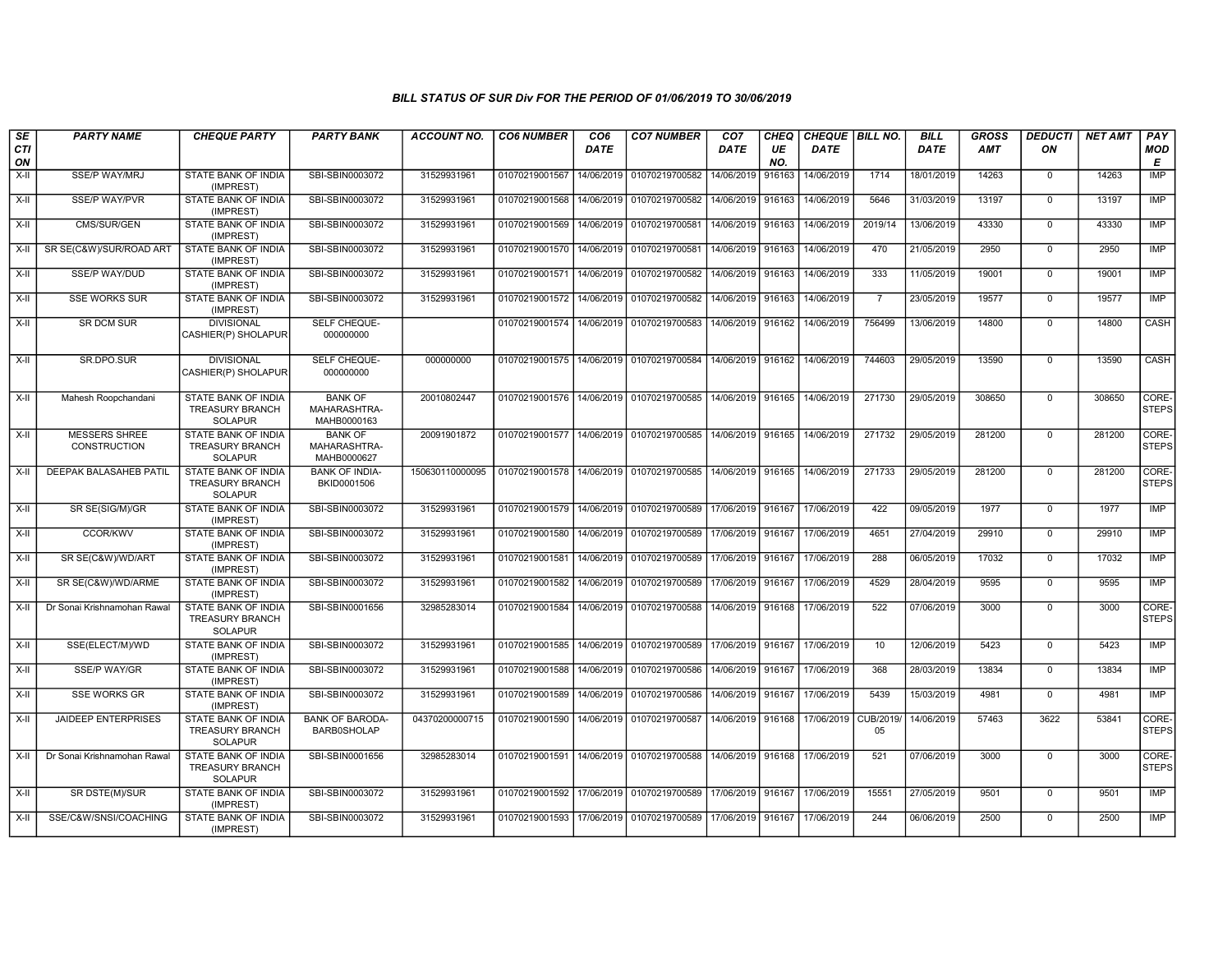### BILL STATUS OF SUR Div FOR THE PERIOD OF 01/06/2019 TO 30/06/2019

| SECTION | PARTY NAME | CHEQUE PARTY | PARTY BANK | ACCOUNT NO. | CO6 NUMBER | CO6 DATE | CO7 NUMBER | CO7 DATE | CHEQUE NO. | CHEQUE DATE | BILL NO. | BILL DATE | GROSS AMT | DEDUCTION | NET AMT | PAY MODE |
|---|---|---|---|---|---|---|---|---|---|---|---|---|---|---|---|---|
| X-II | SSE/P WAY/MRJ | STATE BANK OF INDIA (IMPREST) | SBI-SBIN0003072 | 31529931961 | 01070219001567 | 14/06/2019 | 01070219700582 | 14/06/2019 | 916163 | 14/06/2019 | 1714 | 18/01/2019 | 14263 | 0 | 14263 | IMP |
| X-II | SSE/P WAY/PVR | STATE BANK OF INDIA (IMPREST) | SBI-SBIN0003072 | 31529931961 | 01070219001568 | 14/06/2019 | 01070219700582 | 14/06/2019 | 916163 | 14/06/2019 | 5646 | 31/03/2019 | 13197 | 0 | 13197 | IMP |
| X-II | CMS/SUR/GEN | STATE BANK OF INDIA (IMPREST) | SBI-SBIN0003072 | 31529931961 | 01070219001569 | 14/06/2019 | 01070219700581 | 14/06/2019 | 916163 | 14/06/2019 | 2019/14 | 13/06/2019 | 43330 | 0 | 43330 | IMP |
| X-II | SR SE(C&W)/SUR/ROAD ART | STATE BANK OF INDIA (IMPREST) | SBI-SBIN0003072 | 31529931961 | 01070219001570 | 14/06/2019 | 01070219700581 | 14/06/2019 | 916163 | 14/06/2019 | 470 | 21/05/2019 | 2950 | 0 | 2950 | IMP |
| X-II | SSE/P WAY/DUD | STATE BANK OF INDIA (IMPREST) | SBI-SBIN0003072 | 31529931961 | 01070219001571 | 14/06/2019 | 01070219700582 | 14/06/2019 | 916163 | 14/06/2019 | 333 | 11/05/2019 | 19001 | 0 | 19001 | IMP |
| X-II | SSE WORKS SUR | STATE BANK OF INDIA (IMPREST) | SBI-SBIN0003072 | 31529931961 | 01070219001572 | 14/06/2019 | 01070219700582 | 14/06/2019 | 916163 | 14/06/2019 | 7 | 23/05/2019 | 19577 | 0 | 19577 | IMP |
| X-II | SR DCM SUR | DIVISIONAL CASHIER(P) SHOLAPUR | SELF CHEQUE-000000000 | | 01070219001574 | 14/06/2019 | 01070219700583 | 14/06/2019 | 916162 | 14/06/2019 | 756499 | 13/06/2019 | 14800 | 0 | 14800 | CASH |
| X-II | SR.DPO.SUR | DIVISIONAL CASHIER(P) SHOLAPUR | SELF CHEQUE-000000000 | 000000000 | 01070219001575 | 14/06/2019 | 01070219700584 | 14/06/2019 | 916162 | 14/06/2019 | 744603 | 29/05/2019 | 13590 | 0 | 13590 | CASH |
| X-II | Mahesh Roopchandani | STATE BANK OF INDIA TREASURY BRANCH SOLAPUR | BANK OF MAHARASHTRA-MAHB0000163 | 20010802447 | 01070219001576 | 14/06/2019 | 01070219700585 | 14/06/2019 | 916165 | 14/06/2019 | 271730 | 29/05/2019 | 308650 | 0 | 308650 | CORE-STEPS |
| X-II | MESSERS SHREE CONSTRUCTION | STATE BANK OF INDIA TREASURY BRANCH SOLAPUR | BANK OF MAHARASHTRA-MAHB0000627 | 20091901872 | 01070219001577 | 14/06/2019 | 01070219700585 | 14/06/2019 | 916165 | 14/06/2019 | 271732 | 29/05/2019 | 281200 | 0 | 281200 | CORE-STEPS |
| X-II | DEEPAK BALASAHEB PATIL | STATE BANK OF INDIA TREASURY BRANCH SOLAPUR | BANK OF INDIA-BKID0001506 | 150630110000095 | 01070219001578 | 14/06/2019 | 01070219700585 | 14/06/2019 | 916165 | 14/06/2019 | 271733 | 29/05/2019 | 281200 | 0 | 281200 | CORE-STEPS |
| X-II | SR SE(SIG/M)/GR | STATE BANK OF INDIA (IMPREST) | SBI-SBIN0003072 | 31529931961 | 01070219001579 | 14/06/2019 | 01070219700589 | 17/06/2019 | 916167 | 17/06/2019 | 422 | 09/05/2019 | 1977 | 0 | 1977 | IMP |
| X-II | CCOR/KWV | STATE BANK OF INDIA (IMPREST) | SBI-SBIN0003072 | 31529931961 | 01070219001580 | 14/06/2019 | 01070219700589 | 17/06/2019 | 916167 | 17/06/2019 | 4651 | 27/04/2019 | 29910 | 0 | 29910 | IMP |
| X-II | SR SE(C&W)/WD/ART | STATE BANK OF INDIA (IMPREST) | SBI-SBIN0003072 | 31529931961 | 01070219001581 | 14/06/2019 | 01070219700589 | 17/06/2019 | 916167 | 17/06/2019 | 288 | 06/05/2019 | 17032 | 0 | 17032 | IMP |
| X-II | SR SE(C&W)/WD/ARME | STATE BANK OF INDIA (IMPREST) | SBI-SBIN0003072 | 31529931961 | 01070219001582 | 14/06/2019 | 01070219700589 | 17/06/2019 | 916167 | 17/06/2019 | 4529 | 28/04/2019 | 9595 | 0 | 9595 | IMP |
| X-II | Dr Sonai Krishnamohan Rawal | STATE BANK OF INDIA TREASURY BRANCH SOLAPUR | SBI-SBIN0001656 | 32985283014 | 01070219001584 | 14/06/2019 | 01070219700588 | 14/06/2019 | 916168 | 17/06/2019 | 522 | 07/06/2019 | 3000 | 0 | 3000 | CORE-STEPS |
| X-II | SSE(ELECT/M)/WD | STATE BANK OF INDIA (IMPREST) | SBI-SBIN0003072 | 31529931961 | 01070219001585 | 14/06/2019 | 01070219700589 | 17/06/2019 | 916167 | 17/06/2019 | 10 | 12/06/2019 | 5423 | 0 | 5423 | IMP |
| X-II | SSE/P WAY/GR | STATE BANK OF INDIA (IMPREST) | SBI-SBIN0003072 | 31529931961 | 01070219001588 | 14/06/2019 | 01070219700586 | 14/06/2019 | 916167 | 17/06/2019 | 368 | 28/03/2019 | 13834 | 0 | 13834 | IMP |
| X-II | SSE WORKS GR | STATE BANK OF INDIA (IMPREST) | SBI-SBIN0003072 | 31529931961 | 01070219001589 | 14/06/2019 | 01070219700586 | 14/06/2019 | 916167 | 17/06/2019 | 5439 | 15/03/2019 | 4981 | 0 | 4981 | IMP |
| X-II | JAIDEEP ENTERPRISES | STATE BANK OF INDIA TREASURY BRANCH SOLAPUR | BANK OF BARODA-BARB0SHOLAP | 04370200000715 | 01070219001590 | 14/06/2019 | 01070219700587 | 14/06/2019 | 916168 | 17/06/2019 | CUB/2019/05 | 14/06/2019 | 57463 | 3622 | 53841 | CORE-STEPS |
| X-II | Dr Sonai Krishnamohan Rawal | STATE BANK OF INDIA TREASURY BRANCH SOLAPUR | SBI-SBIN0001656 | 32985283014 | 01070219001591 | 14/06/2019 | 01070219700588 | 14/06/2019 | 916168 | 17/06/2019 | 521 | 07/06/2019 | 3000 | 0 | 3000 | CORE-STEPS |
| X-II | SR DSTE(M)/SUR | STATE BANK OF INDIA (IMPREST) | SBI-SBIN0003072 | 31529931961 | 01070219001592 | 17/06/2019 | 01070219700589 | 17/06/2019 | 916167 | 17/06/2019 | 15551 | 27/05/2019 | 9501 | 0 | 9501 | IMP |
| X-II | SSE/C&W/SNSI/COACHING | STATE BANK OF INDIA (IMPREST) | SBI-SBIN0003072 | 31529931961 | 01070219001593 | 17/06/2019 | 01070219700589 | 17/06/2019 | 916167 | 17/06/2019 | 244 | 06/06/2019 | 2500 | 0 | 2500 | IMP |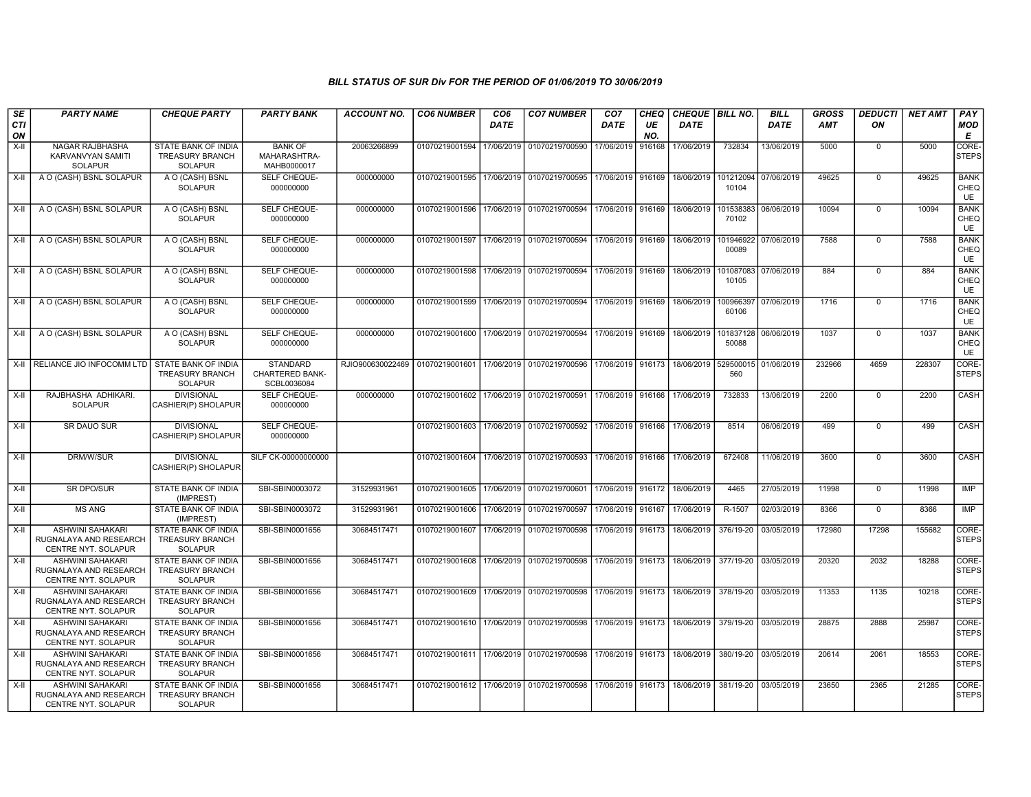*BILL STATUS OF SUR Div FOR THE PERIOD OF 01/06/2019 TO 30/06/2019*

| SECTION | PARTY NAME | CHEQUE PARTY | PARTY BANK | ACCOUNT NO. | CO6 NUMBER | CO6 DATE | CO7 NUMBER | CO7 DATE | CHEQUE NO. | CHEQUE DATE | BILL NO. | BILL DATE | GROSS AMT | DEDUCTION | NET AMT | PAY MODE |
|---|---|---|---|---|---|---|---|---|---|---|---|---|---|---|---|---|
| X-II | NAGAR RAJBHASHA KARVANVYAN SAMITI SOLAPUR | STATE BANK OF INDIA TREASURY BRANCH SOLAPUR | BANK OF MAHARASHTRA-MAHB0000017 | 20063266899 | 01070219001594 | 17/06/2019 | 01070219700590 | 17/06/2019 | 916168 | 17/06/2019 | 732834 | 13/06/2019 | 5000 | 0 | 5000 | CORE-STEPS |
| X-II | A O (CASH) BSNL SOLAPUR | A O (CASH) BSNL SOLAPUR | SELF CHEQUE-000000000 | 000000000 | 01070219001595 | 17/06/2019 | 01070219700595 | 17/06/2019 | 916169 | 18/06/2019 | 10121209410104 | 07/06/2019 | 49625 | 0 | 49625 | BANK CHEQUE |
| X-II | A O (CASH) BSNL SOLAPUR | A O (CASH) BSNL SOLAPUR | SELF CHEQUE-000000000 | 000000000 | 01070219001596 | 17/06/2019 | 01070219700594 | 17/06/2019 | 916169 | 18/06/2019 | 10153838370102 | 06/06/2019 | 10094 | 0 | 10094 | BANK CHEQUE |
| X-II | A O (CASH) BSNL SOLAPUR | A O (CASH) BSNL SOLAPUR | SELF CHEQUE-000000000 | 000000000 | 01070219001597 | 17/06/2019 | 01070219700594 | 17/06/2019 | 916169 | 18/06/2019 | 10194692200089 | 07/06/2019 | 7588 | 0 | 7588 | BANK CHEQUE |
| X-II | A O (CASH) BSNL SOLAPUR | A O (CASH) BSNL SOLAPUR | SELF CHEQUE-000000000 | 000000000 | 01070219001598 | 17/06/2019 | 01070219700594 | 17/06/2019 | 916169 | 18/06/2019 | 10108708310105 | 07/06/2019 | 884 | 0 | 884 | BANK CHEQUE |
| X-II | A O (CASH) BSNL SOLAPUR | A O (CASH) BSNL SOLAPUR | SELF CHEQUE-000000000 | 000000000 | 01070219001599 | 17/06/2019 | 01070219700594 | 17/06/2019 | 916169 | 18/06/2019 | 10096639760106 | 07/06/2019 | 1716 | 0 | 1716 | BANK CHEQUE |
| X-II | A O (CASH) BSNL SOLAPUR | A O (CASH) BSNL SOLAPUR | SELF CHEQUE-000000000 | 000000000 | 01070219001600 | 17/06/2019 | 01070219700594 | 17/06/2019 | 916169 | 18/06/2019 | 10183712850088 | 06/06/2019 | 1037 | 0 | 1037 | BANK CHEQUE |
| X-II | RELIANCE JIO INFOCOMM LTD | STATE BANK OF INDIA TREASURY BRANCH SOLAPUR | STANDARD CHARTERED BANK-SCBL0036084 | RJIO900630022469 | 01070219001601 | 17/06/2019 | 01070219700596 | 17/06/2019 | 916173 | 18/06/2019 | 529500015560 | 01/06/2019 | 232966 | 4659 | 228307 | CORE-STEPS |
| X-II | RAJBHASHA ADHIKARI. SOLAPUR | DIVISIONAL CASHIER(P) SHOLAPUR | SELF CHEQUE-000000000 | 000000000 | 01070219001602 | 17/06/2019 | 01070219700591 | 17/06/2019 | 916166 | 17/06/2019 | 732833 | 13/06/2019 | 2200 | 0 | 2200 | CASH |
| X-II | SR DAUO SUR | DIVISIONAL CASHIER(P) SHOLAPUR | SELF CHEQUE-000000000 | | 01070219001603 | 17/06/2019 | 01070219700592 | 17/06/2019 | 916166 | 17/06/2019 | 8514 | 06/06/2019 | 499 | 0 | 499 | CASH |
| X-II | DRM/W/SUR | DIVISIONAL CASHIER(P) SHOLAPUR | SILF CK-00000000000 | | 01070219001604 | 17/06/2019 | 01070219700593 | 17/06/2019 | 916166 | 17/06/2019 | 672408 | 11/06/2019 | 3600 | 0 | 3600 | CASH |
| X-II | SR DPO/SUR | STATE BANK OF INDIA (IMPREST) | SBI-SBIN0003072 | 31529931961 | 01070219001605 | 17/06/2019 | 01070219700601 | 17/06/2019 | 916172 | 18/06/2019 | 4465 | 27/05/2019 | 11998 | 0 | 11998 | IMP |
| X-II | MS ANG | STATE BANK OF INDIA (IMPREST) | SBI-SBIN0003072 | 31529931961 | 01070219001606 | 17/06/2019 | 01070219700597 | 17/06/2019 | 916167 | 17/06/2019 | R-1507 | 02/03/2019 | 8366 | 0 | 8366 | IMP |
| X-II | ASHWINI SAHAKARI RUGNALAYA AND RESEARCH CENTRE NYT. SOLAPUR | STATE BANK OF INDIA TREASURY BRANCH SOLAPUR | SBI-SBIN0001656 | 30684517471 | 01070219001607 | 17/06/2019 | 01070219700598 | 17/06/2019 | 916173 | 18/06/2019 | 376/19-20 | 03/05/2019 | 172980 | 17298 | 155682 | CORE-STEPS |
| X-II | ASHWINI SAHAKARI RUGNALAYA AND RESEARCH CENTRE NYT. SOLAPUR | STATE BANK OF INDIA TREASURY BRANCH SOLAPUR | SBI-SBIN0001656 | 30684517471 | 01070219001608 | 17/06/2019 | 01070219700598 | 17/06/2019 | 916173 | 18/06/2019 | 377/19-20 | 03/05/2019 | 20320 | 2032 | 18288 | CORE-STEPS |
| X-II | ASHWINI SAHAKARI RUGNALAYA AND RESEARCH CENTRE NYT. SOLAPUR | STATE BANK OF INDIA TREASURY BRANCH SOLAPUR | SBI-SBIN0001656 | 30684517471 | 01070219001609 | 17/06/2019 | 01070219700598 | 17/06/2019 | 916173 | 18/06/2019 | 378/19-20 | 03/05/2019 | 11353 | 1135 | 10218 | CORE-STEPS |
| X-II | ASHWINI SAHAKARI RUGNALAYA AND RESEARCH CENTRE NYT. SOLAPUR | STATE BANK OF INDIA TREASURY BRANCH SOLAPUR | SBI-SBIN0001656 | 30684517471 | 01070219001610 | 17/06/2019 | 01070219700598 | 17/06/2019 | 916173 | 18/06/2019 | 379/19-20 | 03/05/2019 | 28875 | 2888 | 25987 | CORE-STEPS |
| X-II | ASHWINI SAHAKARI RUGNALAYA AND RESEARCH CENTRE NYT. SOLAPUR | STATE BANK OF INDIA TREASURY BRANCH SOLAPUR | SBI-SBIN0001656 | 30684517471 | 01070219001611 | 17/06/2019 | 01070219700598 | 17/06/2019 | 916173 | 18/06/2019 | 380/19-20 | 03/05/2019 | 20614 | 2061 | 18553 | CORE-STEPS |
| X-II | ASHWINI SAHAKARI RUGNALAYA AND RESEARCH CENTRE NYT. SOLAPUR | STATE BANK OF INDIA TREASURY BRANCH SOLAPUR | SBI-SBIN0001656 | 30684517471 | 01070219001612 | 17/06/2019 | 01070219700598 | 17/06/2019 | 916173 | 18/06/2019 | 381/19-20 | 03/05/2019 | 23650 | 2365 | 21285 | CORE-STEPS |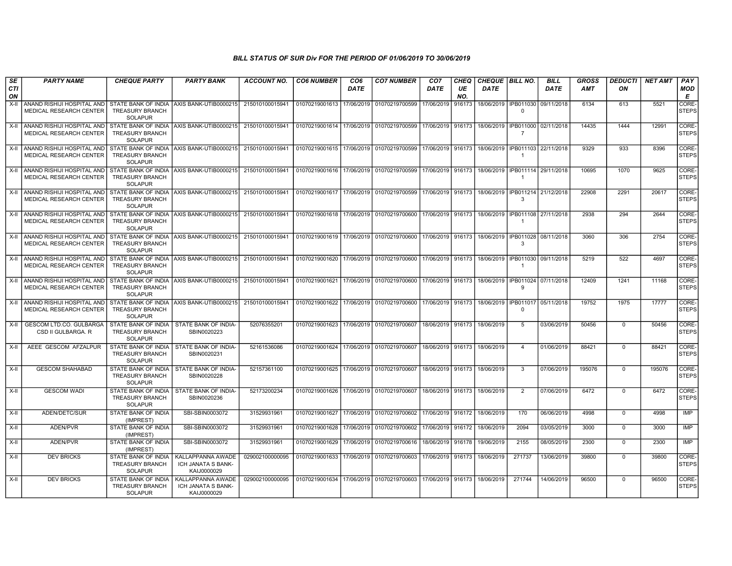## *BILL STATUS OF SUR Div FOR THE PERIOD OF 01/06/2019 TO 30/06/2019*

| SECTION | PARTY NAME | CHEQUE PARTY | PARTY BANK | ACCOUNT NO. | CO6 NUMBER | CO6 DATE | CO7 NUMBER | CO7 DATE | CHEQUE NO. | CHEQUE DATE | BILL NO. | BILL DATE | GROSS AMT | DEDUCTION | NET AMT | PAY MODE |
|---|---|---|---|---|---|---|---|---|---|---|---|---|---|---|---|---|
| X-II | ANAND RISHIJI HOSPITAL AND MEDICAL RESEARCH CENTER | STATE BANK OF INDIA TREASURY BRANCH SOLAPUR | AXIS BANK-UTIB0000215 | 215010100015941 | 01070219001613 | 17/06/2019 | 01070219700599 | 17/06/2019 | 916173 | 18/06/2019 | IPB0110300 | 09/11/2018 | 6134 | 613 | 5521 | CORE-STEPS |
| X-II | ANAND RISHIJI HOSPITAL AND MEDICAL RESEARCH CENTER | STATE BANK OF INDIA TREASURY BRANCH SOLAPUR | AXIS BANK-UTIB0000215 | 215010100015941 | 01070219001614 | 17/06/2019 | 01070219700599 | 17/06/2019 | 916173 | 18/06/2019 | IPB0110007 | 02/11/2018 | 14435 | 1444 | 12991 | CORE-STEPS |
| X-II | ANAND RISHIJI HOSPITAL AND MEDICAL RESEARCH CENTER | STATE BANK OF INDIA TREASURY BRANCH SOLAPUR | AXIS BANK-UTIB0000215 | 215010100015941 | 01070219001615 | 17/06/2019 | 01070219700599 | 17/06/2019 | 916173 | 18/06/2019 | IPB0111031 | 22/11/2018 | 9329 | 933 | 8396 | CORE-STEPS |
| X-II | ANAND RISHIJI HOSPITAL AND MEDICAL RESEARCH CENTER | STATE BANK OF INDIA TREASURY BRANCH SOLAPUR | AXIS BANK-UTIB0000215 | 215010100015941 | 01070219001616 | 17/06/2019 | 01070219700599 | 17/06/2019 | 916173 | 18/06/2019 | IPB0111141 | 29/11/2018 | 10695 | 1070 | 9625 | CORE-STEPS |
| X-II | ANAND RISHIJI HOSPITAL AND MEDICAL RESEARCH CENTER | STATE BANK OF INDIA TREASURY BRANCH SOLAPUR | AXIS BANK-UTIB0000215 | 215010100015941 | 01070219001617 | 17/06/2019 | 01070219700599 | 17/06/2019 | 916173 | 18/06/2019 | IPB0112143 | 21/12/2018 | 22908 | 2291 | 20617 | CORE-STEPS |
| X-II | ANAND RISHIJI HOSPITAL AND MEDICAL RESEARCH CENTER | STATE BANK OF INDIA TREASURY BRANCH SOLAPUR | AXIS BANK-UTIB0000215 | 215010100015941 | 01070219001618 | 17/06/2019 | 01070219700600 | 17/06/2019 | 916173 | 18/06/2019 | IPB0111081 | 27/11/2018 | 2938 | 294 | 2644 | CORE-STEPS |
| X-II | ANAND RISHIJI HOSPITAL AND MEDICAL RESEARCH CENTER | STATE BANK OF INDIA TREASURY BRANCH SOLAPUR | AXIS BANK-UTIB0000215 | 215010100015941 | 01070219001619 | 17/06/2019 | 01070219700600 | 17/06/2019 | 916173 | 18/06/2019 | IPB0110283 | 08/11/2018 | 3060 | 306 | 2754 | CORE-STEPS |
| X-II | ANAND RISHIJI HOSPITAL AND MEDICAL RESEARCH CENTER | STATE BANK OF INDIA TREASURY BRANCH SOLAPUR | AXIS BANK-UTIB0000215 | 215010100015941 | 01070219001620 | 17/06/2019 | 01070219700600 | 17/06/2019 | 916173 | 18/06/2019 | IPB0110301 | 09/11/2018 | 5219 | 522 | 4697 | CORE-STEPS |
| X-II | ANAND RISHIJI HOSPITAL AND MEDICAL RESEARCH CENTER | STATE BANK OF INDIA TREASURY BRANCH SOLAPUR | AXIS BANK-UTIB0000215 | 215010100015941 | 01070219001621 | 17/06/2019 | 01070219700600 | 17/06/2019 | 916173 | 18/06/2019 | IPB0110249 | 07/11/2018 | 12409 | 1241 | 11168 | CORE-STEPS |
| X-II | ANAND RISHIJI HOSPITAL AND MEDICAL RESEARCH CENTER | STATE BANK OF INDIA TREASURY BRANCH SOLAPUR | AXIS BANK-UTIB0000215 | 215010100015941 | 01070219001622 | 17/06/2019 | 01070219700600 | 17/06/2019 | 916173 | 18/06/2019 | IPB0110170 | 05/11/2018 | 19752 | 1975 | 17777 | CORE-STEPS |
| X-II | GESCOM LTD.CO. GULBARGA CSD II GULBARGA. R | STATE BANK OF INDIA TREASURY BRANCH SOLAPUR | STATE BANK OF INDIA-SBIN0020223 | 52076355201 | 01070219001623 | 17/06/2019 | 01070219700607 | 18/06/2019 | 916173 | 18/06/2019 | 5 | 03/06/2019 | 50456 | 0 | 50456 | CORE-STEPS |
| X-II | AEEE GESCOM AFZALPUR | STATE BANK OF INDIA TREASURY BRANCH SOLAPUR | STATE BANK OF INDIA-SBIN0020231 | 52161536086 | 01070219001624 | 17/06/2019 | 01070219700607 | 18/06/2019 | 916173 | 18/06/2019 | 4 | 01/06/2019 | 88421 | 0 | 88421 | CORE-STEPS |
| X-II | GESCOM SHAHABAD | STATE BANK OF INDIA TREASURY BRANCH SOLAPUR | STATE BANK OF INDIA-SBIN0020228 | 52157361100 | 01070219001625 | 17/06/2019 | 01070219700607 | 18/06/2019 | 916173 | 18/06/2019 | 3 | 07/06/2019 | 195076 | 0 | 195076 | CORE-STEPS |
| X-II | GESCOM WADI | STATE BANK OF INDIA TREASURY BRANCH SOLAPUR | STATE BANK OF INDIA-SBIN0020236 | 52173200234 | 01070219001626 | 17/06/2019 | 01070219700607 | 18/06/2019 | 916173 | 18/06/2019 | 2 | 07/06/2019 | 6472 | 0 | 6472 | CORE-STEPS |
| X-II | ADEN/DETC/SUR | STATE BANK OF INDIA (IMPREST) | SBI-SBIN0003072 | 31529931961 | 01070219001627 | 17/06/2019 | 01070219700602 | 17/06/2019 | 916172 | 18/06/2019 | 170 | 06/06/2019 | 4998 | 0 | 4998 | IMP |
| X-II | ADEN/PVR | STATE BANK OF INDIA (IMPREST) | SBI-SBIN0003072 | 31529931961 | 01070219001628 | 17/06/2019 | 01070219700602 | 17/06/2019 | 916172 | 18/06/2019 | 2094 | 03/05/2019 | 3000 | 0 | 3000 | IMP |
| X-II | ADEN/PVR | STATE BANK OF INDIA (IMPREST) | SBI-SBIN0003072 | 31529931961 | 01070219001629 | 17/06/2019 | 01070219700616 | 18/06/2019 | 916178 | 19/06/2019 | 2155 | 08/05/2019 | 2300 | 0 | 2300 | IMP |
| X-II | DEV BRICKS | STATE BANK OF INDIA TREASURY BRANCH SOLAPUR | KALLAPPANNA AWADE ICH JANATA S BANK-KAIJ0000029 | 029002100000095 | 01070219001633 | 17/06/2019 | 01070219700603 | 17/06/2019 | 916173 | 18/06/2019 | 271737 | 13/06/2019 | 39800 | 0 | 39800 | CORE-STEPS |
| X-II | DEV BRICKS | STATE BANK OF INDIA TREASURY BRANCH SOLAPUR | KALLAPPANNA AWADE ICH JANATA S BANK-KAIJ0000029 | 029002100000095 | 01070219001634 | 17/06/2019 | 01070219700603 | 17/06/2019 | 916173 | 18/06/2019 | 271744 | 14/06/2019 | 96500 | 0 | 96500 | CORE-STEPS |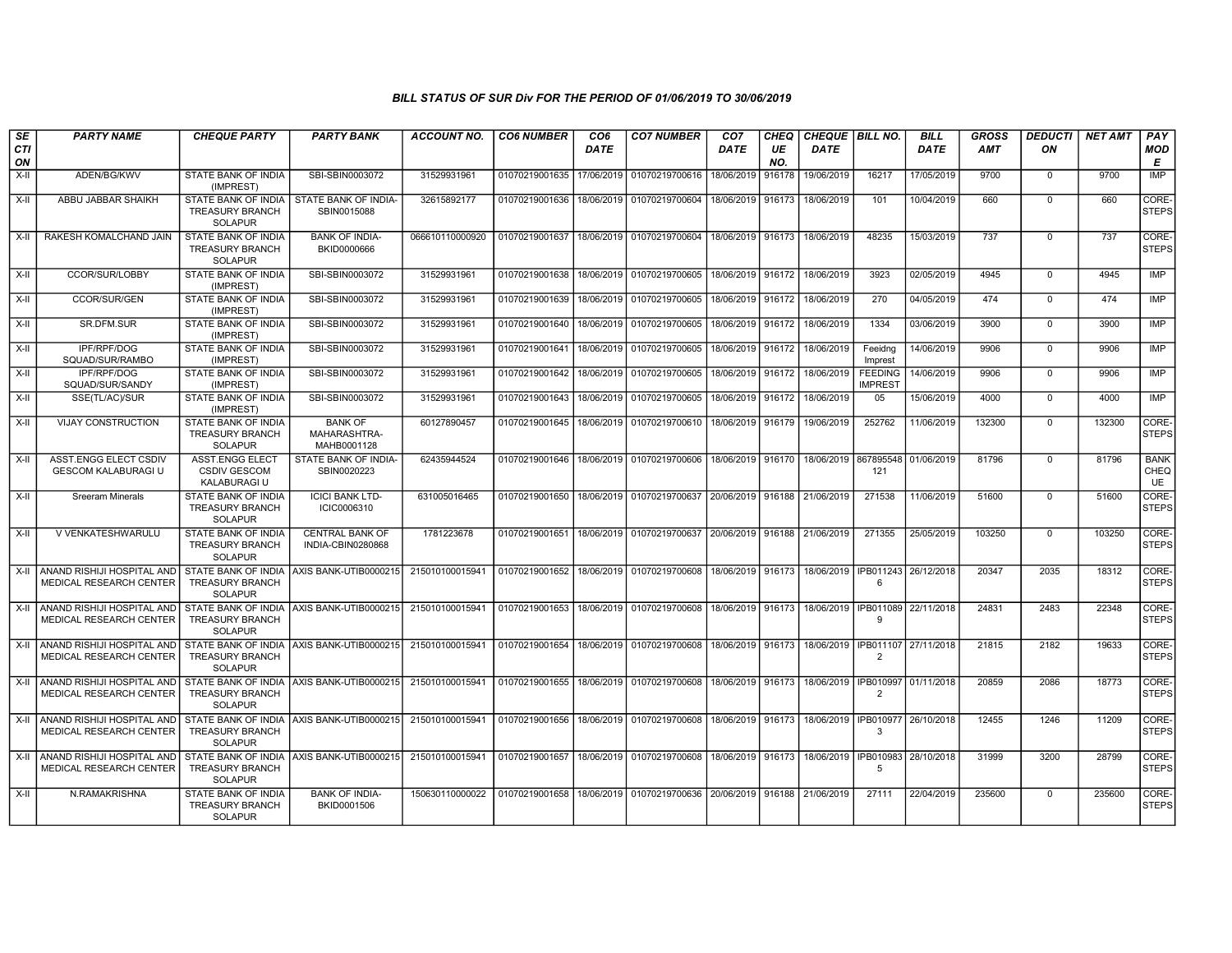*BILL STATUS OF SUR Div FOR THE PERIOD OF 01/06/2019 TO 30/06/2019*

| SECTION | PARTY NAME | CHEQUE PARTY | PARTY BANK | ACCOUNT NO. | CO6 NUMBER | CO6 DATE | CO7 NUMBER | CO7 DATE | CHEQUE NO. | CHEQUE DATE | BILL NO. | BILL DATE | GROSS AMT | DEDUCTION | NET AMT | PAY MODE |
|---|---|---|---|---|---|---|---|---|---|---|---|---|---|---|---|---|
| X-II | ADEN/BG/KWV | STATE BANK OF INDIA (IMPREST) | SBI-SBIN0003072 | 31529931961 | 01070219001635 | 17/06/2019 | 01070219700616 | 18/06/2019 | 916178 | 19/06/2019 | 16217 | 17/05/2019 | 9700 | 0 | 9700 | IMP |
| X-II | ABBU JABBAR SHAIKH | STATE BANK OF INDIA TREASURY BRANCH SOLAPUR | STATE BANK OF INDIA-SBIN0015088 | 32615892177 | 01070219001636 | 18/06/2019 | 01070219700604 | 18/06/2019 | 916173 | 18/06/2019 | 101 | 10/04/2019 | 660 | 0 | 660 | CORE-STEPS |
| X-II | RAKESH KOMALCHAND JAIN | STATE BANK OF INDIA TREASURY BRANCH SOLAPUR | BANK OF INDIA-BKID0000666 | 066610110000920 | 01070219001637 | 18/06/2019 | 01070219700604 | 18/06/2019 | 916173 | 18/06/2019 | 48235 | 15/03/2019 | 737 | 0 | 737 | CORE-STEPS |
| X-II | CCOR/SUR/LOBBY | STATE BANK OF INDIA (IMPREST) | SBI-SBIN0003072 | 31529931961 | 01070219001638 | 18/06/2019 | 01070219700605 | 18/06/2019 | 916172 | 18/06/2019 | 3923 | 02/05/2019 | 4945 | 0 | 4945 | IMP |
| X-II | CCOR/SUR/GEN | STATE BANK OF INDIA (IMPREST) | SBI-SBIN0003072 | 31529931961 | 01070219001639 | 18/06/2019 | 01070219700605 | 18/06/2019 | 916172 | 18/06/2019 | 270 | 04/05/2019 | 474 | 0 | 474 | IMP |
| X-II | SR.DFM.SUR | STATE BANK OF INDIA (IMPREST) | SBI-SBIN0003072 | 31529931961 | 01070219001640 | 18/06/2019 | 01070219700605 | 18/06/2019 | 916172 | 18/06/2019 | 1334 | 03/06/2019 | 3900 | 0 | 3900 | IMP |
| X-II | IPF/RPF/DOG SQUAD/SUR/RAMBO | STATE BANK OF INDIA (IMPREST) | SBI-SBIN0003072 | 31529931961 | 01070219001641 | 18/06/2019 | 01070219700605 | 18/06/2019 | 916172 | 18/06/2019 | Feeidng Imprest | 14/06/2019 | 9906 | 0 | 9906 | IMP |
| X-II | IPF/RPF/DOG SQUAD/SUR/SANDY | STATE BANK OF INDIA (IMPREST) | SBI-SBIN0003072 | 31529931961 | 01070219001642 | 18/06/2019 | 01070219700605 | 18/06/2019 | 916172 | 18/06/2019 | FEEDING IMPREST | 14/06/2019 | 9906 | 0 | 9906 | IMP |
| X-II | SSE(TL/AC)/SUR | STATE BANK OF INDIA (IMPREST) | SBI-SBIN0003072 | 31529931961 | 01070219001643 | 18/06/2019 | 01070219700605 | 18/06/2019 | 916172 | 18/06/2019 | 05 | 15/06/2019 | 4000 | 0 | 4000 | IMP |
| X-II | VIJAY CONSTRUCTION | STATE BANK OF INDIA TREASURY BRANCH SOLAPUR | BANK OF MAHARASHTRA-MAHB0001128 | 60127890457 | 01070219001645 | 18/06/2019 | 01070219700610 | 18/06/2019 | 916179 | 19/06/2019 | 252762 | 11/06/2019 | 132300 | 0 | 132300 | CORE-STEPS |
| X-II | ASST.ENGG ELECT CSDIV GESCOM KALABURAGI U | ASST.ENGG ELECT CSDIV GESCOM KALABURAGI U | STATE BANK OF INDIA-SBIN0020223 | 62435944524 | 01070219001646 | 18/06/2019 | 01070219700606 | 18/06/2019 | 916170 | 18/06/2019 | 867895548121 | 01/06/2019 | 81796 | 0 | 81796 | BANK CHEQUE |
| X-II | Sreeram Minerals | STATE BANK OF INDIA TREASURY BRANCH SOLAPUR | ICICI BANK LTD-ICIC0006310 | 631005016465 | 01070219001650 | 18/06/2019 | 01070219700637 | 20/06/2019 | 916188 | 21/06/2019 | 271538 | 11/06/2019 | 51600 | 0 | 51600 | CORE-STEPS |
| X-II | V VENKATESHWARULU | STATE BANK OF INDIA TREASURY BRANCH SOLAPUR | CENTRAL BANK OF INDIA-CBIN0280868 | 1781223678 | 01070219001651 | 18/06/2019 | 01070219700637 | 20/06/2019 | 916188 | 21/06/2019 | 271355 | 25/05/2019 | 103250 | 0 | 103250 | CORE-STEPS |
| X-II | ANAND RISHIJI HOSPITAL AND MEDICAL RESEARCH CENTER | STATE BANK OF INDIA TREASURY BRANCH SOLAPUR | AXIS BANK-UTIB0000215 | 215010100015941 | 01070219001652 | 18/06/2019 | 01070219700608 | 18/06/2019 | 916173 | 18/06/2019 | IPB0112436 | 26/12/2018 | 20347 | 2035 | 18312 | CORE-STEPS |
| X-II | ANAND RISHIJI HOSPITAL AND MEDICAL RESEARCH CENTER | STATE BANK OF INDIA TREASURY BRANCH SOLAPUR | AXIS BANK-UTIB0000215 | 215010100015941 | 01070219001653 | 18/06/2019 | 01070219700608 | 18/06/2019 | 916173 | 18/06/2019 | IPB0110899 | 22/11/2018 | 24831 | 2483 | 22348 | CORE-STEPS |
| X-II | ANAND RISHIJI HOSPITAL AND MEDICAL RESEARCH CENTER | STATE BANK OF INDIA TREASURY BRANCH SOLAPUR | AXIS BANK-UTIB0000215 | 215010100015941 | 01070219001654 | 18/06/2019 | 01070219700608 | 18/06/2019 | 916173 | 18/06/2019 | IPB0111072 | 27/11/2018 | 21815 | 2182 | 19633 | CORE-STEPS |
| X-II | ANAND RISHIJI HOSPITAL AND MEDICAL RESEARCH CENTER | STATE BANK OF INDIA TREASURY BRANCH SOLAPUR | AXIS BANK-UTIB0000215 | 215010100015941 | 01070219001655 | 18/06/2019 | 01070219700608 | 18/06/2019 | 916173 | 18/06/2019 | IPB0109972 | 01/11/2018 | 20859 | 2086 | 18773 | CORE-STEPS |
| X-II | ANAND RISHIJI HOSPITAL AND MEDICAL RESEARCH CENTER | STATE BANK OF INDIA TREASURY BRANCH SOLAPUR | AXIS BANK-UTIB0000215 | 215010100015941 | 01070219001656 | 18/06/2019 | 01070219700608 | 18/06/2019 | 916173 | 18/06/2019 | IPB0109773 | 26/10/2018 | 12455 | 1246 | 11209 | CORE-STEPS |
| X-II | ANAND RISHIJI HOSPITAL AND MEDICAL RESEARCH CENTER | STATE BANK OF INDIA TREASURY BRANCH SOLAPUR | AXIS BANK-UTIB0000215 | 215010100015941 | 01070219001657 | 18/06/2019 | 01070219700608 | 18/06/2019 | 916173 | 18/06/2019 | IPB0109835 | 28/10/2018 | 31999 | 3200 | 28799 | CORE-STEPS |
| X-II | N.RAMAKRISHNA | STATE BANK OF INDIA TREASURY BRANCH SOLAPUR | BANK OF INDIA-BKID0001506 | 150630110000022 | 01070219001658 | 18/06/2019 | 01070219700636 | 20/06/2019 | 916188 | 21/06/2019 | 27111 | 22/04/2019 | 235600 | 0 | 235600 | CORE-STEPS |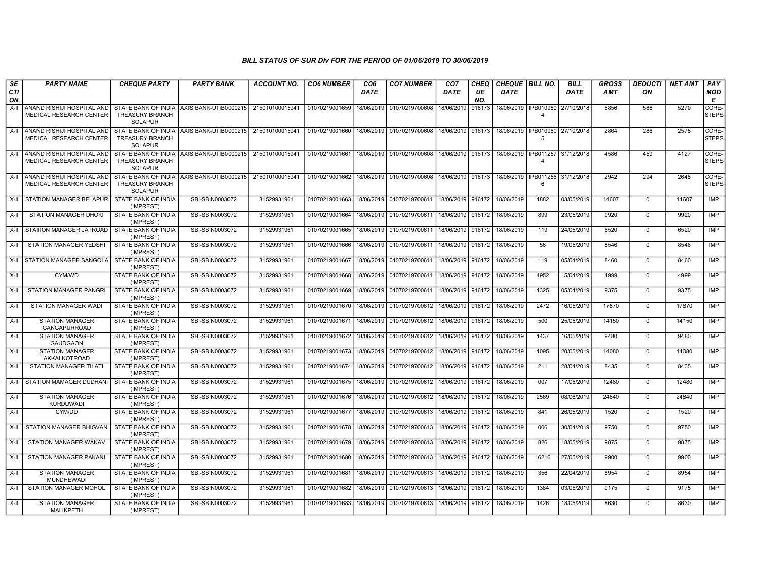# BILL STATUS OF SUR Div FOR THE PERIOD OF 01/06/2019 TO 30/06/2019

| SECTION | PARTY NAME | CHEQUE PARTY | PARTY BANK | ACCOUNT NO. | CO6 NUMBER | CO6 DATE | CO7 NUMBER | CO7 DATE | CHEQUE NO. | CHEQUE DATE | BILL NO. | BILL DATE | GROSS AMT | DEDUCTION | NET AMT | PAY MODE |
|---|---|---|---|---|---|---|---|---|---|---|---|---|---|---|---|---|
| X-II | ANAND RISHIJI HOSPITAL AND MEDICAL RESEARCH CENTER | STATE BANK OF INDIA TREASURY BRANCH SOLAPUR | AXIS BANK-UTIB0000215 | 215010100015941 | 01070219001659 | 18/06/2019 | 01070219700608 | 18/06/2019 | 916173 | 18/06/2019 | IPB0109804 | 27/10/2018 | 5856 | 586 | 5270 | CORE-STEPS |
| X-II | ANAND RISHIJI HOSPITAL AND MEDICAL RESEARCH CENTER | STATE BANK OF INDIA TREASURY BRANCH SOLAPUR | AXIS BANK-UTIB0000215 | 215010100015941 | 01070219001660 | 18/06/2019 | 01070219700608 | 18/06/2019 | 916173 | 18/06/2019 | IPB0109805 | 27/10/2018 | 2864 | 286 | 2578 | CORE-STEPS |
| X-II | ANAND RISHIJI HOSPITAL AND MEDICAL RESEARCH CENTER | STATE BANK OF INDIA TREASURY BRANCH SOLAPUR | AXIS BANK-UTIB0000215 | 215010100015941 | 01070219001661 | 18/06/2019 | 01070219700608 | 18/06/2019 | 916173 | 18/06/2019 | IPB0112574 | 31/12/2018 | 4586 | 459 | 4127 | CORE-STEPS |
| X-II | ANAND RISHIJI HOSPITAL AND MEDICAL RESEARCH CENTER | STATE BANK OF INDIA TREASURY BRANCH SOLAPUR | AXIS BANK-UTIB0000215 | 215010100015941 | 01070219001662 | 18/06/2019 | 01070219700608 | 18/06/2019 | 916173 | 18/06/2019 | IPB0112566 | 31/12/2018 | 2942 | 294 | 2648 | CORE-STEPS |
| X-II | STATION MANAGER BELAPUR | STATE BANK OF INDIA (IMPREST) | SBI-SBIN0003072 | 31529931961 | 01070219001663 | 18/06/2019 | 01070219700611 | 18/06/2019 | 916172 | 18/06/2019 | 1882 | 03/05/2019 | 14607 | 0 | 14607 | IMP |
| X-II | STATION MANAGER DHOKI | STATE BANK OF INDIA (IMPREST) | SBI-SBIN0003072 | 31529931961 | 01070219001664 | 18/06/2019 | 01070219700611 | 18/06/2019 | 916172 | 18/06/2019 | 899 | 23/05/2019 | 9920 | 0 | 9920 | IMP |
| X-II | STATION MANAGER JATROAD | STATE BANK OF INDIA (IMPREST) | SBI-SBIN0003072 | 31529931961 | 01070219001665 | 18/06/2019 | 01070219700611 | 18/06/2019 | 916172 | 18/06/2019 | 119 | 24/05/2019 | 6520 | 0 | 6520 | IMP |
| X-II | STATION MANAGER YEDSHI | STATE BANK OF INDIA (IMPREST) | SBI-SBIN0003072 | 31529931961 | 01070219001666 | 18/06/2019 | 01070219700611 | 18/06/2019 | 916172 | 18/06/2019 | 56 | 19/05/2019 | 8546 | 0 | 8546 | IMP |
| X-II | STATION MANAGER SANGOLA | STATE BANK OF INDIA (IMPREST) | SBI-SBIN0003072 | 31529931961 | 01070219001667 | 18/06/2019 | 01070219700611 | 18/06/2019 | 916172 | 18/06/2019 | 119 | 05/04/2019 | 8460 | 0 | 8460 | IMP |
| X-II | CYM/WD | STATE BANK OF INDIA (IMPREST) | SBI-SBIN0003072 | 31529931961 | 01070219001668 | 18/06/2019 | 01070219700611 | 18/06/2019 | 916172 | 18/06/2019 | 4952 | 15/04/2019 | 4999 | 0 | 4999 | IMP |
| X-II | STATION MANAGER PANGRI | STATE BANK OF INDIA (IMPREST) | SBI-SBIN0003072 | 31529931961 | 01070219001669 | 18/06/2019 | 01070219700611 | 18/06/2019 | 916172 | 18/06/2019 | 1325 | 05/04/2019 | 9375 | 0 | 9375 | IMP |
| X-II | STATION MANAGER WADI | STATE BANK OF INDIA (IMPREST) | SBI-SBIN0003072 | 31529931961 | 01070219001670 | 18/06/2019 | 01070219700612 | 18/06/2019 | 916172 | 18/06/2019 | 2472 | 16/05/2019 | 17870 | 0 | 17870 | IMP |
| X-II | STATION MANAGER GANGAPURROAD | STATE BANK OF INDIA (IMPREST) | SBI-SBIN0003072 | 31529931961 | 01070219001671 | 18/06/2019 | 01070219700612 | 18/06/2019 | 916172 | 18/06/2019 | 500 | 25/05/2019 | 14150 | 0 | 14150 | IMP |
| X-II | STATION MANAGER GAUDGAON | STATE BANK OF INDIA (IMPREST) | SBI-SBIN0003072 | 31529931961 | 01070219001672 | 18/06/2019 | 01070219700612 | 18/06/2019 | 916172 | 18/06/2019 | 1437 | 16/05/2019 | 9480 | 0 | 9480 | IMP |
| X-II | STATION MANAGER AKKALKOTROAD | STATE BANK OF INDIA (IMPREST) | SBI-SBIN0003072 | 31529931961 | 01070219001673 | 18/06/2019 | 01070219700612 | 18/06/2019 | 916172 | 18/06/2019 | 1095 | 20/05/2019 | 14080 | 0 | 14080 | IMP |
| X-II | STATION MANAGER TILATI | STATE BANK OF INDIA (IMPREST) | SBI-SBIN0003072 | 31529931961 | 01070219001674 | 18/06/2019 | 01070219700612 | 18/06/2019 | 916172 | 18/06/2019 | 211 | 28/04/2019 | 8435 | 0 | 8435 | IMP |
| X-II | STATION MAMAGER DUDHANI | STATE BANK OF INDIA (IMPREST) | SBI-SBIN0003072 | 31529931961 | 01070219001675 | 18/06/2019 | 01070219700612 | 18/06/2019 | 916172 | 18/06/2019 | 007 | 17/05/2019 | 12480 | 0 | 12480 | IMP |
| X-II | STATION MANAGER KURDUWADI | STATE BANK OF INDIA (IMPREST) | SBI-SBIN0003072 | 31529931961 | 01070219001676 | 18/06/2019 | 01070219700612 | 18/06/2019 | 916172 | 18/06/2019 | 2569 | 08/06/2019 | 24840 | 0 | 24840 | IMP |
| X-II | CYM/DD | STATE BANK OF INDIA (IMPREST) | SBI-SBIN0003072 | 31529931961 | 01070219001677 | 18/06/2019 | 01070219700613 | 18/06/2019 | 916172 | 18/06/2019 | 841 | 26/05/2019 | 1520 | 0 | 1520 | IMP |
| X-II | STATION MANAGER BHIGVAN | STATE BANK OF INDIA (IMPREST) | SBI-SBIN0003072 | 31529931961 | 01070219001678 | 18/06/2019 | 01070219700613 | 18/06/2019 | 916172 | 18/06/2019 | 006 | 30/04/2019 | 9750 | 0 | 9750 | IMP |
| X-II | STATION MANAGER WAKAV | STATE BANK OF INDIA (IMPREST) | SBI-SBIN0003072 | 31529931961 | 01070219001679 | 18/06/2019 | 01070219700613 | 18/06/2019 | 916172 | 18/06/2019 | 826 | 18/05/2019 | 9875 | 0 | 9875 | IMP |
| X-II | STATION MANAGER PAKANI | STATE BANK OF INDIA (IMPREST) | SBI-SBIN0003072 | 31529931961 | 01070219001680 | 18/06/2019 | 01070219700613 | 18/06/2019 | 916172 | 18/06/2019 | 16216 | 27/05/2019 | 9900 | 0 | 9900 | IMP |
| X-II | STATION MANAGER MUNDHEWADI | STATE BANK OF INDIA (IMPREST) | SBI-SBIN0003072 | 31529931961 | 01070219001681 | 18/06/2019 | 01070219700613 | 18/06/2019 | 916172 | 18/06/2019 | 356 | 22/04/2019 | 8954 | 0 | 8954 | IMP |
| X-II | STATION MANAGER MOHOL | STATE BANK OF INDIA (IMPREST) | SBI-SBIN0003072 | 31529931961 | 01070219001682 | 18/06/2019 | 01070219700613 | 18/06/2019 | 916172 | 18/06/2019 | 1384 | 03/05/2019 | 9175 | 0 | 9175 | IMP |
| X-II | STATION MANAGER MALIKPETH | STATE BANK OF INDIA (IMPREST) | SBI-SBIN0003072 | 31529931961 | 01070219001683 | 18/06/2019 | 01070219700613 | 18/06/2019 | 916172 | 18/06/2019 | 1426 | 18/05/2019 | 8630 | 0 | 8630 | IMP |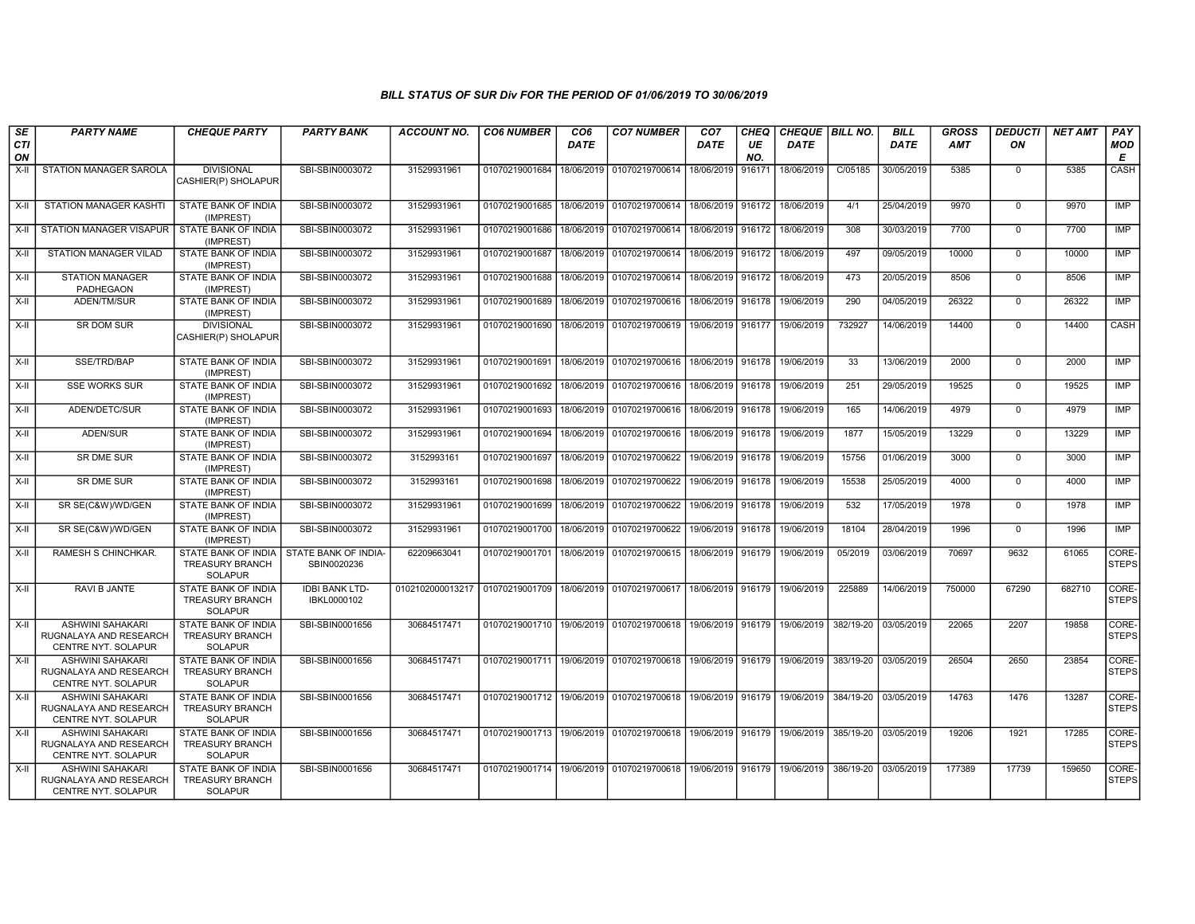# BILL STATUS OF SUR Div FOR THE PERIOD OF 01/06/2019 TO 30/06/2019

| SECTION | PARTY NAME | CHEQUE PARTY | PARTY BANK | ACCOUNT NO. | CO6 NUMBER | CO6 DATE | CO7 NUMBER | CO7 DATE | CHEQUE NO. | CHEQUE DATE | BILL NO. | BILL DATE | GROSS AMT | DEDUCTION | NET AMT | PAY MODE |
|---|---|---|---|---|---|---|---|---|---|---|---|---|---|---|---|---|
| X-II | STATION MANAGER SAROLA | DIVISIONAL CASHIER(P) SHOLAPUR | SBI-SBIN0003072 | 31529931961 | 01070219001684 | 18/06/2019 | 01070219700614 | 18/06/2019 | 916171 | 18/06/2019 | C/05185 | 30/05/2019 | 5385 | 0 | 5385 | CASH |
| X-II | STATION MANAGER KASHTI | STATE BANK OF INDIA (IMPREST) | SBI-SBIN0003072 | 31529931961 | 01070219001685 | 18/06/2019 | 01070219700614 | 18/06/2019 | 916172 | 18/06/2019 | 4/1 | 25/04/2019 | 9970 | 0 | 9970 | IMP |
| X-II | STATION MANAGER VISAPUR | STATE BANK OF INDIA (IMPREST) | SBI-SBIN0003072 | 31529931961 | 01070219001686 | 18/06/2019 | 01070219700614 | 18/06/2019 | 916172 | 18/06/2019 | 308 | 30/03/2019 | 7700 | 0 | 7700 | IMP |
| X-II | STATION MANAGER VILAD | STATE BANK OF INDIA (IMPREST) | SBI-SBIN0003072 | 31529931961 | 01070219001687 | 18/06/2019 | 01070219700614 | 18/06/2019 | 916172 | 18/06/2019 | 497 | 09/05/2019 | 10000 | 0 | 10000 | IMP |
| X-II | STATION MANAGER PADHEGAON | STATE BANK OF INDIA (IMPREST) | SBI-SBIN0003072 | 31529931961 | 01070219001688 | 18/06/2019 | 01070219700614 | 18/06/2019 | 916172 | 18/06/2019 | 473 | 20/05/2019 | 8506 | 0 | 8506 | IMP |
| X-II | ADEN/TM/SUR | STATE BANK OF INDIA (IMPREST) | SBI-SBIN0003072 | 31529931961 | 01070219001689 | 18/06/2019 | 01070219700616 | 18/06/2019 | 916178 | 19/06/2019 | 290 | 04/05/2019 | 26322 | 0 | 26322 | IMP |
| X-II | SR DOM SUR | DIVISIONAL CASHIER(P) SHOLAPUR | SBI-SBIN0003072 | 31529931961 | 01070219001690 | 18/06/2019 | 01070219700619 | 19/06/2019 | 916177 | 19/06/2019 | 732927 | 14/06/2019 | 14400 | 0 | 14400 | CASH |
| X-II | SSE/TRD/BAP | STATE BANK OF INDIA (IMPREST) | SBI-SBIN0003072 | 31529931961 | 01070219001691 | 18/06/2019 | 01070219700616 | 18/06/2019 | 916178 | 19/06/2019 | 33 | 13/06/2019 | 2000 | 0 | 2000 | IMP |
| X-II | SSE WORKS SUR | STATE BANK OF INDIA (IMPREST) | SBI-SBIN0003072 | 31529931961 | 01070219001692 | 18/06/2019 | 01070219700616 | 18/06/2019 | 916178 | 19/06/2019 | 251 | 29/05/2019 | 19525 | 0 | 19525 | IMP |
| X-II | ADEN/DETC/SUR | STATE BANK OF INDIA (IMPREST) | SBI-SBIN0003072 | 31529931961 | 01070219001693 | 18/06/2019 | 01070219700616 | 18/06/2019 | 916178 | 19/06/2019 | 165 | 14/06/2019 | 4979 | 0 | 4979 | IMP |
| X-II | ADEN/SUR | STATE BANK OF INDIA (IMPREST) | SBI-SBIN0003072 | 31529931961 | 01070219001694 | 18/06/2019 | 01070219700616 | 18/06/2019 | 916178 | 19/06/2019 | 1877 | 15/05/2019 | 13229 | 0 | 13229 | IMP |
| X-II | SR DME SUR | STATE BANK OF INDIA (IMPREST) | SBI-SBIN0003072 | 3152993161 | 01070219001697 | 18/06/2019 | 01070219700622 | 19/06/2019 | 916178 | 19/06/2019 | 15756 | 01/06/2019 | 3000 | 0 | 3000 | IMP |
| X-II | SR DME SUR | STATE BANK OF INDIA (IMPREST) | SBI-SBIN0003072 | 3152993161 | 01070219001698 | 18/06/2019 | 01070219700622 | 19/06/2019 | 916178 | 19/06/2019 | 15538 | 25/05/2019 | 4000 | 0 | 4000 | IMP |
| X-II | SR SE(C&W)/WD/GEN | STATE BANK OF INDIA (IMPREST) | SBI-SBIN0003072 | 31529931961 | 01070219001699 | 18/06/2019 | 01070219700622 | 19/06/2019 | 916178 | 19/06/2019 | 532 | 17/05/2019 | 1978 | 0 | 1978 | IMP |
| X-II | SR SE(C&W)/WD/GEN | STATE BANK OF INDIA (IMPREST) | SBI-SBIN0003072 | 31529931961 | 01070219001700 | 18/06/2019 | 01070219700622 | 19/06/2019 | 916178 | 19/06/2019 | 18104 | 28/04/2019 | 1996 | 0 | 1996 | IMP |
| X-II | RAMESH S CHINCHKAR. | STATE BANK OF INDIA TREASURY BRANCH SOLAPUR | STATE BANK OF INDIA-SBIN0020236 | 62209663041 | 01070219001701 | 18/06/2019 | 01070219700615 | 18/06/2019 | 916179 | 19/06/2019 | 05/2019 | 03/06/2019 | 70697 | 9632 | 61065 | CORE-STEPS |
| X-II | RAVI B JANTE | STATE BANK OF INDIA TREASURY BRANCH SOLAPUR | IDBI BANK LTD-IBKL0000102 | 0102102000013217 | 01070219001709 | 18/06/2019 | 01070219700617 | 18/06/2019 | 916179 | 19/06/2019 | 225889 | 14/06/2019 | 750000 | 67290 | 682710 | CORE-STEPS |
| X-II | ASHWINI SAHAKARI RUGNALAYA AND RESEARCH CENTRE NYT. SOLAPUR | STATE BANK OF INDIA TREASURY BRANCH SOLAPUR | SBI-SBIN0001656 | 30684517471 | 01070219001710 | 19/06/2019 | 01070219700618 | 19/06/2019 | 916179 | 19/06/2019 | 382/19-20 | 03/05/2019 | 22065 | 2207 | 19858 | CORE-STEPS |
| X-II | ASHWINI SAHAKARI RUGNALAYA AND RESEARCH CENTRE NYT. SOLAPUR | STATE BANK OF INDIA TREASURY BRANCH SOLAPUR | SBI-SBIN0001656 | 30684517471 | 01070219001711 | 19/06/2019 | 01070219700618 | 19/06/2019 | 916179 | 19/06/2019 | 383/19-20 | 03/05/2019 | 26504 | 2650 | 23854 | CORE-STEPS |
| X-II | ASHWINI SAHAKARI RUGNALAYA AND RESEARCH CENTRE NYT. SOLAPUR | STATE BANK OF INDIA TREASURY BRANCH SOLAPUR | SBI-SBIN0001656 | 30684517471 | 01070219001712 | 19/06/2019 | 01070219700618 | 19/06/2019 | 916179 | 19/06/2019 | 384/19-20 | 03/05/2019 | 14763 | 1476 | 13287 | CORE-STEPS |
| X-II | ASHWINI SAHAKARI RUGNALAYA AND RESEARCH CENTRE NYT. SOLAPUR | STATE BANK OF INDIA TREASURY BRANCH SOLAPUR | SBI-SBIN0001656 | 30684517471 | 01070219001713 | 19/06/2019 | 01070219700618 | 19/06/2019 | 916179 | 19/06/2019 | 385/19-20 | 03/05/2019 | 19206 | 1921 | 17285 | CORE-STEPS |
| X-II | ASHWINI SAHAKARI RUGNALAYA AND RESEARCH CENTRE NYT. SOLAPUR | STATE BANK OF INDIA TREASURY BRANCH SOLAPUR | SBI-SBIN0001656 | 30684517471 | 01070219001714 | 19/06/2019 | 01070219700618 | 19/06/2019 | 916179 | 19/06/2019 | 386/19-20 | 03/05/2019 | 177389 | 17739 | 159650 | CORE-STEPS |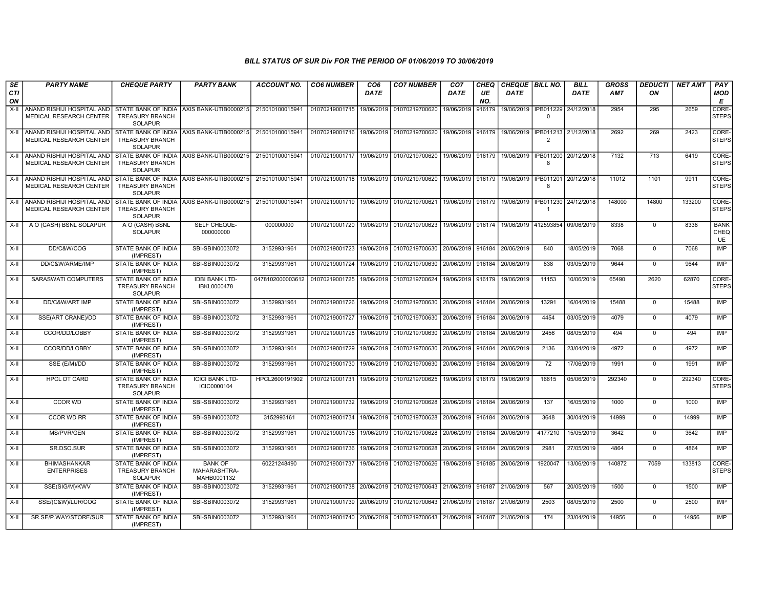## BILL STATUS OF SUR Div FOR THE PERIOD OF 01/06/2019 TO 30/06/2019

| SECTION | PARTY NAME | CHEQUE PARTY | PARTY BANK | ACCOUNT NO. | CO6 NUMBER | CO6 DATE | CO7 NUMBER | CO7 DATE | CHEQUE NO. | CHEQUE DATE | BILL NO. | BILL DATE | GROSS AMT | DEDUCTION | NET AMT | PAY MODE |
|---|---|---|---|---|---|---|---|---|---|---|---|---|---|---|---|---|
| X-II | ANAND RISHIJI HOSPITAL AND MEDICAL RESEARCH CENTER | STATE BANK OF INDIA TREASURY BRANCH SOLAPUR | AXIS BANK-UTIB0000215 | 215010100015941 | 01070219001715 | 19/06/2019 | 01070219700620 | 19/06/2019 | 916179 | 19/06/2019 | IPB0112290 | 24/12/2018 | 2954 | 295 | 2659 | CORE-STEPS |
| X-II | ANAND RISHIJI HOSPITAL AND MEDICAL RESEARCH CENTER | STATE BANK OF INDIA TREASURY BRANCH SOLAPUR | AXIS BANK-UTIB0000215 | 215010100015941 | 01070219001716 | 19/06/2019 | 01070219700620 | 19/06/2019 | 916179 | 19/06/2019 | IPB0112132 | 21/12/2018 | 2692 | 269 | 2423 | CORE-STEPS |
| X-II | ANAND RISHIJI HOSPITAL AND MEDICAL RESEARCH CENTER | STATE BANK OF INDIA TREASURY BRANCH SOLAPUR | AXIS BANK-UTIB0000215 | 215010100015941 | 01070219001717 | 19/06/2019 | 01070219700620 | 19/06/2019 | 916179 | 19/06/2019 | IPB0112008 | 20/12/2018 | 7132 | 713 | 6419 | CORE-STEPS |
| X-II | ANAND RISHIJI HOSPITAL AND MEDICAL RESEARCH CENTER | STATE BANK OF INDIA TREASURY BRANCH SOLAPUR | AXIS BANK-UTIB0000215 | 215010100015941 | 01070219001718 | 19/06/2019 | 01070219700620 | 19/06/2019 | 916179 | 19/06/2019 | IPB0112018 | 20/12/2018 | 11012 | 1101 | 9911 | CORE-STEPS |
| X-II | ANAND RISHIJI HOSPITAL AND MEDICAL RESEARCH CENTER | STATE BANK OF INDIA TREASURY BRANCH SOLAPUR | AXIS BANK-UTIB0000215 | 215010100015941 | 01070219001719 | 19/06/2019 | 01070219700621 | 19/06/2019 | 916179 | 19/06/2019 | IPB0112301 | 24/12/2018 | 148000 | 14800 | 133200 | CORE-STEPS |
| X-II | A O (CASH) BSNL SOLAPUR | A O (CASH) BSNL SOLAPUR | SELF CHEQUE-000000000 | 000000000 | 01070219001720 | 19/06/2019 | 01070219700623 | 19/06/2019 | 916174 | 19/06/2019 | 412593854 | 09/06/2019 | 8338 | 0 | 8338 | BANK CHEQUE |
| X-II | DD/C&W/COG | STATE BANK OF INDIA (IMPREST) | SBI-SBIN0003072 | 31529931961 | 01070219001723 | 19/06/2019 | 01070219700630 | 20/06/2019 | 916184 | 20/06/2019 | 840 | 18/05/2019 | 7068 | 0 | 7068 | IMP |
| X-II | DD/C&W/ARME/IMP | STATE BANK OF INDIA (IMPREST) | SBI-SBIN0003072 | 31529931961 | 01070219001724 | 19/06/2019 | 01070219700630 | 20/06/2019 | 916184 | 20/06/2019 | 838 | 03/05/2019 | 9644 | 0 | 9644 | IMP |
| X-II | SARASWATI COMPUTERS | STATE BANK OF INDIA TREASURY BRANCH SOLAPUR | IDBI BANK LTD-IBKL0000478 | 0478102000003612 | 01070219001725 | 19/06/2019 | 01070219700624 | 19/06/2019 | 916179 | 19/06/2019 | 11153 | 10/06/2019 | 65490 | 2620 | 62870 | CORE-STEPS |
| X-II | DD/C&W/ART IMP | STATE BANK OF INDIA (IMPREST) | SBI-SBIN0003072 | 31529931961 | 01070219001726 | 19/06/2019 | 01070219700630 | 20/06/2019 | 916184 | 20/06/2019 | 13291 | 16/04/2019 | 15488 | 0 | 15488 | IMP |
| X-II | SSE(ART CRANE)/DD | STATE BANK OF INDIA (IMPREST) | SBI-SBIN0003072 | 31529931961 | 01070219001727 | 19/06/2019 | 01070219700630 | 20/06/2019 | 916184 | 20/06/2019 | 4454 | 03/05/2019 | 4079 | 0 | 4079 | IMP |
| X-II | CCOR/DD/LOBBY | STATE BANK OF INDIA (IMPREST) | SBI-SBIN0003072 | 31529931961 | 01070219001728 | 19/06/2019 | 01070219700630 | 20/06/2019 | 916184 | 20/06/2019 | 2456 | 08/05/2019 | 494 | 0 | 494 | IMP |
| X-II | CCOR/DD/LOBBY | STATE BANK OF INDIA (IMPREST) | SBI-SBIN0003072 | 31529931961 | 01070219001729 | 19/06/2019 | 01070219700630 | 20/06/2019 | 916184 | 20/06/2019 | 2136 | 23/04/2019 | 4972 | 0 | 4972 | IMP |
| X-II | SSE (E/M)/DD | STATE BANK OF INDIA (IMPREST) | SBI-SBIN0003072 | 31529931961 | 01070219001730 | 19/06/2019 | 01070219700630 | 20/06/2019 | 916184 | 20/06/2019 | 72 | 17/06/2019 | 1991 | 0 | 1991 | IMP |
| X-II | HPCL DT CARD | STATE BANK OF INDIA TREASURY BRANCH SOLAPUR | ICICI BANK LTD-ICIC0000104 | HPCL2600191902 | 01070219001731 | 19/06/2019 | 01070219700625 | 19/06/2019 | 916179 | 19/06/2019 | 16615 | 05/06/2019 | 292340 | 0 | 292340 | CORE-STEPS |
| X-II | CCOR WD | STATE BANK OF INDIA (IMPREST) | SBI-SBIN0003072 | 31529931961 | 01070219001732 | 19/06/2019 | 01070219700628 | 20/06/2019 | 916184 | 20/06/2019 | 137 | 16/05/2019 | 1000 | 0 | 1000 | IMP |
| X-II | CCOR WD RR | STATE BANK OF INDIA (IMPREST) | SBI-SBIN0003072 | 3152993161 | 01070219001734 | 19/06/2019 | 01070219700628 | 20/06/2019 | 916184 | 20/06/2019 | 3648 | 30/04/2019 | 14999 | 0 | 14999 | IMP |
| X-II | MS/PVR/GEN | STATE BANK OF INDIA (IMPREST) | SBI-SBIN0003072 | 31529931961 | 01070219001735 | 19/06/2019 | 01070219700628 | 20/06/2019 | 916184 | 20/06/2019 | 4177210 | 15/05/2019 | 3642 | 0 | 3642 | IMP |
| X-II | SR.DSO.SUR | STATE BANK OF INDIA (IMPREST) | SBI-SBIN0003072 | 31529931961 | 01070219001736 | 19/06/2019 | 01070219700628 | 20/06/2019 | 916184 | 20/06/2019 | 2981 | 27/05/2019 | 4864 | 0 | 4864 | IMP |
| X-II | BHIMASHANKAR ENTERPRISES | STATE BANK OF INDIA TREASURY BRANCH SOLAPUR | BANK OF MAHARASHTRA-MAHB0001132 | 60221248490 | 01070219001737 | 19/06/2019 | 01070219700626 | 19/06/2019 | 916185 | 20/06/2019 | 1920047 | 13/06/2019 | 140872 | 7059 | 133813 | CORE-STEPS |
| X-II | SSE(SIG/M)/KWV | STATE BANK OF INDIA (IMPREST) | SBI-SBIN0003072 | 31529931961 | 01070219001738 | 20/06/2019 | 01070219700643 | 21/06/2019 | 916187 | 21/06/2019 | 567 | 20/05/2019 | 1500 | 0 | 1500 | IMP |
| X-II | SSE/(C&W)/LUR/COG | STATE BANK OF INDIA (IMPREST) | SBI-SBIN0003072 | 31529931961 | 01070219001739 | 20/06/2019 | 01070219700643 | 21/06/2019 | 916187 | 21/06/2019 | 2503 | 08/05/2019 | 2500 | 0 | 2500 | IMP |
| X-II | SR.SE/P.WAY/STORE/SUR | STATE BANK OF INDIA (IMPREST) | SBI-SBIN0003072 | 31529931961 | 01070219001740 | 20/06/2019 | 01070219700643 | 21/06/2019 | 916187 | 21/06/2019 | 174 | 23/04/2019 | 14956 | 0 | 14956 | IMP |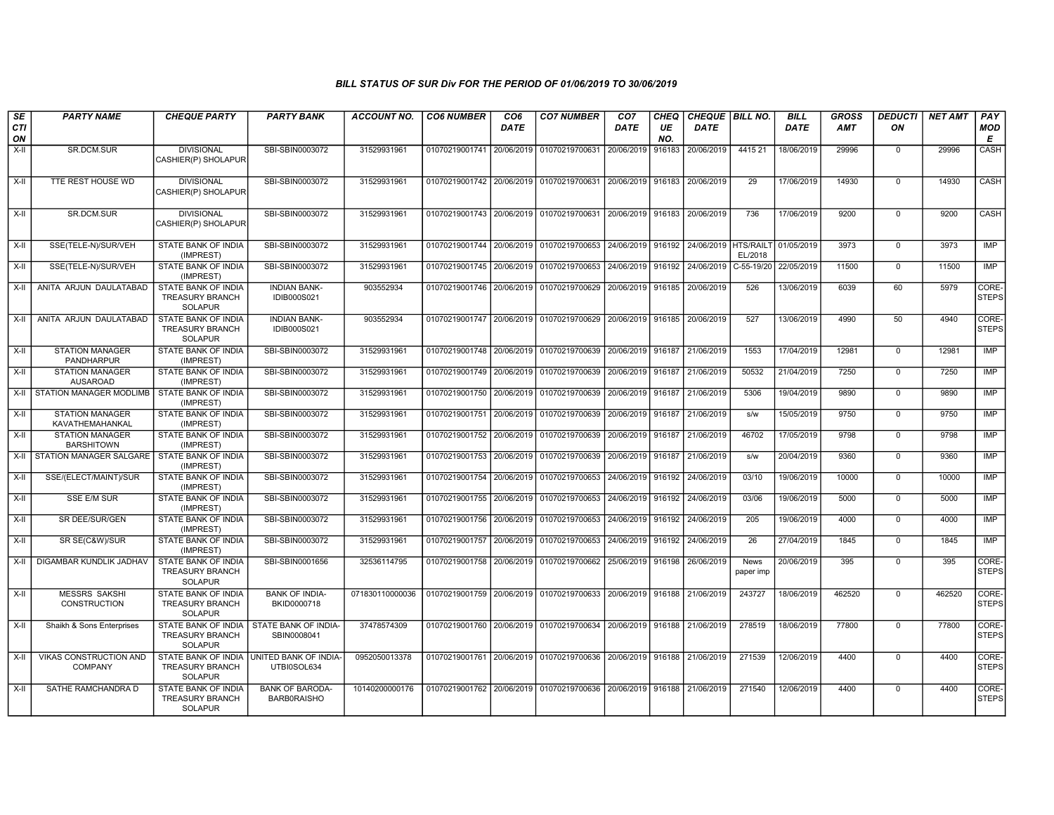### BILL STATUS OF SUR Div FOR THE PERIOD OF 01/06/2019 TO 30/06/2019

| SECTION | PARTY NAME | CHEQUE PARTY | PARTY BANK | ACCOUNT NO. | CO6 NUMBER | CO6 DATE | CO7 NUMBER | CO7 DATE | CHEQUE NO. | CHEQUE DATE | BILL NO. | BILL DATE | GROSS AMT | DEDUCTION | NET AMT | PAY MODE |
|---|---|---|---|---|---|---|---|---|---|---|---|---|---|---|---|---|
| X-II | SR.DCM.SUR | DIVISIONAL CASHIER(P) SHOLAPUR | SBI-SBIN0003072 | 31529931961 | 01070219001741 | 20/06/2019 | 01070219700631 | 20/06/2019 | 916183 | 20/06/2019 | 4415 21 | 18/06/2019 | 29996 | 0 | 29996 | CASH |
| X-II | TTE REST HOUSE WD | DIVISIONAL CASHIER(P) SHOLAPUR | SBI-SBIN0003072 | 31529931961 | 01070219001742 | 20/06/2019 | 01070219700631 | 20/06/2019 | 916183 | 20/06/2019 | 29 | 17/06/2019 | 14930 | 0 | 14930 | CASH |
| X-II | SR.DCM.SUR | DIVISIONAL CASHIER(P) SHOLAPUR | SBI-SBIN0003072 | 31529931961 | 01070219001743 | 20/06/2019 | 01070219700631 | 20/06/2019 | 916183 | 20/06/2019 | 736 | 17/06/2019 | 9200 | 0 | 9200 | CASH |
| X-II | SSE(TELE-N)/SUR/VEH | STATE BANK OF INDIA (IMPREST) | SBI-SBIN0003072 | 31529931961 | 01070219001744 | 20/06/2019 | 01070219700653 | 24/06/2019 | 916192 | 24/06/2019 | HTS/RAILTEL/2018 | 01/05/2019 | 3973 | 0 | 3973 | IMP |
| X-II | SSE(TELE-N)/SUR/VEH | STATE BANK OF INDIA (IMPREST) | SBI-SBIN0003072 | 31529931961 | 01070219001745 | 20/06/2019 | 01070219700653 | 24/06/2019 | 916192 | 24/06/2019 | C-55-19/20 | 22/05/2019 | 11500 | 0 | 11500 | IMP |
| X-II | ANITA ARJUN DAULATABAD | STATE BANK OF INDIA TREASURY BRANCH SOLAPUR | INDIAN BANK-IDIB000S021 | 903552934 | 01070219001746 | 20/06/2019 | 01070219700629 | 20/06/2019 | 916185 | 20/06/2019 | 526 | 13/06/2019 | 6039 | 60 | 5979 | CORE-STEPS |
| X-II | ANITA ARJUN DAULATABAD | STATE BANK OF INDIA TREASURY BRANCH SOLAPUR | INDIAN BANK-IDIB000S021 | 903552934 | 01070219001747 | 20/06/2019 | 01070219700629 | 20/06/2019 | 916185 | 20/06/2019 | 527 | 13/06/2019 | 4990 | 50 | 4940 | CORE-STEPS |
| X-II | STATION MANAGER PANDHARPUR | STATE BANK OF INDIA (IMPREST) | SBI-SBIN0003072 | 31529931961 | 01070219001748 | 20/06/2019 | 01070219700639 | 20/06/2019 | 916187 | 21/06/2019 | 1553 | 17/04/2019 | 12981 | 0 | 12981 | IMP |
| X-II | STATION MANAGER AUSAROAD | STATE BANK OF INDIA (IMPREST) | SBI-SBIN0003072 | 31529931961 | 01070219001749 | 20/06/2019 | 01070219700639 | 20/06/2019 | 916187 | 21/06/2019 | 50532 | 21/04/2019 | 7250 | 0 | 7250 | IMP |
| X-II | STATION MANAGER MODLIMB | STATE BANK OF INDIA (IMPREST) | SBI-SBIN0003072 | 31529931961 | 01070219001750 | 20/06/2019 | 01070219700639 | 20/06/2019 | 916187 | 21/06/2019 | 5306 | 19/04/2019 | 9890 | 0 | 9890 | IMP |
| X-II | STATION MANAGER KAVATHEMAHANKAL | STATE BANK OF INDIA (IMPREST) | SBI-SBIN0003072 | 31529931961 | 01070219001751 | 20/06/2019 | 01070219700639 | 20/06/2019 | 916187 | 21/06/2019 | s/w | 15/05/2019 | 9750 | 0 | 9750 | IMP |
| X-II | STATION MANAGER BARSHITOWN | STATE BANK OF INDIA (IMPREST) | SBI-SBIN0003072 | 31529931961 | 01070219001752 | 20/06/2019 | 01070219700639 | 20/06/2019 | 916187 | 21/06/2019 | 46702 | 17/05/2019 | 9798 | 0 | 9798 | IMP |
| X-II | STATION MANAGER SALGARE | STATE BANK OF INDIA (IMPREST) | SBI-SBIN0003072 | 31529931961 | 01070219001753 | 20/06/2019 | 01070219700639 | 20/06/2019 | 916187 | 21/06/2019 | s/w | 20/04/2019 | 9360 | 0 | 9360 | IMP |
| X-II | SSE/(ELECT/MAINT)/SUR | STATE BANK OF INDIA (IMPREST) | SBI-SBIN0003072 | 31529931961 | 01070219001754 | 20/06/2019 | 01070219700653 | 24/06/2019 | 916192 | 24/06/2019 | 03/10 | 19/06/2019 | 10000 | 0 | 10000 | IMP |
| X-II | SSE E/M SUR | STATE BANK OF INDIA (IMPREST) | SBI-SBIN0003072 | 31529931961 | 01070219001755 | 20/06/2019 | 01070219700653 | 24/06/2019 | 916192 | 24/06/2019 | 03/06 | 19/06/2019 | 5000 | 0 | 5000 | IMP |
| X-II | SR DEE/SUR/GEN | STATE BANK OF INDIA (IMPREST) | SBI-SBIN0003072 | 31529931961 | 01070219001756 | 20/06/2019 | 01070219700653 | 24/06/2019 | 916192 | 24/06/2019 | 205 | 19/06/2019 | 4000 | 0 | 4000 | IMP |
| X-II | SR SE(C&W)/SUR | STATE BANK OF INDIA (IMPREST) | SBI-SBIN0003072 | 31529931961 | 01070219001757 | 20/06/2019 | 01070219700653 | 24/06/2019 | 916192 | 24/06/2019 | 26 | 27/04/2019 | 1845 | 0 | 1845 | IMP |
| X-II | DIGAMBAR KUNDLIK JADHAV | STATE BANK OF INDIA TREASURY BRANCH SOLAPUR | SBI-SBIN0001656 | 32536114795 | 01070219001758 | 20/06/2019 | 01070219700662 | 25/06/2019 | 916198 | 26/06/2019 | News paper imp | 20/06/2019 | 395 | 0 | 395 | CORE-STEPS |
| X-II | MESSRS SAKSHI CONSTRUCTION | STATE BANK OF INDIA TREASURY BRANCH SOLAPUR | BANK OF INDIA-BKID0000718 | 071830110000036 | 01070219001759 | 20/06/2019 | 01070219700633 | 20/06/2019 | 916188 | 21/06/2019 | 243727 | 18/06/2019 | 462520 | 0 | 462520 | CORE-STEPS |
| X-II | Shaikh & Sons Enterprises | STATE BANK OF INDIA TREASURY BRANCH SOLAPUR | STATE BANK OF INDIA-SBIN0008041 | 37478574309 | 01070219001760 | 20/06/2019 | 01070219700634 | 20/06/2019 | 916188 | 21/06/2019 | 278519 | 18/06/2019 | 77800 | 0 | 77800 | CORE-STEPS |
| X-II | VIKAS CONSTRUCTION AND COMPANY | STATE BANK OF INDIA TREASURY BRANCH SOLAPUR | UNITED BANK OF INDIA-UTBI0SOL634 | 0952050013378 | 01070219001761 | 20/06/2019 | 01070219700636 | 20/06/2019 | 916188 | 21/06/2019 | 271539 | 12/06/2019 | 4400 | 0 | 4400 | CORE-STEPS |
| X-II | SATHE RAMCHANDRA D | STATE BANK OF INDIA TREASURY BRANCH SOLAPUR | BANK OF BARODA-BARB0RAISHO | 10140200000176 | 01070219001762 | 20/06/2019 | 01070219700636 | 20/06/2019 | 916188 | 21/06/2019 | 271540 | 12/06/2019 | 4400 | 0 | 4400 | CORE-STEPS |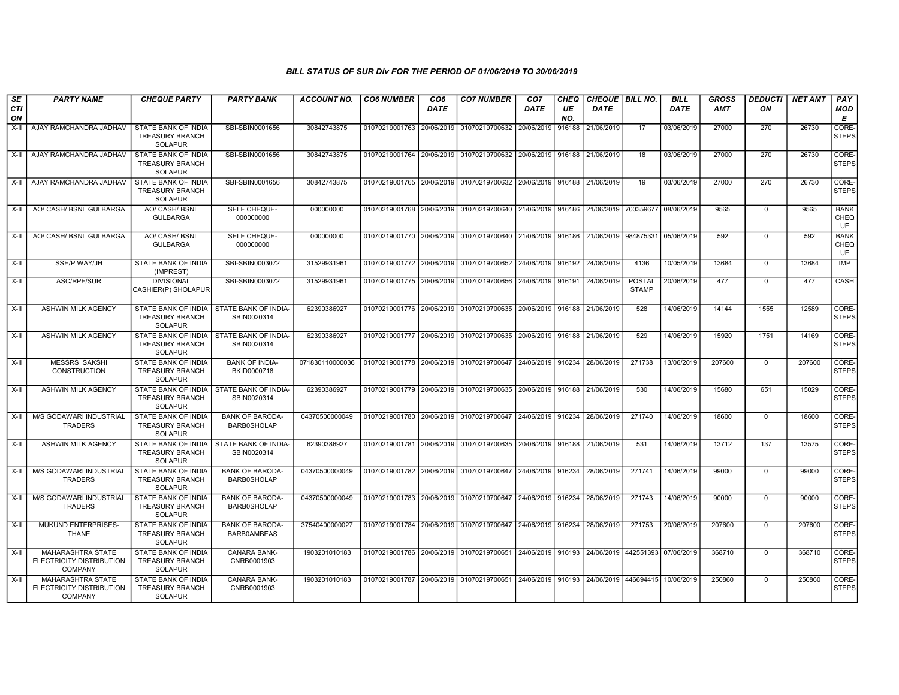### BILL STATUS OF SUR Div FOR THE PERIOD OF 01/06/2019 TO 30/06/2019

| SECTION | PARTY NAME | CHEQUE PARTY | PARTY BANK | ACCOUNT NO. | CO6 NUMBER | CO6 DATE | CO7 NUMBER | CO7 DATE | CHEQUE NO. | CHEQUE DATE | BILL NO. | BILL DATE | GROSS AMT | DEDUCTION | NET AMT | PAY MODE |
|---|---|---|---|---|---|---|---|---|---|---|---|---|---|---|---|---|
| X-II | AJAY RAMCHANDRA JADHAV | STATE BANK OF INDIA TREASURY BRANCH SOLAPUR | SBI-SBIN0001656 | 30842743875 | 01070219001763 | 20/06/2019 | 01070219700632 | 20/06/2019 | 916188 | 21/06/2019 | 17 | 03/06/2019 | 27000 | 270 | 26730 | CORE-STEPS |
| X-II | AJAY RAMCHANDRA JADHAV | STATE BANK OF INDIA TREASURY BRANCH SOLAPUR | SBI-SBIN0001656 | 30842743875 | 01070219001764 | 20/06/2019 | 01070219700632 | 20/06/2019 | 916188 | 21/06/2019 | 18 | 03/06/2019 | 27000 | 270 | 26730 | CORE-STEPS |
| X-II | AJAY RAMCHANDRA JADHAV | STATE BANK OF INDIA TREASURY BRANCH SOLAPUR | SBI-SBIN0001656 | 30842743875 | 01070219001765 | 20/06/2019 | 01070219700632 | 20/06/2019 | 916188 | 21/06/2019 | 19 | 03/06/2019 | 27000 | 270 | 26730 | CORE-STEPS |
| X-II | AO/ CASH/ BSNL GULBARGA | AO/ CASH/ BSNL GULBARGA | SELF CHEQUE-000000000 | 000000000 | 01070219001768 | 20/06/2019 | 01070219700640 | 21/06/2019 | 916186 | 21/06/2019 | 700359677 | 08/06/2019 | 9565 | 0 | 9565 | BANK CHEQUE |
| X-II | AO/ CASH/ BSNL GULBARGA | AO/ CASH/ BSNL GULBARGA | SELF CHEQUE-000000000 | 000000000 | 01070219001770 | 20/06/2019 | 01070219700640 | 21/06/2019 | 916186 | 21/06/2019 | 984875331 | 05/06/2019 | 592 | 0 | 592 | BANK CHEQUE |
| X-II | SSE/P WAY/JH | STATE BANK OF INDIA (IMPREST) | SBI-SBIN0003072 | 31529931961 | 01070219001772 | 20/06/2019 | 01070219700652 | 24/06/2019 | 916192 | 24/06/2019 | 4136 | 10/05/2019 | 13684 | 0 | 13684 | IMP |
| X-II | ASC/RPF/SUR | DIVISIONAL CASHIER(P) SHOLAPUR | SBI-SBIN0003072 | 31529931961 | 01070219001775 | 20/06/2019 | 01070219700656 | 24/06/2019 | 916191 | 24/06/2019 | POSTAL STAMP | 20/06/2019 | 477 | 0 | 477 | CASH |
| X-II | ASHWIN MILK AGENCY | STATE BANK OF INDIA TREASURY BRANCH SOLAPUR | STATE BANK OF INDIA-SBIN0020314 | 62390386927 | 01070219001776 | 20/06/2019 | 01070219700635 | 20/06/2019 | 916188 | 21/06/2019 | 528 | 14/06/2019 | 14144 | 1555 | 12589 | CORE-STEPS |
| X-II | ASHWIN MILK AGENCY | STATE BANK OF INDIA TREASURY BRANCH SOLAPUR | STATE BANK OF INDIA-SBIN0020314 | 62390386927 | 01070219001777 | 20/06/2019 | 01070219700635 | 20/06/2019 | 916188 | 21/06/2019 | 529 | 14/06/2019 | 15920 | 1751 | 14169 | CORE-STEPS |
| X-II | MESSRS SAKSHI CONSTRUCTION | STATE BANK OF INDIA TREASURY BRANCH SOLAPUR | BANK OF INDIA-BKID0000718 | 071830110000036 | 01070219001778 | 20/06/2019 | 01070219700647 | 24/06/2019 | 916234 | 28/06/2019 | 271738 | 13/06/2019 | 207600 | 0 | 207600 | CORE-STEPS |
| X-II | ASHWIN MILK AGENCY | STATE BANK OF INDIA TREASURY BRANCH SOLAPUR | STATE BANK OF INDIA-SBIN0020314 | 62390386927 | 01070219001779 | 20/06/2019 | 01070219700635 | 20/06/2019 | 916188 | 21/06/2019 | 530 | 14/06/2019 | 15680 | 651 | 15029 | CORE-STEPS |
| X-II | M/S GODAWARI INDUSTRIAL TRADERS | STATE BANK OF INDIA TREASURY BRANCH SOLAPUR | BANK OF BARODA-BARB0SHOLAP | 04370500000049 | 01070219001780 | 20/06/2019 | 01070219700647 | 24/06/2019 | 916234 | 28/06/2019 | 271740 | 14/06/2019 | 18600 | 0 | 18600 | CORE-STEPS |
| X-II | ASHWIN MILK AGENCY | STATE BANK OF INDIA TREASURY BRANCH SOLAPUR | STATE BANK OF INDIA-SBIN0020314 | 62390386927 | 01070219001781 | 20/06/2019 | 01070219700635 | 20/06/2019 | 916188 | 21/06/2019 | 531 | 14/06/2019 | 13712 | 137 | 13575 | CORE-STEPS |
| X-II | M/S GODAWARI INDUSTRIAL TRADERS | STATE BANK OF INDIA TREASURY BRANCH SOLAPUR | BANK OF BARODA-BARB0SHOLAP | 04370500000049 | 01070219001782 | 20/06/2019 | 01070219700647 | 24/06/2019 | 916234 | 28/06/2019 | 271741 | 14/06/2019 | 99000 | 0 | 99000 | CORE-STEPS |
| X-II | M/S GODAWARI INDUSTRIAL TRADERS | STATE BANK OF INDIA TREASURY BRANCH SOLAPUR | BANK OF BARODA-BARB0SHOLAP | 04370500000049 | 01070219001783 | 20/06/2019 | 01070219700647 | 24/06/2019 | 916234 | 28/06/2019 | 271743 | 14/06/2019 | 90000 | 0 | 90000 | CORE-STEPS |
| X-II | MUKUND ENTERPRISES-THANE | STATE BANK OF INDIA TREASURY BRANCH SOLAPUR | BANK OF BARODA-BARB0AMBEAS | 37540400000027 | 01070219001784 | 20/06/2019 | 01070219700647 | 24/06/2019 | 916234 | 28/06/2019 | 271753 | 20/06/2019 | 207600 | 0 | 207600 | CORE-STEPS |
| X-II | MAHARASHTRA STATE ELECTRICITY DISTRIBUTION COMPANY | STATE BANK OF INDIA TREASURY BRANCH SOLAPUR | CANARA BANK-CNRB0001903 | 1903201010183 | 01070219001786 | 20/06/2019 | 01070219700651 | 24/06/2019 | 916193 | 24/06/2019 | 442551393 | 07/06/2019 | 368710 | 0 | 368710 | CORE-STEPS |
| X-II | MAHARASHTRA STATE ELECTRICITY DISTRIBUTION COMPANY | STATE BANK OF INDIA TREASURY BRANCH SOLAPUR | CANARA BANK-CNRB0001903 | 1903201010183 | 01070219001787 | 20/06/2019 | 01070219700651 | 24/06/2019 | 916193 | 24/06/2019 | 446694415 | 10/06/2019 | 250860 | 0 | 250860 | CORE-STEPS |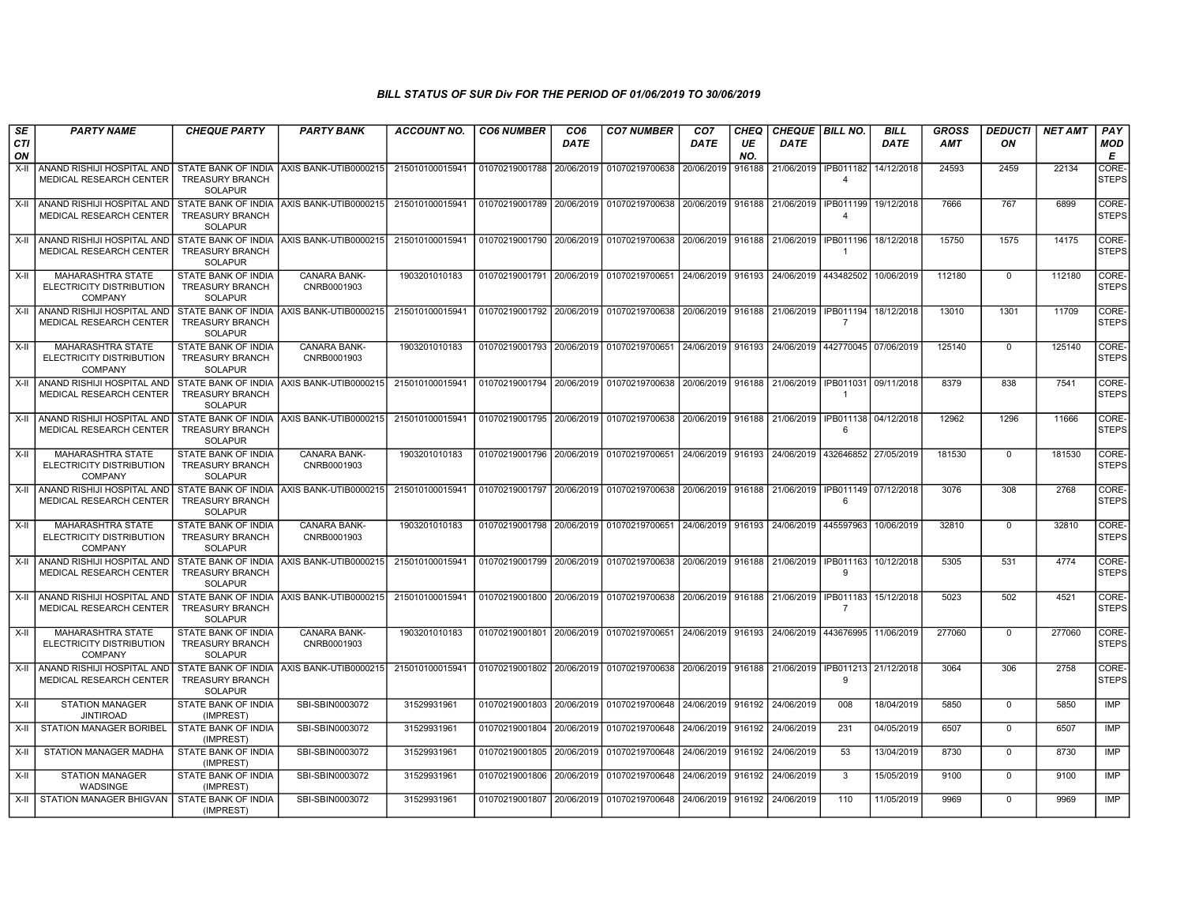## BILL STATUS OF SUR Div FOR THE PERIOD OF 01/06/2019 TO 30/06/2019

| SECTION | PARTY NAME | CHEQUE PARTY | PARTY BANK | ACCOUNT NO. | CO6 NUMBER | CO6 DATE | CO7 NUMBER | CO7 DATE | CHEQUE NO. | CHEQUE DATE | BILL NO. | BILL DATE | GROSS AMT | DEDUCTION | NET AMT | PAY MODE |
|---|---|---|---|---|---|---|---|---|---|---|---|---|---|---|---|---|
| X-II | ANAND RISHIJI HOSPITAL AND MEDICAL RESEARCH CENTER | STATE BANK OF INDIA TREASURY BRANCH SOLAPUR | AXIS BANK-UTIB0000215 | 215010100015941 | 01070219001788 | 20/06/2019 | 01070219700638 | 20/06/2019 | 916188 | 21/06/2019 | IPB0111824 | 14/12/2018 | 24593 | 2459 | 22134 | CORE-STEPS |
| X-II | ANAND RISHIJI HOSPITAL AND MEDICAL RESEARCH CENTER | STATE BANK OF INDIA TREASURY BRANCH SOLAPUR | AXIS BANK-UTIB0000215 | 215010100015941 | 01070219001789 | 20/06/2019 | 01070219700638 | 20/06/2019 | 916188 | 21/06/2019 | IPB0111994 | 19/12/2018 | 7666 | 767 | 6899 | CORE-STEPS |
| X-II | ANAND RISHIJI HOSPITAL AND MEDICAL RESEARCH CENTER | STATE BANK OF INDIA TREASURY BRANCH SOLAPUR | AXIS BANK-UTIB0000215 | 215010100015941 | 01070219001790 | 20/06/2019 | 01070219700638 | 20/06/2019 | 916188 | 21/06/2019 | IPB0111961 | 18/12/2018 | 15750 | 1575 | 14175 | CORE-STEPS |
| X-II | MAHARASHTRA STATE ELECTRICITY DISTRIBUTION COMPANY | STATE BANK OF INDIA TREASURY BRANCH SOLAPUR | CANARA BANK-CNRB0001903 | 1903201010183 | 01070219001791 | 20/06/2019 | 01070219700651 | 24/06/2019 | 916193 | 24/06/2019 | 443482502 | 10/06/2019 | 112180 | 0 | 112180 | CORE-STEPS |
| X-II | ANAND RISHIJI HOSPITAL AND MEDICAL RESEARCH CENTER | STATE BANK OF INDIA TREASURY BRANCH SOLAPUR | AXIS BANK-UTIB0000215 | 215010100015941 | 01070219001792 | 20/06/2019 | 01070219700638 | 20/06/2019 | 916188 | 21/06/2019 | IPB0111947 | 18/12/2018 | 13010 | 1301 | 11709 | CORE-STEPS |
| X-II | MAHARASHTRA STATE ELECTRICITY DISTRIBUTION COMPANY | STATE BANK OF INDIA TREASURY BRANCH SOLAPUR | CANARA BANK-CNRB0001903 | 1903201010183 | 01070219001793 | 20/06/2019 | 01070219700651 | 24/06/2019 | 916193 | 24/06/2019 | 442770045 | 07/06/2019 | 125140 | 0 | 125140 | CORE-STEPS |
| X-II | ANAND RISHIJI HOSPITAL AND MEDICAL RESEARCH CENTER | STATE BANK OF INDIA TREASURY BRANCH SOLAPUR | AXIS BANK-UTIB0000215 | 215010100015941 | 01070219001794 | 20/06/2019 | 01070219700638 | 20/06/2019 | 916188 | 21/06/2019 | IPB0110311 | 09/11/2018 | 8379 | 838 | 7541 | CORE-STEPS |
| X-II | ANAND RISHIJI HOSPITAL AND MEDICAL RESEARCH CENTER | STATE BANK OF INDIA TREASURY BRANCH SOLAPUR | AXIS BANK-UTIB0000215 | 215010100015941 | 01070219001795 | 20/06/2019 | 01070219700638 | 20/06/2019 | 916188 | 21/06/2019 | IPB0111386 | 04/12/2018 | 12962 | 1296 | 11666 | CORE-STEPS |
| X-II | MAHARASHTRA STATE ELECTRICITY DISTRIBUTION COMPANY | STATE BANK OF INDIA TREASURY BRANCH SOLAPUR | CANARA BANK-CNRB0001903 | 1903201010183 | 01070219001796 | 20/06/2019 | 01070219700651 | 24/06/2019 | 916193 | 24/06/2019 | 432646852 | 27/05/2019 | 181530 | 0 | 181530 | CORE-STEPS |
| X-II | ANAND RISHIJI HOSPITAL AND MEDICAL RESEARCH CENTER | STATE BANK OF INDIA TREASURY BRANCH SOLAPUR | AXIS BANK-UTIB0000215 | 215010100015941 | 01070219001797 | 20/06/2019 | 01070219700638 | 20/06/2019 | 916188 | 21/06/2019 | IPB0111496 | 07/12/2018 | 3076 | 308 | 2768 | CORE-STEPS |
| X-II | MAHARASHTRA STATE ELECTRICITY DISTRIBUTION COMPANY | STATE BANK OF INDIA TREASURY BRANCH SOLAPUR | CANARA BANK-CNRB0001903 | 1903201010183 | 01070219001798 | 20/06/2019 | 01070219700651 | 24/06/2019 | 916193 | 24/06/2019 | 445597963 | 10/06/2019 | 32810 | 0 | 32810 | CORE-STEPS |
| X-II | ANAND RISHIJI HOSPITAL AND MEDICAL RESEARCH CENTER | STATE BANK OF INDIA TREASURY BRANCH SOLAPUR | AXIS BANK-UTIB0000215 | 215010100015941 | 01070219001799 | 20/06/2019 | 01070219700638 | 20/06/2019 | 916188 | 21/06/2019 | IPB0111639 | 10/12/2018 | 5305 | 531 | 4774 | CORE-STEPS |
| X-II | ANAND RISHIJI HOSPITAL AND MEDICAL RESEARCH CENTER | STATE BANK OF INDIA TREASURY BRANCH SOLAPUR | AXIS BANK-UTIB0000215 | 215010100015941 | 01070219001800 | 20/06/2019 | 01070219700638 | 20/06/2019 | 916188 | 21/06/2019 | IPB0111837 | 15/12/2018 | 5023 | 502 | 4521 | CORE-STEPS |
| X-II | MAHARASHTRA STATE ELECTRICITY DISTRIBUTION COMPANY | STATE BANK OF INDIA TREASURY BRANCH SOLAPUR | CANARA BANK-CNRB0001903 | 1903201010183 | 01070219001801 | 20/06/2019 | 01070219700651 | 24/06/2019 | 916193 | 24/06/2019 | 443676995 | 11/06/2019 | 277060 | 0 | 277060 | CORE-STEPS |
| X-II | ANAND RISHIJI HOSPITAL AND MEDICAL RESEARCH CENTER | STATE BANK OF INDIA TREASURY BRANCH SOLAPUR | AXIS BANK-UTIB0000215 | 215010100015941 | 01070219001802 | 20/06/2019 | 01070219700638 | 20/06/2019 | 916188 | 21/06/2019 | IPB0112139 | 21/12/2018 | 3064 | 306 | 2758 | CORE-STEPS |
| X-II | STATION MANAGER JINTIROAD | STATE BANK OF INDIA (IMPREST) | SBI-SBIN0003072 | 31529931961 | 01070219001803 | 20/06/2019 | 01070219700648 | 24/06/2019 | 916192 | 24/06/2019 | 008 | 18/04/2019 | 5850 | 0 | 5850 | IMP |
| X-II | STATION MANAGER BORIBEL | STATE BANK OF INDIA (IMPREST) | SBI-SBIN0003072 | 31529931961 | 01070219001804 | 20/06/2019 | 01070219700648 | 24/06/2019 | 916192 | 24/06/2019 | 231 | 04/05/2019 | 6507 | 0 | 6507 | IMP |
| X-II | STATION MANAGER MADHA | STATE BANK OF INDIA (IMPREST) | SBI-SBIN0003072 | 31529931961 | 01070219001805 | 20/06/2019 | 01070219700648 | 24/06/2019 | 916192 | 24/06/2019 | 53 | 13/04/2019 | 8730 | 0 | 8730 | IMP |
| X-II | STATION MANAGER WADSINGE | STATE BANK OF INDIA (IMPREST) | SBI-SBIN0003072 | 31529931961 | 01070219001806 | 20/06/2019 | 01070219700648 | 24/06/2019 | 916192 | 24/06/2019 | 3 | 15/05/2019 | 9100 | 0 | 9100 | IMP |
| X-II | STATION MANAGER BHIGVAN | STATE BANK OF INDIA (IMPREST) | SBI-SBIN0003072 | 31529931961 | 01070219001807 | 20/06/2019 | 01070219700648 | 24/06/2019 | 916192 | 24/06/2019 | 110 | 11/05/2019 | 9969 | 0 | 9969 | IMP |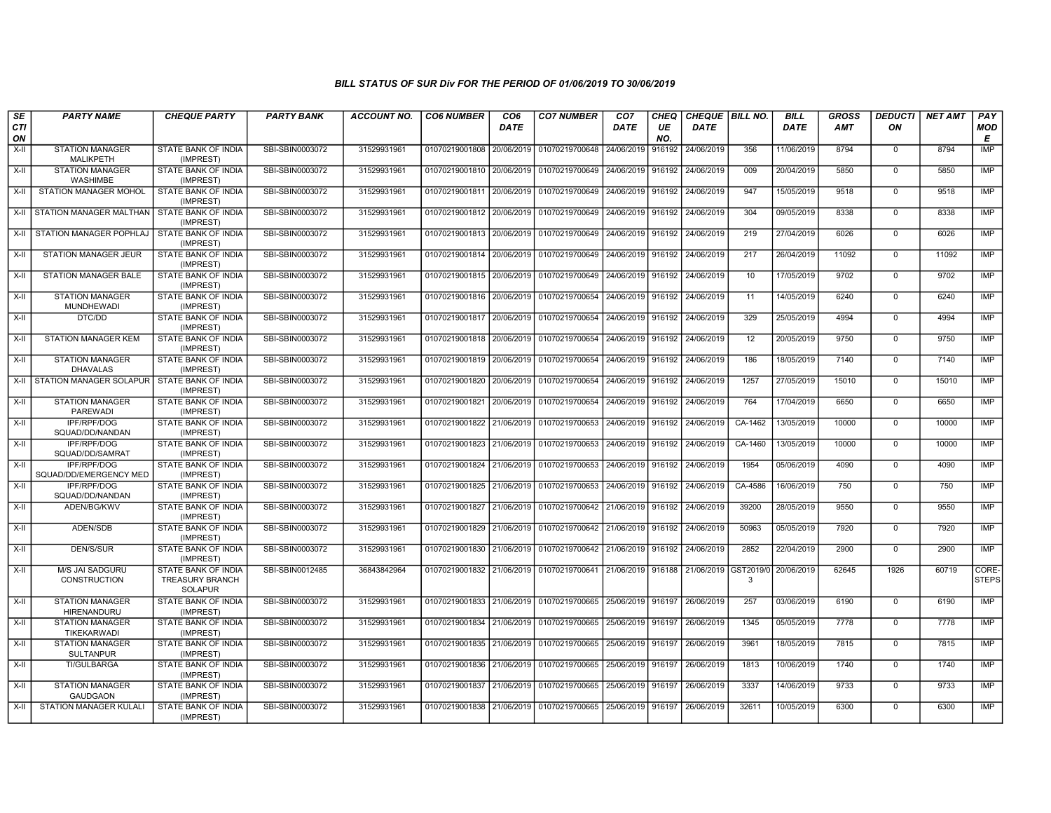## BILL STATUS OF SUR Div FOR THE PERIOD OF 01/06/2019 TO 30/06/2019

| SECTION | PARTY NAME | CHEQUE PARTY | PARTY BANK | ACCOUNT NO. | CO6 NUMBER | CO6 DATE | CO7 NUMBER | CO7 DATE | CHEQUE NO. | CHEQUE DATE | BILL NO. | BILL DATE | GROSS AMT | DEDUCTION | NET AMT | PAY MODE |
|---|---|---|---|---|---|---|---|---|---|---|---|---|---|---|---|---|
| X-II | STATION MANAGER MALIKPETH | STATE BANK OF INDIA (IMPREST) | SBI-SBIN0003072 | 31529931961 | 01070219001808 | 20/06/2019 | 01070219700648 | 24/06/2019 | 916192 | 24/06/2019 | 356 | 11/06/2019 | 8794 | 0 | 8794 | IMP |
| X-II | STATION MANAGER WASHIMBE | STATE BANK OF INDIA (IMPREST) | SBI-SBIN0003072 | 31529931961 | 01070219001810 | 20/06/2019 | 01070219700649 | 24/06/2019 | 916192 | 24/06/2019 | 009 | 20/04/2019 | 5850 | 0 | 5850 | IMP |
| X-II | STATION MANAGER MOHOL | STATE BANK OF INDIA (IMPREST) | SBI-SBIN0003072 | 31529931961 | 01070219001811 | 20/06/2019 | 01070219700649 | 24/06/2019 | 916192 | 24/06/2019 | 947 | 15/05/2019 | 9518 | 0 | 9518 | IMP |
| X-II | STATION MANAGER MALTHAN | STATE BANK OF INDIA (IMPREST) | SBI-SBIN0003072 | 31529931961 | 01070219001812 | 20/06/2019 | 01070219700649 | 24/06/2019 | 916192 | 24/06/2019 | 304 | 09/05/2019 | 8338 | 0 | 8338 | IMP |
| X-II | STATION MANAGER POPHLAJ | STATE BANK OF INDIA (IMPREST) | SBI-SBIN0003072 | 31529931961 | 01070219001813 | 20/06/2019 | 01070219700649 | 24/06/2019 | 916192 | 24/06/2019 | 219 | 27/04/2019 | 6026 | 0 | 6026 | IMP |
| X-II | STATION MANAGER JEUR | STATE BANK OF INDIA (IMPREST) | SBI-SBIN0003072 | 31529931961 | 01070219001814 | 20/06/2019 | 01070219700649 | 24/06/2019 | 916192 | 24/06/2019 | 217 | 26/04/2019 | 11092 | 0 | 11092 | IMP |
| X-II | STATION MANAGER BALE | STATE BANK OF INDIA (IMPREST) | SBI-SBIN0003072 | 31529931961 | 01070219001815 | 20/06/2019 | 01070219700649 | 24/06/2019 | 916192 | 24/06/2019 | 10 | 17/05/2019 | 9702 | 0 | 9702 | IMP |
| X-II | STATION MANAGER MUNDHEWADI | STATE BANK OF INDIA (IMPREST) | SBI-SBIN0003072 | 31529931961 | 01070219001816 | 20/06/2019 | 01070219700654 | 24/06/2019 | 916192 | 24/06/2019 | 11 | 14/05/2019 | 6240 | 0 | 6240 | IMP |
| X-II | DTC/DD | STATE BANK OF INDIA (IMPREST) | SBI-SBIN0003072 | 31529931961 | 01070219001817 | 20/06/2019 | 01070219700654 | 24/06/2019 | 916192 | 24/06/2019 | 329 | 25/05/2019 | 4994 | 0 | 4994 | IMP |
| X-II | STATION MANAGER KEM | STATE BANK OF INDIA (IMPREST) | SBI-SBIN0003072 | 31529931961 | 01070219001818 | 20/06/2019 | 01070219700654 | 24/06/2019 | 916192 | 24/06/2019 | 12 | 20/05/2019 | 9750 | 0 | 9750 | IMP |
| X-II | STATION MANAGER DHAVALAS | STATE BANK OF INDIA (IMPREST) | SBI-SBIN0003072 | 31529931961 | 01070219001819 | 20/06/2019 | 01070219700654 | 24/06/2019 | 916192 | 24/06/2019 | 186 | 18/05/2019 | 7140 | 0 | 7140 | IMP |
| X-II | STATION MANAGER SOLAPUR | STATE BANK OF INDIA (IMPREST) | SBI-SBIN0003072 | 31529931961 | 01070219001820 | 20/06/2019 | 01070219700654 | 24/06/2019 | 916192 | 24/06/2019 | 1257 | 27/05/2019 | 15010 | 0 | 15010 | IMP |
| X-II | STATION MANAGER PAREWADI | STATE BANK OF INDIA (IMPREST) | SBI-SBIN0003072 | 31529931961 | 01070219001821 | 20/06/2019 | 01070219700654 | 24/06/2019 | 916192 | 24/06/2019 | 764 | 17/04/2019 | 6650 | 0 | 6650 | IMP |
| X-II | IPF/RPF/DOG SQUAD/DD/NANDAN | STATE BANK OF INDIA (IMPREST) | SBI-SBIN0003072 | 31529931961 | 01070219001822 | 21/06/2019 | 01070219700653 | 24/06/2019 | 916192 | 24/06/2019 | CA-1462 | 13/05/2019 | 10000 | 0 | 10000 | IMP |
| X-II | IPF/RPF/DOG SQUAD/DD/SAMRAT | STATE BANK OF INDIA (IMPREST) | SBI-SBIN0003072 | 31529931961 | 01070219001823 | 21/06/2019 | 01070219700653 | 24/06/2019 | 916192 | 24/06/2019 | CA-1460 | 13/05/2019 | 10000 | 0 | 10000 | IMP |
| X-II | IPF/RPF/DOG SQUAD/DD/EMERGENCY MED | STATE BANK OF INDIA (IMPREST) | SBI-SBIN0003072 | 31529931961 | 01070219001824 | 21/06/2019 | 01070219700653 | 24/06/2019 | 916192 | 24/06/2019 | 1954 | 05/06/2019 | 4090 | 0 | 4090 | IMP |
| X-II | IPF/RPF/DOG SQUAD/DD/NANDAN | STATE BANK OF INDIA (IMPREST) | SBI-SBIN0003072 | 31529931961 | 01070219001825 | 21/06/2019 | 01070219700653 | 24/06/2019 | 916192 | 24/06/2019 | CA-4586 | 16/06/2019 | 750 | 0 | 750 | IMP |
| X-II | ADEN/BG/KWV | STATE BANK OF INDIA (IMPREST) | SBI-SBIN0003072 | 31529931961 | 01070219001827 | 21/06/2019 | 01070219700642 | 21/06/2019 | 916192 | 24/06/2019 | 39200 | 28/05/2019 | 9550 | 0 | 9550 | IMP |
| X-II | ADEN/SDB | STATE BANK OF INDIA (IMPREST) | SBI-SBIN0003072 | 31529931961 | 01070219001829 | 21/06/2019 | 01070219700642 | 21/06/2019 | 916192 | 24/06/2019 | 50963 | 05/05/2019 | 7920 | 0 | 7920 | IMP |
| X-II | DEN/S/SUR | STATE BANK OF INDIA (IMPREST) | SBI-SBIN0003072 | 31529931961 | 01070219001830 | 21/06/2019 | 01070219700642 | 21/06/2019 | 916192 | 24/06/2019 | 2852 | 22/04/2019 | 2900 | 0 | 2900 | IMP |
| X-II | M/S JAI SADGURU CONSTRUCTION | STATE BANK OF INDIA TREASURY BRANCH SOLAPUR | SBI-SBIN0012485 | 36843842964 | 01070219001832 | 21/06/2019 | 01070219700641 | 21/06/2019 | 916188 | 21/06/2019 | GST2019/03 | 20/06/2019 | 62645 | 1926 | 60719 | CORE-STEPS |
| X-II | STATION MANAGER HIRENANDURU | STATE BANK OF INDIA (IMPREST) | SBI-SBIN0003072 | 31529931961 | 01070219001833 | 21/06/2019 | 01070219700665 | 25/06/2019 | 916197 | 26/06/2019 | 257 | 03/06/2019 | 6190 | 0 | 6190 | IMP |
| X-II | STATION MANAGER TIKEKARWADI | STATE BANK OF INDIA (IMPREST) | SBI-SBIN0003072 | 31529931961 | 01070219001834 | 21/06/2019 | 01070219700665 | 25/06/2019 | 916197 | 26/06/2019 | 1345 | 05/05/2019 | 7778 | 0 | 7778 | IMP |
| X-II | STATION MANAGER SULTANPUR | STATE BANK OF INDIA (IMPREST) | SBI-SBIN0003072 | 31529931961 | 01070219001835 | 21/06/2019 | 01070219700665 | 25/06/2019 | 916197 | 26/06/2019 | 3961 | 18/05/2019 | 7815 | 0 | 7815 | IMP |
| X-II | TI/GULBARGA | STATE BANK OF INDIA (IMPREST) | SBI-SBIN0003072 | 31529931961 | 01070219001836 | 21/06/2019 | 01070219700665 | 25/06/2019 | 916197 | 26/06/2019 | 1813 | 10/06/2019 | 1740 | 0 | 1740 | IMP |
| X-II | STATION MANAGER GAUDGAON | STATE BANK OF INDIA (IMPREST) | SBI-SBIN0003072 | 31529931961 | 01070219001837 | 21/06/2019 | 01070219700665 | 25/06/2019 | 916197 | 26/06/2019 | 3337 | 14/06/2019 | 9733 | 0 | 9733 | IMP |
| X-II | STATION MANAGER KULALI | STATE BANK OF INDIA (IMPREST) | SBI-SBIN0003072 | 31529931961 | 01070219001838 | 21/06/2019 | 01070219700665 | 25/06/2019 | 916197 | 26/06/2019 | 32611 | 10/05/2019 | 6300 | 0 | 6300 | IMP |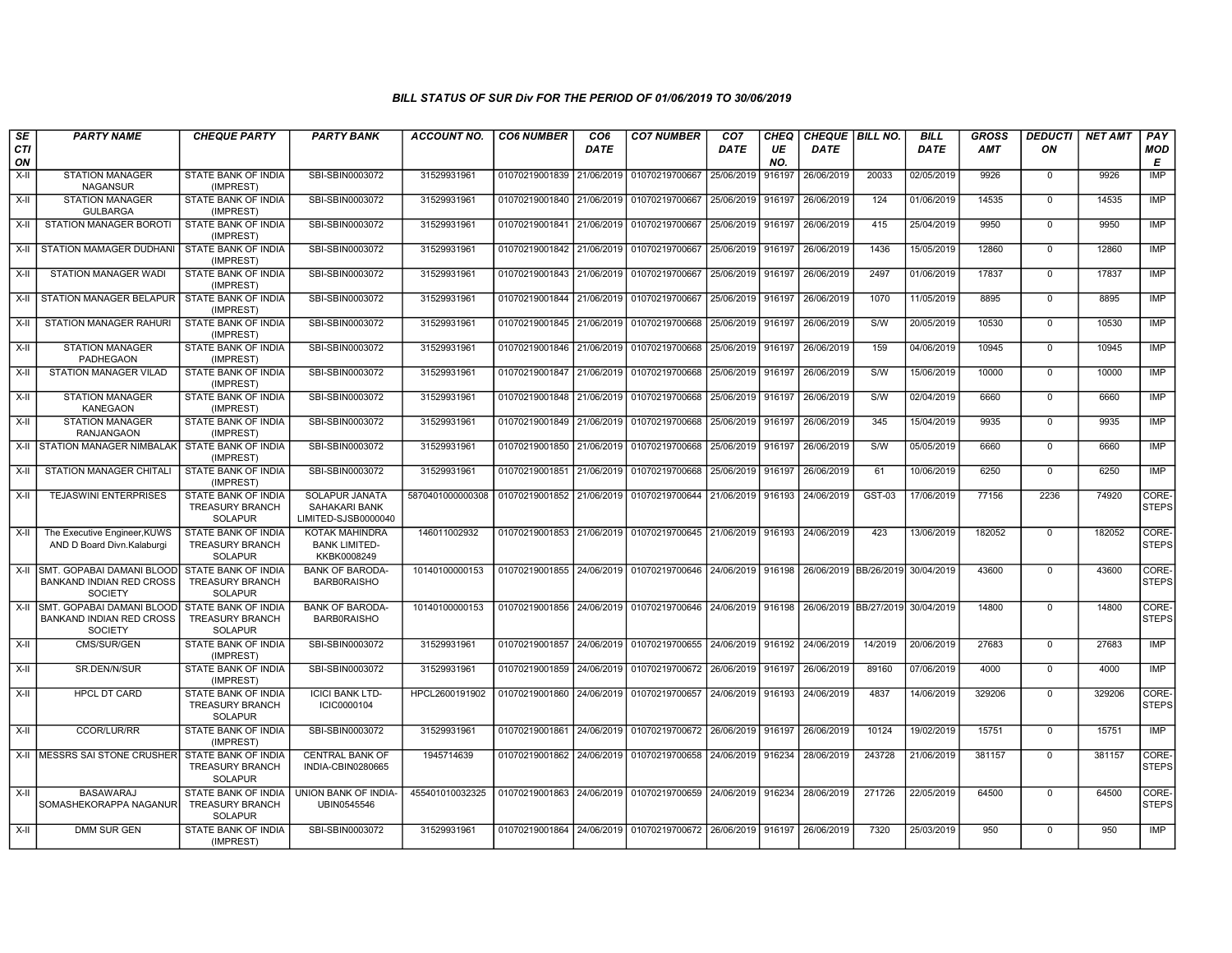### BILL STATUS OF SUR Div FOR THE PERIOD OF 01/06/2019 TO 30/06/2019

| SECTION | PARTY NAME | CHEQUE PARTY | PARTY BANK | ACCOUNT NO. | CO6 NUMBER | CO6 DATE | CO7 NUMBER | CO7 DATE | CHEQUE NO. | CHEQUE DATE | BILL NO. | BILL DATE | GROSS AMT | DEDUCTION | NET AMT | PAY MODE |
|---|---|---|---|---|---|---|---|---|---|---|---|---|---|---|---|---|
| X-II | STATION MANAGER NAGANSUR | STATE BANK OF INDIA (IMPREST) | SBI-SBIN0003072 | 31529931961 | 01070219001839 | 21/06/2019 | 01070219700667 | 25/06/2019 | 916197 | 26/06/2019 | 20033 | 02/05/2019 | 9926 | 0 | 9926 | IMP |
| X-II | STATION MANAGER GULBARGA | STATE BANK OF INDIA (IMPREST) | SBI-SBIN0003072 | 31529931961 | 01070219001840 | 21/06/2019 | 01070219700667 | 25/06/2019 | 916197 | 26/06/2019 | 124 | 01/06/2019 | 14535 | 0 | 14535 | IMP |
| X-II | STATION MANAGER BOROTI | STATE BANK OF INDIA (IMPREST) | SBI-SBIN0003072 | 31529931961 | 01070219001841 | 21/06/2019 | 01070219700667 | 25/06/2019 | 916197 | 26/06/2019 | 415 | 25/04/2019 | 9950 | 0 | 9950 | IMP |
| X-II | STATION MAMAGER DUDHANI | STATE BANK OF INDIA (IMPREST) | SBI-SBIN0003072 | 31529931961 | 01070219001842 | 21/06/2019 | 01070219700667 | 25/06/2019 | 916197 | 26/06/2019 | 1436 | 15/05/2019 | 12860 | 0 | 12860 | IMP |
| X-II | STATION MANAGER WADI | STATE BANK OF INDIA (IMPREST) | SBI-SBIN0003072 | 31529931961 | 01070219001843 | 21/06/2019 | 01070219700667 | 25/06/2019 | 916197 | 26/06/2019 | 2497 | 01/06/2019 | 17837 | 0 | 17837 | IMP |
| X-II | STATION MANAGER BELAPUR | STATE BANK OF INDIA (IMPREST) | SBI-SBIN0003072 | 31529931961 | 01070219001844 | 21/06/2019 | 01070219700667 | 25/06/2019 | 916197 | 26/06/2019 | 1070 | 11/05/2019 | 8895 | 0 | 8895 | IMP |
| X-II | STATION MANAGER RAHURI | STATE BANK OF INDIA (IMPREST) | SBI-SBIN0003072 | 31529931961 | 01070219001845 | 21/06/2019 | 01070219700668 | 25/06/2019 | 916197 | 26/06/2019 | S/W | 20/05/2019 | 10530 | 0 | 10530 | IMP |
| X-II | STATION MANAGER PADHEGAON | STATE BANK OF INDIA (IMPREST) | SBI-SBIN0003072 | 31529931961 | 01070219001846 | 21/06/2019 | 01070219700668 | 25/06/2019 | 916197 | 26/06/2019 | 159 | 04/06/2019 | 10945 | 0 | 10945 | IMP |
| X-II | STATION MANAGER VILAD | STATE BANK OF INDIA (IMPREST) | SBI-SBIN0003072 | 31529931961 | 01070219001847 | 21/06/2019 | 01070219700668 | 25/06/2019 | 916197 | 26/06/2019 | S/W | 15/06/2019 | 10000 | 0 | 10000 | IMP |
| X-II | STATION MANAGER KANEGAON | STATE BANK OF INDIA (IMPREST) | SBI-SBIN0003072 | 31529931961 | 01070219001848 | 21/06/2019 | 01070219700668 | 25/06/2019 | 916197 | 26/06/2019 | S/W | 02/04/2019 | 6660 | 0 | 6660 | IMP |
| X-II | STATION MANAGER RANJANGAON | STATE BANK OF INDIA (IMPREST) | SBI-SBIN0003072 | 31529931961 | 01070219001849 | 21/06/2019 | 01070219700668 | 25/06/2019 | 916197 | 26/06/2019 | 345 | 15/04/2019 | 9935 | 0 | 9935 | IMP |
| X-II | STATION MANAGER NIMBALAK | STATE BANK OF INDIA (IMPREST) | SBI-SBIN0003072 | 31529931961 | 01070219001850 | 21/06/2019 | 01070219700668 | 25/06/2019 | 916197 | 26/06/2019 | S/W | 05/05/2019 | 6660 | 0 | 6660 | IMP |
| X-II | STATION MANAGER CHITALI | STATE BANK OF INDIA (IMPREST) | SBI-SBIN0003072 | 31529931961 | 01070219001851 | 21/06/2019 | 01070219700668 | 25/06/2019 | 916197 | 26/06/2019 | 61 | 10/06/2019 | 6250 | 0 | 6250 | IMP |
| X-II | TEJASWINI ENTERPRISES | STATE BANK OF INDIA TREASURY BRANCH SOLAPUR | SOLAPUR JANATA SAHAKARI BANK LIMITED-SJSB0000040 | 5870401000000308 | 01070219001852 | 21/06/2019 | 01070219700644 | 21/06/2019 | 916193 | 24/06/2019 | GST-03 | 17/06/2019 | 77156 | 2236 | 74920 | CORE-STEPS |
| X-II | The Executive Engineer,KUWS AND D Board Divn.Kalaburgi | STATE BANK OF INDIA TREASURY BRANCH SOLAPUR | KOTAK MAHINDRA BANK LIMITED-KKBK0008249 | 146011002932 | 01070219001853 | 21/06/2019 | 01070219700645 | 21/06/2019 | 916193 | 24/06/2019 | 423 | 13/06/2019 | 182052 | 0 | 182052 | CORE-STEPS |
| X-II | SMT. GOPABAI DAMANI BLOOD BANKAND INDIAN RED CROSS SOCIETY | STATE BANK OF INDIA TREASURY BRANCH SOLAPUR | BANK OF BARODA-BARB0RAISHO | 10140100000153 | 01070219001855 | 24/06/2019 | 01070219700646 | 24/06/2019 | 916198 | 26/06/2019 | BB/26/2019 | 30/04/2019 | 43600 | 0 | 43600 | CORE-STEPS |
| X-II | SMT. GOPABAI DAMANI BLOOD BANKAND INDIAN RED CROSS SOCIETY | STATE BANK OF INDIA TREASURY BRANCH SOLAPUR | BANK OF BARODA-BARB0RAISHO | 10140100000153 | 01070219001856 | 24/06/2019 | 01070219700646 | 24/06/2019 | 916198 | 26/06/2019 | BB/27/2019 | 30/04/2019 | 14800 | 0 | 14800 | CORE-STEPS |
| X-II | CMS/SUR/GEN | STATE BANK OF INDIA (IMPREST) | SBI-SBIN0003072 | 31529931961 | 01070219001857 | 24/06/2019 | 01070219700655 | 24/06/2019 | 916192 | 24/06/2019 | 14/2019 | 20/06/2019 | 27683 | 0 | 27683 | IMP |
| X-II | SR.DEN/N/SUR | STATE BANK OF INDIA (IMPREST) | SBI-SBIN0003072 | 31529931961 | 01070219001859 | 24/06/2019 | 01070219700672 | 26/06/2019 | 916197 | 26/06/2019 | 89160 | 07/06/2019 | 4000 | 0 | 4000 | IMP |
| X-II | HPCL DT CARD | STATE BANK OF INDIA TREASURY BRANCH SOLAPUR | ICICI BANK LTD-ICIC0000104 | HPCL2600191902 | 01070219001860 | 24/06/2019 | 01070219700657 | 24/06/2019 | 916193 | 24/06/2019 | 4837 | 14/06/2019 | 329206 | 0 | 329206 | CORE-STEPS |
| X-II | CCOR/LUR/RR | STATE BANK OF INDIA (IMPREST) | SBI-SBIN0003072 | 31529931961 | 01070219001861 | 24/06/2019 | 01070219700672 | 26/06/2019 | 916197 | 26/06/2019 | 10124 | 19/02/2019 | 15751 | 0 | 15751 | IMP |
| X-II | MESSRS SAI STONE CRUSHER | STATE BANK OF INDIA TREASURY BRANCH SOLAPUR | CENTRAL BANK OF INDIA-CBIN0280665 | 1945714639 | 01070219001862 | 24/06/2019 | 01070219700658 | 24/06/2019 | 916234 | 28/06/2019 | 243728 | 21/06/2019 | 381157 | 0 | 381157 | CORE-STEPS |
| X-II | BASAWARAJ SOMASHEKORAPPA NAGANUR | STATE BANK OF INDIA TREASURY BRANCH SOLAPUR | UNION BANK OF INDIA-UBIN0545546 | 455401010032325 | 01070219001863 | 24/06/2019 | 01070219700659 | 24/06/2019 | 916234 | 28/06/2019 | 271726 | 22/05/2019 | 64500 | 0 | 64500 | CORE-STEPS |
| X-II | DMM SUR GEN | STATE BANK OF INDIA (IMPREST) | SBI-SBIN0003072 | 31529931961 | 01070219001864 | 24/06/2019 | 01070219700672 | 26/06/2019 | 916197 | 26/06/2019 | 7320 | 25/03/2019 | 950 | 0 | 950 | IMP |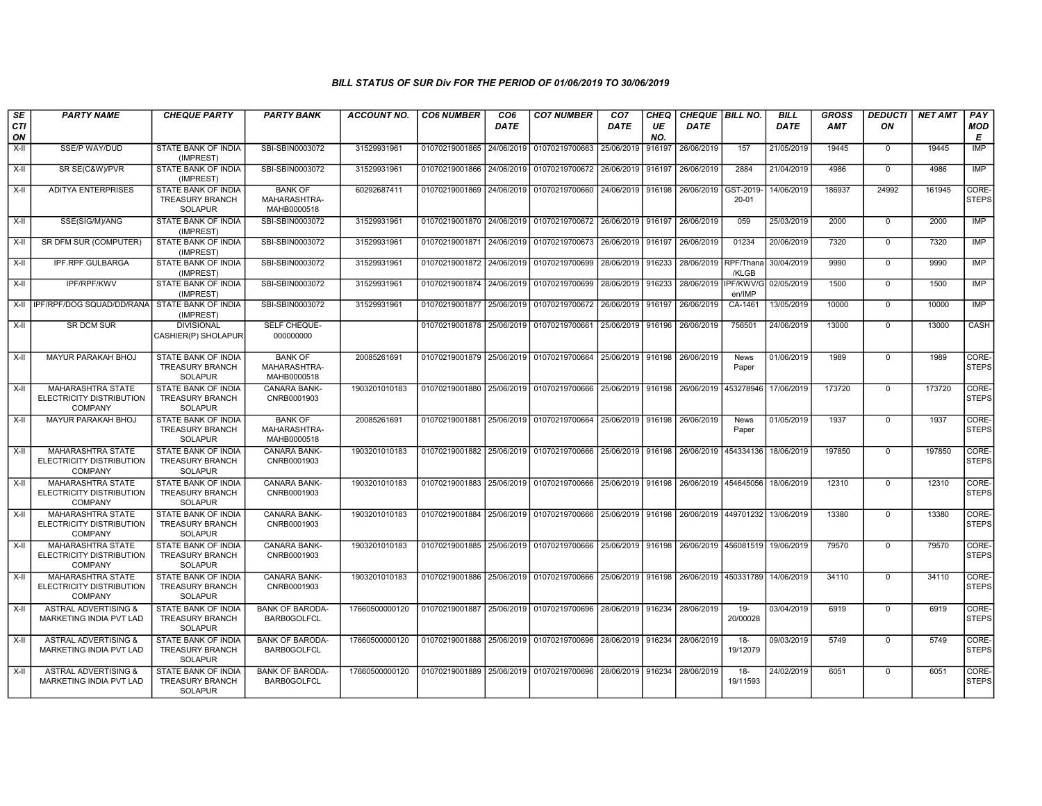*BILL STATUS OF SUR Div FOR THE PERIOD OF 01/06/2019 TO 30/06/2019*

| SECTION | PARTY NAME | CHEQUE PARTY | PARTY BANK | ACCOUNT NO. | CO6 NUMBER | CO6 DATE | CO7 NUMBER | CO7 DATE | CHEQUE NO. | CHEQUE DATE | BILL NO. | BILL DATE | GROSS AMT | DEDUCTION | NET AMT | PAY MODE |
|---|---|---|---|---|---|---|---|---|---|---|---|---|---|---|---|---|
| X-II | SSE/P WAY/DUD | STATE BANK OF INDIA (IMPREST) | SBI-SBIN0003072 | 31529931961 | 01070219001865 | 24/06/2019 | 01070219700663 | 25/06/2019 | 916197 | 26/06/2019 | 157 | 21/05/2019 | 19445 | 0 | 19445 | IMP |
| X-II | SR SE(C&W)/PVR | STATE BANK OF INDIA (IMPREST) | SBI-SBIN0003072 | 31529931961 | 01070219001866 | 24/06/2019 | 01070219700672 | 26/06/2019 | 916197 | 26/06/2019 | 2884 | 21/04/2019 | 4986 | 0 | 4986 | IMP |
| X-II | ADITYA ENTERPRISES | STATE BANK OF INDIA TREASURY BRANCH SOLAPUR | BANK OF MAHARASHTRA-MAHB0000518 | 60292687411 | 01070219001869 | 24/06/2019 | 01070219700660 | 24/06/2019 | 916198 | 26/06/2019 | GST-2019-20-01 | 14/06/2019 | 186937 | 24992 | 161945 | CORE-STEPS |
| X-II | SSE(SIG/M)/ANG | STATE BANK OF INDIA (IMPREST) | SBI-SBIN0003072 | 31529931961 | 01070219001870 | 24/06/2019 | 01070219700672 | 26/06/2019 | 916197 | 26/06/2019 | 059 | 25/03/2019 | 2000 | 0 | 2000 | IMP |
| X-II | SR DFM SUR (COMPUTER) | STATE BANK OF INDIA (IMPREST) | SBI-SBIN0003072 | 31529931961 | 01070219001871 | 24/06/2019 | 01070219700673 | 26/06/2019 | 916197 | 26/06/2019 | 01234 | 20/06/2019 | 7320 | 0 | 7320 | IMP |
| X-II | IPF.RPF.GULBARGA | STATE BANK OF INDIA (IMPREST) | SBI-SBIN0003072 | 31529931961 | 01070219001872 | 24/06/2019 | 01070219700699 | 28/06/2019 | 916233 | 28/06/2019 | RPF/Thana/KLGB | 30/04/2019 | 9990 | 0 | 9990 | IMP |
| X-II | IPF/RPF/KWV | STATE BANK OF INDIA (IMPREST) | SBI-SBIN0003072 | 31529931961 | 01070219001874 | 24/06/2019 | 01070219700699 | 28/06/2019 | 916233 | 28/06/2019 | IPF/KWV/Gen/IMP | 02/05/2019 | 1500 | 0 | 1500 | IMP |
| X-II | IPF/RPF/DOG SQUAD/DD/RANA | STATE BANK OF INDIA (IMPREST) | SBI-SBIN0003072 | 31529931961 | 01070219001877 | 25/06/2019 | 01070219700672 | 26/06/2019 | 916197 | 26/06/2019 | CA-1461 | 13/05/2019 | 10000 | 0 | 10000 | IMP |
| X-II | SR DCM SUR | DIVISIONAL CASHIER(P) SHOLAPUR | SELF CHEQUE-000000000 | | 01070219001878 | 25/06/2019 | 01070219700661 | 25/06/2019 | 916196 | 26/06/2019 | 756501 | 24/06/2019 | 13000 | 0 | 13000 | CASH |
| X-II | MAYUR PARAKAH BHOJ | STATE BANK OF INDIA TREASURY BRANCH SOLAPUR | BANK OF MAHARASHTRA-MAHB0000518 | 20085261691 | 01070219001879 | 25/06/2019 | 01070219700664 | 25/06/2019 | 916198 | 26/06/2019 | News Paper | 01/06/2019 | 1989 | 0 | 1989 | CORE-STEPS |
| X-II | MAHARASHTRA STATE ELECTRICITY DISTRIBUTION COMPANY | STATE BANK OF INDIA TREASURY BRANCH SOLAPUR | CANARA BANK-CNRB0001903 | 1903201010183 | 01070219001880 | 25/06/2019 | 01070219700666 | 25/06/2019 | 916198 | 26/06/2019 | 453278946 | 17/06/2019 | 173720 | 0 | 173720 | CORE-STEPS |
| X-II | MAYUR PARAKAH BHOJ | STATE BANK OF INDIA TREASURY BRANCH SOLAPUR | BANK OF MAHARASHTRA-MAHB0000518 | 20085261691 | 01070219001881 | 25/06/2019 | 01070219700664 | 25/06/2019 | 916198 | 26/06/2019 | News Paper | 01/05/2019 | 1937 | 0 | 1937 | CORE-STEPS |
| X-II | MAHARASHTRA STATE ELECTRICITY DISTRIBUTION COMPANY | STATE BANK OF INDIA TREASURY BRANCH SOLAPUR | CANARA BANK-CNRB0001903 | 1903201010183 | 01070219001882 | 25/06/2019 | 01070219700666 | 25/06/2019 | 916198 | 26/06/2019 | 454334136 | 18/06/2019 | 197850 | 0 | 197850 | CORE-STEPS |
| X-II | MAHARASHTRA STATE ELECTRICITY DISTRIBUTION COMPANY | STATE BANK OF INDIA TREASURY BRANCH SOLAPUR | CANARA BANK-CNRB0001903 | 1903201010183 | 01070219001883 | 25/06/2019 | 01070219700666 | 25/06/2019 | 916198 | 26/06/2019 | 454645056 | 18/06/2019 | 12310 | 0 | 12310 | CORE-STEPS |
| X-II | MAHARASHTRA STATE ELECTRICITY DISTRIBUTION COMPANY | STATE BANK OF INDIA TREASURY BRANCH SOLAPUR | CANARA BANK-CNRB0001903 | 1903201010183 | 01070219001884 | 25/06/2019 | 01070219700666 | 25/06/2019 | 916198 | 26/06/2019 | 449701232 | 13/06/2019 | 13380 | 0 | 13380 | CORE-STEPS |
| X-II | MAHARASHTRA STATE ELECTRICITY DISTRIBUTION COMPANY | STATE BANK OF INDIA TREASURY BRANCH SOLAPUR | CANARA BANK-CNRB0001903 | 1903201010183 | 01070219001885 | 25/06/2019 | 01070219700666 | 25/06/2019 | 916198 | 26/06/2019 | 456081519 | 19/06/2019 | 79570 | 0 | 79570 | CORE-STEPS |
| X-II | MAHARASHTRA STATE ELECTRICITY DISTRIBUTION COMPANY | STATE BANK OF INDIA TREASURY BRANCH SOLAPUR | CANARA BANK-CNRB0001903 | 1903201010183 | 01070219001886 | 25/06/2019 | 01070219700666 | 25/06/2019 | 916198 | 26/06/2019 | 450331789 | 14/06/2019 | 34110 | 0 | 34110 | CORE-STEPS |
| X-II | ASTRAL ADVERTISING & MARKETING INDIA PVT LAD | STATE BANK OF INDIA TREASURY BRANCH SOLAPUR | BANK OF BARODA-BARB0GOLFCL | 17660500000120 | 01070219001887 | 25/06/2019 | 01070219700696 | 28/06/2019 | 916234 | 28/06/2019 | 19-20/00028 | 03/04/2019 | 6919 | 0 | 6919 | CORE-STEPS |
| X-II | ASTRAL ADVERTISING & MARKETING INDIA PVT LAD | STATE BANK OF INDIA TREASURY BRANCH SOLAPUR | BANK OF BARODA-BARB0GOLFCL | 17660500000120 | 01070219001888 | 25/06/2019 | 01070219700696 | 28/06/2019 | 916234 | 28/06/2019 | 18-19/12079 | 09/03/2019 | 5749 | 0 | 5749 | CORE-STEPS |
| X-II | ASTRAL ADVERTISING & MARKETING INDIA PVT LAD | STATE BANK OF INDIA TREASURY BRANCH SOLAPUR | BANK OF BARODA-BARB0GOLFCL | 17660500000120 | 01070219001889 | 25/06/2019 | 01070219700696 | 28/06/2019 | 916234 | 28/06/2019 | 18-19/11593 | 24/02/2019 | 6051 | 0 | 6051 | CORE-STEPS |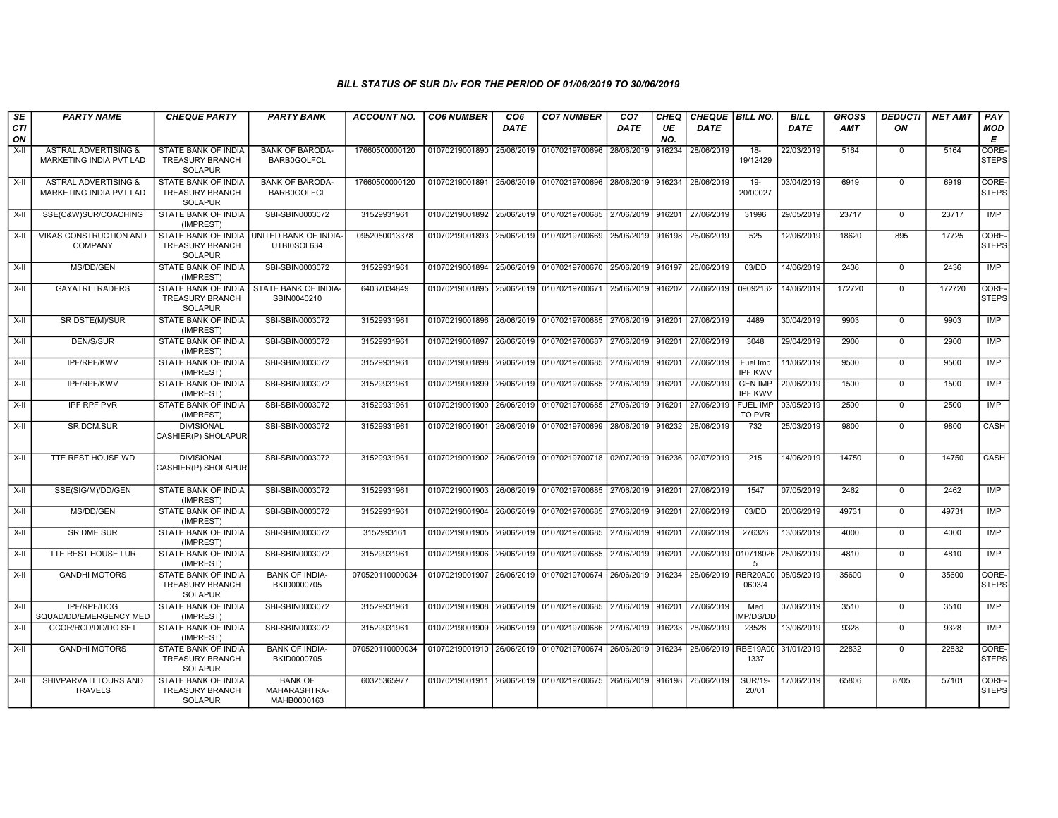### BILL STATUS OF SUR Div FOR THE PERIOD OF 01/06/2019 TO 30/06/2019

| SECTION | PARTY NAME | CHEQUE PARTY | PARTY BANK | ACCOUNT NO. | CO6 NUMBER | CO6 DATE | CO7 NUMBER | CO7 DATE | CHEQUE NO. | CHEQUE DATE | BILL NO. | BILL DATE | GROSS AMT | DEDUCTION | NET AMT | PAY MODE |
|---|---|---|---|---|---|---|---|---|---|---|---|---|---|---|---|---|
| X-II | ASTRAL ADVERTISING & MARKETING INDIA PVT LAD | STATE BANK OF INDIA TREASURY BRANCH SOLAPUR | BANK OF BARODA-BARB0GOLFCL | 17660500000120 | 01070219001890 | 25/06/2019 | 01070219700696 | 28/06/2019 | 916234 | 28/06/2019 | 18-19/12429 | 22/03/2019 | 5164 | 0 | 5164 | CORE-STEPS |
| X-II | ASTRAL ADVERTISING & MARKETING INDIA PVT LAD | STATE BANK OF INDIA TREASURY BRANCH SOLAPUR | BANK OF BARODA-BARB0GOLFCL | 17660500000120 | 01070219001891 | 25/06/2019 | 01070219700696 | 28/06/2019 | 916234 | 28/06/2019 | 19-20/00027 | 03/04/2019 | 6919 | 0 | 6919 | CORE-STEPS |
| X-II | SSE(C&W)SUR/COACHING | STATE BANK OF INDIA (IMPREST) | SBI-SBIN0003072 | 31529931961 | 01070219001892 | 25/06/2019 | 01070219700685 | 27/06/2019 | 916201 | 27/06/2019 | 31996 | 29/05/2019 | 23717 | 0 | 23717 | IMP |
| X-II | VIKAS CONSTRUCTION AND COMPANY | STATE BANK OF INDIA TREASURY BRANCH SOLAPUR | UNITED BANK OF INDIA-UTBI0SOL634 | 0952050013378 | 01070219001893 | 25/06/2019 | 01070219700669 | 25/06/2019 | 916198 | 26/06/2019 | 525 | 12/06/2019 | 18620 | 895 | 17725 | CORE-STEPS |
| X-II | MS/DD/GEN | STATE BANK OF INDIA (IMPREST) | SBI-SBIN0003072 | 31529931961 | 01070219001894 | 25/06/2019 | 01070219700670 | 25/06/2019 | 916197 | 26/06/2019 | 03/DD | 14/06/2019 | 2436 | 0 | 2436 | IMP |
| X-II | GAYATRI TRADERS | STATE BANK OF INDIA TREASURY BRANCH SOLAPUR | STATE BANK OF INDIA-SBIN0040210 | 64037034849 | 01070219001895 | 25/06/2019 | 01070219700671 | 25/06/2019 | 916202 | 27/06/2019 | 09092132 | 14/06/2019 | 172720 | 0 | 172720 | CORE-STEPS |
| X-II | SR DSTE(M)/SUR | STATE BANK OF INDIA (IMPREST) | SBI-SBIN0003072 | 31529931961 | 01070219001896 | 26/06/2019 | 01070219700685 | 27/06/2019 | 916201 | 27/06/2019 | 4489 | 30/04/2019 | 9903 | 0 | 9903 | IMP |
| X-II | DEN/S/SUR | STATE BANK OF INDIA (IMPREST) | SBI-SBIN0003072 | 31529931961 | 01070219001897 | 26/06/2019 | 01070219700687 | 27/06/2019 | 916201 | 27/06/2019 | 3048 | 29/04/2019 | 2900 | 0 | 2900 | IMP |
| X-II | IPF/RPF/KWV | STATE BANK OF INDIA (IMPREST) | SBI-SBIN0003072 | 31529931961 | 01070219001898 | 26/06/2019 | 01070219700685 | 27/06/2019 | 916201 | 27/06/2019 | Fuel Imp IPF KWV | 11/06/2019 | 9500 | 0 | 9500 | IMP |
| X-II | IPF/RPF/KWV | STATE BANK OF INDIA (IMPREST) | SBI-SBIN0003072 | 31529931961 | 01070219001899 | 26/06/2019 | 01070219700685 | 27/06/2019 | 916201 | 27/06/2019 | GEN IMP IPF KWV | 20/06/2019 | 1500 | 0 | 1500 | IMP |
| X-II | IPF RPF PVR | STATE BANK OF INDIA (IMPREST) | SBI-SBIN0003072 | 31529931961 | 01070219001900 | 26/06/2019 | 01070219700685 | 27/06/2019 | 916201 | 27/06/2019 | FUEL IMP TO PVR | 03/05/2019 | 2500 | 0 | 2500 | IMP |
| X-II | SR.DCM.SUR | DIVISIONAL CASHIER(P) SHOLAPUR | SBI-SBIN0003072 | 31529931961 | 01070219001901 | 26/06/2019 | 01070219700699 | 28/06/2019 | 916232 | 28/06/2019 | 732 | 25/03/2019 | 9800 | 0 | 9800 | CASH |
| X-II | TTE REST HOUSE WD | DIVISIONAL CASHIER(P) SHOLAPUR | SBI-SBIN0003072 | 31529931961 | 01070219001902 | 26/06/2019 | 01070219700718 | 02/07/2019 | 916236 | 02/07/2019 | 215 | 14/06/2019 | 14750 | 0 | 14750 | CASH |
| X-II | SSE(SIG/M)/DD/GEN | STATE BANK OF INDIA (IMPREST) | SBI-SBIN0003072 | 31529931961 | 01070219001903 | 26/06/2019 | 01070219700685 | 27/06/2019 | 916201 | 27/06/2019 | 1547 | 07/05/2019 | 2462 | 0 | 2462 | IMP |
| X-II | MS/DD/GEN | STATE BANK OF INDIA (IMPREST) | SBI-SBIN0003072 | 31529931961 | 01070219001904 | 26/06/2019 | 01070219700685 | 27/06/2019 | 916201 | 27/06/2019 | 03/DD | 20/06/2019 | 49731 | 0 | 49731 | IMP |
| X-II | SR DME SUR | STATE BANK OF INDIA (IMPREST) | SBI-SBIN0003072 | 3152993161 | 01070219001905 | 26/06/2019 | 01070219700685 | 27/06/2019 | 916201 | 27/06/2019 | 276326 | 13/06/2019 | 4000 | 0 | 4000 | IMP |
| X-II | TTE REST HOUSE LUR | STATE BANK OF INDIA (IMPREST) | SBI-SBIN0003072 | 31529931961 | 01070219001906 | 26/06/2019 | 01070219700685 | 27/06/2019 | 916201 | 27/06/2019 | 0107180265 | 25/06/2019 | 4810 | 0 | 4810 | IMP |
| X-II | GANDHI MOTORS | STATE BANK OF INDIA TREASURY BRANCH SOLAPUR | BANK OF INDIA-BKID0000705 | 070520110000034 | 01070219001907 | 26/06/2019 | 01070219700674 | 26/06/2019 | 916234 | 28/06/2019 | RBR20A000603/4 | 08/05/2019 | 35600 | 0 | 35600 | CORE-STEPS |
| X-II | IPF/RPF/DOG SQUAD/DD/EMERGENCY MED | STATE BANK OF INDIA (IMPREST) | SBI-SBIN0003072 | 31529931961 | 01070219001908 | 26/06/2019 | 01070219700685 | 27/06/2019 | 916201 | 27/06/2019 | Med IMP/DS/DD | 07/06/2019 | 3510 | 0 | 3510 | IMP |
| X-II | CCOR/RCD/DD/DG SET | STATE BANK OF INDIA (IMPREST) | SBI-SBIN0003072 | 31529931961 | 01070219001909 | 26/06/2019 | 01070219700686 | 27/06/2019 | 916233 | 28/06/2019 | 23528 | 13/06/2019 | 9328 | 0 | 9328 | IMP |
| X-II | GANDHI MOTORS | STATE BANK OF INDIA TREASURY BRANCH SOLAPUR | BANK OF INDIA-BKID0000705 | 070520110000034 | 01070219001910 | 26/06/2019 | 01070219700674 | 26/06/2019 | 916234 | 28/06/2019 | RBE19A001337 | 31/01/2019 | 22832 | 0 | 22832 | CORE-STEPS |
| X-II | SHIVPARVATI TOURS AND TRAVELS | STATE BANK OF INDIA TREASURY BRANCH SOLAPUR | BANK OF MAHARASHTRA-MAHB0000163 | 60325365977 | 01070219001911 | 26/06/2019 | 01070219700675 | 26/06/2019 | 916198 | 26/06/2019 | SUR/19-20/01 | 17/06/2019 | 65806 | 8705 | 57101 | CORE-STEPS |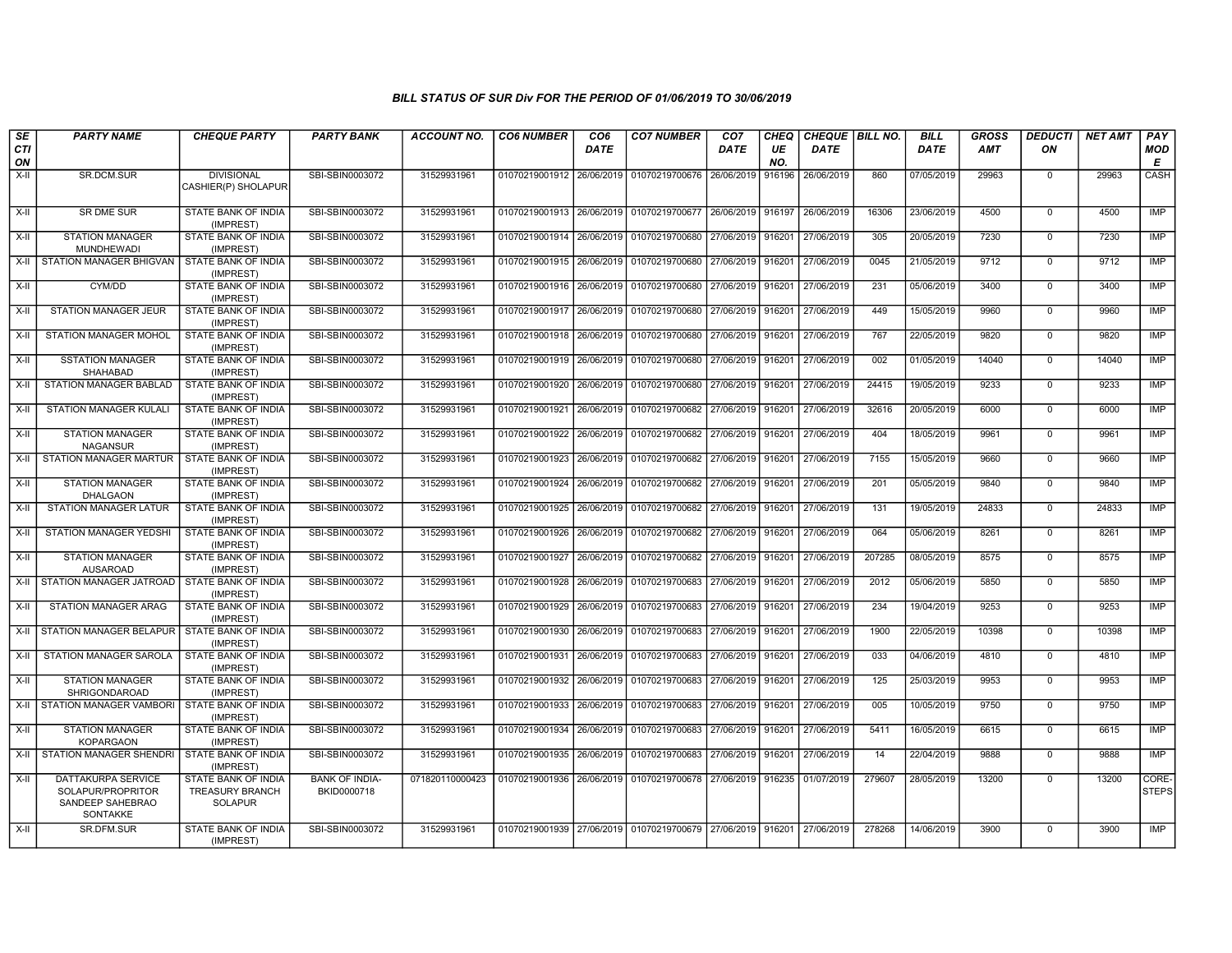### BILL STATUS OF SUR Div FOR THE PERIOD OF 01/06/2019 TO 30/06/2019

| SECTION | PARTY NAME | CHEQUE PARTY | PARTY BANK | ACCOUNT NO. | CO6 NUMBER | CO6 DATE | CO7 NUMBER | CO7 DATE | CHEQUE NO. | CHEQUE DATE | BILL NO. | BILL DATE | GROSS AMT | DEDUCTION | NET AMT | PAY MODE |
|---|---|---|---|---|---|---|---|---|---|---|---|---|---|---|---|---|
| X-II | SR.DCM.SUR | DIVISIONAL CASHIER(P) SHOLAPUR | SBI-SBIN0003072 | 31529931961 | 01070219001912 | 26/06/2019 | 01070219700676 | 26/06/2019 | 916196 | 26/06/2019 | 860 | 07/05/2019 | 29963 | 0 | 29963 | CASH |
| X-II | SR DME SUR | STATE BANK OF INDIA (IMPREST) | SBI-SBIN0003072 | 31529931961 | 01070219001913 | 26/06/2019 | 01070219700677 | 26/06/2019 | 916197 | 26/06/2019 | 16306 | 23/06/2019 | 4500 | 0 | 4500 | IMP |
| X-II | STATION MANAGER MUNDHEWADI | STATE BANK OF INDIA (IMPREST) | SBI-SBIN0003072 | 31529931961 | 01070219001914 | 26/06/2019 | 01070219700680 | 27/06/2019 | 916201 | 27/06/2019 | 305 | 20/05/2019 | 7230 | 0 | 7230 | IMP |
| X-II | STATION MANAGER BHIGVAN | STATE BANK OF INDIA (IMPREST) | SBI-SBIN0003072 | 31529931961 | 01070219001915 | 26/06/2019 | 01070219700680 | 27/06/2019 | 916201 | 27/06/2019 | 0045 | 21/05/2019 | 9712 | 0 | 9712 | IMP |
| X-II | CYM/DD | STATE BANK OF INDIA (IMPREST) | SBI-SBIN0003072 | 31529931961 | 01070219001916 | 26/06/2019 | 01070219700680 | 27/06/2019 | 916201 | 27/06/2019 | 231 | 05/06/2019 | 3400 | 0 | 3400 | IMP |
| X-II | STATION MANAGER JEUR | STATE BANK OF INDIA (IMPREST) | SBI-SBIN0003072 | 31529931961 | 01070219001917 | 26/06/2019 | 01070219700680 | 27/06/2019 | 916201 | 27/06/2019 | 449 | 15/05/2019 | 9960 | 0 | 9960 | IMP |
| X-II | STATION MANAGER MOHOL | STATE BANK OF INDIA (IMPREST) | SBI-SBIN0003072 | 31529931961 | 01070219001918 | 26/06/2019 | 01070219700680 | 27/06/2019 | 916201 | 27/06/2019 | 767 | 22/05/2019 | 9820 | 0 | 9820 | IMP |
| X-II | SSTATION MANAGER SHAHABAD | STATE BANK OF INDIA (IMPREST) | SBI-SBIN0003072 | 31529931961 | 01070219001919 | 26/06/2019 | 01070219700680 | 27/06/2019 | 916201 | 27/06/2019 | 002 | 01/05/2019 | 14040 | 0 | 14040 | IMP |
| X-II | STATION MANAGER BABLAD | STATE BANK OF INDIA (IMPREST) | SBI-SBIN0003072 | 31529931961 | 01070219001920 | 26/06/2019 | 01070219700680 | 27/06/2019 | 916201 | 27/06/2019 | 24415 | 19/05/2019 | 9233 | 0 | 9233 | IMP |
| X-II | STATION MANAGER KULALI | STATE BANK OF INDIA (IMPREST) | SBI-SBIN0003072 | 31529931961 | 01070219001921 | 26/06/2019 | 01070219700682 | 27/06/2019 | 916201 | 27/06/2019 | 32616 | 20/05/2019 | 6000 | 0 | 6000 | IMP |
| X-II | STATION MANAGER NAGANSUR | STATE BANK OF INDIA (IMPREST) | SBI-SBIN0003072 | 31529931961 | 01070219001922 | 26/06/2019 | 01070219700682 | 27/06/2019 | 916201 | 27/06/2019 | 404 | 18/05/2019 | 9961 | 0 | 9961 | IMP |
| X-II | STATION MANAGER MARTUR | STATE BANK OF INDIA (IMPREST) | SBI-SBIN0003072 | 31529931961 | 01070219001923 | 26/06/2019 | 01070219700682 | 27/06/2019 | 916201 | 27/06/2019 | 7155 | 15/05/2019 | 9660 | 0 | 9660 | IMP |
| X-II | STATION MANAGER DHALGAON | STATE BANK OF INDIA (IMPREST) | SBI-SBIN0003072 | 31529931961 | 01070219001924 | 26/06/2019 | 01070219700682 | 27/06/2019 | 916201 | 27/06/2019 | 201 | 05/05/2019 | 9840 | 0 | 9840 | IMP |
| X-II | STATION MANAGER LATUR | STATE BANK OF INDIA (IMPREST) | SBI-SBIN0003072 | 31529931961 | 01070219001925 | 26/06/2019 | 01070219700682 | 27/06/2019 | 916201 | 27/06/2019 | 131 | 19/05/2019 | 24833 | 0 | 24833 | IMP |
| X-II | STATION MANAGER YEDSHI | STATE BANK OF INDIA (IMPREST) | SBI-SBIN0003072 | 31529931961 | 01070219001926 | 26/06/2019 | 01070219700682 | 27/06/2019 | 916201 | 27/06/2019 | 064 | 05/06/2019 | 8261 | 0 | 8261 | IMP |
| X-II | STATION MANAGER AUSAROAD | STATE BANK OF INDIA (IMPREST) | SBI-SBIN0003072 | 31529931961 | 01070219001927 | 26/06/2019 | 01070219700682 | 27/06/2019 | 916201 | 27/06/2019 | 207285 | 08/05/2019 | 8575 | 0 | 8575 | IMP |
| X-II | STATION MANAGER JATROAD | STATE BANK OF INDIA (IMPREST) | SBI-SBIN0003072 | 31529931961 | 01070219001928 | 26/06/2019 | 01070219700683 | 27/06/2019 | 916201 | 27/06/2019 | 2012 | 05/06/2019 | 5850 | 0 | 5850 | IMP |
| X-II | STATION MANAGER ARAG | STATE BANK OF INDIA (IMPREST) | SBI-SBIN0003072 | 31529931961 | 01070219001929 | 26/06/2019 | 01070219700683 | 27/06/2019 | 916201 | 27/06/2019 | 234 | 19/04/2019 | 9253 | 0 | 9253 | IMP |
| X-II | STATION MANAGER BELAPUR | STATE BANK OF INDIA (IMPREST) | SBI-SBIN0003072 | 31529931961 | 01070219001930 | 26/06/2019 | 01070219700683 | 27/06/2019 | 916201 | 27/06/2019 | 1900 | 22/05/2019 | 10398 | 0 | 10398 | IMP |
| X-II | STATION MANAGER SAROLA | STATE BANK OF INDIA (IMPREST) | SBI-SBIN0003072 | 31529931961 | 01070219001931 | 26/06/2019 | 01070219700683 | 27/06/2019 | 916201 | 27/06/2019 | 033 | 04/06/2019 | 4810 | 0 | 4810 | IMP |
| X-II | STATION MANAGER SHRIGONDAROAD | STATE BANK OF INDIA (IMPREST) | SBI-SBIN0003072 | 31529931961 | 01070219001932 | 26/06/2019 | 01070219700683 | 27/06/2019 | 916201 | 27/06/2019 | 125 | 25/03/2019 | 9953 | 0 | 9953 | IMP |
| X-II | STATION MANAGER VAMBORI | STATE BANK OF INDIA (IMPREST) | SBI-SBIN0003072 | 31529931961 | 01070219001933 | 26/06/2019 | 01070219700683 | 27/06/2019 | 916201 | 27/06/2019 | 005 | 10/05/2019 | 9750 | 0 | 9750 | IMP |
| X-II | STATION MANAGER KOPARGAON | STATE BANK OF INDIA (IMPREST) | SBI-SBIN0003072 | 31529931961 | 01070219001934 | 26/06/2019 | 01070219700683 | 27/06/2019 | 916201 | 27/06/2019 | 5411 | 16/05/2019 | 6615 | 0 | 6615 | IMP |
| X-II | STATION MANAGER SHENDRI | STATE BANK OF INDIA (IMPREST) | SBI-SBIN0003072 | 31529931961 | 01070219001935 | 26/06/2019 | 01070219700683 | 27/06/2019 | 916201 | 27/06/2019 | 14 | 22/04/2019 | 9888 | 0 | 9888 | IMP |
| X-II | DATTAKURPA SERVICE SOLAPUR/PROPRITOR SANDEEP SAHEBRAO SONTAKKE | STATE BANK OF INDIA TREASURY BRANCH SOLAPUR | BANK OF INDIA-BKID0000718 | 071820110000423 | 01070219001936 | 26/06/2019 | 01070219700678 | 27/06/2019 | 916235 | 01/07/2019 | 279607 | 28/05/2019 | 13200 | 0 | 13200 | CORE-STEPS |
| X-II | SR.DFM.SUR | STATE BANK OF INDIA (IMPREST) | SBI-SBIN0003072 | 31529931961 | 01070219001939 | 27/06/2019 | 01070219700679 | 27/06/2019 | 916201 | 27/06/2019 | 278268 | 14/06/2019 | 3900 | 0 | 3900 | IMP |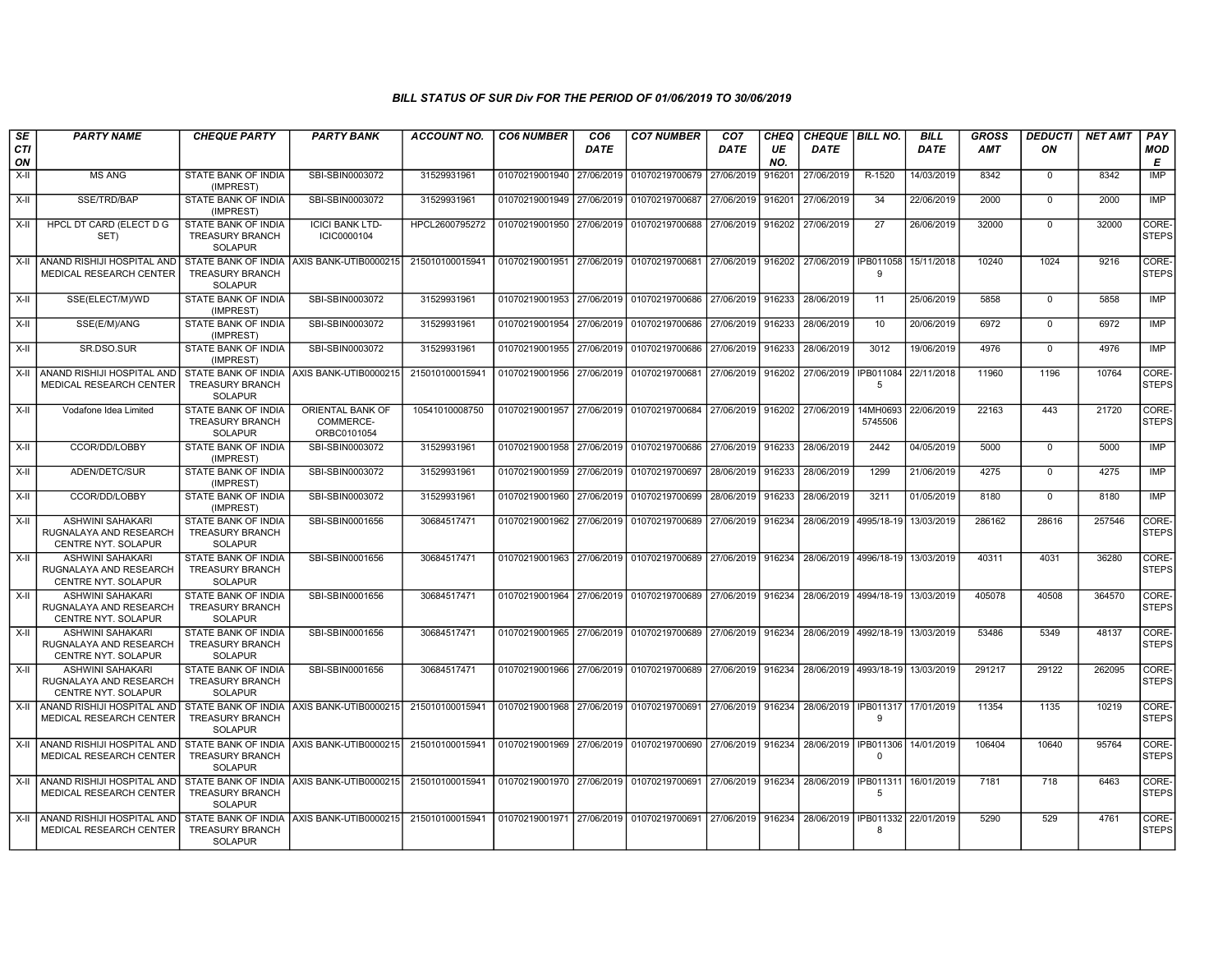# BILL STATUS OF SUR Div FOR THE PERIOD OF 01/06/2019 TO 30/06/2019

| SECTION | PARTY NAME | CHEQUE PARTY | PARTY BANK | ACCOUNT NO. | CO6 NUMBER | CO6 DATE | CO7 NUMBER | CO7 DATE | CHEQUE NO. | CHEQUE DATE | BILL NO. | BILL DATE | GROSS AMT | DEDUCTION | NET AMT | PAY MODE |
|---|---|---|---|---|---|---|---|---|---|---|---|---|---|---|---|---|
| X-II | MS ANG | STATE BANK OF INDIA (IMPREST) | SBI-SBIN0003072 | 31529931961 | 01070219001940 | 27/06/2019 | 01070219700679 | 27/06/2019 | 916201 | 27/06/2019 | R-1520 | 14/03/2019 | 8342 | 0 | 8342 | IMP |
| X-II | SSE/TRD/BAP | STATE BANK OF INDIA (IMPREST) | SBI-SBIN0003072 | 31529931961 | 01070219001949 | 27/06/2019 | 01070219700687 | 27/06/2019 | 916201 | 27/06/2019 | 34 | 22/06/2019 | 2000 | 0 | 2000 | IMP |
| X-II | HPCL DT CARD (ELECT D G SET) | STATE BANK OF INDIA TREASURY BRANCH SOLAPUR | ICICI BANK LTD-ICIC0000104 | HPCL2600795272 | 01070219001950 | 27/06/2019 | 01070219700688 | 27/06/2019 | 916202 | 27/06/2019 | 27 | 26/06/2019 | 32000 | 0 | 32000 | CORE-STEPS |
| X-II | ANAND RISHIJI HOSPITAL AND MEDICAL RESEARCH CENTER | STATE BANK OF INDIA TREASURY BRANCH SOLAPUR | AXIS BANK-UTIB0000215 | 215010100015941 | 01070219001951 | 27/06/2019 | 01070219700681 | 27/06/2019 | 916202 | 27/06/2019 | IPB0110589 | 15/11/2018 | 10240 | 1024 | 9216 | CORE-STEPS |
| X-II | SSE(ELECT/M)/WD | STATE BANK OF INDIA (IMPREST) | SBI-SBIN0003072 | 31529931961 | 01070219001953 | 27/06/2019 | 01070219700686 | 27/06/2019 | 916233 | 28/06/2019 | 11 | 25/06/2019 | 5858 | 0 | 5858 | IMP |
| X-II | SSE(E/M)/ANG | STATE BANK OF INDIA (IMPREST) | SBI-SBIN0003072 | 31529931961 | 01070219001954 | 27/06/2019 | 01070219700686 | 27/06/2019 | 916233 | 28/06/2019 | 10 | 20/06/2019 | 6972 | 0 | 6972 | IMP |
| X-II | SR.DSO.SUR | STATE BANK OF INDIA (IMPREST) | SBI-SBIN0003072 | 31529931961 | 01070219001955 | 27/06/2019 | 01070219700686 | 27/06/2019 | 916233 | 28/06/2019 | 3012 | 19/06/2019 | 4976 | 0 | 4976 | IMP |
| X-II | ANAND RISHIJI HOSPITAL AND MEDICAL RESEARCH CENTER | STATE BANK OF INDIA TREASURY BRANCH SOLAPUR | AXIS BANK-UTIB0000215 | 215010100015941 | 01070219001956 | 27/06/2019 | 01070219700681 | 27/06/2019 | 916202 | 27/06/2019 | IPB0110845 | 22/11/2018 | 11960 | 1196 | 10764 | CORE-STEPS |
| X-II | Vodafone Idea Limited | STATE BANK OF INDIA TREASURY BRANCH SOLAPUR | ORIENTAL BANK OF COMMERCE-ORBC0101054 | 10541010008750 | 01070219001957 | 27/06/2019 | 01070219700684 | 27/06/2019 | 916202 | 27/06/2019 | 14MH06935745506 | 22/06/2019 | 22163 | 443 | 21720 | CORE-STEPS |
| X-II | CCOR/DD/LOBBY | STATE BANK OF INDIA (IMPREST) | SBI-SBIN0003072 | 31529931961 | 01070219001958 | 27/06/2019 | 01070219700686 | 27/06/2019 | 916233 | 28/06/2019 | 2442 | 04/05/2019 | 5000 | 0 | 5000 | IMP |
| X-II | ADEN/DETC/SUR | STATE BANK OF INDIA (IMPREST) | SBI-SBIN0003072 | 31529931961 | 01070219001959 | 27/06/2019 | 01070219700697 | 28/06/2019 | 916233 | 28/06/2019 | 1299 | 21/06/2019 | 4275 | 0 | 4275 | IMP |
| X-II | CCOR/DD/LOBBY | STATE BANK OF INDIA (IMPREST) | SBI-SBIN0003072 | 31529931961 | 01070219001960 | 27/06/2019 | 01070219700699 | 28/06/2019 | 916233 | 28/06/2019 | 3211 | 01/05/2019 | 8180 | 0 | 8180 | IMP |
| X-II | ASHWINI SAHAKARI RUGNALAYA AND RESEARCH CENTRE NYT. SOLAPUR | STATE BANK OF INDIA TREASURY BRANCH SOLAPUR | SBI-SBIN0001656 | 30684517471 | 01070219001962 | 27/06/2019 | 01070219700689 | 27/06/2019 | 916234 | 28/06/2019 | 4995/18-19 | 13/03/2019 | 286162 | 28616 | 257546 | CORE-STEPS |
| X-II | ASHWINI SAHAKARI RUGNALAYA AND RESEARCH CENTRE NYT. SOLAPUR | STATE BANK OF INDIA TREASURY BRANCH SOLAPUR | SBI-SBIN0001656 | 30684517471 | 01070219001963 | 27/06/2019 | 01070219700689 | 27/06/2019 | 916234 | 28/06/2019 | 4996/18-19 | 13/03/2019 | 40311 | 4031 | 36280 | CORE-STEPS |
| X-II | ASHWINI SAHAKARI RUGNALAYA AND RESEARCH CENTRE NYT. SOLAPUR | STATE BANK OF INDIA TREASURY BRANCH SOLAPUR | SBI-SBIN0001656 | 30684517471 | 01070219001964 | 27/06/2019 | 01070219700689 | 27/06/2019 | 916234 | 28/06/2019 | 4994/18-19 | 13/03/2019 | 405078 | 40508 | 364570 | CORE-STEPS |
| X-II | ASHWINI SAHAKARI RUGNALAYA AND RESEARCH CENTRE NYT. SOLAPUR | STATE BANK OF INDIA TREASURY BRANCH SOLAPUR | SBI-SBIN0001656 | 30684517471 | 01070219001965 | 27/06/2019 | 01070219700689 | 27/06/2019 | 916234 | 28/06/2019 | 4992/18-19 | 13/03/2019 | 53486 | 5349 | 48137 | CORE-STEPS |
| X-II | ASHWINI SAHAKARI RUGNALAYA AND RESEARCH CENTRE NYT. SOLAPUR | STATE BANK OF INDIA TREASURY BRANCH SOLAPUR | SBI-SBIN0001656 | 30684517471 | 01070219001966 | 27/06/2019 | 01070219700689 | 27/06/2019 | 916234 | 28/06/2019 | 4993/18-19 | 13/03/2019 | 291217 | 29122 | 262095 | CORE-STEPS |
| X-II | ANAND RISHIJI HOSPITAL AND MEDICAL RESEARCH CENTER | STATE BANK OF INDIA TREASURY BRANCH SOLAPUR | AXIS BANK-UTIB0000215 | 215010100015941 | 01070219001968 | 27/06/2019 | 01070219700691 | 27/06/2019 | 916234 | 28/06/2019 | IPB0113179 | 17/01/2019 | 11354 | 1135 | 10219 | CORE-STEPS |
| X-II | ANAND RISHIJI HOSPITAL AND MEDICAL RESEARCH CENTER | STATE BANK OF INDIA TREASURY BRANCH SOLAPUR | AXIS BANK-UTIB0000215 | 215010100015941 | 01070219001969 | 27/06/2019 | 01070219700690 | 27/06/2019 | 916234 | 28/06/2019 | IPB0113060 | 14/01/2019 | 106404 | 10640 | 95764 | CORE-STEPS |
| X-II | ANAND RISHIJI HOSPITAL AND MEDICAL RESEARCH CENTER | STATE BANK OF INDIA TREASURY BRANCH SOLAPUR | AXIS BANK-UTIB0000215 | 215010100015941 | 01070219001970 | 27/06/2019 | 01070219700691 | 27/06/2019 | 916234 | 28/06/2019 | IPB0113115 | 16/01/2019 | 7181 | 718 | 6463 | CORE-STEPS |
| X-II | ANAND RISHIJI HOSPITAL AND MEDICAL RESEARCH CENTER | STATE BANK OF INDIA TREASURY BRANCH SOLAPUR | AXIS BANK-UTIB0000215 | 215010100015941 | 01070219001971 | 27/06/2019 | 01070219700691 | 27/06/2019 | 916234 | 28/06/2019 | IPB0113328 | 22/01/2019 | 5290 | 529 | 4761 | CORE-STEPS |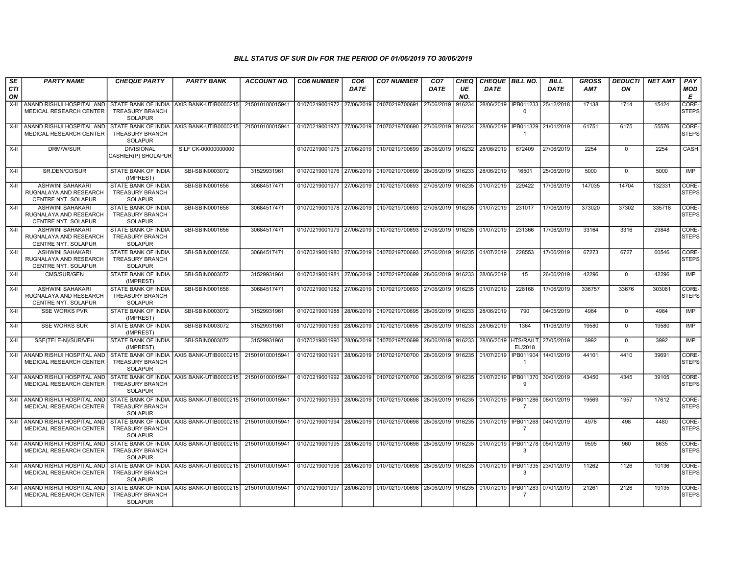### BILL STATUS OF SUR Div FOR THE PERIOD OF 01/06/2019 TO 30/06/2019

| SECTION | PARTY NAME | CHEQUE PARTY | PARTY BANK | ACCOUNT NO. | CO6 NUMBER | CO6 DATE | CO7 NUMBER | CO7 DATE | CHEQUE NO. | CHEQUE DATE | BILL NO. | BILL DATE | GROSS AMT | DEDUCTION | NET AMT | PAY MODE |
|---|---|---|---|---|---|---|---|---|---|---|---|---|---|---|---|---|
| X-II | ANAND RISHIJI HOSPITAL AND MEDICAL RESEARCH CENTER | STATE BANK OF INDIA TREASURY BRANCH SOLAPUR | AXIS BANK-UTIB0000215 | 215010100015941 | 01070219001972 | 27/06/2019 | 01070219700691 | 27/06/2019 | 916234 | 28/06/2019 | IPB0112330 | 25/12/2018 | 17138 | 1714 | 15424 | CORE-STEPS |
| X-II | ANAND RISHIJI HOSPITAL AND MEDICAL RESEARCH CENTER | STATE BANK OF INDIA TREASURY BRANCH SOLAPUR | AXIS BANK-UTIB0000215 | 215010100015941 | 01070219001973 | 27/06/2019 | 01070219700690 | 27/06/2019 | 916234 | 28/06/2019 | IPB0113291 | 21/01/2019 | 61751 | 6175 | 55576 | CORE-STEPS |
| X-II | DRM/W/SUR | DIVISIONAL CASHIER(P) SHOLAPUR | SILF CK-00000000000 | | 01070219001975 | 27/06/2019 | 01070219700699 | 28/06/2019 | 916232 | 28/06/2019 | 672409 | 27/06/2019 | 2254 | 0 | 2254 | CASH |
| X-II | SR.DEN/CO/SUR | STATE BANK OF INDIA (IMPREST) | SBI-SBIN0003072 | 31529931961 | 01070219001976 | 27/06/2019 | 01070219700699 | 28/06/2019 | 916233 | 28/06/2019 | 16501 | 25/06/2019 | 5000 | 0 | 5000 | IMP |
| X-II | ASHWINI SAHAKARI RUGNALAYA AND RESEARCH CENTRE NYT. SOLAPUR | STATE BANK OF INDIA TREASURY BRANCH SOLAPUR | SBI-SBIN0001656 | 30684517471 | 01070219001977 | 27/06/2019 | 01070219700693 | 27/06/2019 | 916235 | 01/07/2019 | 229422 | 17/06/2019 | 147035 | 14704 | 132331 | CORE-STEPS |
| X-II | ASHWINI SAHAKARI RUGNALAYA AND RESEARCH CENTRE NYT. SOLAPUR | STATE BANK OF INDIA TREASURY BRANCH SOLAPUR | SBI-SBIN0001656 | 30684517471 | 01070219001978 | 27/06/2019 | 01070219700693 | 27/06/2019 | 916235 | 01/07/2019 | 231017 | 17/06/2019 | 373020 | 37302 | 335718 | CORE-STEPS |
| X-II | ASHWINI SAHAKARI RUGNALAYA AND RESEARCH CENTRE NYT. SOLAPUR | STATE BANK OF INDIA TREASURY BRANCH SOLAPUR | SBI-SBIN0001656 | 30684517471 | 01070219001979 | 27/06/2019 | 01070219700693 | 27/06/2019 | 916235 | 01/07/2019 | 231366 | 17/06/2019 | 33164 | 3316 | 29848 | CORE-STEPS |
| X-II | ASHWINI SAHAKARI RUGNALAYA AND RESEARCH CENTRE NYT. SOLAPUR | STATE BANK OF INDIA TREASURY BRANCH SOLAPUR | SBI-SBIN0001656 | 30684517471 | 01070219001980 | 27/06/2019 | 01070219700693 | 27/06/2019 | 916235 | 01/07/2019 | 228553 | 17/06/2019 | 67273 | 6727 | 60546 | CORE-STEPS |
| X-II | CMS/SUR/GEN | STATE BANK OF INDIA (IMPREST) | SBI-SBIN0003072 | 31529931961 | 01070219001981 | 27/06/2019 | 01070219700699 | 28/06/2019 | 916233 | 28/06/2019 | 15 | 26/06/2019 | 42296 | 0 | 42296 | IMP |
| X-II | ASHWINI SAHAKARI RUGNALAYA AND RESEARCH CENTRE NYT. SOLAPUR | STATE BANK OF INDIA TREASURY BRANCH SOLAPUR | SBI-SBIN0001656 | 30684517471 | 01070219001982 | 27/06/2019 | 01070219700693 | 27/06/2019 | 916235 | 01/07/2019 | 228168 | 17/06/2019 | 336757 | 33676 | 303081 | CORE-STEPS |
| X-II | SSE WORKS PVR | STATE BANK OF INDIA (IMPREST) | SBI-SBIN0003072 | 31529931961 | 01070219001988 | 28/06/2019 | 01070219700695 | 28/06/2019 | 916233 | 28/06/2019 | 790 | 04/05/2019 | 4984 | 0 | 4984 | IMP |
| X-II | SSE WORKS SUR | STATE BANK OF INDIA (IMPREST) | SBI-SBIN0003072 | 31529931961 | 01070219001989 | 28/06/2019 | 01070219700695 | 28/06/2019 | 916233 | 28/06/2019 | 1364 | 11/06/2019 | 19580 | 0 | 19580 | IMP |
| X-II | SSE(TELE-N)/SUR/VEH | STATE BANK OF INDIA (IMPREST) | SBI-SBIN0003072 | 31529931961 | 01070219001990 | 28/06/2019 | 01070219700699 | 28/06/2019 | 916233 | 28/06/2019 | HTS/RAILTEL/2018 | 27/05/2019 | 3992 | 0 | 3992 | IMP |
| X-II | ANAND RISHIJI HOSPITAL AND MEDICAL RESEARCH CENTER | STATE BANK OF INDIA TREASURY BRANCH SOLAPUR | AXIS BANK-UTIB0000215 | 215010100015941 | 01070219001991 | 28/06/2019 | 01070219700700 | 28/06/2019 | 916235 | 01/07/2019 | IPB0119041 | 14/01/2019 | 44101 | 4410 | 39691 | CORE-STEPS |
| X-II | ANAND RISHIJI HOSPITAL AND MEDICAL RESEARCH CENTER | STATE BANK OF INDIA TREASURY BRANCH SOLAPUR | AXIS BANK-UTIB0000215 | 215010100015941 | 01070219001992 | 28/06/2019 | 01070219700700 | 28/06/2019 | 916235 | 01/07/2019 | IPB0113709 | 30/01/2019 | 43450 | 4345 | 39105 | CORE-STEPS |
| X-II | ANAND RISHIJI HOSPITAL AND MEDICAL RESEARCH CENTER | STATE BANK OF INDIA TREASURY BRANCH SOLAPUR | AXIS BANK-UTIB0000215 | 215010100015941 | 01070219001993 | 28/06/2019 | 01070219700698 | 28/06/2019 | 916235 | 01/07/2019 | IPB0112867 | 08/01/2019 | 19569 | 1957 | 17612 | CORE-STEPS |
| X-II | ANAND RISHIJI HOSPITAL AND MEDICAL RESEARCH CENTER | STATE BANK OF INDIA TREASURY BRANCH SOLAPUR | AXIS BANK-UTIB0000215 | 215010100015941 | 01070219001994 | 28/06/2019 | 01070219700698 | 28/06/2019 | 916235 | 01/07/2019 | IPB0112687 | 04/01/2019 | 4978 | 498 | 4480 | CORE-STEPS |
| X-II | ANAND RISHIJI HOSPITAL AND MEDICAL RESEARCH CENTER | STATE BANK OF INDIA TREASURY BRANCH SOLAPUR | AXIS BANK-UTIB0000215 | 215010100015941 | 01070219001995 | 28/06/2019 | 01070219700698 | 28/06/2019 | 916235 | 01/07/2019 | IPB0112783 | 05/01/2019 | 9595 | 960 | 8635 | CORE-STEPS |
| X-II | ANAND RISHIJI HOSPITAL AND MEDICAL RESEARCH CENTER | STATE BANK OF INDIA TREASURY BRANCH SOLAPUR | AXIS BANK-UTIB0000215 | 215010100015941 | 01070219001996 | 28/06/2019 | 01070219700698 | 28/06/2019 | 916235 | 01/07/2019 | IPB0113353 | 23/01/2019 | 11262 | 1126 | 10136 | CORE-STEPS |
| X-II | ANAND RISHIJI HOSPITAL AND MEDICAL RESEARCH CENTER | STATE BANK OF INDIA TREASURY BRANCH SOLAPUR | AXIS BANK-UTIB0000215 | 215010100015941 | 01070219001997 | 28/06/2019 | 01070219700698 | 28/06/2019 | 916235 | 01/07/2019 | IPB0112837 | 07/01/2019 | 21261 | 2126 | 19135 | CORE-STEPS |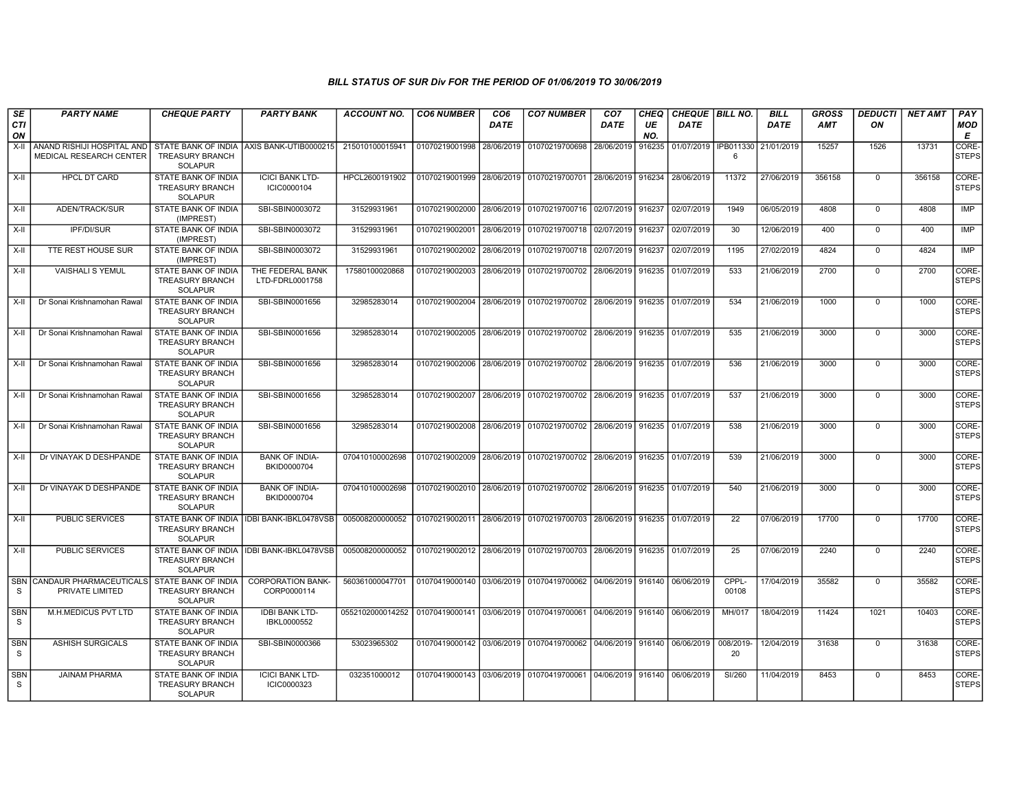### BILL STATUS OF SUR Div FOR THE PERIOD OF 01/06/2019 TO 30/06/2019

| SECTION | PARTY NAME | CHEQUE PARTY | PARTY BANK | ACCOUNT NO. | CO6 NUMBER | CO6 DATE | CO7 NUMBER | CO7 DATE | CHEQUE NO. | CHEQUE DATE | BILL NO. | BILL DATE | GROSS AMT | DEDUCTION | NET AMT | PAY MODE |
|---|---|---|---|---|---|---|---|---|---|---|---|---|---|---|---|---|
| X-II | ANAND RISHIJI HOSPITAL AND MEDICAL RESEARCH CENTER | STATE BANK OF INDIA TREASURY BRANCH SOLAPUR | AXIS BANK-UTIB0000215 | 215010100015941 | 01070219001998 | 28/06/2019 | 01070219700698 | 28/06/2019 | 916235 | 01/07/2019 | IPB0113306 | 21/01/2019 | 15257 | 1526 | 13731 | CORE-STEPS |
| X-II | HPCL DT CARD | STATE BANK OF INDIA TREASURY BRANCH SOLAPUR | ICICI BANK LTD-ICIC0000104 | HPCL2600191902 | 01070219001999 | 28/06/2019 | 01070219700701 | 28/06/2019 | 916234 | 28/06/2019 | 11372 | 27/06/2019 | 356158 | 0 | 356158 | CORE-STEPS |
| X-II | ADEN/TRACK/SUR | STATE BANK OF INDIA (IMPREST) | SBI-SBIN0003072 | 31529931961 | 01070219002000 | 28/06/2019 | 01070219700716 | 02/07/2019 | 916237 | 02/07/2019 | 1949 | 06/05/2019 | 4808 | 0 | 4808 | IMP |
| X-II | IPF/DI/SUR | STATE BANK OF INDIA (IMPREST) | SBI-SBIN0003072 | 31529931961 | 01070219002001 | 28/06/2019 | 01070219700718 | 02/07/2019 | 916237 | 02/07/2019 | 30 | 12/06/2019 | 400 | 0 | 400 | IMP |
| X-II | TTE REST HOUSE SUR | STATE BANK OF INDIA (IMPREST) | SBI-SBIN0003072 | 31529931961 | 01070219002002 | 28/06/2019 | 01070219700718 | 02/07/2019 | 916237 | 02/07/2019 | 1195 | 27/02/2019 | 4824 | 0 | 4824 | IMP |
| X-II | VAISHALI S YEMUL | STATE BANK OF INDIA TREASURY BRANCH SOLAPUR | THE FEDERAL BANK LTD-FDRL0001758 | 17580100020868 | 01070219002003 | 28/06/2019 | 01070219700702 | 28/06/2019 | 916235 | 01/07/2019 | 533 | 21/06/2019 | 2700 | 0 | 2700 | CORE-STEPS |
| X-II | Dr Sonai Krishnamohan Rawal | STATE BANK OF INDIA TREASURY BRANCH SOLAPUR | SBI-SBIN0001656 | 32985283014 | 01070219002004 | 28/06/2019 | 01070219700702 | 28/06/2019 | 916235 | 01/07/2019 | 534 | 21/06/2019 | 1000 | 0 | 1000 | CORE-STEPS |
| X-II | Dr Sonai Krishnamohan Rawal | STATE BANK OF INDIA TREASURY BRANCH SOLAPUR | SBI-SBIN0001656 | 32985283014 | 01070219002005 | 28/06/2019 | 01070219700702 | 28/06/2019 | 916235 | 01/07/2019 | 535 | 21/06/2019 | 3000 | 0 | 3000 | CORE-STEPS |
| X-II | Dr Sonai Krishnamohan Rawal | STATE BANK OF INDIA TREASURY BRANCH SOLAPUR | SBI-SBIN0001656 | 32985283014 | 01070219002006 | 28/06/2019 | 01070219700702 | 28/06/2019 | 916235 | 01/07/2019 | 536 | 21/06/2019 | 3000 | 0 | 3000 | CORE-STEPS |
| X-II | Dr Sonai Krishnamohan Rawal | STATE BANK OF INDIA TREASURY BRANCH SOLAPUR | SBI-SBIN0001656 | 32985283014 | 01070219002007 | 28/06/2019 | 01070219700702 | 28/06/2019 | 916235 | 01/07/2019 | 537 | 21/06/2019 | 3000 | 0 | 3000 | CORE-STEPS |
| X-II | Dr Sonai Krishnamohan Rawal | STATE BANK OF INDIA TREASURY BRANCH SOLAPUR | SBI-SBIN0001656 | 32985283014 | 01070219002008 | 28/06/2019 | 01070219700702 | 28/06/2019 | 916235 | 01/07/2019 | 538 | 21/06/2019 | 3000 | 0 | 3000 | CORE-STEPS |
| X-II | Dr VINAYAK D DESHPANDE | STATE BANK OF INDIA TREASURY BRANCH SOLAPUR | BANK OF INDIA-BKID0000704 | 070410100002698 | 01070219002009 | 28/06/2019 | 01070219700702 | 28/06/2019 | 916235 | 01/07/2019 | 539 | 21/06/2019 | 3000 | 0 | 3000 | CORE-STEPS |
| X-II | Dr VINAYAK D DESHPANDE | STATE BANK OF INDIA TREASURY BRANCH SOLAPUR | BANK OF INDIA-BKID0000704 | 070410100002698 | 01070219002010 | 28/06/2019 | 01070219700702 | 28/06/2019 | 916235 | 01/07/2019 | 540 | 21/06/2019 | 3000 | 0 | 3000 | CORE-STEPS |
| X-II | PUBLIC SERVICES | STATE BANK OF INDIA TREASURY BRANCH SOLAPUR | IDBI BANK-IBKL0478VSB | 005008200000052 | 01070219002011 | 28/06/2019 | 01070219700703 | 28/06/2019 | 916235 | 01/07/2019 | 22 | 07/06/2019 | 17700 | 0 | 17700 | CORE-STEPS |
| X-II | PUBLIC SERVICES | STATE BANK OF INDIA TREASURY BRANCH SOLAPUR | IDBI BANK-IBKL0478VSB | 005008200000052 | 01070219002012 | 28/06/2019 | 01070219700703 | 28/06/2019 | 916235 | 01/07/2019 | 25 | 07/06/2019 | 2240 | 0 | 2240 | CORE-STEPS |
| SBNS | CANDAUR PHARMACEUTICALS PRIVATE LIMITED | STATE BANK OF INDIA TREASURY BRANCH SOLAPUR | CORPORATION BANK-CORP0000114 | 560361000047701 | 01070419000140 | 03/06/2019 | 01070419700062 | 04/06/2019 | 916140 | 06/06/2019 | CPPL-00108 | 17/04/2019 | 35582 | 0 | 35582 | CORE-STEPS |
| SBNS | M.H.MEDICUS PVT LTD | STATE BANK OF INDIA TREASURY BRANCH SOLAPUR | IDBI BANK LTD-IBKL0000552 | 0552102000014252 | 01070419000141 | 03/06/2019 | 01070419700061 | 04/06/2019 | 916140 | 06/06/2019 | MH/017 | 18/04/2019 | 11424 | 1021 | 10403 | CORE-STEPS |
| SBNS | ASHISH SURGICALS | STATE BANK OF INDIA TREASURY BRANCH SOLAPUR | SBI-SBIN0000366 | 53023965302 | 01070419000142 | 03/06/2019 | 01070419700062 | 04/06/2019 | 916140 | 06/06/2019 | 008/2019-20 | 12/04/2019 | 31638 | 0 | 31638 | CORE-STEPS |
| SBNS | JAINAM PHARMA | STATE BANK OF INDIA TREASURY BRANCH SOLAPUR | ICICI BANK LTD-ICIC0000323 | 032351000012 | 01070419000143 | 03/06/2019 | 01070419700061 | 04/06/2019 | 916140 | 06/06/2019 | SI/260 | 11/04/2019 | 8453 | 0 | 8453 | CORE-STEPS |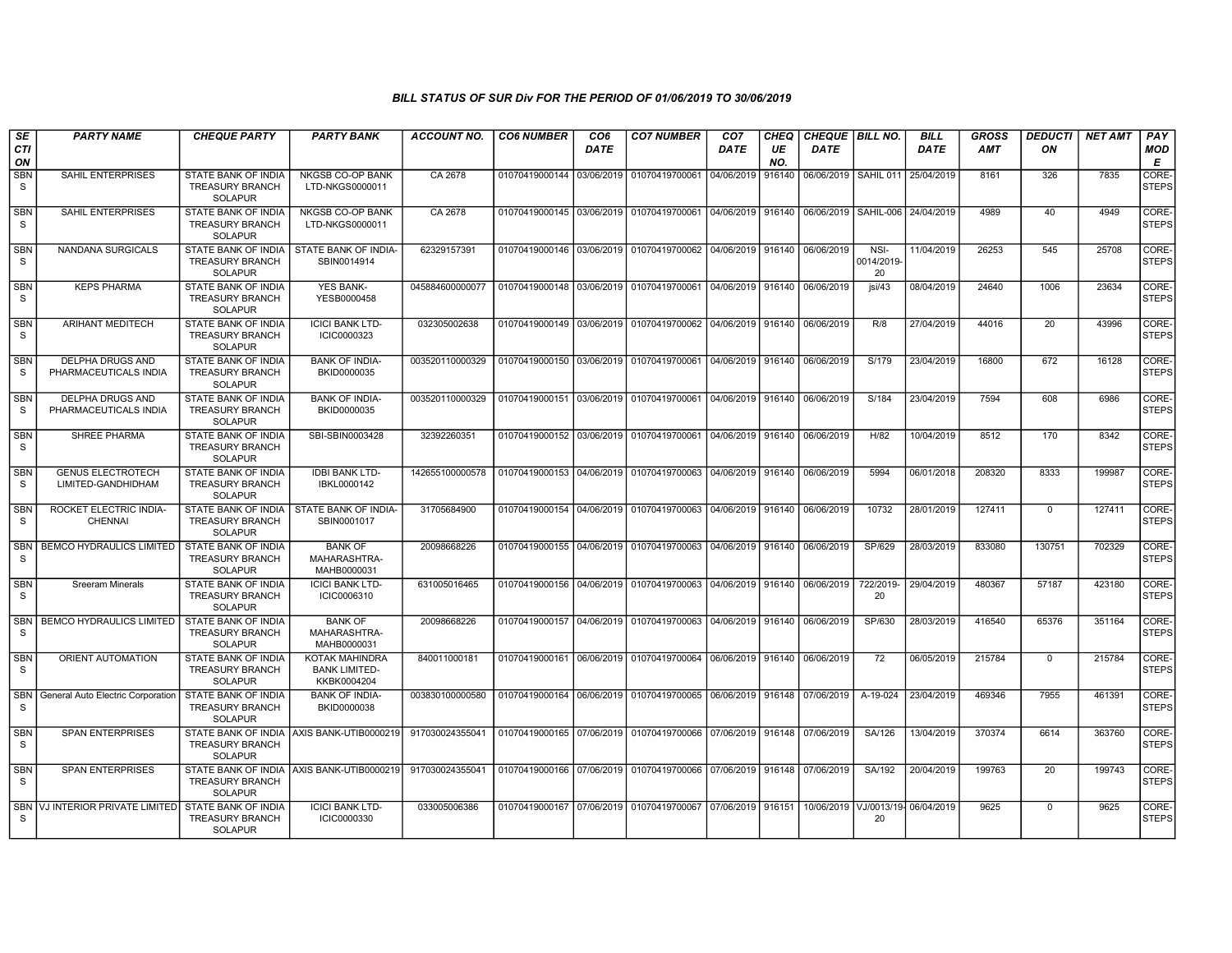# BILL STATUS OF SUR Div FOR THE PERIOD OF 01/06/2019 TO 30/06/2019

| SECTION | PARTY NAME | CHEQUE PARTY | PARTY BANK | ACCOUNT NO. | CO6 NUMBER | CO6 DATE | CO7 NUMBER | CO7 DATE | CHEQUE NO. | CHEQUE DATE | BILL NO. | BILL DATE | GROSS AMT | DEDUCTION | NET AMT | PAY MODE |
|---|---|---|---|---|---|---|---|---|---|---|---|---|---|---|---|---|
| SBNS | SAHIL ENTERPRISES | STATE BANK OF INDIA TREASURY BRANCH SOLAPUR | NKGSB CO-OP BANK LTD-NKGS0000011 | CA 2678 | 01070419000144 | 03/06/2019 | 01070419700061 | 04/06/2019 | 916140 | 06/06/2019 | SAHIL 011 | 25/04/2019 | 8161 | 326 | 7835 | CORE-STEPS |
| SBNS | SAHIL ENTERPRISES | STATE BANK OF INDIA TREASURY BRANCH SOLAPUR | NKGSB CO-OP BANK LTD-NKGS0000011 | CA 2678 | 01070419000145 | 03/06/2019 | 01070419700061 | 04/06/2019 | 916140 | 06/06/2019 | SAHIL-006 | 24/04/2019 | 4989 | 40 | 4949 | CORE-STEPS |
| SBNS | NANDANA SURGICALS | STATE BANK OF INDIA TREASURY BRANCH SOLAPUR | STATE BANK OF INDIA-SBIN0014914 | 62329157391 | 01070419000146 | 03/06/2019 | 01070419700062 | 04/06/2019 | 916140 | 06/06/2019 | NSI-0014/2019-20 | 11/04/2019 | 26253 | 545 | 25708 | CORE-STEPS |
| SBNS | KEPS PHARMA | STATE BANK OF INDIA TREASURY BRANCH SOLAPUR | YES BANK-YESB0000458 | 045884600000077 | 01070419000148 | 03/06/2019 | 01070419700061 | 04/06/2019 | 916140 | 06/06/2019 | jsi/43 | 08/04/2019 | 24640 | 1006 | 23634 | CORE-STEPS |
| SBNS | ARIHANT MEDITECH | STATE BANK OF INDIA TREASURY BRANCH SOLAPUR | ICICI BANK LTD-ICIC0000323 | 032305002638 | 01070419000149 | 03/06/2019 | 01070419700062 | 04/06/2019 | 916140 | 06/06/2019 | R/8 | 27/04/2019 | 44016 | 20 | 43996 | CORE-STEPS |
| SBNS | DELPHA DRUGS AND PHARMACEUTICALS INDIA | STATE BANK OF INDIA TREASURY BRANCH SOLAPUR | BANK OF INDIA-BKID0000035 | 003520110000329 | 01070419000150 | 03/06/2019 | 01070419700061 | 04/06/2019 | 916140 | 06/06/2019 | S/179 | 23/04/2019 | 16800 | 672 | 16128 | CORE-STEPS |
| SBNS | DELPHA DRUGS AND PHARMACEUTICALS INDIA | STATE BANK OF INDIA TREASURY BRANCH SOLAPUR | BANK OF INDIA-BKID0000035 | 003520110000329 | 01070419000151 | 03/06/2019 | 01070419700061 | 04/06/2019 | 916140 | 06/06/2019 | S/184 | 23/04/2019 | 7594 | 608 | 6986 | CORE-STEPS |
| SBNS | SHREE PHARMA | STATE BANK OF INDIA TREASURY BRANCH SOLAPUR | SBI-SBIN0003428 | 32392260351 | 01070419000152 | 03/06/2019 | 01070419700061 | 04/06/2019 | 916140 | 06/06/2019 | H/82 | 10/04/2019 | 8512 | 170 | 8342 | CORE-STEPS |
| SBNS | GENUS ELECTROTECH LIMITED-GANDHIDHAM | STATE BANK OF INDIA TREASURY BRANCH SOLAPUR | IDBI BANK LTD-IBKL0000142 | 142655100000578 | 01070419000153 | 04/06/2019 | 01070419700063 | 04/06/2019 | 916140 | 06/06/2019 | 5994 | 06/01/2018 | 208320 | 8333 | 199987 | CORE-STEPS |
| SBNS | ROCKET ELECTRIC INDIA-CHENNAI | STATE BANK OF INDIA TREASURY BRANCH SOLAPUR | STATE BANK OF INDIA-SBIN0001017 | 31705684900 | 01070419000154 | 04/06/2019 | 01070419700063 | 04/06/2019 | 916140 | 06/06/2019 | 10732 | 28/01/2019 | 127411 | 0 | 127411 | CORE-STEPS |
| SBNS | BEMCO HYDRAULICS LIMITED | STATE BANK OF INDIA TREASURY BRANCH SOLAPUR | BANK OF MAHARASHTRA-MAHB0000031 | 20098668226 | 01070419000155 | 04/06/2019 | 01070419700063 | 04/06/2019 | 916140 | 06/06/2019 | SP/629 | 28/03/2019 | 833080 | 130751 | 702329 | CORE-STEPS |
| SBNS | Sreeram Minerals | STATE BANK OF INDIA TREASURY BRANCH SOLAPUR | ICICI BANK LTD-ICIC0006310 | 631005016465 | 01070419000156 | 04/06/2019 | 01070419700063 | 04/06/2019 | 916140 | 06/06/2019 | 722/2019-20 | 29/04/2019 | 480367 | 57187 | 423180 | CORE-STEPS |
| SBNS | BEMCO HYDRAULICS LIMITED | STATE BANK OF INDIA TREASURY BRANCH SOLAPUR | BANK OF MAHARASHTRA-MAHB0000031 | 20098668226 | 01070419000157 | 04/06/2019 | 01070419700063 | 04/06/2019 | 916140 | 06/06/2019 | SP/630 | 28/03/2019 | 416540 | 65376 | 351164 | CORE-STEPS |
| SBNS | ORIENT AUTOMATION | STATE BANK OF INDIA TREASURY BRANCH SOLAPUR | KOTAK MAHINDRA BANK LIMITED-KKBK0004204 | 840011000181 | 01070419000161 | 06/06/2019 | 01070419700064 | 06/06/2019 | 916140 | 06/06/2019 | 72 | 06/05/2019 | 215784 | 0 | 215784 | CORE-STEPS |
| SBNS | General Auto Electric Corporation | STATE BANK OF INDIA TREASURY BRANCH SOLAPUR | BANK OF INDIA-BKID0000038 | 003830100000580 | 01070419000164 | 06/06/2019 | 01070419700065 | 06/06/2019 | 916148 | 07/06/2019 | A-19-024 | 23/04/2019 | 469346 | 7955 | 461391 | CORE-STEPS |
| SBNS | SPAN ENTERPRISES | STATE BANK OF INDIA TREASURY BRANCH SOLAPUR | AXIS BANK-UTIB0000219 | 917030024355041 | 01070419000165 | 07/06/2019 | 01070419700066 | 07/06/2019 | 916148 | 07/06/2019 | SA/126 | 13/04/2019 | 370374 | 6614 | 363760 | CORE-STEPS |
| SBNS | SPAN ENTERPRISES | STATE BANK OF INDIA TREASURY BRANCH SOLAPUR | AXIS BANK-UTIB0000219 | 917030024355041 | 01070419000166 | 07/06/2019 | 01070419700066 | 07/06/2019 | 916148 | 07/06/2019 | SA/192 | 20/04/2019 | 199763 | 20 | 199743 | CORE-STEPS |
| SBNS | VJ INTERIOR PRIVATE LIMITED | STATE BANK OF INDIA TREASURY BRANCH SOLAPUR | ICICI BANK LTD-ICIC0000330 | 033005006386 | 01070419000167 | 07/06/2019 | 01070419700067 | 07/06/2019 | 916151 | 10/06/2019 | VJ/0013/19-20 | 06/04/2019 | 9625 | 0 | 9625 | CORE-STEPS |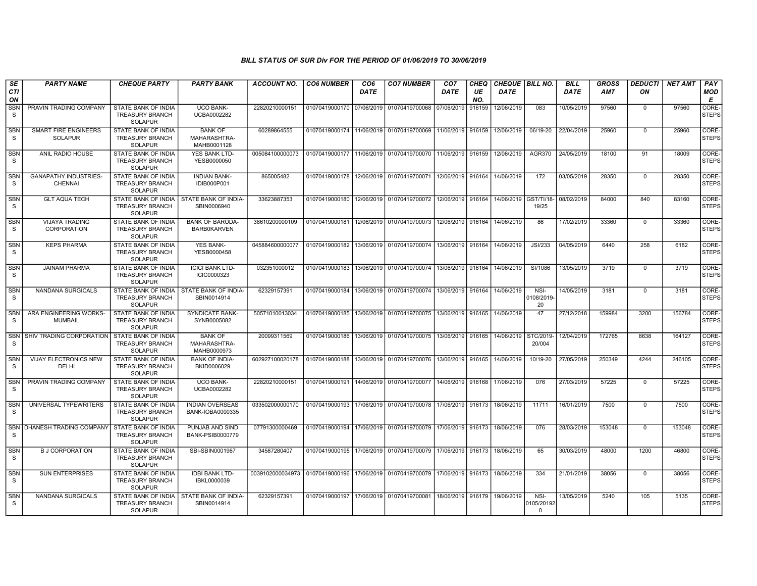### BILL STATUS OF SUR Div FOR THE PERIOD OF 01/06/2019 TO 30/06/2019

| SECTION | PARTY NAME | CHEQUE PARTY | PARTY BANK | ACCOUNT NO. | CO6 NUMBER | CO6 DATE | CO7 NUMBER | CO7 DATE | CHEQUE NO. | CHEQUE DATE | BILL NO. | BILL DATE | GROSS AMT | DEDUCTION | NET AMT | PAY MODE |
|---|---|---|---|---|---|---|---|---|---|---|---|---|---|---|---|---|
| SBNS | PRAVIN TRADING COMPANY | STATE BANK OF INDIA TREASURY BRANCH SOLAPUR | UCO BANK-UCBA0002282 | 22820210000151 | 01070419000170 | 07/06/2019 | 01070419700068 | 07/06/2019 | 916159 | 12/06/2019 | 083 | 10/05/2019 | 97560 | 0 | 97560 | CORE-STEPS |
| SBNS | SMART FIRE ENGINEERS SOLAPUR | STATE BANK OF INDIA TREASURY BRANCH SOLAPUR | BANK OF MAHARASHTRA-MAHB0001128 | 60289864555 | 01070419000174 | 11/06/2019 | 01070419700069 | 11/06/2019 | 916159 | 12/06/2019 | 06/19-20 | 22/04/2019 | 25960 | 0 | 25960 | CORE-STEPS |
| SBNS | ANIL RADIO HOUSE | STATE BANK OF INDIA TREASURY BRANCH SOLAPUR | YES BANK LTD-YESB0000050 | 005084100000073 | 01070419000177 | 11/06/2019 | 01070419700070 | 11/06/2019 | 916159 | 12/06/2019 | AGR370 | 24/05/2019 | 18100 | 91 | 18009 | CORE-STEPS |
| SBNS | GANAPATHY INDUSTRIES-CHENNAI | STATE BANK OF INDIA TREASURY BRANCH SOLAPUR | INDIAN BANK-IDIB000P001 | 865005482 | 01070419000178 | 12/06/2019 | 01070419700071 | 12/06/2019 | 916164 | 14/06/2019 | 172 | 03/05/2019 | 28350 | 0 | 28350 | CORE-STEPS |
| SBNS | GLT AQUA TECH | STATE BANK OF INDIA TREASURY BRANCH SOLAPUR | STATE BANK OF INDIA-SBIN0006940 | 33623887353 | 01070419000180 | 12/06/2019 | 01070419700072 | 12/06/2019 | 916164 | 14/06/2019 | GST/TI/18-19/25 | 08/02/2019 | 84000 | 840 | 83160 | CORE-STEPS |
| SBNS | VIJAYA TRADING CORPORATION | STATE BANK OF INDIA TREASURY BRANCH SOLAPUR | BANK OF BARODA-BARB0KARVEN | 38610200000109 | 01070419000181 | 12/06/2019 | 01070419700073 | 12/06/2019 | 916164 | 14/06/2019 | 86 | 17/02/2019 | 33360 | 0 | 33360 | CORE-STEPS |
| SBNS | KEPS PHARMA | STATE BANK OF INDIA TREASURY BRANCH SOLAPUR | YES BANK-YESB0000458 | 045884600000077 | 01070419000182 | 13/06/2019 | 01070419700074 | 13/06/2019 | 916164 | 14/06/2019 | JSI/233 | 04/05/2019 | 6440 | 258 | 6182 | CORE-STEPS |
| SBNS | JAINAM PHARMA | STATE BANK OF INDIA TREASURY BRANCH SOLAPUR | ICICI BANK LTD-ICIC0000323 | 032351000012 | 01070419000183 | 13/06/2019 | 01070419700074 | 13/06/2019 | 916164 | 14/06/2019 | SI/1086 | 13/05/2019 | 3719 | 0 | 3719 | CORE-STEPS |
| SBNS | NANDANA SURGICALS | STATE BANK OF INDIA TREASURY BRANCH SOLAPUR | STATE BANK OF INDIA-SBIN0014914 | 62329157391 | 01070419000184 | 13/06/2019 | 01070419700074 | 13/06/2019 | 916164 | 14/06/2019 | NSI-0108/2019-20 | 14/05/2019 | 3181 | 0 | 3181 | CORE-STEPS |
| SBNS | ARA ENGINEERING WORKS-MUMBAIL | STATE BANK OF INDIA TREASURY BRANCH SOLAPUR | SYNDICATE BANK-SYNB0005082 | 50571010013034 | 01070419000185 | 13/06/2019 | 01070419700075 | 13/06/2019 | 916165 | 14/06/2019 | 47 | 27/12/2018 | 159984 | 3200 | 156784 | CORE-STEPS |
| SBNS | SHIV TRADING CORPORATION | STATE BANK OF INDIA TREASURY BRANCH SOLAPUR | BANK OF MAHARASHTRA-MAHB0000973 | 20099311569 | 01070419000186 | 13/06/2019 | 01070419700075 | 13/06/2019 | 916165 | 14/06/2019 | STC/2019-20/004 | 12/04/2019 | 172765 | 8638 | 164127 | CORE-STEPS |
| SBNS | VIJAY ELECTRONICS NEW DELHI | STATE BANK OF INDIA TREASURY BRANCH SOLAPUR | BANK OF INDIA-BKID0006029 | 602927100020178 | 01070419000188 | 13/06/2019 | 01070419700076 | 13/06/2019 | 916165 | 14/06/2019 | 10/19-20 | 27/05/2019 | 250349 | 4244 | 246105 | CORE-STEPS |
| SBNS | PRAVIN TRADING COMPANY | STATE BANK OF INDIA TREASURY BRANCH SOLAPUR | UCO BANK-UCBA0002282 | 22820210000151 | 01070419000191 | 14/06/2019 | 01070419700077 | 14/06/2019 | 916168 | 17/06/2019 | 076 | 27/03/2019 | 57225 | 0 | 57225 | CORE-STEPS |
| SBNS | UNIVERSAL TYPEWRITERS | STATE BANK OF INDIA TREASURY BRANCH SOLAPUR | INDIAN OVERSEAS BANK-IOBA0000335 | 033502000000170 | 01070419000193 | 17/06/2019 | 01070419700078 | 17/06/2019 | 916173 | 18/06/2019 | 11711 | 16/01/2019 | 7500 | 0 | 7500 | CORE-STEPS |
| SBNS | DHANESH TRADING COMPANY | STATE BANK OF INDIA TREASURY BRANCH SOLAPUR | PUNJAB AND SIND BANK-PSIB0000779 | 07791300000469 | 01070419000194 | 17/06/2019 | 01070419700079 | 17/06/2019 | 916173 | 18/06/2019 | 076 | 28/03/2019 | 153048 | 0 | 153048 | CORE-STEPS |
| SBNS | B J CORPORATION | STATE BANK OF INDIA TREASURY BRANCH SOLAPUR | SBI-SBIN0001967 | 34587280407 | 01070419000195 | 17/06/2019 | 01070419700079 | 17/06/2019 | 916173 | 18/06/2019 | 65 | 30/03/2019 | 48000 | 1200 | 46800 | CORE-STEPS |
| SBNS | SUN ENTERPRISES | STATE BANK OF INDIA TREASURY BRANCH SOLAPUR | IDBI BANK LTD-IBKL0000039 | 0039102000034973 | 01070419000196 | 17/06/2019 | 01070419700079 | 17/06/2019 | 916173 | 18/06/2019 | 334 | 21/01/2019 | 38056 | 0 | 38056 | CORE-STEPS |
| SBNS | NANDANA SURGICALS | STATE BANK OF INDIA TREASURY BRANCH SOLAPUR | STATE BANK OF INDIA-SBIN0014914 | 62329157391 | 01070419000197 | 17/06/2019 | 01070419700081 | 18/06/2019 | 916179 | 19/06/2019 | NSI-0105/20192 0 | 13/05/2019 | 5240 | 105 | 5135 | CORE-STEPS |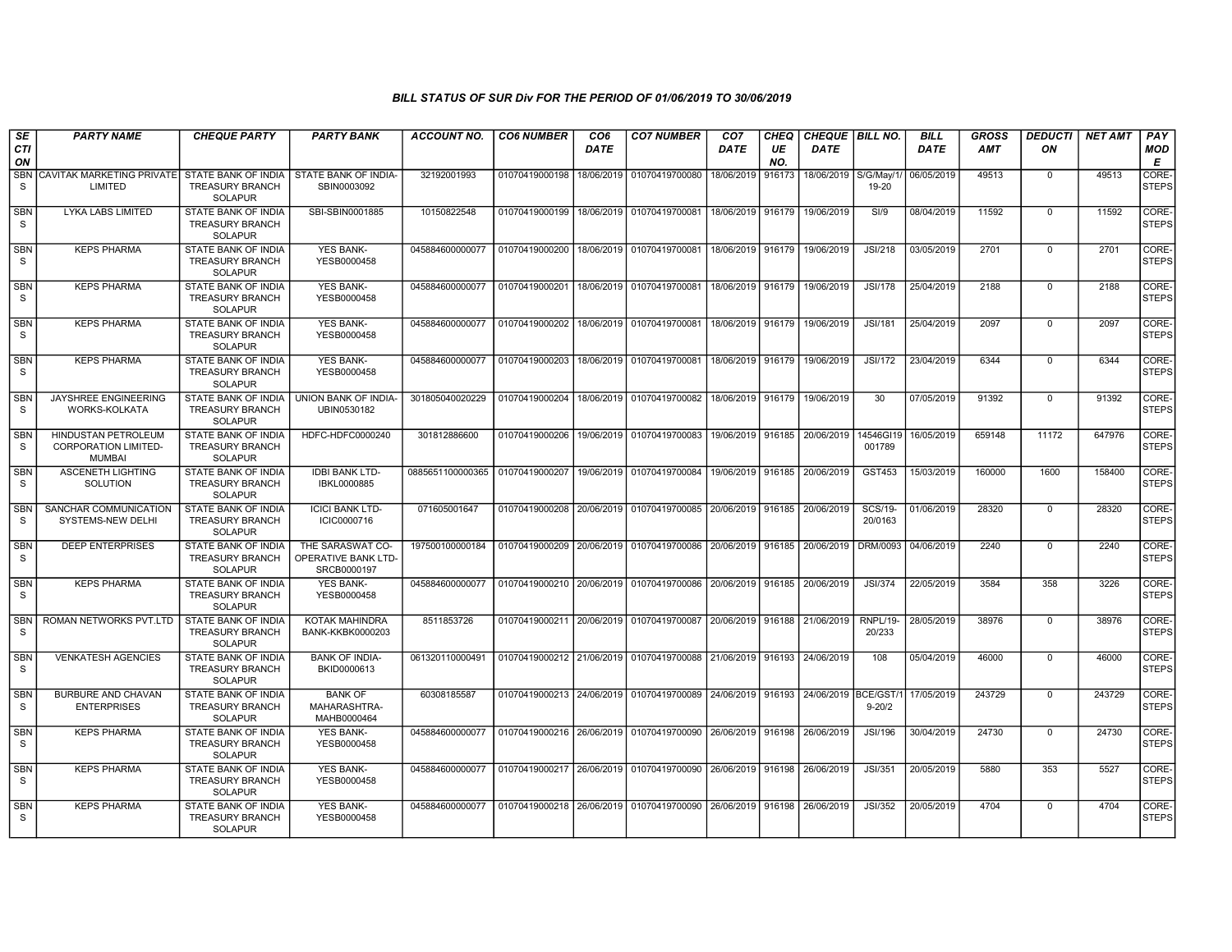### BILL STATUS OF SUR Div FOR THE PERIOD OF 01/06/2019 TO 30/06/2019

| SECTION | PARTY NAME | CHEQUE PARTY | PARTY BANK | ACCOUNT NO. | CO6 NUMBER | CO6 DATE | CO7 NUMBER | CO7 DATE | CHEQUE NO. | CHEQUE DATE | BILL NO. | BILL DATE | GROSS AMT | DEDUCTION | NET AMT | PAY MODE |
|---|---|---|---|---|---|---|---|---|---|---|---|---|---|---|---|---|
| SBNS | CAVITAK MARKETING PRIVATE LIMITED | STATE BANK OF INDIA TREASURY BRANCH SOLAPUR | STATE BANK OF INDIA-SBIN0003092 | 32192001993 | 01070419000198 | 18/06/2019 | 01070419700080 | 18/06/2019 | 916173 | 18/06/2019 | S/G/May/1/19-20 | 06/05/2019 | 49513 | 0 | 49513 | CORE-STEPS |
| SBNS | LYKA LABS LIMITED | STATE BANK OF INDIA TREASURY BRANCH SOLAPUR | SBI-SBIN0001885 | 10150822548 | 01070419000199 | 18/06/2019 | 01070419700081 | 18/06/2019 | 916179 | 19/06/2019 | SI/9 | 08/04/2019 | 11592 | 0 | 11592 | CORE-STEPS |
| SBNS | KEPS PHARMA | STATE BANK OF INDIA TREASURY BRANCH SOLAPUR | YES BANK-YESB0000458 | 045884600000077 | 01070419000200 | 18/06/2019 | 01070419700081 | 18/06/2019 | 916179 | 19/06/2019 | JSI/218 | 03/05/2019 | 2701 | 0 | 2701 | CORE-STEPS |
| SBNS | KEPS PHARMA | STATE BANK OF INDIA TREASURY BRANCH SOLAPUR | YES BANK-YESB0000458 | 045884600000077 | 01070419000201 | 18/06/2019 | 01070419700081 | 18/06/2019 | 916179 | 19/06/2019 | JSI/178 | 25/04/2019 | 2188 | 0 | 2188 | CORE-STEPS |
| SBNS | KEPS PHARMA | STATE BANK OF INDIA TREASURY BRANCH SOLAPUR | YES BANK-YESB0000458 | 045884600000077 | 01070419000202 | 18/06/2019 | 01070419700081 | 18/06/2019 | 916179 | 19/06/2019 | JSI/181 | 25/04/2019 | 2097 | 0 | 2097 | CORE-STEPS |
| SBNS | KEPS PHARMA | STATE BANK OF INDIA TREASURY BRANCH SOLAPUR | YES BANK-YESB0000458 | 045884600000077 | 01070419000203 | 18/06/2019 | 01070419700081 | 18/06/2019 | 916179 | 19/06/2019 | JSI/172 | 23/04/2019 | 6344 | 0 | 6344 | CORE-STEPS |
| SBNS | JAYSHREE ENGINEERING WORKS-KOLKATA | STATE BANK OF INDIA TREASURY BRANCH SOLAPUR | UNION BANK OF INDIA-UBIN0530182 | 301805040020229 | 01070419000204 | 18/06/2019 | 01070419700082 | 18/06/2019 | 916179 | 19/06/2019 | 30 | 07/05/2019 | 91392 | 0 | 91392 | CORE-STEPS |
| SBNS | HINDUSTAN PETROLEUM CORPORATION LIMITED-MUMBAI | STATE BANK OF INDIA TREASURY BRANCH SOLAPUR | HDFC-HDFC0000240 | 301812886600 | 01070419000206 | 19/06/2019 | 01070419700083 | 19/06/2019 | 916185 | 20/06/2019 | 14546GI19001789 | 16/05/2019 | 659148 | 11172 | 647976 | CORE-STEPS |
| SBNS | ASCENETH LIGHTING SOLUTION | STATE BANK OF INDIA TREASURY BRANCH SOLAPUR | IDBI BANK LTD-IBKL0000885 | 0885651100000365 | 01070419000207 | 19/06/2019 | 01070419700084 | 19/06/2019 | 916185 | 20/06/2019 | GST453 | 15/03/2019 | 160000 | 1600 | 158400 | CORE-STEPS |
| SBNS | SANCHAR COMMUNICATION SYSTEMS-NEW DELHI | STATE BANK OF INDIA TREASURY BRANCH SOLAPUR | ICICI BANK LTD-ICIC0000716 | 071605001647 | 01070419000208 | 20/06/2019 | 01070419700085 | 20/06/2019 | 916185 | 20/06/2019 | SCS/19-20/0163 | 01/06/2019 | 28320 | 0 | 28320 | CORE-STEPS |
| SBNS | DEEP ENTERPRISES | STATE BANK OF INDIA TREASURY BRANCH SOLAPUR | THE SARASWAT CO-OPERATIVE BANK LTD-SRCB0000197 | 197500100000184 | 01070419000209 | 20/06/2019 | 01070419700086 | 20/06/2019 | 916185 | 20/06/2019 | DRM/0093 | 04/06/2019 | 2240 | 0 | 2240 | CORE-STEPS |
| SBNS | KEPS PHARMA | STATE BANK OF INDIA TREASURY BRANCH SOLAPUR | YES BANK-YESB0000458 | 045884600000077 | 01070419000210 | 20/06/2019 | 01070419700086 | 20/06/2019 | 916185 | 20/06/2019 | JSI/374 | 22/05/2019 | 3584 | 358 | 3226 | CORE-STEPS |
| SBNS | ROMAN NETWORKS PVT.LTD | STATE BANK OF INDIA TREASURY BRANCH SOLAPUR | KOTAK MAHINDRA BANK-KKBK0000203 | 8511853726 | 01070419000211 | 20/06/2019 | 01070419700087 | 20/06/2019 | 916188 | 21/06/2019 | RNPL/19-20/233 | 28/05/2019 | 38976 | 0 | 38976 | CORE-STEPS |
| SBNS | VENKATESH AGENCIES | STATE BANK OF INDIA TREASURY BRANCH SOLAPUR | BANK OF INDIA-BKID0000613 | 061320110000491 | 01070419000212 | 21/06/2019 | 01070419700088 | 21/06/2019 | 916193 | 24/06/2019 | 108 | 05/04/2019 | 46000 | 0 | 46000 | CORE-STEPS |
| SBNS | BURBURE AND CHAVAN ENTERPRISES | STATE BANK OF INDIA TREASURY BRANCH SOLAPUR | BANK OF MAHARASHTRA-MAHB0000464 | 60308185587 | 01070419000213 | 24/06/2019 | 01070419700089 | 24/06/2019 | 916193 | 24/06/2019 | BCE/GST/19-20/2 | 17/05/2019 | 243729 | 0 | 243729 | CORE-STEPS |
| SBNS | KEPS PHARMA | STATE BANK OF INDIA TREASURY BRANCH SOLAPUR | YES BANK-YESB0000458 | 045884600000077 | 01070419000216 | 26/06/2019 | 01070419700090 | 26/06/2019 | 916198 | 26/06/2019 | JSI/196 | 30/04/2019 | 24730 | 0 | 24730 | CORE-STEPS |
| SBNS | KEPS PHARMA | STATE BANK OF INDIA TREASURY BRANCH SOLAPUR | YES BANK-YESB0000458 | 045884600000077 | 01070419000217 | 26/06/2019 | 01070419700090 | 26/06/2019 | 916198 | 26/06/2019 | JSI/351 | 20/05/2019 | 5880 | 353 | 5527 | CORE-STEPS |
| SBNS | KEPS PHARMA | STATE BANK OF INDIA TREASURY BRANCH SOLAPUR | YES BANK-YESB0000458 | 045884600000077 | 01070419000218 | 26/06/2019 | 01070419700090 | 26/06/2019 | 916198 | 26/06/2019 | JSI/352 | 20/05/2019 | 4704 | 0 | 4704 | CORE-STEPS |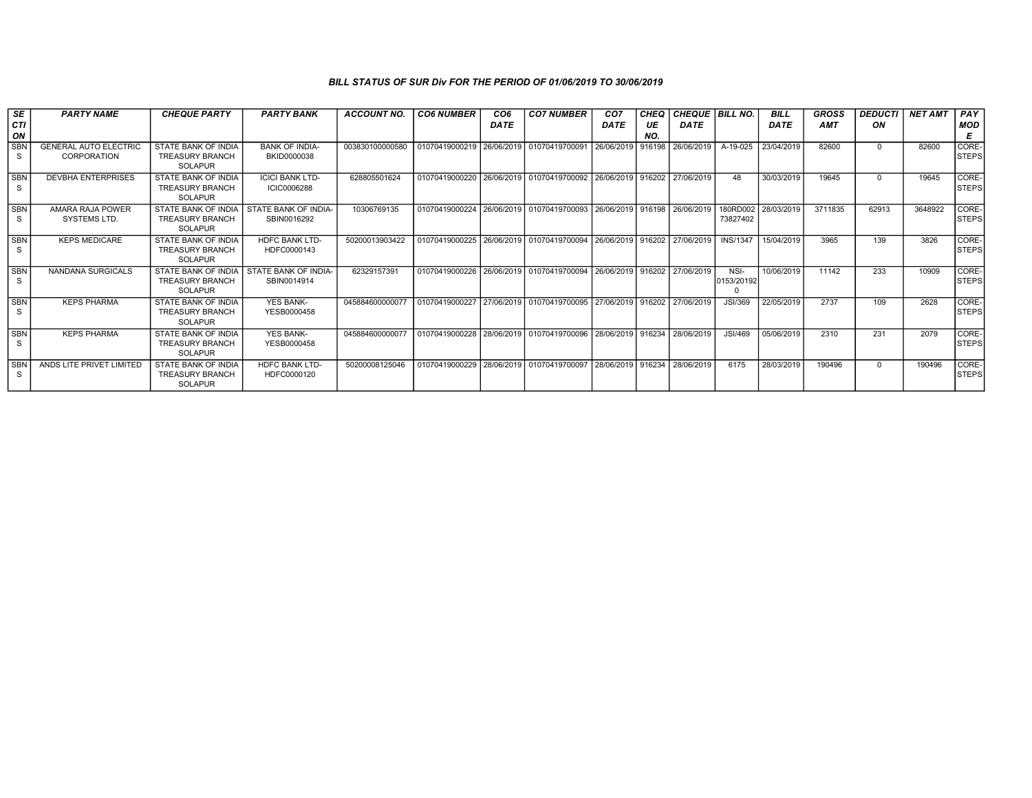*BILL STATUS OF SUR Div FOR THE PERIOD OF 01/06/2019 TO 30/06/2019*

| SECTION | PARTY NAME | CHEQUE PARTY | PARTY BANK | ACCOUNT NO. | CO6 NUMBER | CO6 DATE | CO7 NUMBER | CO7 DATE | CHEQUE NO. | CHEQUE DATE | BILL NO. | BILL DATE | GROSS AMT | DEDUCTION | NET AMT | PAY MODE |
|---|---|---|---|---|---|---|---|---|---|---|---|---|---|---|---|---|
| SBNS | GENERAL AUTO ELECTRIC CORPORATION | STATE BANK OF INDIA TREASURY BRANCH SOLAPUR | BANK OF INDIA-BKID0000038 | 003830100000580 | 01070419000219 | 26/06/2019 | 01070419700091 | 26/06/2019 | 916198 | 26/06/2019 | A-19-025 | 23/04/2019 | 82600 | 0 | 82600 | CORE-STEPS |
| SBNS | DEVBHA ENTERPRISES | STATE BANK OF INDIA TREASURY BRANCH SOLAPUR | ICICI BANK LTD-ICIC0006288 | 628805501624 | 01070419000220 | 26/06/2019 | 01070419700092 | 26/06/2019 | 916202 | 27/06/2019 | 48 | 30/03/2019 | 19645 | 0 | 19645 | CORE-STEPS |
| SBNS | AMARA RAJA POWER SYSTEMS LTD. | STATE BANK OF INDIA TREASURY BRANCH SOLAPUR | STATE BANK OF INDIA-SBIN0016292 | 10306769135 | 01070419000224 | 26/06/2019 | 01070419700093 | 26/06/2019 | 916198 | 26/06/2019 | 180RD002 73827402 | 28/03/2019 | 3711835 | 62913 | 3648922 | CORE-STEPS |
| SBNS | KEPS MEDICARE | STATE BANK OF INDIA TREASURY BRANCH SOLAPUR | HDFC BANK LTD-HDFC0000143 | 50200013903422 | 01070419000225 | 26/06/2019 | 01070419700094 | 26/06/2019 | 916202 | 27/06/2019 | INS/1347 | 15/04/2019 | 3965 | 139 | 3826 | CORE-STEPS |
| SBNS | NANDANA SURGICALS | STATE BANK OF INDIA TREASURY BRANCH SOLAPUR | STATE BANK OF INDIA-SBIN0014914 | 62329157391 | 01070419000226 | 26/06/2019 | 01070419700094 | 26/06/2019 | 916202 | 27/06/2019 | NSI-0153/20192 0 | 10/06/2019 | 11142 | 233 | 10909 | CORE-STEPS |
| SBNS | KEPS PHARMA | STATE BANK OF INDIA TREASURY BRANCH SOLAPUR | YES BANK-YESB0000458 | 045884600000077 | 01070419000227 | 27/06/2019 | 01070419700095 | 27/06/2019 | 916202 | 27/06/2019 | JSI/369 | 22/05/2019 | 2737 | 109 | 2628 | CORE-STEPS |
| SBNS | KEPS PHARMA | STATE BANK OF INDIA TREASURY BRANCH SOLAPUR | YES BANK-YESB0000458 | 045884600000077 | 01070419000228 | 28/06/2019 | 01070419700096 | 28/06/2019 | 916234 | 28/06/2019 | JSI/469 | 05/06/2019 | 2310 | 231 | 2079 | CORE-STEPS |
| SBNS | ANDS LITE PRIVET LIMITED | STATE BANK OF INDIA TREASURY BRANCH SOLAPUR | HDFC BANK LTD-HDFC0000120 | 50200008125046 | 01070419000229 | 28/06/2019 | 01070419700097 | 28/06/2019 | 916234 | 28/06/2019 | 6175 | 28/03/2019 | 190496 | 0 | 190496 | CORE-STEPS |